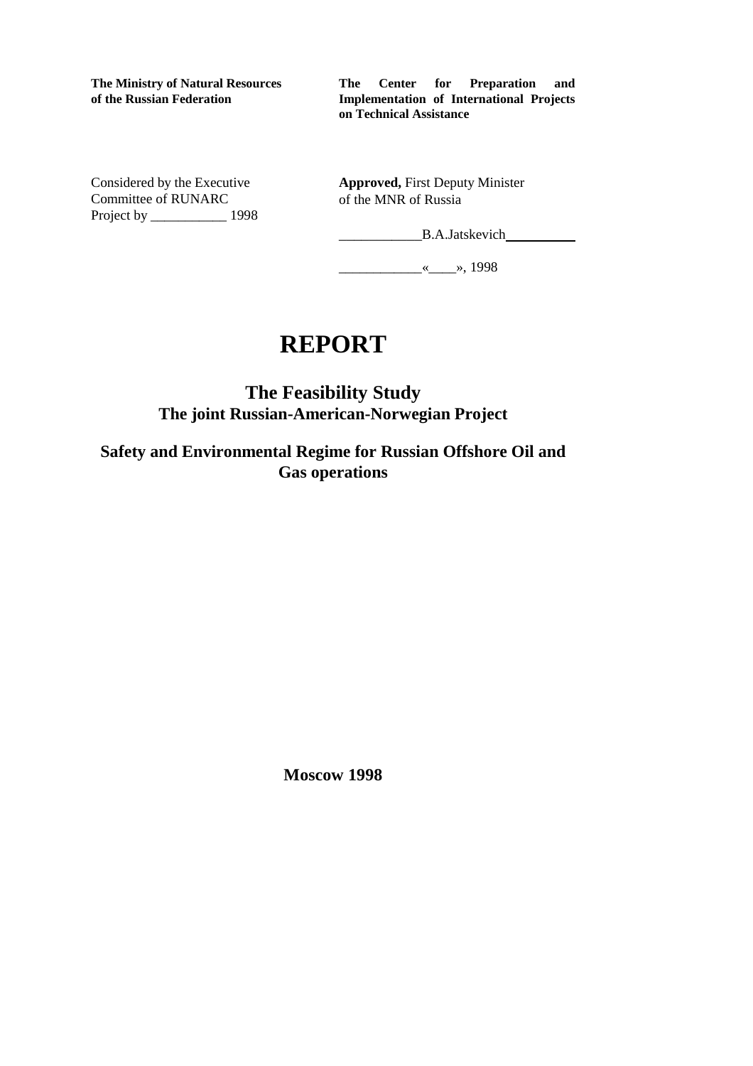**The Ministry of Natural Resources of the Russian Federation**

**The Center for Preparation and Implementation of International Projects on Technical Assistance**

Considered by the Executive Committee of RUNARC Project by ___________ 1998

**Approved,** First Deputy Minister of the MNR of Russia

____________B.A.Jatskevich__________

____________«____», 1998

# REPORT

## The Feasibility Study
## The joint Russian-American-Norwegian Project

## Safety and Environmental Regime for Russian Offshore Oil and Gas operations

**Moscow 1998**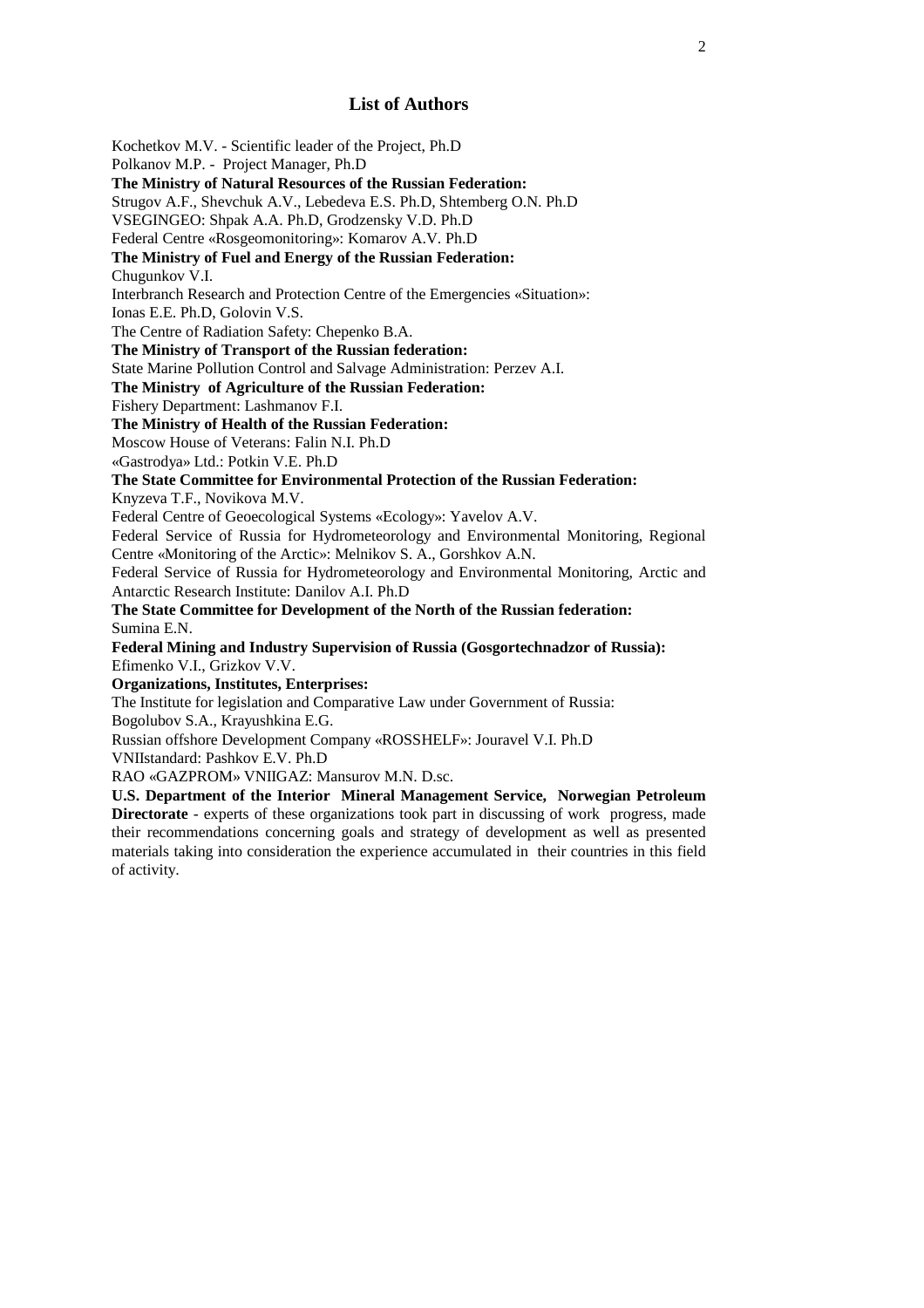## List of Authors

Kochetkov M.V. - Scientific leader of the Project, Ph.D
Polkanov M.P. - Project Manager, Ph.D

**The Ministry of Natural Resources of the Russian Federation:**

Strugov A.F., Shevchuk A.V., Lebedeva E.S. Ph.D, Shtemberg O.N. Ph.D
VSEGINGEO: Shpak A.A. Ph.D, Grodzensky V.D. Ph.D
Federal Centre «Rosgeomonitoring»: Komarov A.V. Ph.D

**The Ministry of Fuel and Energy of the Russian Federation:**

Chugunkov V.I.
Interbranch Research and Protection Centre of the Emergencies «Situation»:
Ionas E.E. Ph.D, Golovin V.S.
The Centre of Radiation Safety: Chepenko B.A.

**The Ministry of Transport of the Russian federation:**

State Marine Pollution Control and Salvage Administration: Perzev A.I.

**The Ministry of Agriculture of the Russian Federation:**

Fishery Department: Lashmanov F.I.

**The Ministry of Health of the Russian Federation:**

Moscow House of Veterans: Falin N.I. Ph.D
«Gastrodya» Ltd.: Potkin V.E. Ph.D

**The State Committee for Environmental Protection of the Russian Federation:**

Knyzeva T.F., Novikova M.V.
Federal Centre of Geoecological Systems «Ecology»: Yavelov A.V.
Federal Service of Russia for Hydrometeorology and Environmental Monitoring, Regional Centre «Monitoring of the Arctic»: Melnikov S. A., Gorshkov A.N.
Federal Service of Russia for Hydrometeorology and Environmental Monitoring, Arctic and Antarctic Research Institute: Danilov A.I. Ph.D

**The State Committee for Development of the North of the Russian federation:**

Sumina E.N.

**Federal Mining and Industry Supervision of Russia (Gosgortechnadzor of Russia):**

Efimenko V.I., Grizkov V.V.

**Organizations, Institutes, Enterprises:**

The Institute for legislation and Comparative Law under Government of Russia:
Bogolubov S.A., Krayushkina E.G.
Russian offshore Development Company «ROSSHELF»: Jouravel V.I. Ph.D
VNIIstandard: Pashkov E.V. Ph.D
RAO «GAZPROM» VNIIGAZ: Mansurov M.N. D.sc.

**U.S. Department of the Interior Mineral Management Service, Norwegian Petroleum Directorate** - experts of these organizations took part in discussing of work progress, made their recommendations concerning goals and strategy of development as well as presented materials taking into consideration the experience accumulated in their countries in this field of activity.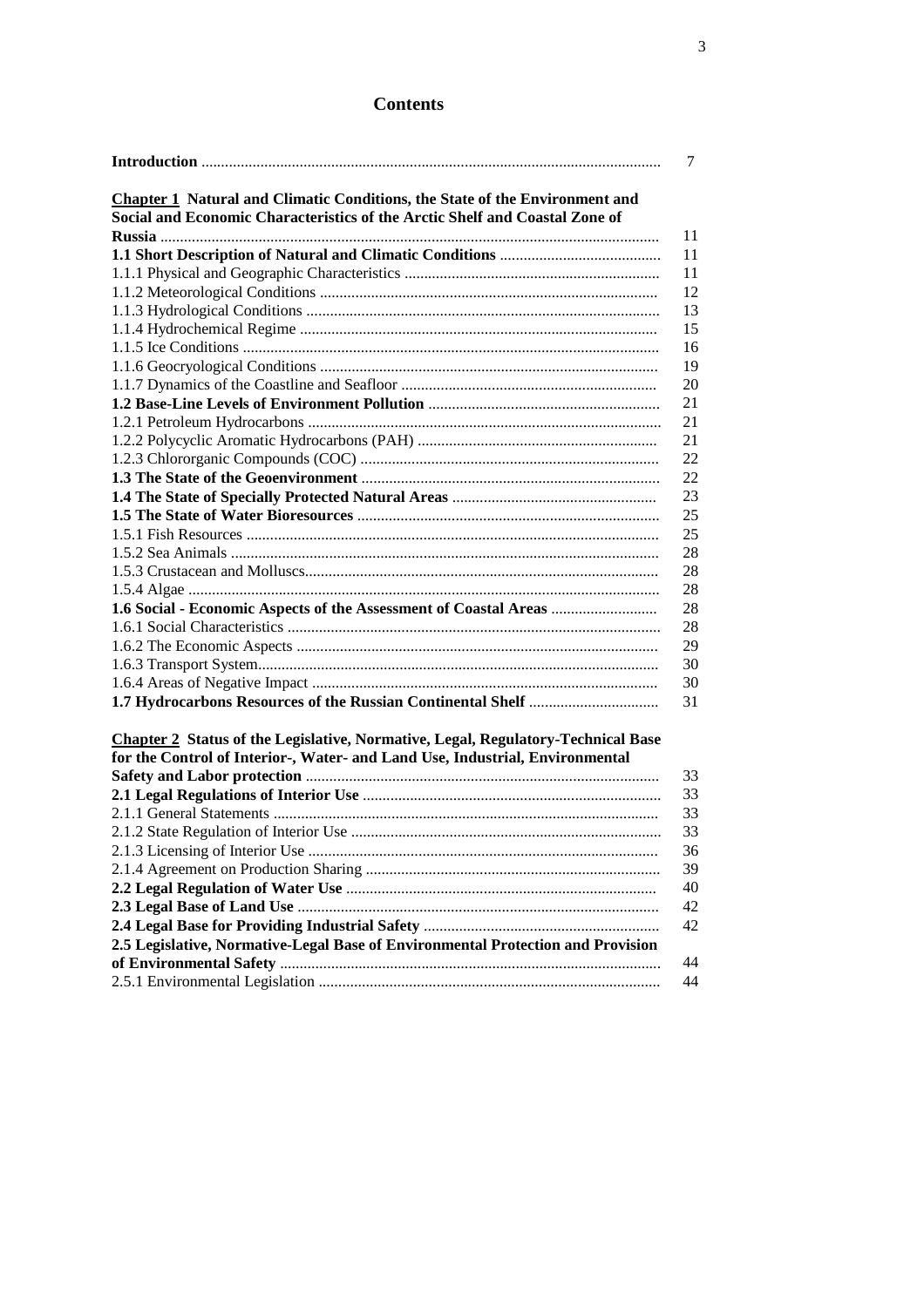## Contents

| | |
|---|---|
| **Introduction** | 7 |
| **Chapter 1 Natural and Climatic Conditions, the State of the Environment and Social and Economic Characteristics of the Arctic Shelf and Coastal Zone of Russia** | 11 |
| **1.1 Short Description of Natural and Climatic Conditions** | 11 |
| 1.1.1 Physical and Geographic Characteristics | 11 |
| 1.1.2 Meteorological Conditions | 12 |
| 1.1.3 Hydrological Conditions | 13 |
| 1.1.4 Hydrochemical Regime | 15 |
| 1.1.5 Ice Conditions | 16 |
| 1.1.6 Geocryological Conditions | 19 |
| 1.1.7 Dynamics of the Coastline and Seafloor | 20 |
| **1.2 Base-Line Levels of Environment Pollution** | 21 |
| 1.2.1 Petroleum Hydrocarbons | 21 |
| 1.2.2 Polycyclic Aromatic Hydrocarbons (PAH) | 21 |
| 1.2.3 Chlororganic Compounds (COC) | 22 |
| **1.3 The State of the Geoenvironment** | 22 |
| **1.4 The State of Specially Protected Natural Areas** | 23 |
| **1.5 The State of Water Bioresources** | 25 |
| 1.5.1 Fish Resources | 25 |
| 1.5.2 Sea Animals | 28 |
| 1.5.3 Crustacean and Molluscs | 28 |
| 1.5.4 Algae | 28 |
| **1.6 Social - Economic Aspects of the Assessment of Coastal Areas** | 28 |
| 1.6.1 Social Characteristics | 28 |
| 1.6.2 The Economic Aspects | 29 |
| 1.6.3 Transport System | 30 |
| 1.6.4 Areas of Negative Impact | 30 |
| **1.7 Hydrocarbons Resources of the Russian Continental Shelf** | 31 |
| **Chapter 2 Status of the Legislative, Normative, Legal, Regulatory-Technical Base for the Control of Interior-, Water- and Land Use, Industrial, Environmental Safety and Labor protection** | 33 |
| **2.1 Legal Regulations of Interior Use** | 33 |
| 2.1.1 General Statements | 33 |
| 2.1.2 State Regulation of Interior Use | 33 |
| 2.1.3 Licensing of Interior Use | 36 |
| 2.1.4 Agreement on Production Sharing | 39 |
| **2.2 Legal Regulation of Water Use** | 40 |
| **2.3 Legal Base of Land Use** | 42 |
| **2.4 Legal Base for Providing Industrial Safety** | 42 |
| **2.5 Legislative, Normative-Legal Base of Environmental Protection and Provision of Environmental Safety** | 44 |
| 2.5.1 Environmental Legislation | 44 |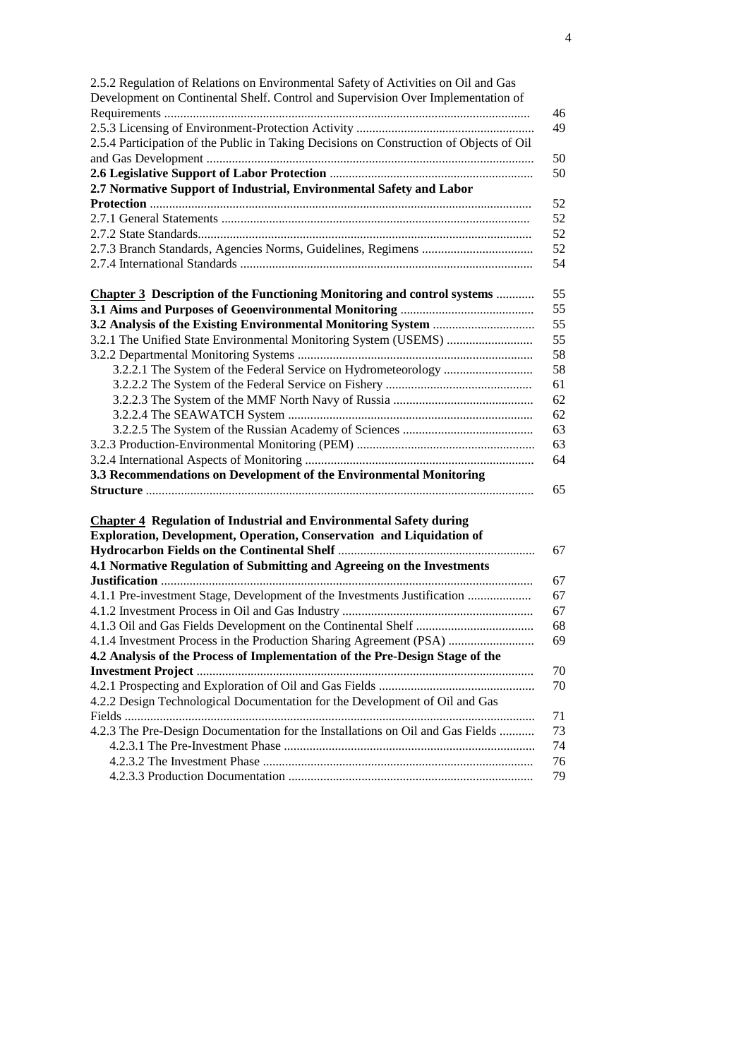2.5.2 Regulation of Relations on Environmental Safety of Activities on Oil and Gas Development on Continental Shelf. Control and Supervision Over Implementation of Requirements .................................................................................................... 46
2.5.3 Licensing of Environment-Protection Activity ....................................................... 49
2.5.4 Participation of the Public in Taking Decisions on Construction of Objects of Oil and Gas Development ...................................................................................................... 50
**2.6 Legislative Support of Labor Protection** ............................................................... 50
**2.7 Normative Support of Industrial, Environmental Safety and Labor Protection** ........................................................................................................................ 52
2.7.1 General Statements ............................................................................................... 52
2.7.2 State Standards....................................................................................................... 52
2.7.3 Branch Standards, Agencies Norms, Guidelines, Regimens ................................... 52
2.7.4 International Standards ........................................................................................... 54

**Chapter 3 Description of the Functioning Monitoring and control systems** ............ 55
**3.1 Aims and Purposes of Geoenvironmental Monitoring** ........................................... 55
**3.2 Analysis of the Existing Environmental Monitoring System** ................................ 55
3.2.1 The Unified State Environmental Monitoring System (USEMS) ........................... 55
3.2.2 Departmental Monitoring Systems ......................................................................... 58
  3.2.2.1 The System of the Federal Service on Hydrometeorology ............................. 58
  3.2.2.2 The System of the Federal Service on Fishery ............................................... 61
  3.2.2.3 The System of the MMF North Navy of Russia ............................................. 62
  3.2.2.4 The SEAWATCH System .............................................................................. 62
  3.2.2.5 The System of the Russian Academy of Sciences .......................................... 63
3.2.3 Production-Environmental Monitoring (PEM) ........................................................ 63
3.2.4 International Aspects of Monitoring ........................................................................ 64
**3.3 Recommendations on Development of the Environmental Monitoring Structure** ........................................................................................................................ 65

**Chapter 4 Regulation of Industrial and Environmental Safety during Exploration, Development, Operation, Conservation and Liquidation of Hydrocarbon Fields on the Continental Shelf** ............................................................ 67
**4.1 Normative Regulation of Submitting and Agreeing on the Investments Justification** .................................................................................................................... 67
4.1.1 Pre-investment Stage, Development of the Investments Justification .................... 67
4.1.2 Investment Process in Oil and Gas Industry ........................................................... 67
4.1.3 Oil and Gas Fields Development on the Continental Shelf ..................................... 68
4.1.4 Investment Process in the Production Sharing Agreement (PSA) ........................... 69
**4.2 Analysis of the Process of Implementation of the Pre-Design Stage of the Investment Project** ......................................................................................................... 70
4.2.1 Prospecting and Exploration of Oil and Gas Fields ................................................. 70
4.2.2 Design Technological Documentation for the Development of Oil and Gas Fields ................................................................................................................................ 71
4.2.3 The Pre-Design Documentation for the Installations on Oil and Gas Fields ........... 73
  4.2.3.1 The Pre-Investment Phase ............................................................................... 74
  4.2.3.2 The Investment Phase ...................................................................................... 76
  4.2.3.3 Production Documentation .............................................................................. 79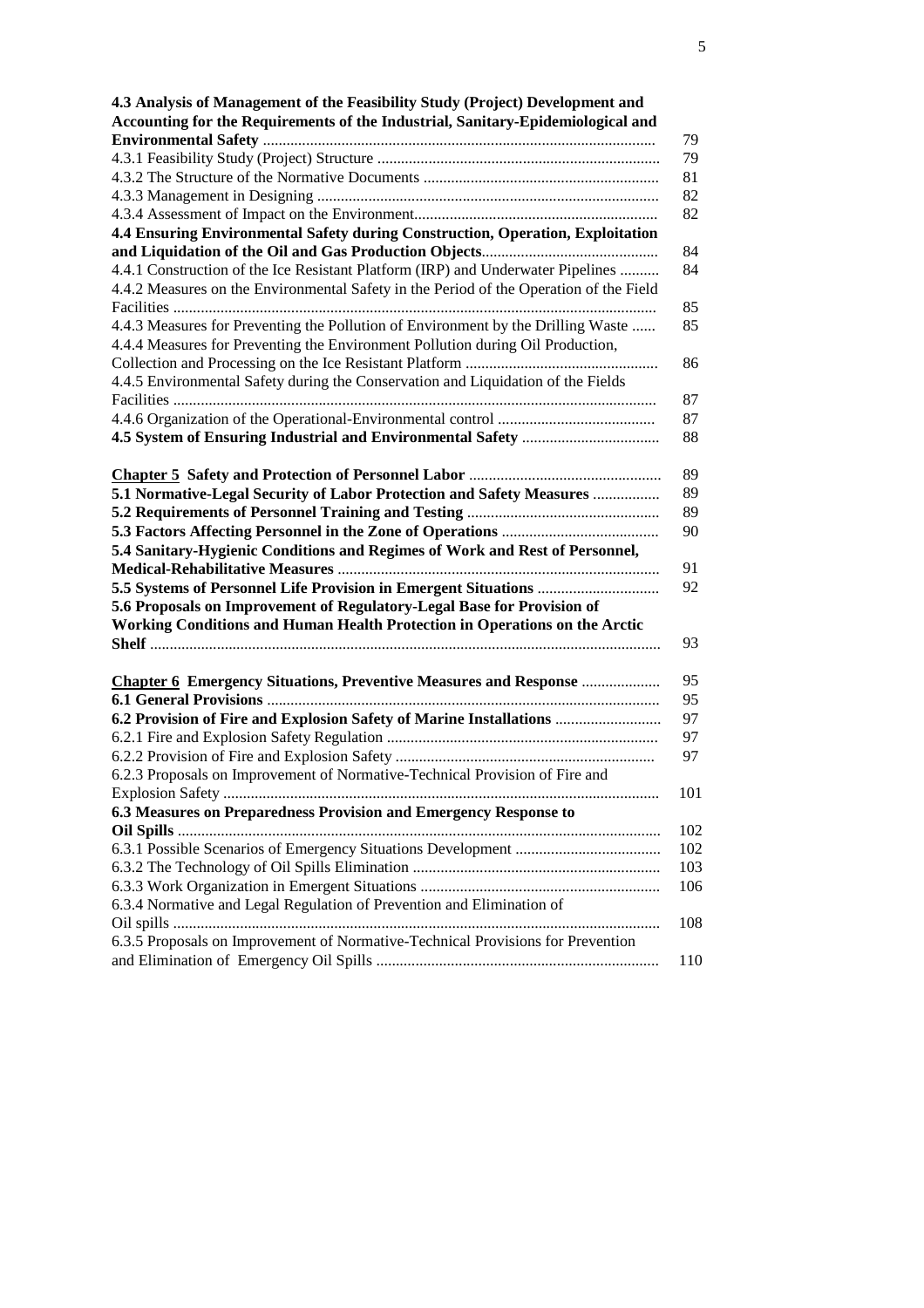| | |
|---|---|
| **4.3 Analysis of Management of the Feasibility Study (Project) Development and Accounting for the Requirements of the Industrial, Sanitary-Epidemiological and Environmental Safety** | 79 |
| 4.3.1 Feasibility Study (Project) Structure | 79 |
| 4.3.2 The Structure of the Normative Documents | 81 |
| 4.3.3 Management in Designing | 82 |
| 4.3.4 Assessment of Impact on the Environment | 82 |
| **4.4 Ensuring Environmental Safety during Construction, Operation, Exploitation and Liquidation of the Oil and Gas Production Objects** | 84 |
| 4.4.1 Construction of the Ice Resistant Platform (IRP) and Underwater Pipelines | 84 |
| 4.4.2 Measures on the Environmental Safety in the Period of the Operation of the Field Facilities | 85 |
| 4.4.3 Measures for Preventing the Pollution of Environment by the Drilling Waste | 85 |
| 4.4.4 Measures for Preventing the Environment Pollution during Oil Production, Collection and Processing on the Ice Resistant Platform | 86 |
| 4.4.5 Environmental Safety during the Conservation and Liquidation of the Fields Facilities | 87 |
| 4.4.6 Organization of the Operational-Environmental control | 87 |
| **4.5 System of Ensuring Industrial and Environmental Safety** | 88 |
| | |
| **Chapter 5 Safety and Protection of Personnel Labor** | 89 |
| **5.1 Normative-Legal Security of Labor Protection and Safety Measures** | 89 |
| **5.2 Requirements of Personnel Training and Testing** | 89 |
| **5.3 Factors Affecting Personnel in the Zone of Operations** | 90 |
| **5.4 Sanitary-Hygienic Conditions and Regimes of Work and Rest of Personnel, Medical-Rehabilitative Measures** | 91 |
| **5.5 Systems of Personnel Life Provision in Emergent Situations** | 92 |
| **5.6 Proposals on Improvement of Regulatory-Legal Base for Provision of Working Conditions and Human Health Protection in Operations on the Arctic Shelf** | 93 |
| | |
| **Chapter 6 Emergency Situations, Preventive Measures and Response** | 95 |
| **6.1 General Provisions** | 95 |
| **6.2 Provision of Fire and Explosion Safety of Marine Installations** | 97 |
| 6.2.1 Fire and Explosion Safety Regulation | 97 |
| 6.2.2 Provision of Fire and Explosion Safety | 97 |
| 6.2.3 Proposals on Improvement of Normative-Technical Provision of Fire and Explosion Safety | 101 |
| **6.3 Measures on Preparedness Provision and Emergency Response to Oil Spills** | 102 |
| 6.3.1 Possible Scenarios of Emergency Situations Development | 102 |
| 6.3.2 The Technology of Oil Spills Elimination | 103 |
| 6.3.3 Work Organization in Emergent Situations | 106 |
| 6.3.4 Normative and Legal Regulation of Prevention and Elimination of Oil spills | 108 |
| 6.3.5 Proposals on Improvement of Normative-Technical Provisions for Prevention and Elimination of Emergency Oil Spills | 110 |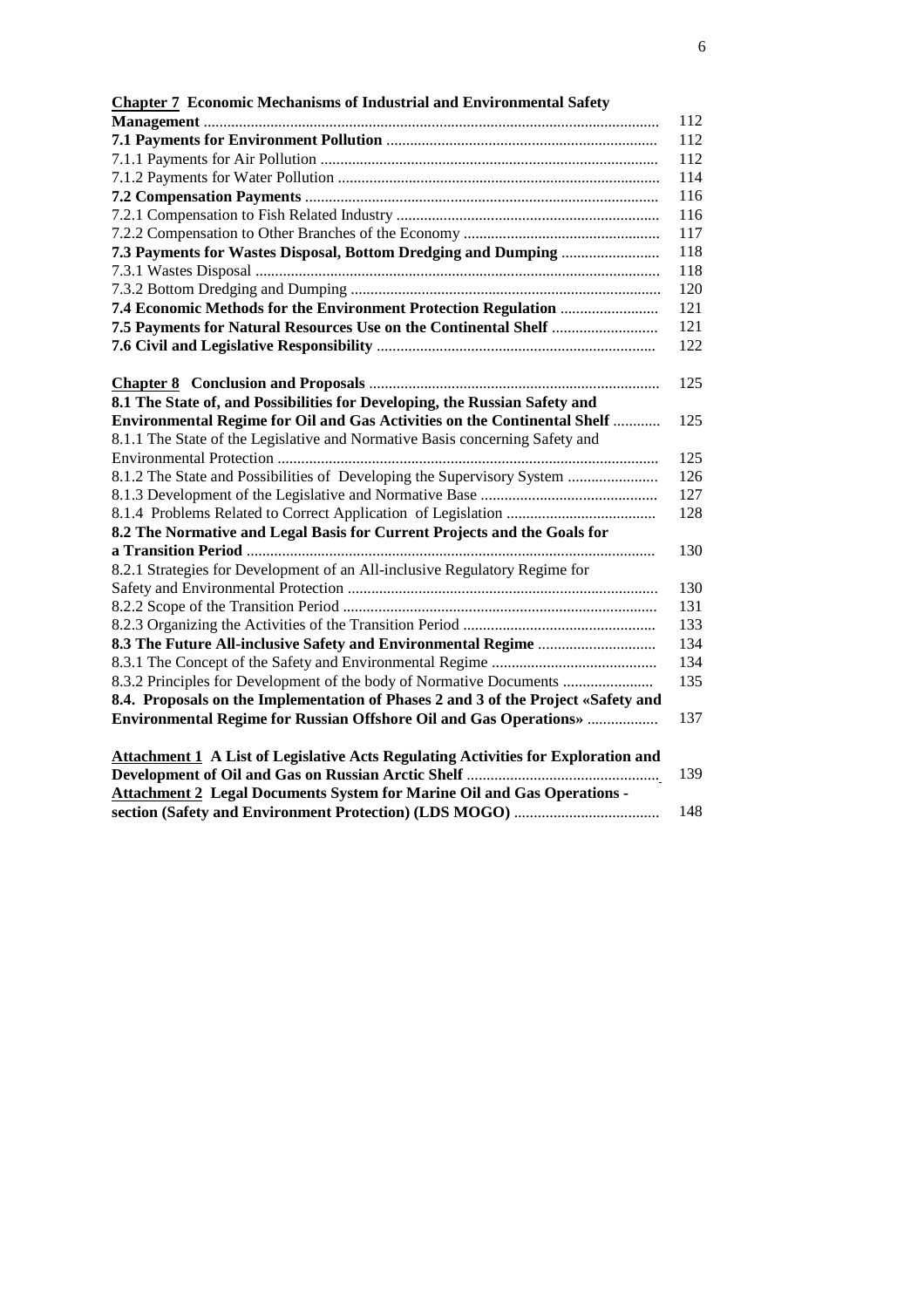| | |
|---|---|
| **<u>Chapter 7</u> Economic Mechanisms of Industrial and Environmental Safety Management** | 112 |
| **7.1 Payments for Environment Pollution** | 112 |
| 7.1.1 Payments for Air Pollution | 112 |
| 7.1.2 Payments for Water Pollution | 114 |
| **7.2 Compensation Payments** | 116 |
| 7.2.1 Compensation to Fish Related Industry | 116 |
| 7.2.2 Compensation to Other Branches of the Economy | 117 |
| **7.3 Payments for Wastes Disposal, Bottom Dredging and Dumping** | 118 |
| 7.3.1 Wastes Disposal | 118 |
| 7.3.2 Bottom Dredging and Dumping | 120 |
| **7.4 Economic Methods for the Environment Protection Regulation** | 121 |
| **7.5 Payments for Natural Resources Use on the Continental Shelf** | 121 |
| **7.6 Civil and Legislative Responsibility** | 122 |
| | |
| **<u>Chapter 8</u> Conclusion and Proposals** | 125 |
| **8.1 The State of, and Possibilities for Developing, the Russian Safety and Environmental Regime for Oil and Gas Activities on the Continental Shelf** | 125 |
| 8.1.1 The State of the Legislative and Normative Basis concerning Safety and Environmental Protection | 125 |
| 8.1.2 The State and Possibilities of Developing the Supervisory System | 126 |
| 8.1.3 Development of the Legislative and Normative Base | 127 |
| 8.1.4 Problems Related to Correct Application of Legislation | 128 |
| **8.2 The Normative and Legal Basis for Current Projects and the Goals for a Transition Period** | 130 |
| 8.2.1 Strategies for Development of an All-inclusive Regulatory Regime for Safety and Environmental Protection | 130 |
| 8.2.2 Scope of the Transition Period | 131 |
| 8.2.3 Organizing the Activities of the Transition Period | 133 |
| **8.3 The Future All-inclusive Safety and Environmental Regime** | 134 |
| 8.3.1 The Concept of the Safety and Environmental Regime | 134 |
| 8.3.2 Principles for Development of the body of Normative Documents | 135 |
| **8.4. Proposals on the Implementation of Phases 2 and 3 of the Project «Safety and Environmental Regime for Russian Offshore Oil and Gas Operations»** | 137 |
| | |
| **<u>Attachment 1</u> A List of Legislative Acts Regulating Activities for Exploration and Development of Oil and Gas on Russian Arctic Shelf** | 139 |
| **<u>Attachment 2</u> Legal Documents System for Marine Oil and Gas Operations - section (Safety and Environment Protection) (LDS MOGO)** | 148 |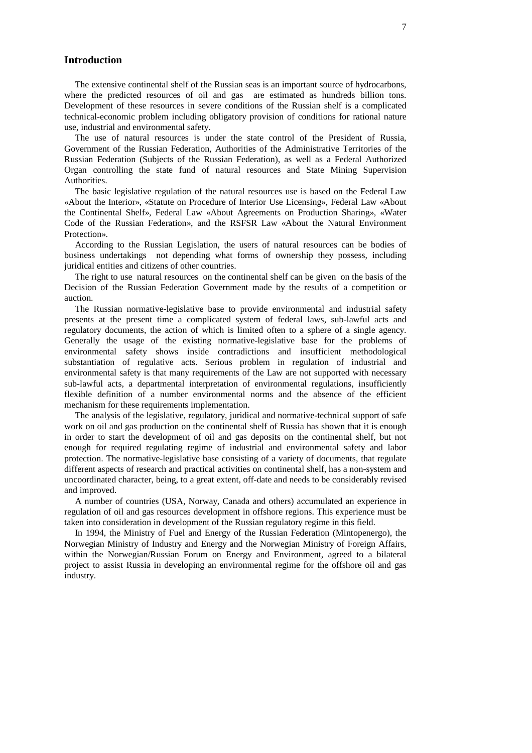## Introduction

The extensive continental shelf of the Russian seas is an important source of hydrocarbons, where the predicted resources of oil and gas are estimated as hundreds billion tons. Development of these resources in severe conditions of the Russian shelf is a complicated technical-economic problem including obligatory provision of conditions for rational nature use, industrial and environmental safety.

The use of natural resources is under the state control of the President of Russia, Government of the Russian Federation, Authorities of the Administrative Territories of the Russian Federation (Subjects of the Russian Federation), as well as a Federal Authorized Organ controlling the state fund of natural resources and State Mining Supervision Authorities.

The basic legislative regulation of the natural resources use is based on the Federal Law «About the Interior», «Statute on Procedure of Interior Use Licensing», Federal Law «About the Continental Shelf», Federal Law «About Agreements on Production Sharing», «Water Code of the Russian Federation», and the RSFSR Law «About the Natural Environment Protection».

According to the Russian Legislation, the users of natural resources can be bodies of business undertakings not depending what forms of ownership they possess, including juridical entities and citizens of other countries.

The right to use natural resources on the continental shelf can be given on the basis of the Decision of the Russian Federation Government made by the results of a competition or auction.

The Russian normative-legislative base to provide environmental and industrial safety presents at the present time a complicated system of federal laws, sub-lawful acts and regulatory documents, the action of which is limited often to a sphere of a single agency. Generally the usage of the existing normative-legislative base for the problems of environmental safety shows inside contradictions and insufficient methodological substantiation of regulative acts. Serious problem in regulation of industrial and environmental safety is that many requirements of the Law are not supported with necessary sub-lawful acts, a departmental interpretation of environmental regulations, insufficiently flexible definition of a number environmental norms and the absence of the efficient mechanism for these requirements implementation.

The analysis of the legislative, regulatory, juridical and normative-technical support of safe work on oil and gas production on the continental shelf of Russia has shown that it is enough in order to start the development of oil and gas deposits on the continental shelf, but not enough for required regulating regime of industrial and environmental safety and labor protection. The normative-legislative base consisting of a variety of documents, that regulate different aspects of research and practical activities on continental shelf, has a non-system and uncoordinated character, being, to a great extent, off-date and needs to be considerably revised and improved.

A number of countries (USA, Norway, Canada and others) accumulated an experience in regulation of oil and gas resources development in offshore regions. This experience must be taken into consideration in development of the Russian regulatory regime in this field.

In 1994, the Ministry of Fuel and Energy of the Russian Federation (Mintopenergo), the Norwegian Ministry of Industry and Energy and the Norwegian Ministry of Foreign Affairs, within the Norwegian/Russian Forum on Energy and Environment, agreed to a bilateral project to assist Russia in developing an environmental regime for the offshore oil and gas industry.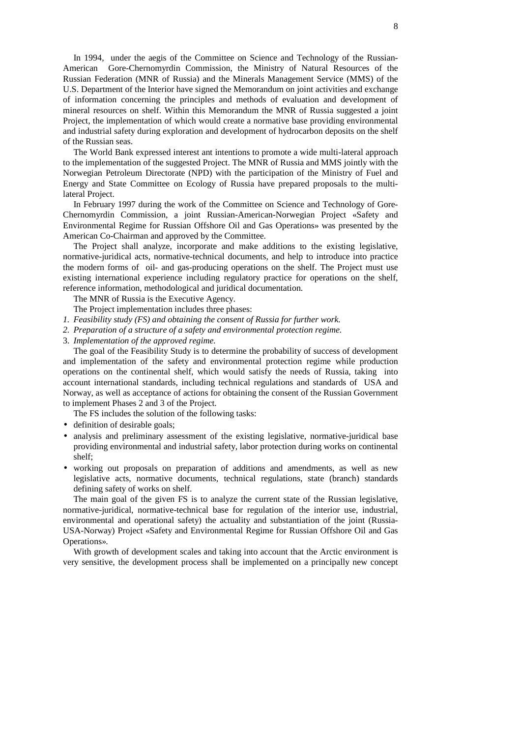In 1994, under the aegis of the Committee on Science and Technology of the Russian-American Gore-Chernomyrdin Commission, the Ministry of Natural Resources of the Russian Federation (MNR of Russia) and the Minerals Management Service (MMS) of the U.S. Department of the Interior have signed the Memorandum on joint activities and exchange of information concerning the principles and methods of evaluation and development of mineral resources on shelf. Within this Memorandum the MNR of Russia suggested a joint Project, the implementation of which would create a normative base providing environmental and industrial safety during exploration and development of hydrocarbon deposits on the shelf of the Russian seas.

The World Bank expressed interest ant intentions to promote a wide multi-lateral approach to the implementation of the suggested Project. The MNR of Russia and MMS jointly with the Norwegian Petroleum Directorate (NPD) with the participation of the Ministry of Fuel and Energy and State Committee on Ecology of Russia have prepared proposals to the multi-lateral Project.

In February 1997 during the work of the Committee on Science and Technology of Gore-Chernomyrdin Commission, a joint Russian-American-Norwegian Project «Safety and Environmental Regime for Russian Offshore Oil and Gas Operations» was presented by the American Co-Chairman and approved by the Committee.

The Project shall analyze, incorporate and make additions to the existing legislative, normative-juridical acts, normative-technical documents, and help to introduce into practice the modern forms of oil- and gas-producing operations on the shelf. The Project must use existing international experience including regulatory practice for operations on the shelf, reference information, methodological and juridical documentation.

The MNR of Russia is the Executive Agency.

The Project implementation includes three phases:

1. *Feasibility study (FS) and obtaining the consent of Russia for further work.*
2. *Preparation of a structure of a safety and environmental protection regime.*
3. *Implementation of the approved regime.*

The goal of the Feasibility Study is to determine the probability of success of development and implementation of the safety and environmental protection regime while production operations on the continental shelf, which would satisfy the needs of Russia, taking into account international standards, including technical regulations and standards of USA and Norway, as well as acceptance of actions for obtaining the consent of the Russian Government to implement Phases 2 and 3 of the Project.

The FS includes the solution of the following tasks:

- definition of desirable goals;
- analysis and preliminary assessment of the existing legislative, normative-juridical base providing environmental and industrial safety, labor protection during works on continental shelf;
- working out proposals on preparation of additions and amendments, as well as new legislative acts, normative documents, technical regulations, state (branch) standards defining safety of works on shelf.

The main goal of the given FS is to analyze the current state of the Russian legislative, normative-juridical, normative-technical base for regulation of the interior use, industrial, environmental and operational safety) the actuality and substantiation of the joint (Russia-USA-Norway) Project «Safety and Environmental Regime for Russian Offshore Oil and Gas Operations».

With growth of development scales and taking into account that the Arctic environment is very sensitive, the development process shall be implemented on a principally new concept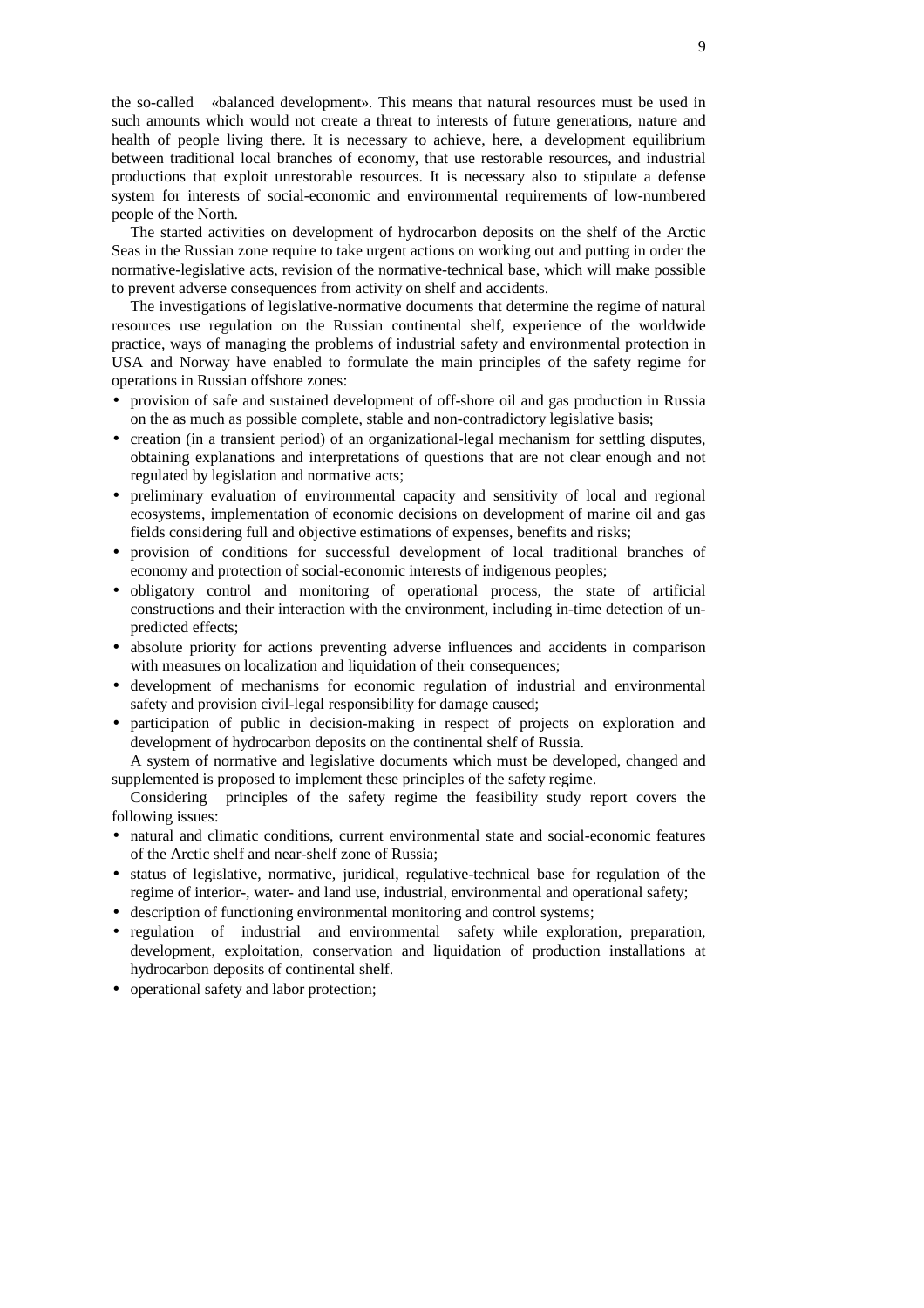the so-called «balanced development». This means that natural resources must be used in such amounts which would not create a threat to interests of future generations, nature and health of people living there. It is necessary to achieve, here, a development equilibrium between traditional local branches of economy, that use restorable resources, and industrial productions that exploit unrestorable resources. It is necessary also to stipulate a defense system for interests of social-economic and environmental requirements of low-numbered people of the North.

The started activities on development of hydrocarbon deposits on the shelf of the Arctic Seas in the Russian zone require to take urgent actions on working out and putting in order the normative-legislative acts, revision of the normative-technical base, which will make possible to prevent adverse consequences from activity on shelf and accidents.

The investigations of legislative-normative documents that determine the regime of natural resources use regulation on the Russian continental shelf, experience of the worldwide practice, ways of managing the problems of industrial safety and environmental protection in USA and Norway have enabled to formulate the main principles of the safety regime for operations in Russian offshore zones:

- provision of safe and sustained development of off-shore oil and gas production in Russia on the as much as possible complete, stable and non-contradictory legislative basis;
- creation (in a transient period) of an organizational-legal mechanism for settling disputes, obtaining explanations and interpretations of questions that are not clear enough and not regulated by legislation and normative acts;
- preliminary evaluation of environmental capacity and sensitivity of local and regional ecosystems, implementation of economic decisions on development of marine oil and gas fields considering full and objective estimations of expenses, benefits and risks;
- provision of conditions for successful development of local traditional branches of economy and protection of social-economic interests of indigenous peoples;
- obligatory control and monitoring of operational process, the state of artificial constructions and their interaction with the environment, including in-time detection of un-predicted effects;
- absolute priority for actions preventing adverse influences and accidents in comparison with measures on localization and liquidation of their consequences;
- development of mechanisms for economic regulation of industrial and environmental safety and provision civil-legal responsibility for damage caused;
- participation of public in decision-making in respect of projects on exploration and development of hydrocarbon deposits on the continental shelf of Russia.

A system of normative and legislative documents which must be developed, changed and supplemented is proposed to implement these principles of the safety regime.

Considering principles of the safety regime the feasibility study report covers the following issues:

- natural and climatic conditions, current environmental state and social-economic features of the Arctic shelf and near-shelf zone of Russia;
- status of legislative, normative, juridical, regulative-technical base for regulation of the regime of interior-, water- and land use, industrial, environmental and operational safety;
- description of functioning environmental monitoring and control systems;
- regulation of industrial and environmental safety while exploration, preparation, development, exploitation, conservation and liquidation of production installations at hydrocarbon deposits of continental shelf.
- operational safety and labor protection;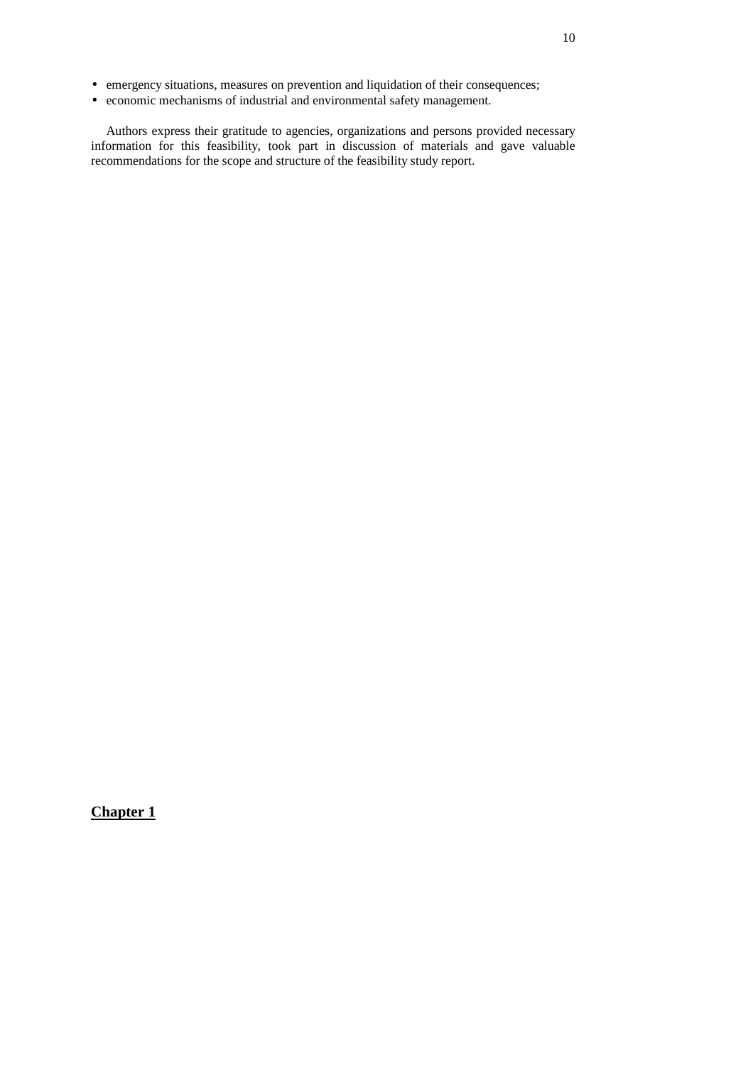- emergency situations, measures on prevention and liquidation of their consequences;
- economic mechanisms of industrial and environmental safety management.

Authors express their gratitude to agencies, organizations and persons provided necessary information for this feasibility, took part in discussion of materials and gave valuable recommendations for the scope and structure of the feasibility study report.

# Chapter 1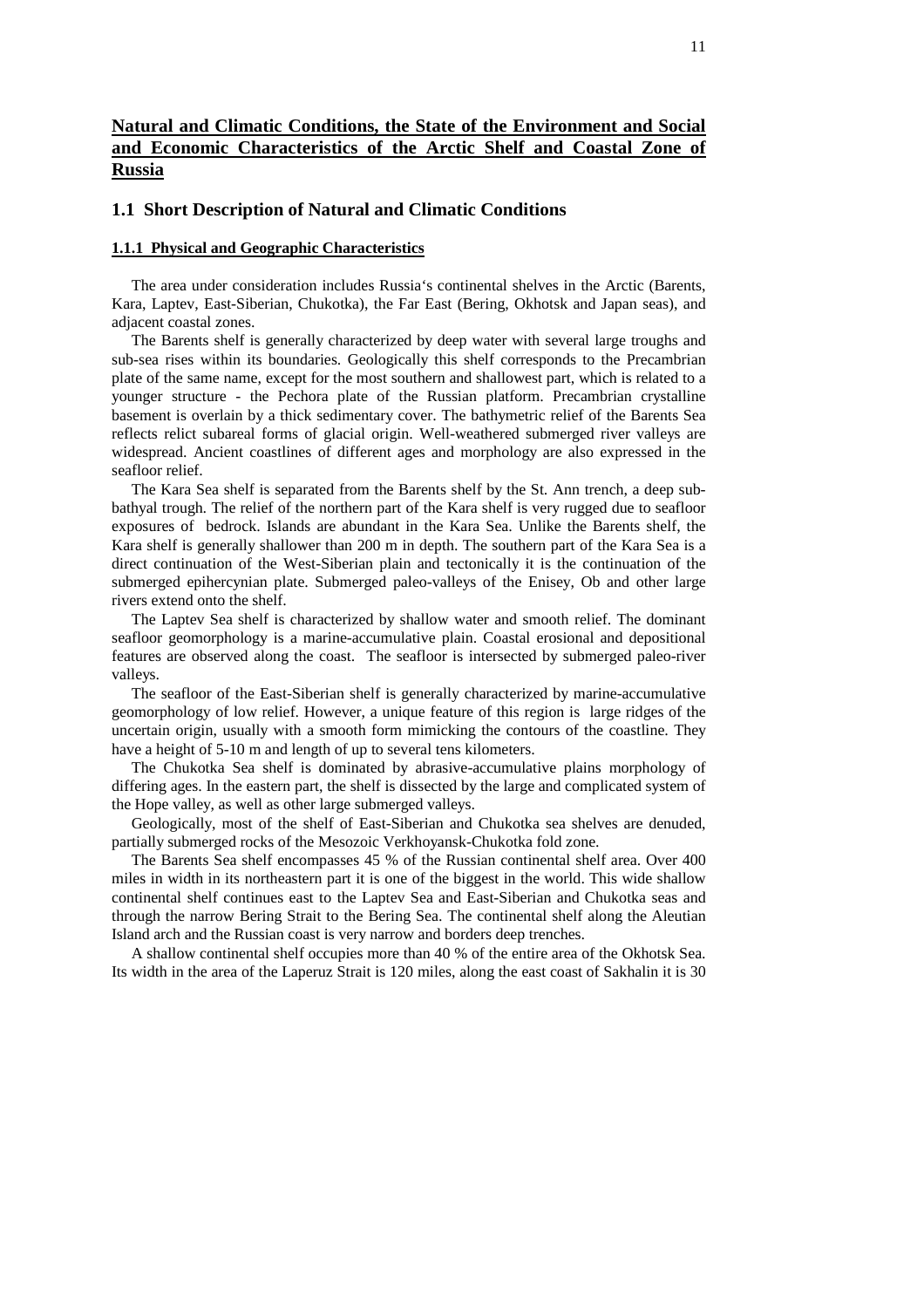## Natural and Climatic Conditions, the State of the Environment and Social and Economic Characteristics of the Arctic Shelf and Coastal Zone of Russia

## 1.1 Short Description of Natural and Climatic Conditions

### 1.1.1 Physical and Geographic Characteristics

The area under consideration includes Russia's continental shelves in the Arctic (Barents, Kara, Laptev, East-Siberian, Chukotka), the Far East (Bering, Okhotsk and Japan seas), and adjacent coastal zones.

The Barents shelf is generally characterized by deep water with several large troughs and sub-sea rises within its boundaries. Geologically this shelf corresponds to the Precambrian plate of the same name, except for the most southern and shallowest part, which is related to a younger structure - the Pechora plate of the Russian platform. Precambrian crystalline basement is overlain by a thick sedimentary cover. The bathymetric relief of the Barents Sea reflects relict subareal forms of glacial origin. Well-weathered submerged river valleys are widespread. Ancient coastlines of different ages and morphology are also expressed in the seafloor relief.

The Kara Sea shelf is separated from the Barents shelf by the St. Ann trench, a deep sub-bathyal trough. The relief of the northern part of the Kara shelf is very rugged due to seafloor exposures of bedrock. Islands are abundant in the Kara Sea. Unlike the Barents shelf, the Kara shelf is generally shallower than 200 m in depth. The southern part of the Kara Sea is a direct continuation of the West-Siberian plain and tectonically it is the continuation of the submerged epihercynian plate. Submerged paleo-valleys of the Enisey, Ob and other large rivers extend onto the shelf.

The Laptev Sea shelf is characterized by shallow water and smooth relief. The dominant seafloor geomorphology is a marine-accumulative plain. Coastal erosional and depositional features are observed along the coast. The seafloor is intersected by submerged paleo-river valleys.

The seafloor of the East-Siberian shelf is generally characterized by marine-accumulative geomorphology of low relief. However, a unique feature of this region is large ridges of the uncertain origin, usually with a smooth form mimicking the contours of the coastline. They have a height of 5-10 m and length of up to several tens kilometers.

The Chukotka Sea shelf is dominated by abrasive-accumulative plains morphology of differing ages. In the eastern part, the shelf is dissected by the large and complicated system of the Hope valley, as well as other large submerged valleys.

Geologically, most of the shelf of East-Siberian and Chukotka sea shelves are denuded, partially submerged rocks of the Mesozoic Verkhoyansk-Chukotka fold zone.

The Barents Sea shelf encompasses 45 % of the Russian continental shelf area. Over 400 miles in width in its northeastern part it is one of the biggest in the world. This wide shallow continental shelf continues east to the Laptev Sea and East-Siberian and Chukotka seas and through the narrow Bering Strait to the Bering Sea. The continental shelf along the Aleutian Island arch and the Russian coast is very narrow and borders deep trenches.

A shallow continental shelf occupies more than 40 % of the entire area of the Okhotsk Sea. Its width in the area of the Laperuz Strait is 120 miles, along the east coast of Sakhalin it is 30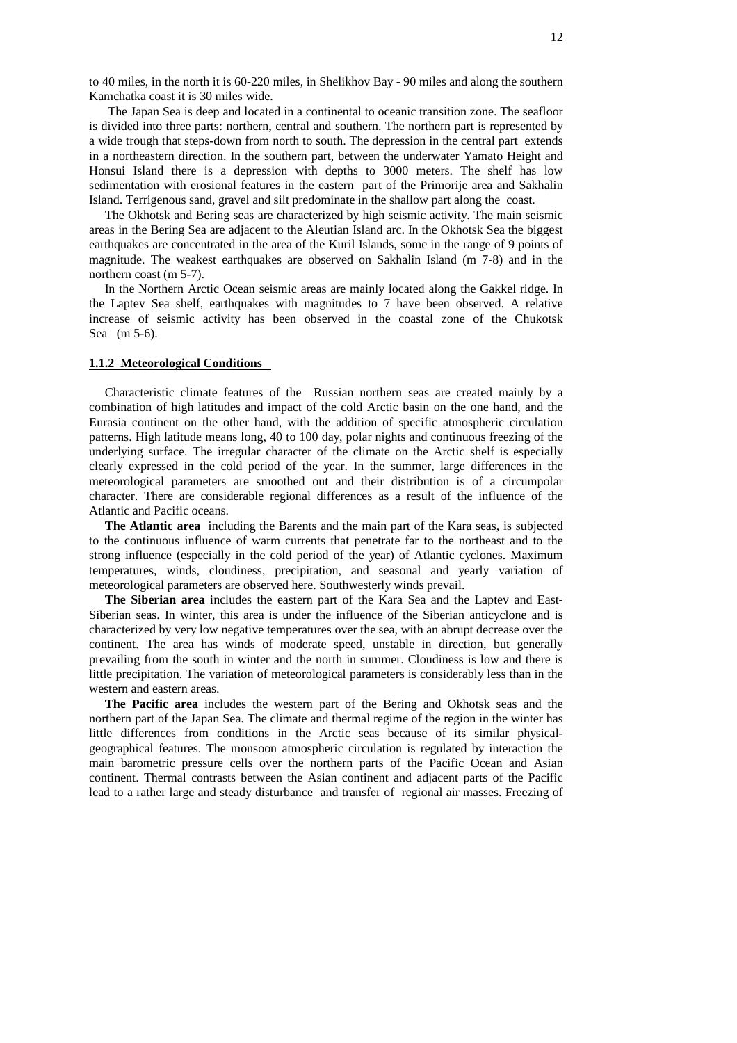to 40 miles, in the north it is 60-220 miles, in Shelikhov Bay - 90 miles and along the southern Kamchatka coast it is 30 miles wide.

The Japan Sea is deep and located in a continental to oceanic transition zone. The seafloor is divided into three parts: northern, central and southern. The northern part is represented by a wide trough that steps-down from north to south. The depression in the central part extends in a northeastern direction. In the southern part, between the underwater Yamato Height and Honsui Island there is a depression with depths to 3000 meters. The shelf has low sedimentation with erosional features in the eastern part of the Primorije area and Sakhalin Island. Terrigenous sand, gravel and silt predominate in the shallow part along the coast.

The Okhotsk and Bering seas are characterized by high seismic activity. The main seismic areas in the Bering Sea are adjacent to the Aleutian Island arc. In the Okhotsk Sea the biggest earthquakes are concentrated in the area of the Kuril Islands, some in the range of 9 points of magnitude. The weakest earthquakes are observed on Sakhalin Island (m 7-8) and in the northern coast (m 5-7).

In the Northern Arctic Ocean seismic areas are mainly located along the Gakkel ridge. In the Laptev Sea shelf, earthquakes with magnitudes to 7 have been observed. A relative increase of seismic activity has been observed in the coastal zone of the Chukotsk Sea (m 5-6).

### 1.1.2 Meteorological Conditions

Characteristic climate features of the Russian northern seas are created mainly by a combination of high latitudes and impact of the cold Arctic basin on the one hand, and the Eurasia continent on the other hand, with the addition of specific atmospheric circulation patterns. High latitude means long, 40 to 100 day, polar nights and continuous freezing of the underlying surface. The irregular character of the climate on the Arctic shelf is especially clearly expressed in the cold period of the year. In the summer, large differences in the meteorological parameters are smoothed out and their distribution is of a circumpolar character. There are considerable regional differences as a result of the influence of the Atlantic and Pacific oceans.

**The Atlantic area** including the Barents and the main part of the Kara seas, is subjected to the continuous influence of warm currents that penetrate far to the northeast and to the strong influence (especially in the cold period of the year) of Atlantic cyclones. Maximum temperatures, winds, cloudiness, precipitation, and seasonal and yearly variation of meteorological parameters are observed here. Southwesterly winds prevail.

**The Siberian area** includes the eastern part of the Kara Sea and the Laptev and East-Siberian seas. In winter, this area is under the influence of the Siberian anticyclone and is characterized by very low negative temperatures over the sea, with an abrupt decrease over the continent. The area has winds of moderate speed, unstable in direction, but generally prevailing from the south in winter and the north in summer. Cloudiness is low and there is little precipitation. The variation of meteorological parameters is considerably less than in the western and eastern areas.

**The Pacific area** includes the western part of the Bering and Okhotsk seas and the northern part of the Japan Sea. The climate and thermal regime of the region in the winter has little differences from conditions in the Arctic seas because of its similar physical-geographical features. The monsoon atmospheric circulation is regulated by interaction the main barometric pressure cells over the northern parts of the Pacific Ocean and Asian continent. Thermal contrasts between the Asian continent and adjacent parts of the Pacific lead to a rather large and steady disturbance and transfer of regional air masses. Freezing of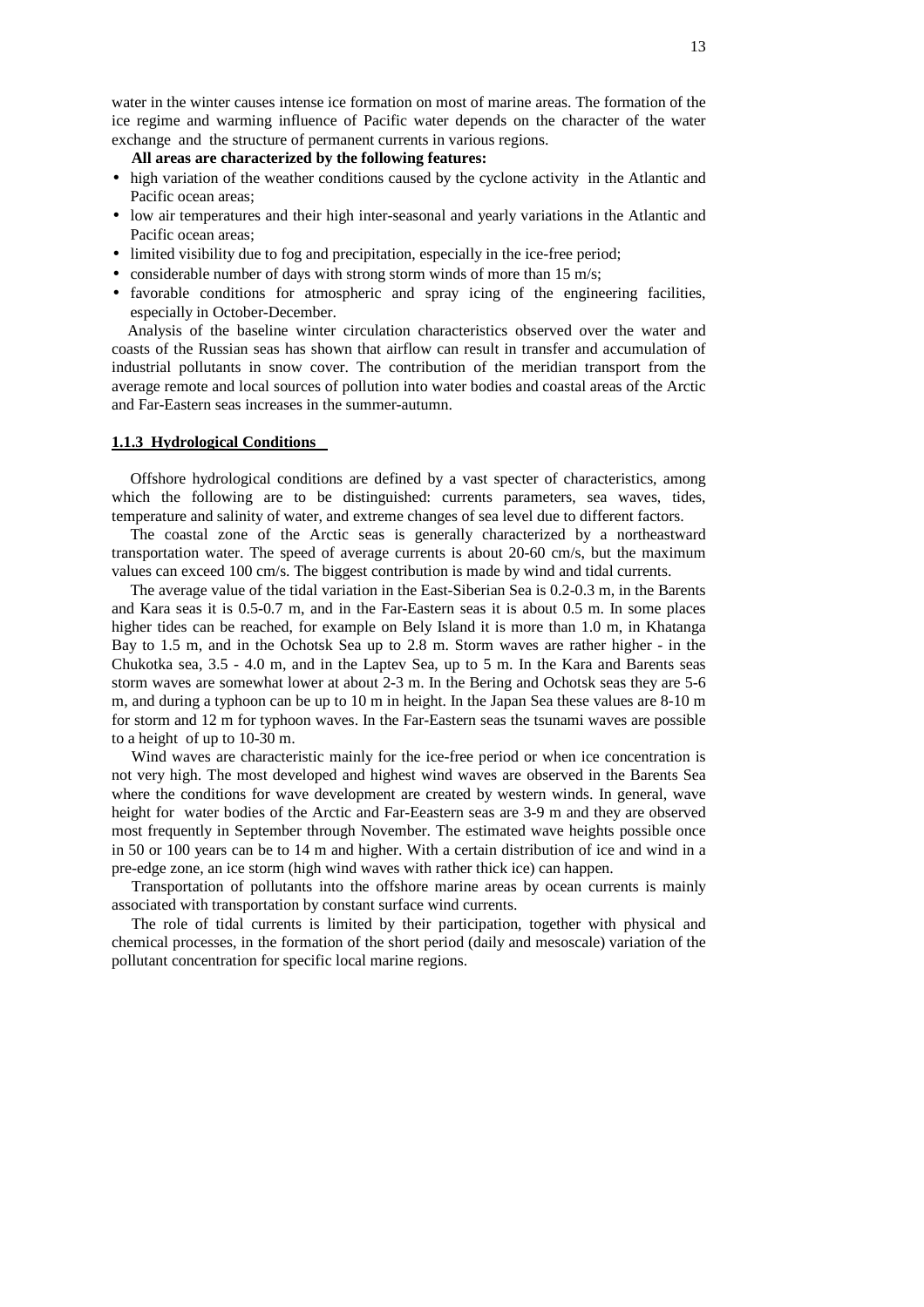water in the winter causes intense ice formation on most of marine areas. The formation of the ice regime and warming influence of Pacific water depends on the character of the water exchange and the structure of permanent currents in various regions.

**All areas are characterized by the following features:**

- high variation of the weather conditions caused by the cyclone activity in the Atlantic and Pacific ocean areas;
- low air temperatures and their high inter-seasonal and yearly variations in the Atlantic and Pacific ocean areas;
- limited visibility due to fog and precipitation, especially in the ice-free period;
- considerable number of days with strong storm winds of more than 15 m/s;
- favorable conditions for atmospheric and spray icing of the engineering facilities, especially in October-December.

Analysis of the baseline winter circulation characteristics observed over the water and coasts of the Russian seas has shown that airflow can result in transfer and accumulation of industrial pollutants in snow cover. The contribution of the meridian transport from the average remote and local sources of pollution into water bodies and coastal areas of the Arctic and Far-Eastern seas increases in the summer-autumn.

### 1.1.3 Hydrological Conditions

Offshore hydrological conditions are defined by a vast specter of characteristics, among which the following are to be distinguished: currents parameters, sea waves, tides, temperature and salinity of water, and extreme changes of sea level due to different factors.

The coastal zone of the Arctic seas is generally characterized by a northeastward transportation water. The speed of average currents is about 20-60 cm/s, but the maximum values can exceed 100 cm/s. The biggest contribution is made by wind and tidal currents.

The average value of the tidal variation in the East-Siberian Sea is 0.2-0.3 m, in the Barents and Kara seas it is 0.5-0.7 m, and in the Far-Eastern seas it is about 0.5 m. In some places higher tides can be reached, for example on Bely Island it is more than 1.0 m, in Khatanga Bay to 1.5 m, and in the Ochotsk Sea up to 2.8 m. Storm waves are rather higher - in the Chukotka sea, 3.5 - 4.0 m, and in the Laptev Sea, up to 5 m. In the Kara and Barents seas storm waves are somewhat lower at about 2-3 m. In the Bering and Ochotsk seas they are 5-6 m, and during a typhoon can be up to 10 m in height. In the Japan Sea these values are 8-10 m for storm and 12 m for typhoon waves. In the Far-Eastern seas the tsunami waves are possible to a height of up to 10-30 m.

Wind waves are characteristic mainly for the ice-free period or when ice concentration is not very high. The most developed and highest wind waves are observed in the Barents Sea where the conditions for wave development are created by western winds. In general, wave height for water bodies of the Arctic and Far-Eeastern seas are 3-9 m and they are observed most frequently in September through November. The estimated wave heights possible once in 50 or 100 years can be to 14 m and higher. With a certain distribution of ice and wind in a pre-edge zone, an ice storm (high wind waves with rather thick ice) can happen.

Transportation of pollutants into the offshore marine areas by ocean currents is mainly associated with transportation by constant surface wind currents.

The role of tidal currents is limited by their participation, together with physical and chemical processes, in the formation of the short period (daily and mesoscale) variation of the pollutant concentration for specific local marine regions.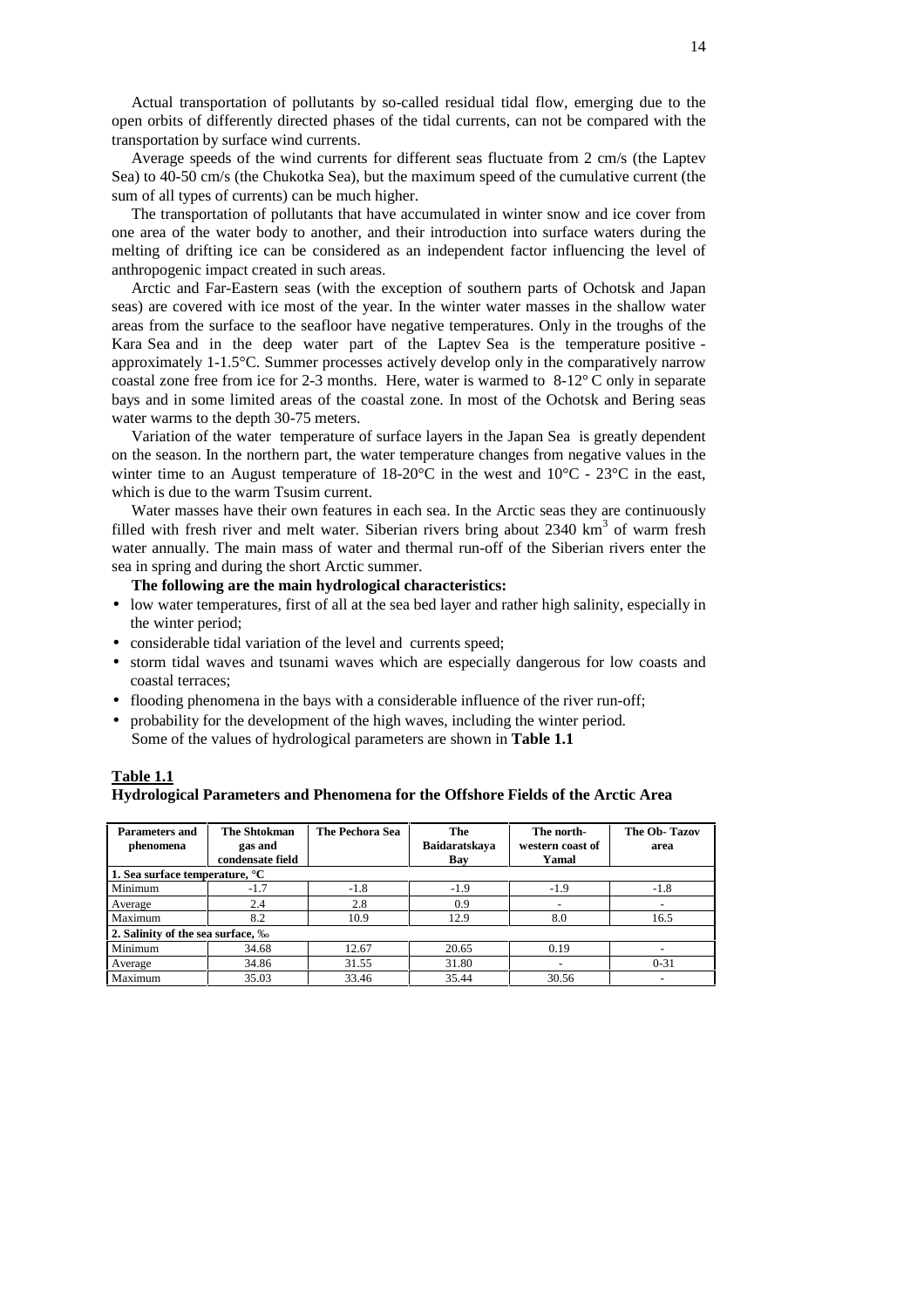Actual transportation of pollutants by so-called residual tidal flow, emerging due to the open orbits of differently directed phases of the tidal currents, can not be compared with the transportation by surface wind currents.

Average speeds of the wind currents for different seas fluctuate from 2 cm/s (the Laptev Sea) to 40-50 cm/s (the Chukotka Sea), but the maximum speed of the cumulative current (the sum of all types of currents) can be much higher.

The transportation of pollutants that have accumulated in winter snow and ice cover from one area of the water body to another, and their introduction into surface waters during the melting of drifting ice can be considered as an independent factor influencing the level of anthropogenic impact created in such areas.

Arctic and Far-Eastern seas (with the exception of southern parts of Ochotsk and Japan seas) are covered with ice most of the year. In the winter water masses in the shallow water areas from the surface to the seafloor have negative temperatures. Only in the troughs of the Kara Sea and in the deep water part of the Laptev Sea is the temperature positive - approximately 1-1.5°C. Summer processes actively develop only in the comparatively narrow coastal zone free from ice for 2-3 months. Here, water is warmed to 8-12° C only in separate bays and in some limited areas of the coastal zone. In most of the Ochotsk and Bering seas water warms to the depth 30-75 meters.

Variation of the water temperature of surface layers in the Japan Sea is greatly dependent on the season. In the northern part, the water temperature changes from negative values in the winter time to an August temperature of 18-20°C in the west and 10°C - 23°C in the east, which is due to the warm Tsusim current.

Water masses have their own features in each sea. In the Arctic seas they are continuously filled with fresh river and melt water. Siberian rivers bring about 2340 $km^3$ of warm fresh water annually. The main mass of water and thermal run-off of the Siberian rivers enter the sea in spring and during the short Arctic summer.

**The following are the main hydrological characteristics:**

- low water temperatures, first of all at the sea bed layer and rather high salinity, especially in the winter period;
- considerable tidal variation of the level and currents speed;
- storm tidal waves and tsunami waves which are especially dangerous for low coasts and coastal terraces;
- flooding phenomena in the bays with a considerable influence of the river run-off;
- probability for the development of the high waves, including the winter period.

Some of the values of hydrological parameters are shown in **Table 1.1**

**Table 1.1**

**Hydrological Parameters and Phenomena for the Offshore Fields of the Arctic Area**

| Parameters and phenomena | The Shtokman gas and condensate field | The Pechora Sea | The Baidaratskaya Bay | The north-western coast of Yamal | The Ob- Tazov area |
|---|---|---|---|---|---|
| **1. Sea surface temperature, °C** | | | | | |
| Minimum | -1.7 | -1.8 | -1.9 | -1.9 | -1.8 |
| Average | 2.4 | 2.8 | 0.9 | - | - |
| Maximum | 8.2 | 10.9 | 12.9 | 8.0 | 16.5 |
| **2. Salinity of the sea surface, ‰** | | | | | |
| Minimum | 34.68 | 12.67 | 20.65 | 0.19 | - |
| Average | 34.86 | 31.55 | 31.80 | - | 0-31 |
| Maximum | 35.03 | 33.46 | 35.44 | 30.56 | - |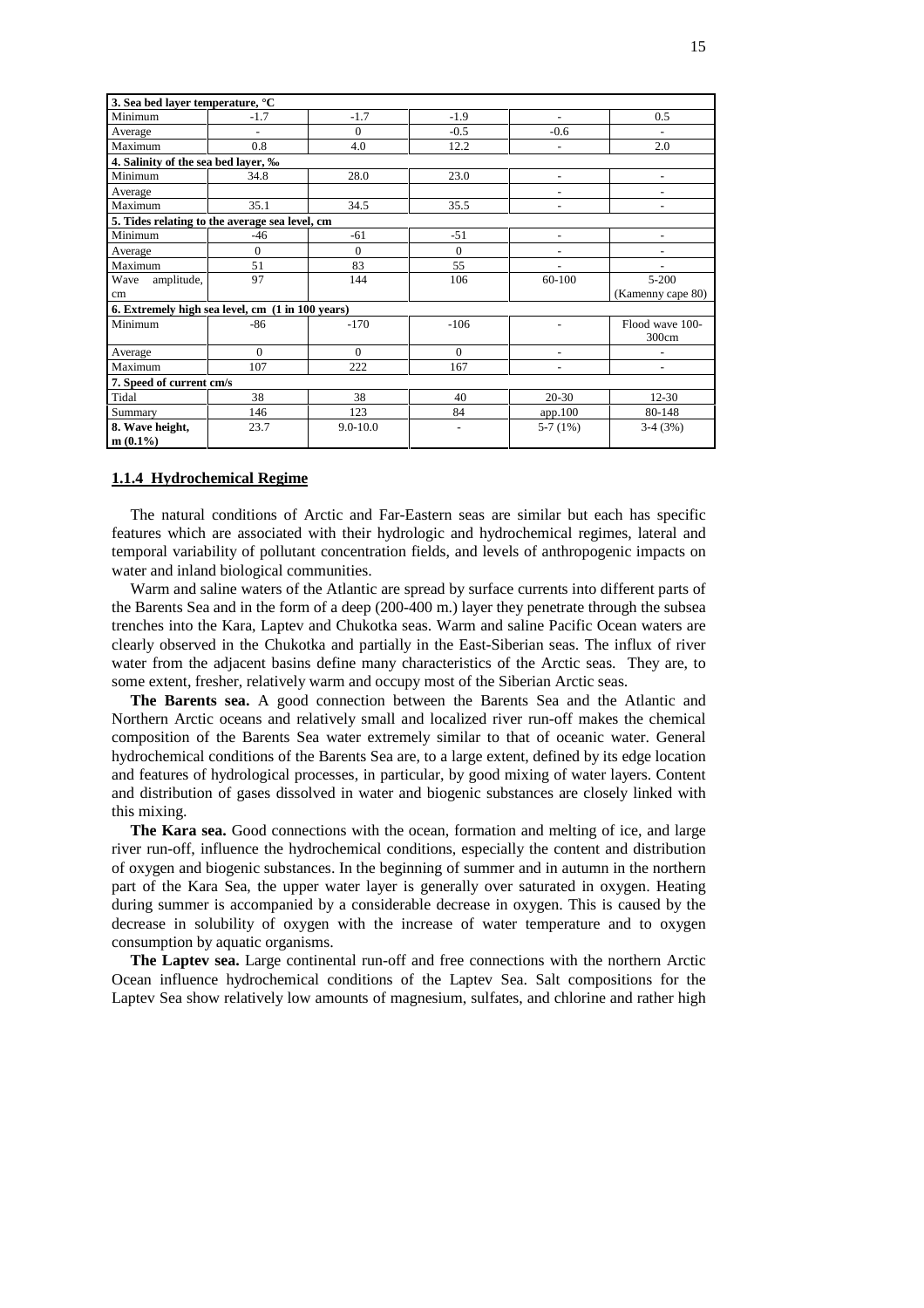| 3. Sea bed layer temperature, °C | | | | | |
|---|---|---|---|---|---|
| Minimum | -1.7 | -1.7 | -1.9 | - | 0.5 |
| Average | - | 0 | -0.5 | -0.6 | - |
| Maximum | 0.8 | 4.0 | 12.2 | - | 2.0 |
| **4. Salinity of the sea bed layer, ‰** | | | | | |
| Minimum | 34.8 | 28.0 | 23.0 | - | - |
| Average | | | | - | - |
| Maximum | 35.1 | 34.5 | 35.5 | - | - |
| **5. Tides relating to the average sea level, cm** | | | | | |
| Minimum | -46 | -61 | -51 | - | - |
| Average | 0 | 0 | 0 | - | - |
| Maximum | 51 | 83 | 55 | - | - |
| Wave amplitude, cm | 97 | 144 | 106 | 60-100 | 5-200 (Kamenny cape 80) |
| **6. Extremely high sea level, cm (1 in 100 years)** | | | | | |
| Minimum | -86 | -170 | -106 | - | Flood wave 100-300cm |
| Average | 0 | 0 | 0 | - | - |
| Maximum | 107 | 222 | 167 | - | - |
| **7. Speed of current cm/s** | | | | | |
| Tidal | 38 | 38 | 40 | 20-30 | 12-30 |
| Summary | 146 | 123 | 84 | app.100 | 80-148 |
| **8. Wave height, m (0.1%)** | 23.7 | 9.0-10.0 | - | 5-7 (1%) | 3-4 (3%) |

### 1.1.4 Hydrochemical Regime

The natural conditions of Arctic and Far-Eastern seas are similar but each has specific features which are associated with their hydrologic and hydrochemical regimes, lateral and temporal variability of pollutant concentration fields, and levels of anthropogenic impacts on water and inland biological communities.

Warm and saline waters of the Atlantic are spread by surface currents into different parts of the Barents Sea and in the form of a deep (200-400 m.) layer they penetrate through the subsea trenches into the Kara, Laptev and Chukotka seas. Warm and saline Pacific Ocean waters are clearly observed in the Chukotka and partially in the East-Siberian seas. The influx of river water from the adjacent basins define many characteristics of the Arctic seas. They are, to some extent, fresher, relatively warm and occupy most of the Siberian Arctic seas.

**The Barents sea.** A good connection between the Barents Sea and the Atlantic and Northern Arctic oceans and relatively small and localized river run-off makes the chemical composition of the Barents Sea water extremely similar to that of oceanic water. General hydrochemical conditions of the Barents Sea are, to a large extent, defined by its edge location and features of hydrological processes, in particular, by good mixing of water layers. Content and distribution of gases dissolved in water and biogenic substances are closely linked with this mixing.

**The Kara sea.** Good connections with the ocean, formation and melting of ice, and large river run-off, influence the hydrochemical conditions, especially the content and distribution of oxygen and biogenic substances. In the beginning of summer and in autumn in the northern part of the Kara Sea, the upper water layer is generally over saturated in oxygen. Heating during summer is accompanied by a considerable decrease in oxygen. This is caused by the decrease in solubility of oxygen with the increase of water temperature and to oxygen consumption by aquatic organisms.

**The Laptev sea.** Large continental run-off and free connections with the northern Arctic Ocean influence hydrochemical conditions of the Laptev Sea. Salt compositions for the Laptev Sea show relatively low amounts of magnesium, sulfates, and chlorine and rather high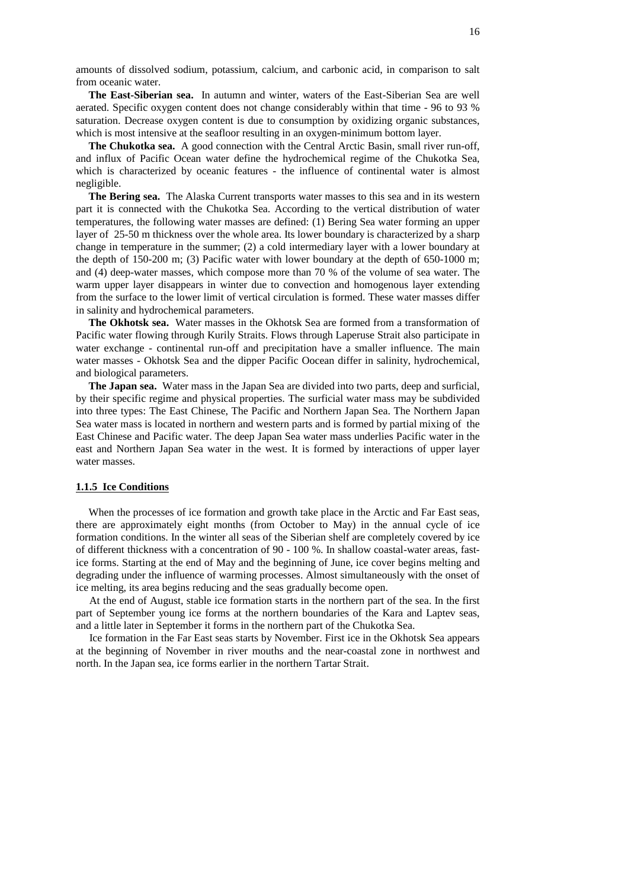amounts of dissolved sodium, potassium, calcium, and carbonic acid, in comparison to salt from oceanic water.

**The East-Siberian sea.** In autumn and winter, waters of the East-Siberian Sea are well aerated. Specific oxygen content does not change considerably within that time - 96 to 93 % saturation. Decrease oxygen content is due to consumption by oxidizing organic substances, which is most intensive at the seafloor resulting in an oxygen-minimum bottom layer.

**The Chukotka sea.** A good connection with the Central Arctic Basin, small river run-off, and influx of Pacific Ocean water define the hydrochemical regime of the Chukotka Sea, which is characterized by oceanic features - the influence of continental water is almost negligible.

**The Bering sea.** The Alaska Current transports water masses to this sea and in its western part it is connected with the Chukotka Sea. According to the vertical distribution of water temperatures, the following water masses are defined: (1) Bering Sea water forming an upper layer of 25-50 m thickness over the whole area. Its lower boundary is characterized by a sharp change in temperature in the summer; (2) a cold intermediary layer with a lower boundary at the depth of 150-200 m; (3) Pacific water with lower boundary at the depth of 650-1000 m; and (4) deep-water masses, which compose more than 70 % of the volume of sea water. The warm upper layer disappears in winter due to convection and homogenous layer extending from the surface to the lower limit of vertical circulation is formed. These water masses differ in salinity and hydrochemical parameters.

**The Okhotsk sea.** Water masses in the Okhotsk Sea are formed from a transformation of Pacific water flowing through Kurily Straits. Flows through Laperuse Strait also participate in water exchange - continental run-off and precipitation have a smaller influence. The main water masses - Okhotsk Sea and the dipper Pacific Oocean differ in salinity, hydrochemical, and biological parameters.

**The Japan sea.** Water mass in the Japan Sea are divided into two parts, deep and surficial, by their specific regime and physical properties. The surficial water mass may be subdivided into three types: The East Chinese, The Pacific and Northern Japan Sea. The Northern Japan Sea water mass is located in northern and western parts and is formed by partial mixing of the East Chinese and Pacific water. The deep Japan Sea water mass underlies Pacific water in the east and Northern Japan Sea water in the west. It is formed by interactions of upper layer water masses.

### 1.1.5 Ice Conditions

When the processes of ice formation and growth take place in the Arctic and Far East seas, there are approximately eight months (from October to May) in the annual cycle of ice formation conditions. In the winter all seas of the Siberian shelf are completely covered by ice of different thickness with a concentration of 90 - 100 %. In shallow coastal-water areas, fast-ice forms. Starting at the end of May and the beginning of June, ice cover begins melting and degrading under the influence of warming processes. Almost simultaneously with the onset of ice melting, its area begins reducing and the seas gradually become open.

At the end of August, stable ice formation starts in the northern part of the sea. In the first part of September young ice forms at the northern boundaries of the Kara and Laptev seas, and a little later in September it forms in the northern part of the Chukotka Sea.

Ice formation in the Far East seas starts by November. First ice in the Okhotsk Sea appears at the beginning of November in river mouths and the near-coastal zone in northwest and north. In the Japan sea, ice forms earlier in the northern Tartar Strait.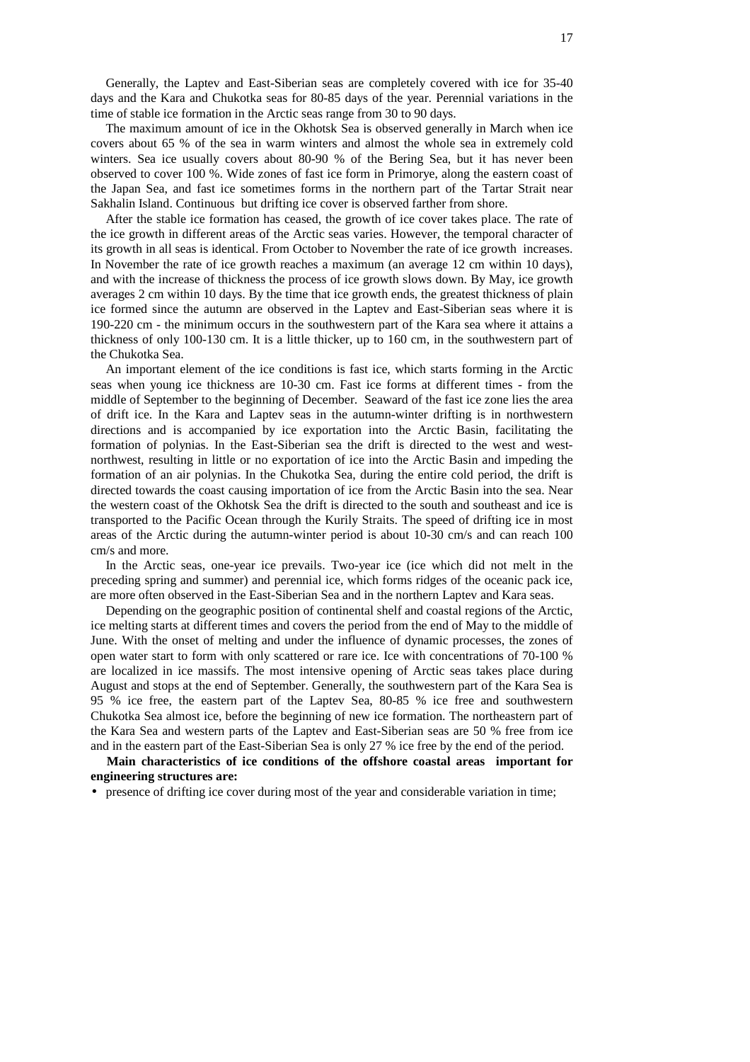Generally, the Laptev and East-Siberian seas are completely covered with ice for 35-40 days and the Kara and Chukotka seas for 80-85 days of the year. Perennial variations in the time of stable ice formation in the Arctic seas range from 30 to 90 days.

The maximum amount of ice in the Okhotsk Sea is observed generally in March when ice covers about 65 % of the sea in warm winters and almost the whole sea in extremely cold winters. Sea ice usually covers about 80-90 % of the Bering Sea, but it has never been observed to cover 100 %. Wide zones of fast ice form in Primorye, along the eastern coast of the Japan Sea, and fast ice sometimes forms in the northern part of the Tartar Strait near Sakhalin Island. Continuous but drifting ice cover is observed farther from shore.

After the stable ice formation has ceased, the growth of ice cover takes place. The rate of the ice growth in different areas of the Arctic seas varies. However, the temporal character of its growth in all seas is identical. From October to November the rate of ice growth increases. In November the rate of ice growth reaches a maximum (an average 12 cm within 10 days), and with the increase of thickness the process of ice growth slows down. By May, ice growth averages 2 cm within 10 days. By the time that ice growth ends, the greatest thickness of plain ice formed since the autumn are observed in the Laptev and East-Siberian seas where it is 190-220 cm - the minimum occurs in the southwestern part of the Kara sea where it attains a thickness of only 100-130 cm. It is a little thicker, up to 160 cm, in the southwestern part of the Chukotka Sea.

An important element of the ice conditions is fast ice, which starts forming in the Arctic seas when young ice thickness are 10-30 cm. Fast ice forms at different times - from the middle of September to the beginning of December. Seaward of the fast ice zone lies the area of drift ice. In the Kara and Laptev seas in the autumn-winter drifting is in northwestern directions and is accompanied by ice exportation into the Arctic Basin, facilitating the formation of polynias. In the East-Siberian sea the drift is directed to the west and west-northwest, resulting in little or no exportation of ice into the Arctic Basin and impeding the formation of an air polynias. In the Chukotka Sea, during the entire cold period, the drift is directed towards the coast causing importation of ice from the Arctic Basin into the sea. Near the western coast of the Okhotsk Sea the drift is directed to the south and southeast and ice is transported to the Pacific Ocean through the Kurily Straits. The speed of drifting ice in most areas of the Arctic during the autumn-winter period is about 10-30 cm/s and can reach 100 cm/s and more.

In the Arctic seas, one-year ice prevails. Two-year ice (ice which did not melt in the preceding spring and summer) and perennial ice, which forms ridges of the oceanic pack ice, are more often observed in the East-Siberian Sea and in the northern Laptev and Kara seas.

Depending on the geographic position of continental shelf and coastal regions of the Arctic, ice melting starts at different times and covers the period from the end of May to the middle of June. With the onset of melting and under the influence of dynamic processes, the zones of open water start to form with only scattered or rare ice. Ice with concentrations of 70-100 % are localized in ice massifs. The most intensive opening of Arctic seas takes place during August and stops at the end of September. Generally, the southwestern part of the Kara Sea is 95 % ice free, the eastern part of the Laptev Sea, 80-85 % ice free and southwestern Chukotka Sea almost ice, before the beginning of new ice formation. The northeastern part of the Kara Sea and western parts of the Laptev and East-Siberian seas are 50 % free from ice and in the eastern part of the East-Siberian Sea is only 27 % ice free by the end of the period.

**Main characteristics of ice conditions of the offshore coastal areas important for engineering structures are:**

- presence of drifting ice cover during most of the year and considerable variation in time;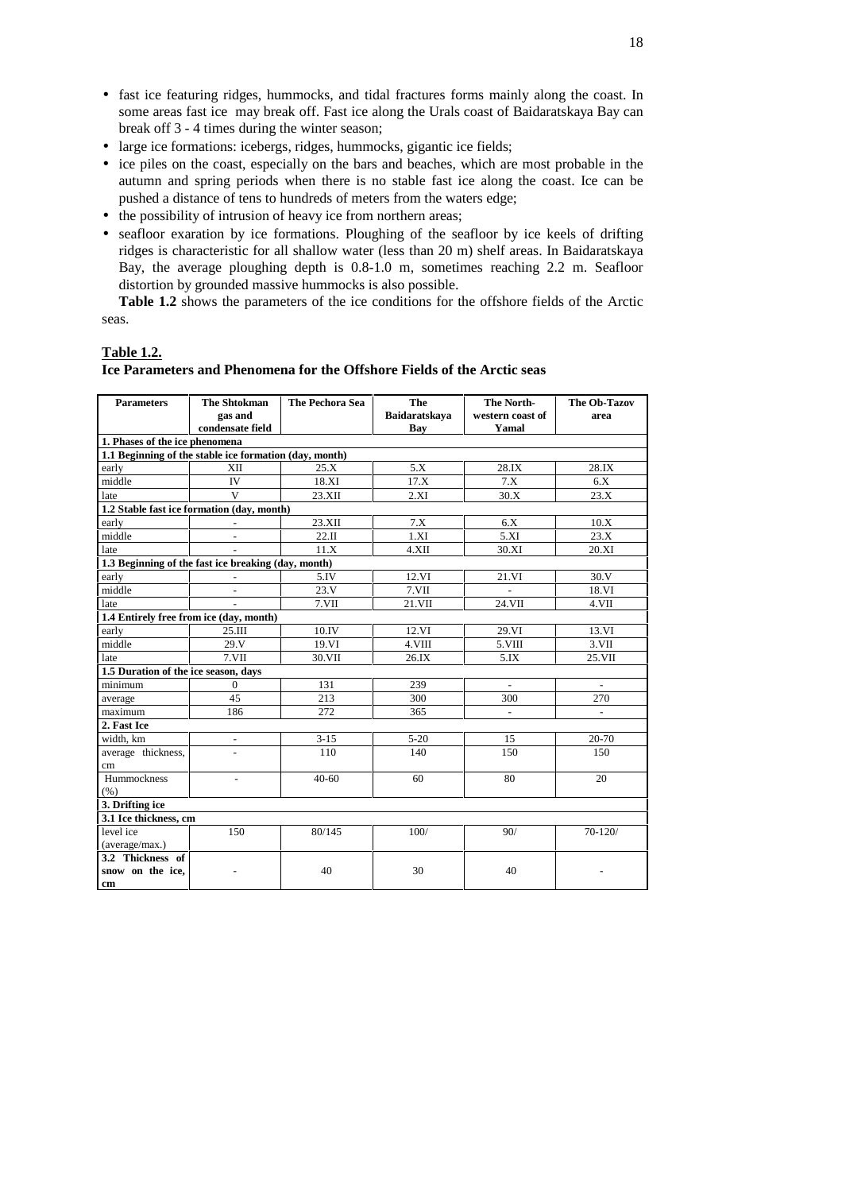- fast ice featuring ridges, hummocks, and tidal fractures forms mainly along the coast. In some areas fast ice may break off. Fast ice along the Urals coast of Baidaratskaya Bay can break off 3 - 4 times during the winter season;
- large ice formations: icebergs, ridges, hummocks, gigantic ice fields;
- ice piles on the coast, especially on the bars and beaches, which are most probable in the autumn and spring periods when there is no stable fast ice along the coast. Ice can be pushed a distance of tens to hundreds of meters from the waters edge;
- the possibility of intrusion of heavy ice from northern areas;
- seafloor exaration by ice formations. Ploughing of the seafloor by ice keels of drifting ridges is characteristic for all shallow water (less than 20 m) shelf areas. In Baidaratskaya Bay, the average ploughing depth is 0.8-1.0 m, sometimes reaching 2.2 m. Seafloor distortion by grounded massive hummocks is also possible.

**Table 1.2** shows the parameters of the ice conditions for the offshore fields of the Arctic seas.

**Table 1.2.**

**Ice Parameters and Phenomena for the Offshore Fields of the Arctic seas**

| Parameters | The Shtokman gas and condensate field | The Pechora Sea | The Baidaratskaya Bay | The North-western coast of Yamal | The Ob-Tazov area |
|---|---|---|---|---|---|
| **1. Phases of the ice phenomena** | | | | | |
| **1.1 Beginning of the stable ice formation (day, month)** | | | | | |
| early | XII | 25.X | 5.X | 28.IX | 28.IX |
| middle | IV | 18.XI | 17.X | 7.X | 6.X |
| late | V | 23.XII | 2.XI | 30.X | 23.X |
| **1.2 Stable fast ice formation (day, month)** | | | | | |
| early | - | 23.XII | 7.X | 6.X | 10.X |
| middle | - | 22.II | 1.XI | 5.XI | 23.X |
| late | - | 11.X | 4.XII | 30.XI | 20.XI |
| **1.3 Beginning of the fast ice breaking (day, month)** | | | | | |
| early | - | 5.IV | 12.VI | 21.VI | 30.V |
| middle | - | 23.V | 7.VII | - | 18.VI |
| late | - | 7.VII | 21.VII | 24.VII | 4.VII |
| **1.4 Entirely free from ice (day, month)** | | | | | |
| early | 25.III | 10.IV | 12.VI | 29.VI | 13.VI |
| middle | 29.V | 19.VI | 4.VIII | 5.VIII | 3.VII |
| late | 7.VII | 30.VII | 26.IX | 5.IX | 25.VII |
| **1.5 Duration of the ice season, days** | | | | | |
| minimum | 0 | 131 | 239 | - | - |
| average | 45 | 213 | 300 | 300 | 270 |
| maximum | 186 | 272 | 365 | - | - |
| **2. Fast Ice** | | | | | |
| width, km | - | 3-15 | 5-20 | 15 | 20-70 |
| average thickness, cm | - | 110 | 140 | 150 | 150 |
| Hummockness (%) | - | 40-60 | 60 | 80 | 20 |
| **3. Drifting ice** | | | | | |
| **3.1 Ice thickness, cm** | | | | | |
| level ice (average/max.) | 150 | 80/145 | 100/ | 90/ | 70-120/ |
| **3.2 Thickness of snow on the ice, cm** | - | 40 | 30 | 40 | - |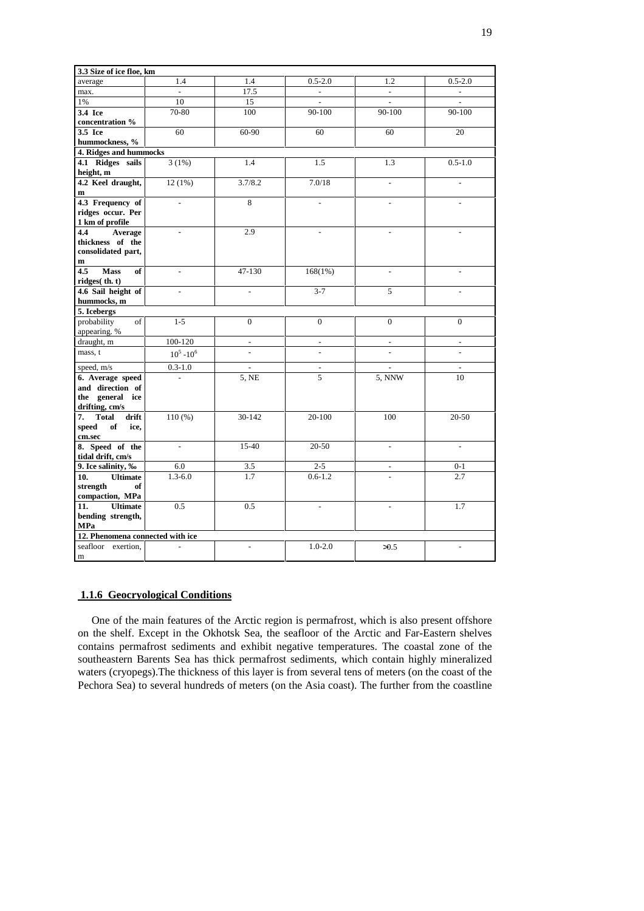| 3.3 Size of ice floe, km | | | | | |
|---|---|---|---|---|---|
| average | 1.4 | 1.4 | 0.5-2.0 | 1.2 | 0.5-2.0 |
| max. | - | 17.5 | - | - | - |
| 1% | 10 | 15 | - | - | - |
| **3.4 Ice concentration %** | 70-80 | 100 | 90-100 | 90-100 | 90-100 |
| **3.5 Ice hummockness, %** | 60 | 60-90 | 60 | 60 | 20 |
| **4. Ridges and hummocks** | | | | | |
| **4.1 Ridges sails height, m** | 3 (1%) | 1.4 | 1.5 | 1.3 | 0.5-1.0 |
| **4.2 Keel draught, m** | 12 (1%) | 3.7/8.2 | 7.0/18 | - | - |
| **4.3 Frequency of ridges occur. Per 1 km of profile** | - | 8 | - | - | - |
| **4.4 Average thickness of the consolidated part, m** | - | 2.9 | - | - | - |
| **4.5 Mass of ridges( th. t)** | - | 47-130 | 168(1%) | - | - |
| **4.6 Sail height of hummocks, m** | - | - | 3-7 | 5 | - |
| **5. Icebergs** | | | | | |
| probability of appearing. % | 1-5 | 0 | 0 | 0 | 0 |
| draught, m | 100-120 | - | - | - | - |
| mass, t | $10^5$ -$10^6$ | - | - | - | - |
| speed, m/s | 0.3-1.0 | - | - | - | - |
| **6. Average speed and direction of the general ice drifting, cm/s** | - | 5, NE | 5 | 5, NNW | 10 |
| **7. Total drift speed of ice, cm.sec** | 110 (%) | 30-142 | 20-100 | 100 | 20-50 |
| **8. Speed of the tidal drift, cm/s** | - | 15-40 | 20-50 | - | - |
| **9. Ice salinity, ‰** | 6.0 | 3.5 | 2-5 | - | 0-1 |
| **10. Ultimate strength of compaction, MPa** | 1.3-6.0 | 1.7 | 0.6-1.2 | - | 2.7 |
| **11. Ultimate bending strength, MPa** | 0.5 | 0.5 | - | - | 1.7 |
| **12. Phenomena connected with ice** | | | | | |
| seafloor exertion, m | - | - | 1.0-2.0 | >0.5 | - |

## 1.1.6 Geocryological Conditions

One of the main features of the Arctic region is permafrost, which is also present offshore on the shelf. Except in the Okhotsk Sea, the seafloor of the Arctic and Far-Eastern shelves contains permafrost sediments and exhibit negative temperatures. The coastal zone of the southeastern Barents Sea has thick permafrost sediments, which contain highly mineralized waters (cryopegs).The thickness of this layer is from several tens of meters (on the coast of the Pechora Sea) to several hundreds of meters (on the Asia coast). The further from the coastline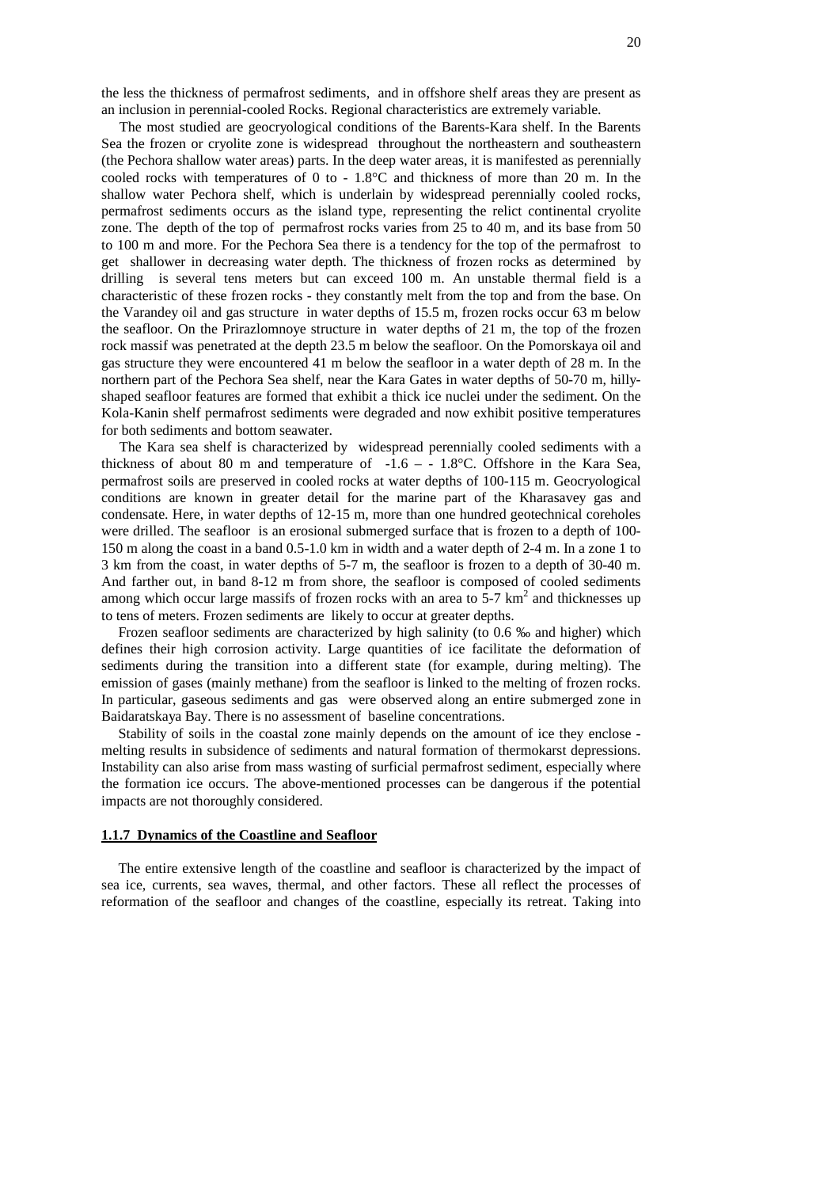the less the thickness of permafrost sediments, and in offshore shelf areas they are present as an inclusion in perennial-cooled Rocks. Regional characteristics are extremely variable.

The most studied are geocryological conditions of the Barents-Kara shelf. In the Barents Sea the frozen or cryolite zone is widespread throughout the northeastern and southeastern (the Pechora shallow water areas) parts. In the deep water areas, it is manifested as perennially cooled rocks with temperatures of 0 to - 1.8°C and thickness of more than 20 m. In the shallow water Pechora shelf, which is underlain by widespread perennially cooled rocks, permafrost sediments occurs as the island type, representing the relict continental cryolite zone. The depth of the top of permafrost rocks varies from 25 to 40 m, and its base from 50 to 100 m and more. For the Pechora Sea there is a tendency for the top of the permafrost to get shallower in decreasing water depth. The thickness of frozen rocks as determined by drilling is several tens meters but can exceed 100 m. An unstable thermal field is a characteristic of these frozen rocks - they constantly melt from the top and from the base. On the Varandey oil and gas structure in water depths of 15.5 m, frozen rocks occur 63 m below the seafloor. On the Prirazlomnoye structure in water depths of 21 m, the top of the frozen rock massif was penetrated at the depth 23.5 m below the seafloor. On the Pomorskaya oil and gas structure they were encountered 41 m below the seafloor in a water depth of 28 m. In the northern part of the Pechora Sea shelf, near the Kara Gates in water depths of 50-70 m, hilly-shaped seafloor features are formed that exhibit a thick ice nuclei under the sediment. On the Kola-Kanin shelf permafrost sediments were degraded and now exhibit positive temperatures for both sediments and bottom seawater.

The Kara sea shelf is characterized by widespread perennially cooled sediments with a thickness of about 80 m and temperature of -1.6 – - 1.8°C. Offshore in the Kara Sea, permafrost soils are preserved in cooled rocks at water depths of 100-115 m. Geocryological conditions are known in greater detail for the marine part of the Kharasavey gas and condensate. Here, in water depths of 12-15 m, more than one hundred geotechnical coreholes were drilled. The seafloor is an erosional submerged surface that is frozen to a depth of 100-150 m along the coast in a band 0.5-1.0 km in width and a water depth of 2-4 m. In a zone 1 to 3 km from the coast, in water depths of 5-7 m, the seafloor is frozen to a depth of 30-40 m. And farther out, in band 8-12 m from shore, the seafloor is composed of cooled sediments among which occur large massifs of frozen rocks with an area to 5-7 km$^2$ and thicknesses up to tens of meters. Frozen sediments are likely to occur at greater depths.

Frozen seafloor sediments are characterized by high salinity (to 0.6 ‰ and higher) which defines their high corrosion activity. Large quantities of ice facilitate the deformation of sediments during the transition into a different state (for example, during melting). The emission of gases (mainly methane) from the seafloor is linked to the melting of frozen rocks. In particular, gaseous sediments and gas were observed along an entire submerged zone in Baidaratskaya Bay. There is no assessment of baseline concentrations.

Stability of soils in the coastal zone mainly depends on the amount of ice they enclose - melting results in subsidence of sediments and natural formation of thermokarst depressions. Instability can also arise from mass wasting of surficial permafrost sediment, especially where the formation ice occurs. The above-mentioned processes can be dangerous if the potential impacts are not thoroughly considered.

### 1.1.7 Dynamics of the Coastline and Seafloor

The entire extensive length of the coastline and seafloor is characterized by the impact of sea ice, currents, sea waves, thermal, and other factors. These all reflect the processes of reformation of the seafloor and changes of the coastline, especially its retreat. Taking into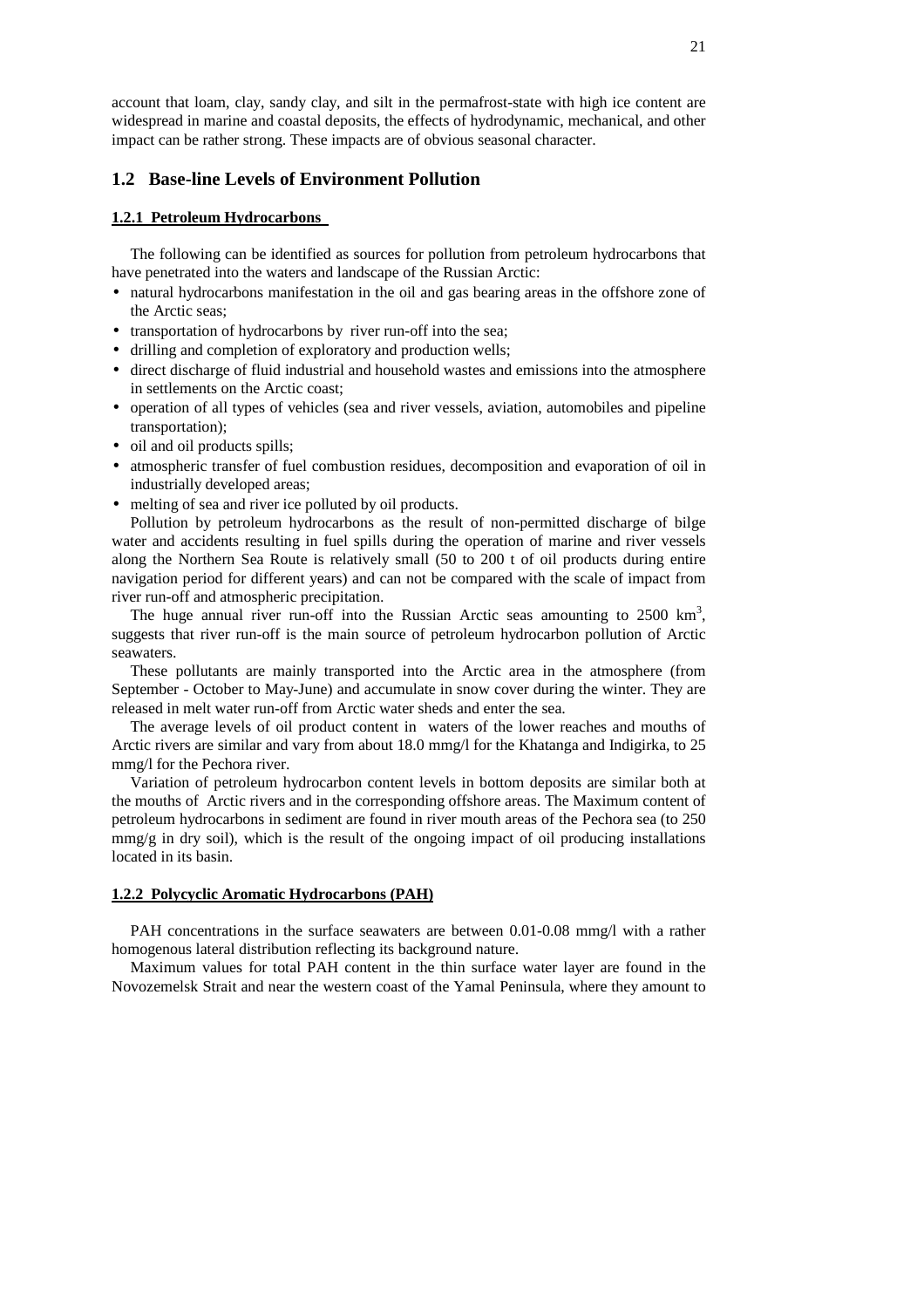account that loam, clay, sandy clay, and silt in the permafrost-state with high ice content are widespread in marine and coastal deposits, the effects of hydrodynamic, mechanical, and other impact can be rather strong. These impacts are of obvious seasonal character.

## 1.2 Base-line Levels of Environment Pollution

### 1.2.1 Petroleum Hydrocarbons

The following can be identified as sources for pollution from petroleum hydrocarbons that have penetrated into the waters and landscape of the Russian Arctic:

- natural hydrocarbons manifestation in the oil and gas bearing areas in the offshore zone of the Arctic seas;
- transportation of hydrocarbons by river run-off into the sea;
- drilling and completion of exploratory and production wells;
- direct discharge of fluid industrial and household wastes and emissions into the atmosphere in settlements on the Arctic coast;
- operation of all types of vehicles (sea and river vessels, aviation, automobiles and pipeline transportation);
- oil and oil products spills;
- atmospheric transfer of fuel combustion residues, decomposition and evaporation of oil in industrially developed areas;
- melting of sea and river ice polluted by oil products.

Pollution by petroleum hydrocarbons as the result of non-permitted discharge of bilge water and accidents resulting in fuel spills during the operation of marine and river vessels along the Northern Sea Route is relatively small (50 to 200 t of oil products during entire navigation period for different years) and can not be compared with the scale of impact from river run-off and atmospheric precipitation.

The huge annual river run-off into the Russian Arctic seas amounting to 2500 $km^3$, suggests that river run-off is the main source of petroleum hydrocarbon pollution of Arctic seawaters.

These pollutants are mainly transported into the Arctic area in the atmosphere (from September - October to May-June) and accumulate in snow cover during the winter. They are released in melt water run-off from Arctic water sheds and enter the sea.

The average levels of oil product content in waters of the lower reaches and mouths of Arctic rivers are similar and vary from about 18.0 mmg/l for the Khatanga and Indigirka, to 25 mmg/l for the Pechora river.

Variation of petroleum hydrocarbon content levels in bottom deposits are similar both at the mouths of Arctic rivers and in the corresponding offshore areas. The Maximum content of petroleum hydrocarbons in sediment are found in river mouth areas of the Pechora sea (to 250 mmg/g in dry soil), which is the result of the ongoing impact of oil producing installations located in its basin.

### 1.2.2 Polycyclic Aromatic Hydrocarbons (PAH)

PAH concentrations in the surface seawaters are between 0.01-0.08 mmg/l with a rather homogenous lateral distribution reflecting its background nature.

Maximum values for total PAH content in the thin surface water layer are found in the Novozemelsk Strait and near the western coast of the Yamal Peninsula, where they amount to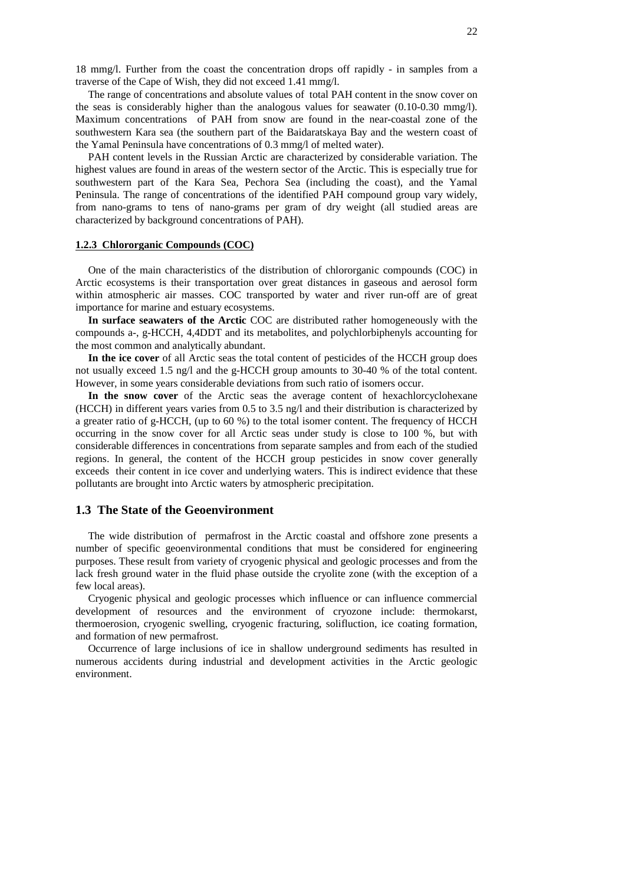18 mmg/l. Further from the coast the concentration drops off rapidly - in samples from a traverse of the Cape of Wish, they did not exceed 1.41 mmg/l.

The range of concentrations and absolute values of total PAH content in the snow cover on the seas is considerably higher than the analogous values for seawater (0.10-0.30 mmg/l). Maximum concentrations of PAH from snow are found in the near-coastal zone of the southwestern Kara sea (the southern part of the Baidaratskaya Bay and the western coast of the Yamal Peninsula have concentrations of 0.3 mmg/l of melted water).

PAH content levels in the Russian Arctic are characterized by considerable variation. The highest values are found in areas of the western sector of the Arctic. This is especially true for southwestern part of the Kara Sea, Pechora Sea (including the coast), and the Yamal Peninsula. The range of concentrations of the identified PAH compound group vary widely, from nano-grams to tens of nano-grams per gram of dry weight (all studied areas are characterized by background concentrations of PAH).

#### 1.2.3 Chlororganic Compounds (COC)

One of the main characteristics of the distribution of chlororganic compounds (COC) in Arctic ecosystems is their transportation over great distances in gaseous and aerosol form within atmospheric air masses. COC transported by water and river run-off are of great importance for marine and estuary ecosystems.

**In surface seawaters of the Arctic** COC are distributed rather homogeneously with the compounds a-, g-HCCH, 4,4DDT and its metabolites, and polychlorbiphenyls accounting for the most common and analytically abundant.

**In the ice cover** of all Arctic seas the total content of pesticides of the HCCH group does not usually exceed 1.5 ng/l and the g-HCCH group amounts to 30-40 % of the total content. However, in some years considerable deviations from such ratio of isomers occur.

**In the snow cover** of the Arctic seas the average content of hexachlorcyclohexane (HCCH) in different years varies from 0.5 to 3.5 ng/l and their distribution is characterized by a greater ratio of g-HCCH, (up to 60 %) to the total isomer content. The frequency of HCCH occurring in the snow cover for all Arctic seas under study is close to 100 %, but with considerable differences in concentrations from separate samples and from each of the studied regions. In general, the content of the HCCH group pesticides in snow cover generally exceeds their content in ice cover and underlying waters. This is indirect evidence that these pollutants are brought into Arctic waters by atmospheric precipitation.

## 1.3 The State of the Geoenvironment

The wide distribution of permafrost in the Arctic coastal and offshore zone presents a number of specific geoenvironmental conditions that must be considered for engineering purposes. These result from variety of cryogenic physical and geologic processes and from the lack fresh ground water in the fluid phase outside the cryolite zone (with the exception of a few local areas).

Cryogenic physical and geologic processes which influence or can influence commercial development of resources and the environment of cryozone include: thermokarst, thermoerosion, cryogenic swelling, cryogenic fracturing, solifluction, ice coating formation, and formation of new permafrost.

Occurrence of large inclusions of ice in shallow underground sediments has resulted in numerous accidents during industrial and development activities in the Arctic geologic environment.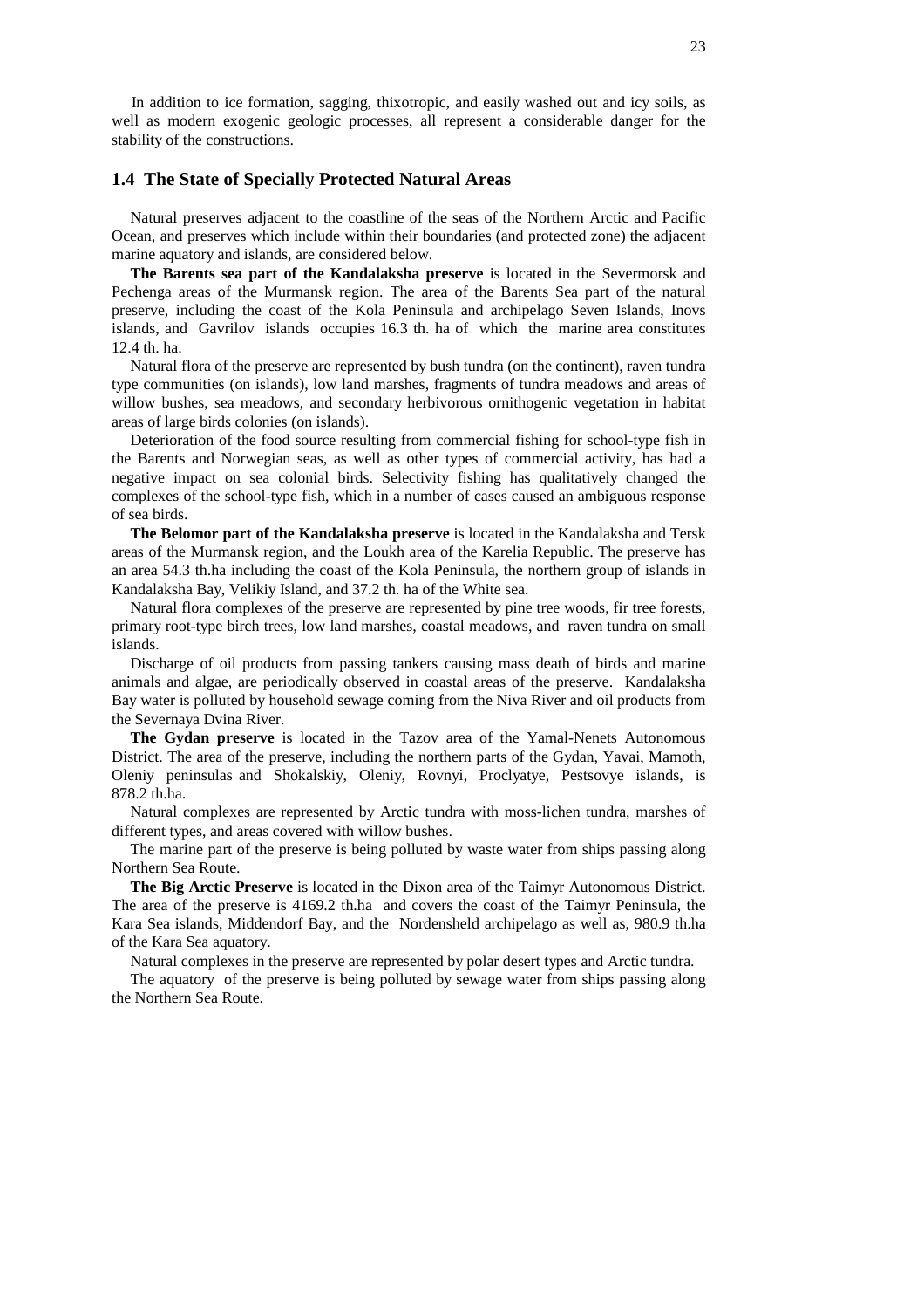In addition to ice formation, sagging, thixotropic, and easily washed out and icy soils, as well as modern exogenic geologic processes, all represent a considerable danger for the stability of the constructions.

## 1.4 The State of Specially Protected Natural Areas

Natural preserves adjacent to the coastline of the seas of the Northern Arctic and Pacific Ocean, and preserves which include within their boundaries (and protected zone) the adjacent marine aquatory and islands, are considered below.

**The Barents sea part of the Kandalaksha preserve** is located in the Severmorsk and Pechenga areas of the Murmansk region. The area of the Barents Sea part of the natural preserve, including the coast of the Kola Peninsula and archipelago Seven Islands, Inovs islands, and Gavrilov islands occupies 16.3 th. ha of which the marine area constitutes 12.4 th. ha.

Natural flora of the preserve are represented by bush tundra (on the continent), raven tundra type communities (on islands), low land marshes, fragments of tundra meadows and areas of willow bushes, sea meadows, and secondary herbivorous ornithogenic vegetation in habitat areas of large birds colonies (on islands).

Deterioration of the food source resulting from commercial fishing for school-type fish in the Barents and Norwegian seas, as well as other types of commercial activity, has had a negative impact on sea colonial birds. Selectivity fishing has qualitatively changed the complexes of the school-type fish, which in a number of cases caused an ambiguous response of sea birds.

**The Belomor part of the Kandalaksha preserve** is located in the Kandalaksha and Tersk areas of the Murmansk region, and the Loukh area of the Karelia Republic. The preserve has an area 54.3 th.ha including the coast of the Kola Peninsula, the northern group of islands in Kandalaksha Bay, Velikiy Island, and 37.2 th. ha of the White sea.

Natural flora complexes of the preserve are represented by pine tree woods, fir tree forests, primary root-type birch trees, low land marshes, coastal meadows, and raven tundra on small islands.

Discharge of oil products from passing tankers causing mass death of birds and marine animals and algae, are periodically observed in coastal areas of the preserve. Kandalaksha Bay water is polluted by household sewage coming from the Niva River and oil products from the Severnaya Dvina River.

**The Gydan preserve** is located in the Tazov area of the Yamal-Nenets Autonomous District. The area of the preserve, including the northern parts of the Gydan, Yavai, Mamoth, Oleniy peninsulas and Shokalskiy, Oleniy, Rovnyi, Proclyatye, Pestsovye islands, is 878.2 th.ha.

Natural complexes are represented by Arctic tundra with moss-lichen tundra, marshes of different types, and areas covered with willow bushes.

The marine part of the preserve is being polluted by waste water from ships passing along Northern Sea Route.

**The Big Arctic Preserve** is located in the Dixon area of the Taimyr Autonomous District. The area of the preserve is 4169.2 th.ha and covers the coast of the Taimyr Peninsula, the Kara Sea islands, Middendorf Bay, and the Nordensheld archipelago as well as, 980.9 th.ha of the Kara Sea aquatory.

Natural complexes in the preserve are represented by polar desert types and Arctic tundra.

The aquatory of the preserve is being polluted by sewage water from ships passing along the Northern Sea Route.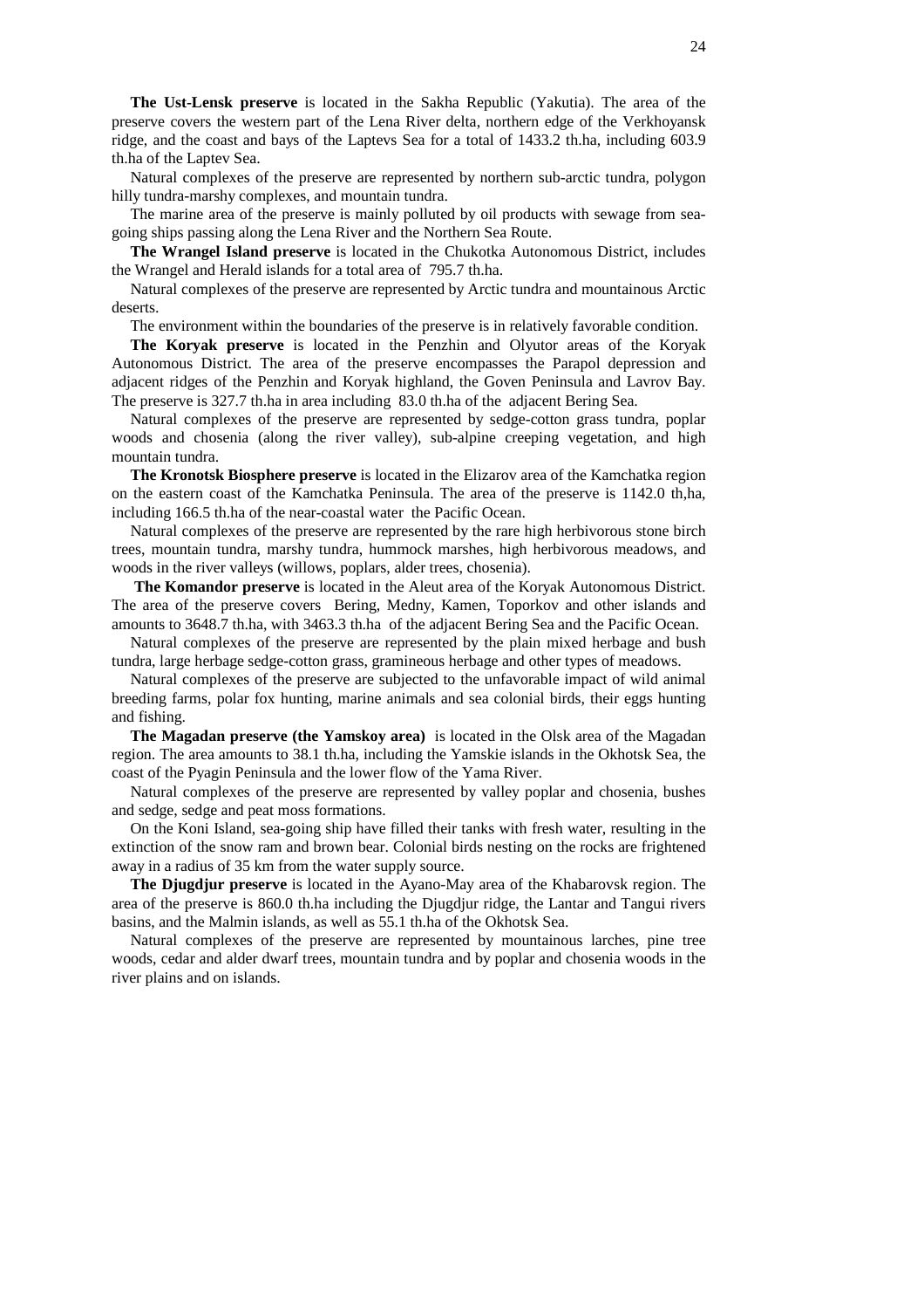**The Ust-Lensk preserve** is located in the Sakha Republic (Yakutia). The area of the preserve covers the western part of the Lena River delta, northern edge of the Verkhoyansk ridge, and the coast and bays of the Laptevs Sea for a total of 1433.2 th.ha, including 603.9 th.ha of the Laptev Sea.

Natural complexes of the preserve are represented by northern sub-arctic tundra, polygon hilly tundra-marshy complexes, and mountain tundra.

The marine area of the preserve is mainly polluted by oil products with sewage from sea-going ships passing along the Lena River and the Northern Sea Route.

**The Wrangel Island preserve** is located in the Chukotka Autonomous District, includes the Wrangel and Herald islands for a total area of 795.7 th.ha.

Natural complexes of the preserve are represented by Arctic tundra and mountainous Arctic deserts.

The environment within the boundaries of the preserve is in relatively favorable condition.

**The Koryak preserve** is located in the Penzhin and Olyutor areas of the Koryak Autonomous District. The area of the preserve encompasses the Parapol depression and adjacent ridges of the Penzhin and Koryak highland, the Goven Peninsula and Lavrov Bay. The preserve is 327.7 th.ha in area including 83.0 th.ha of the adjacent Bering Sea.

Natural complexes of the preserve are represented by sedge-cotton grass tundra, poplar woods and chosenia (along the river valley), sub-alpine creeping vegetation, and high mountain tundra.

**The Kronotsk Biosphere preserve** is located in the Elizarov area of the Kamchatka region on the eastern coast of the Kamchatka Peninsula. The area of the preserve is 1142.0 th,ha, including 166.5 th.ha of the near-coastal water the Pacific Ocean.

Natural complexes of the preserve are represented by the rare high herbivorous stone birch trees, mountain tundra, marshy tundra, hummock marshes, high herbivorous meadows, and woods in the river valleys (willows, poplars, alder trees, chosenia).

**The Komandor preserve** is located in the Aleut area of the Koryak Autonomous District. The area of the preserve covers Bering, Medny, Kamen, Toporkov and other islands and amounts to 3648.7 th.ha, with 3463.3 th.ha of the adjacent Bering Sea and the Pacific Ocean.

Natural complexes of the preserve are represented by the plain mixed herbage and bush tundra, large herbage sedge-cotton grass, gramineous herbage and other types of meadows.

Natural complexes of the preserve are subjected to the unfavorable impact of wild animal breeding farms, polar fox hunting, marine animals and sea colonial birds, their eggs hunting and fishing.

**The Magadan preserve (the Yamskoy area)** is located in the Olsk area of the Magadan region. The area amounts to 38.1 th.ha, including the Yamskie islands in the Okhotsk Sea, the coast of the Pyagin Peninsula and the lower flow of the Yama River.

Natural complexes of the preserve are represented by valley poplar and chosenia, bushes and sedge, sedge and peat moss formations.

On the Koni Island, sea-going ship have filled their tanks with fresh water, resulting in the extinction of the snow ram and brown bear. Colonial birds nesting on the rocks are frightened away in a radius of 35 km from the water supply source.

**The Djugdjur preserve** is located in the Ayano-May area of the Khabarovsk region. The area of the preserve is 860.0 th.ha including the Djugdjur ridge, the Lantar and Tangui rivers basins, and the Malmin islands, as well as 55.1 th.ha of the Okhotsk Sea.

Natural complexes of the preserve are represented by mountainous larches, pine tree woods, cedar and alder dwarf trees, mountain tundra and by poplar and chosenia woods in the river plains and on islands.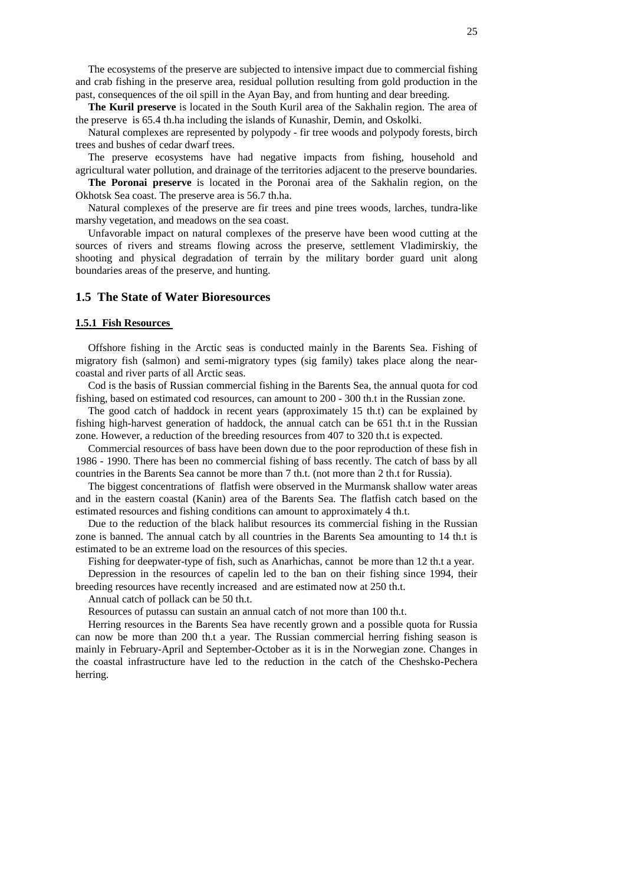The ecosystems of the preserve are subjected to intensive impact due to commercial fishing and crab fishing in the preserve area, residual pollution resulting from gold production in the past, consequences of the oil spill in the Ayan Bay, and from hunting and dear breeding.

**The Kuril preserve** is located in the South Kuril area of the Sakhalin region. The area of the preserve is 65.4 th.ha including the islands of Kunashir, Demin, and Oskolki.

Natural complexes are represented by polypody - fir tree woods and polypody forests, birch trees and bushes of cedar dwarf trees.

The preserve ecosystems have had negative impacts from fishing, household and agricultural water pollution, and drainage of the territories adjacent to the preserve boundaries.

**The Poronai preserve** is located in the Poronai area of the Sakhalin region, on the Okhotsk Sea coast. The preserve area is 56.7 th.ha.

Natural complexes of the preserve are fir trees and pine trees woods, larches, tundra-like marshy vegetation, and meadows on the sea coast.

Unfavorable impact on natural complexes of the preserve have been wood cutting at the sources of rivers and streams flowing across the preserve, settlement Vladimirskiy, the shooting and physical degradation of terrain by the military border guard unit along boundaries areas of the preserve, and hunting.

## 1.5 The State of Water Bioresources

### 1.5.1 Fish Resources

Offshore fishing in the Arctic seas is conducted mainly in the Barents Sea. Fishing of migratory fish (salmon) and semi-migratory types (sig family) takes place along the near-coastal and river parts of all Arctic seas.

Cod is the basis of Russian commercial fishing in the Barents Sea, the annual quota for cod fishing, based on estimated cod resources, can amount to 200 - 300 th.t in the Russian zone.

The good catch of haddock in recent years (approximately 15 th.t) can be explained by fishing high-harvest generation of haddock, the annual catch can be 651 th.t in the Russian zone. However, a reduction of the breeding resources from 407 to 320 th.t is expected.

Commercial resources of bass have been down due to the poor reproduction of these fish in 1986 - 1990. There has been no commercial fishing of bass recently. The catch of bass by all countries in the Barents Sea cannot be more than 7 th.t. (not more than 2 th.t for Russia).

The biggest concentrations of flatfish were observed in the Murmansk shallow water areas and in the eastern coastal (Kanin) area of the Barents Sea. The flatfish catch based on the estimated resources and fishing conditions can amount to approximately 4 th.t.

Due to the reduction of the black halibut resources its commercial fishing in the Russian zone is banned. The annual catch by all countries in the Barents Sea amounting to 14 th.t is estimated to be an extreme load on the resources of this species.

Fishing for deepwater-type of fish, such as Anarhichas, cannot be more than 12 th.t a year.

Depression in the resources of capelin led to the ban on their fishing since 1994, their breeding resources have recently increased and are estimated now at 250 th.t.

Annual catch of pollack can be 50 th.t.

Resources of putassu can sustain an annual catch of not more than 100 th.t.

Herring resources in the Barents Sea have recently grown and a possible quota for Russia can now be more than 200 th.t a year. The Russian commercial herring fishing season is mainly in February-April and September-October as it is in the Norwegian zone. Changes in the coastal infrastructure have led to the reduction in the catch of the Cheshsko-Pechera herring.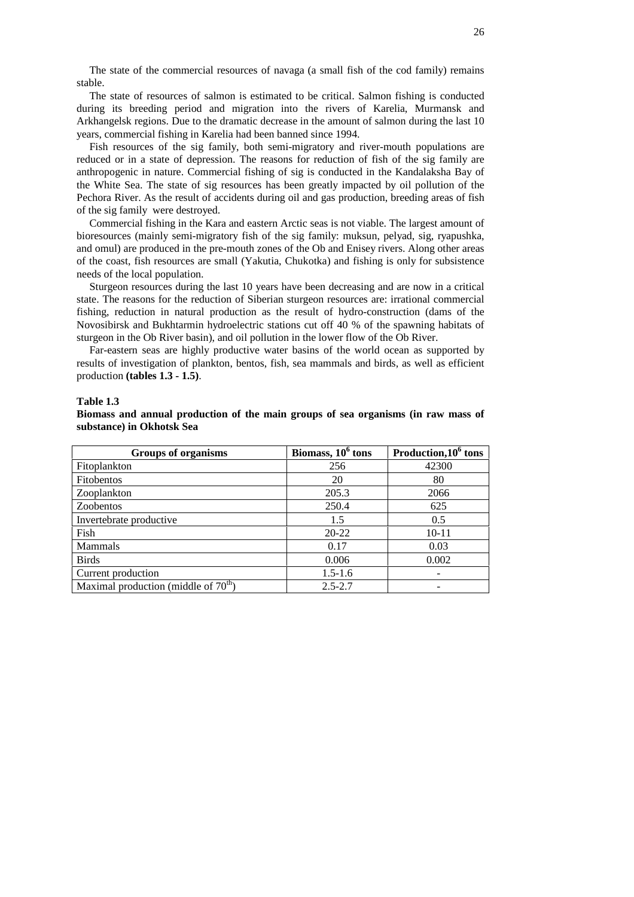The state of the commercial resources of navaga (a small fish of the cod family) remains stable.

The state of resources of salmon is estimated to be critical. Salmon fishing is conducted during its breeding period and migration into the rivers of Karelia, Murmansk and Arkhangelsk regions. Due to the dramatic decrease in the amount of salmon during the last 10 years, commercial fishing in Karelia had been banned since 1994.

Fish resources of the sig family, both semi-migratory and river-mouth populations are reduced or in a state of depression. The reasons for reduction of fish of the sig family are anthropogenic in nature. Commercial fishing of sig is conducted in the Kandalaksha Bay of the White Sea. The state of sig resources has been greatly impacted by oil pollution of the Pechora River. As the result of accidents during oil and gas production, breeding areas of fish of the sig family were destroyed.

Commercial fishing in the Kara and eastern Arctic seas is not viable. The largest amount of bioresources (mainly semi-migratory fish of the sig family: muksun, pelyad, sig, ryapushka, and omul) are produced in the pre-mouth zones of the Ob and Enisey rivers. Along other areas of the coast, fish resources are small (Yakutia, Chukotka) and fishing is only for subsistence needs of the local population.

Sturgeon resources during the last 10 years have been decreasing and are now in a critical state. The reasons for the reduction of Siberian sturgeon resources are: irrational commercial fishing, reduction in natural production as the result of hydro-construction (dams of the Novosibirsk and Bukhtarmin hydroelectric stations cut off 40 % of the spawning habitats of sturgeon in the Ob River basin), and oil pollution in the lower flow of the Ob River.

Far-eastern seas are highly productive water basins of the world ocean as supported by results of investigation of plankton, bentos, fish, sea mammals and birds, as well as efficient production **(tables 1.3 - 1.5)**.

**Table 1.3**

**Biomass and annual production of the main groups of sea organisms (in raw mass of substance) in Okhotsk Sea**

| Groups of organisms | Biomass, $10^6$ tons | Production, $10^6$ tons |
|---|---|---|
| Fitoplankton | 256 | 42300 |
| Fitobentos | 20 | 80 |
| Zooplankton | 205.3 | 2066 |
| Zoobentos | 250.4 | 625 |
| Invertebrate productive | 1.5 | 0.5 |
| Fish | 20-22 | 10-11 |
| Mammals | 0.17 | 0.03 |
| Birds | 0.006 | 0.002 |
| Current production | 1.5-1.6 | - |
| Maximal production (middle of $70^{th}$) | 2.5-2.7 | - |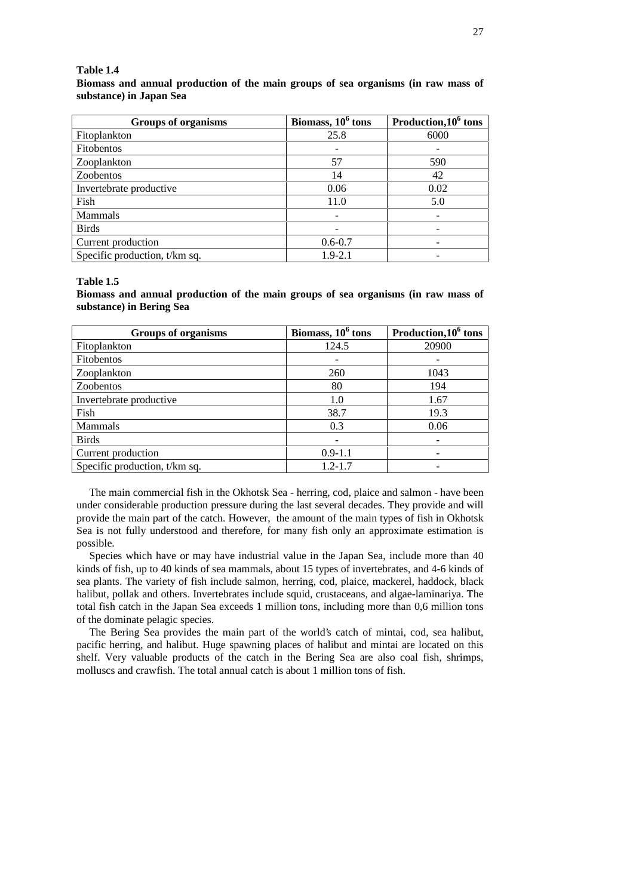**Table 1.4**

**Biomass and annual production of the main groups of sea organisms (in raw mass of substance) in Japan Sea**

| Groups of organisms | Biomass, $10^6$ tons | Production,$10^6$ tons |
|---|---|---|
| Fitoplankton | 25.8 | 6000 |
| Fitobentos | - | - |
| Zooplankton | 57 | 590 |
| Zoobentos | 14 | 42 |
| Invertebrate productive | 0.06 | 0.02 |
| Fish | 11.0 | 5.0 |
| Mammals | - | - |
| Birds | - | - |
| Current production | 0.6-0.7 | - |
| Specific production, t/km sq. | 1.9-2.1 | - |

**Table 1.5**

**Biomass and annual production of the main groups of sea organisms (in raw mass of substance) in Bering Sea**

| Groups of organisms | Biomass, $10^6$ tons | Production,$10^6$ tons |
|---|---|---|
| Fitoplankton | 124.5 | 20900 |
| Fitobentos | - | - |
| Zooplankton | 260 | 1043 |
| Zoobentos | 80 | 194 |
| Invertebrate productive | 1.0 | 1.67 |
| Fish | 38.7 | 19.3 |
| Mammals | 0.3 | 0.06 |
| Birds | - | - |
| Current production | 0.9-1.1 | - |
| Specific production, t/km sq. | 1.2-1.7 | - |

The main commercial fish in the Okhotsk Sea - herring, cod, plaice and salmon - have been under considerable production pressure during the last several decades. They provide and will provide the main part of the catch. However, the amount of the main types of fish in Okhotsk Sea is not fully understood and therefore, for many fish only an approximate estimation is possible.

Species which have or may have industrial value in the Japan Sea, include more than 40 kinds of fish, up to 40 kinds of sea mammals, about 15 types of invertebrates, and 4-6 kinds of sea plants. The variety of fish include salmon, herring, cod, plaice, mackerel, haddock, black halibut, pollak and others. Invertebrates include squid, crustaceans, and algae-laminariya. The total fish catch in the Japan Sea exceeds 1 million tons, including more than 0,6 million tons of the dominate pelagic species.

The Bering Sea provides the main part of the world's catch of mintai, cod, sea halibut, pacific herring, and halibut. Huge spawning places of halibut and mintai are located on this shelf. Very valuable products of the catch in the Bering Sea are also coal fish, shrimps, molluscs and crawfish. The total annual catch is about 1 million tons of fish.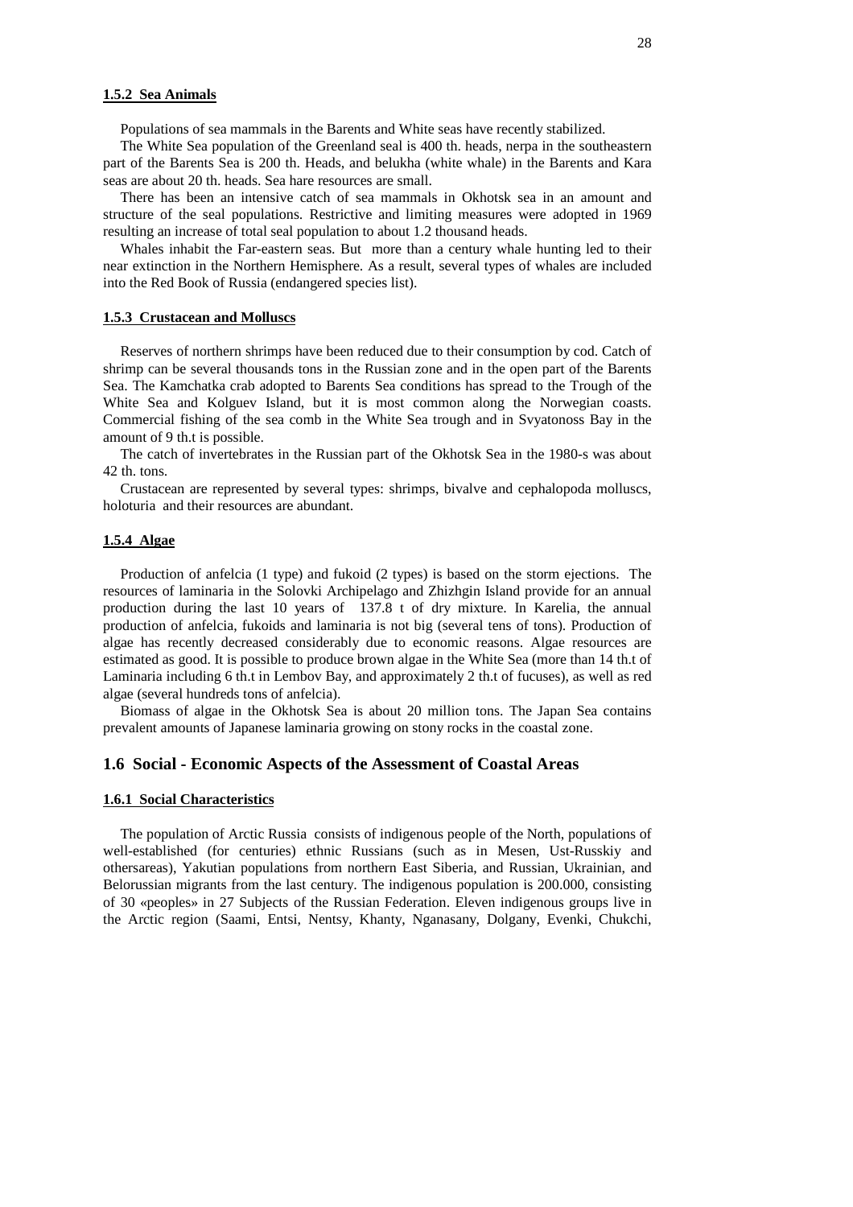#### 1.5.2 Sea Animals

Populations of sea mammals in the Barents and White seas have recently stabilized.

The White Sea population of the Greenland seal is 400 th. heads, nerpa in the southeastern part of the Barents Sea is 200 th. Heads, and belukha (white whale) in the Barents and Kara seas are about 20 th. heads. Sea hare resources are small.

There has been an intensive catch of sea mammals in Okhotsk sea in an amount and structure of the seal populations. Restrictive and limiting measures were adopted in 1969 resulting an increase of total seal population to about 1.2 thousand heads.

Whales inhabit the Far-eastern seas. But more than a century whale hunting led to their near extinction in the Northern Hemisphere. As a result, several types of whales are included into the Red Book of Russia (endangered species list).

#### 1.5.3 Crustacean and Molluscs

Reserves of northern shrimps have been reduced due to their consumption by cod. Catch of shrimp can be several thousands tons in the Russian zone and in the open part of the Barents Sea. The Kamchatka crab adopted to Barents Sea conditions has spread to the Trough of the White Sea and Kolguev Island, but it is most common along the Norwegian coasts. Commercial fishing of the sea comb in the White Sea trough and in Svyatonoss Bay in the amount of 9 th.t is possible.

The catch of invertebrates in the Russian part of the Okhotsk Sea in the 1980-s was about 42 th. tons.

Crustacean are represented by several types: shrimps, bivalve and cephalopoda molluscs, holoturia and their resources are abundant.

#### 1.5.4 Algae

Production of anfelcia (1 type) and fukoid (2 types) is based on the storm ejections. The resources of laminaria in the Solovki Archipelago and Zhizhgin Island provide for an annual production during the last 10 years of 137.8 t of dry mixture. In Karelia, the annual production of anfelcia, fukoids and laminaria is not big (several tens of tons). Production of algae has recently decreased considerably due to economic reasons. Algae resources are estimated as good. It is possible to produce brown algae in the White Sea (more than 14 th.t of Laminaria including 6 th.t in Lembov Bay, and approximately 2 th.t of fucuses), as well as red algae (several hundreds tons of anfelcia).

Biomass of algae in the Okhotsk Sea is about 20 million tons. The Japan Sea contains prevalent amounts of Japanese laminaria growing on stony rocks in the coastal zone.

### 1.6 Social - Economic Aspects of the Assessment of Coastal Areas

#### 1.6.1 Social Characteristics

The population of Arctic Russia consists of indigenous people of the North, populations of well-established (for centuries) ethnic Russians (such as in Mesen, Ust-Russkiy and othersareas), Yakutian populations from northern East Siberia, and Russian, Ukrainian, and Belorussian migrants from the last century. The indigenous population is 200.000, consisting of 30 «peoples» in 27 Subjects of the Russian Federation. Eleven indigenous groups live in the Arctic region (Saami, Entsi, Nentsy, Khanty, Nganasany, Dolgany, Evenki, Chukchi,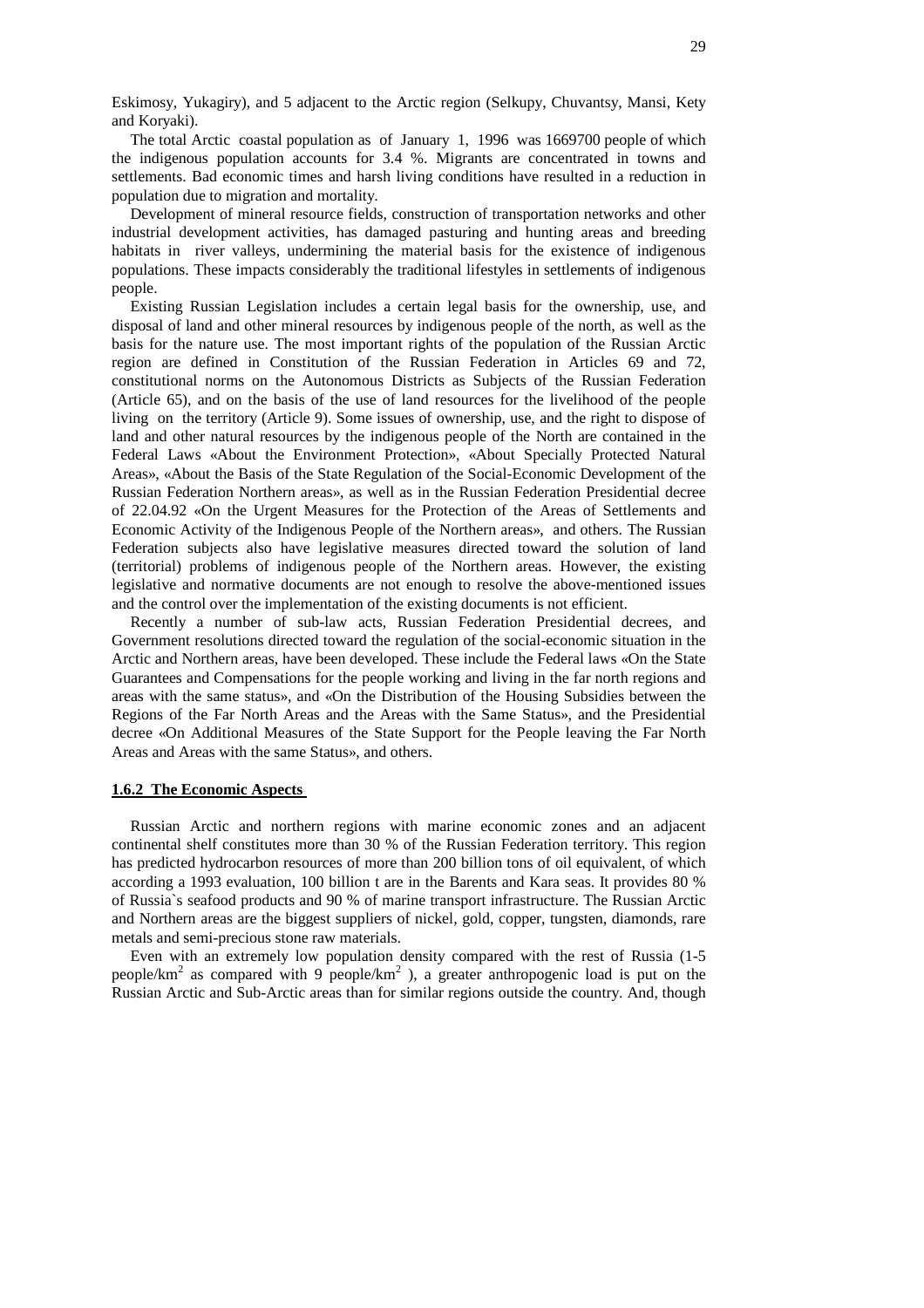Eskimosy, Yukagiry), and 5 adjacent to the Arctic region (Selkupy, Chuvantsy, Mansi, Kety and Koryaki).

The total Arctic coastal population as of January 1, 1996 was 1669700 people of which the indigenous population accounts for 3.4 %. Migrants are concentrated in towns and settlements. Bad economic times and harsh living conditions have resulted in a reduction in population due to migration and mortality.

Development of mineral resource fields, construction of transportation networks and other industrial development activities, has damaged pasturing and hunting areas and breeding habitats in river valleys, undermining the material basis for the existence of indigenous populations. These impacts considerably the traditional lifestyles in settlements of indigenous people.

Existing Russian Legislation includes a certain legal basis for the ownership, use, and disposal of land and other mineral resources by indigenous people of the north, as well as the basis for the nature use. The most important rights of the population of the Russian Arctic region are defined in Constitution of the Russian Federation in Articles 69 and 72, constitutional norms on the Autonomous Districts as Subjects of the Russian Federation (Article 65), and on the basis of the use of land resources for the livelihood of the people living on the territory (Article 9). Some issues of ownership, use, and the right to dispose of land and other natural resources by the indigenous people of the North are contained in the Federal Laws «About the Environment Protection», «About Specially Protected Natural Areas», «About the Basis of the State Regulation of the Social-Economic Development of the Russian Federation Northern areas», as well as in the Russian Federation Presidential decree of 22.04.92 «On the Urgent Measures for the Protection of the Areas of Settlements and Economic Activity of the Indigenous People of the Northern areas», and others. The Russian Federation subjects also have legislative measures directed toward the solution of land (territorial) problems of indigenous people of the Northern areas. However, the existing legislative and normative documents are not enough to resolve the above-mentioned issues and the control over the implementation of the existing documents is not efficient.

Recently a number of sub-law acts, Russian Federation Presidential decrees, and Government resolutions directed toward the regulation of the social-economic situation in the Arctic and Northern areas, have been developed. These include the Federal laws «On the State Guarantees and Compensations for the people working and living in the far north regions and areas with the same status», and «On the Distribution of the Housing Subsidies between the Regions of the Far North Areas and the Areas with the Same Status», and the Presidential decree «On Additional Measures of the State Support for the People leaving the Far North Areas and Areas with the same Status», and others.

### 1.6.2 The Economic Aspects

Russian Arctic and northern regions with marine economic zones and an adjacent continental shelf constitutes more than 30 % of the Russian Federation territory. This region has predicted hydrocarbon resources of more than 200 billion tons of oil equivalent, of which according a 1993 evaluation, 100 billion t are in the Barents and Kara seas. It provides 80 % of Russia`s seafood products and 90 % of marine transport infrastructure. The Russian Arctic and Northern areas are the biggest suppliers of nickel, gold, copper, tungsten, diamonds, rare metals and semi-precious stone raw materials.

Even with an extremely low population density compared with the rest of Russia (1-5 people/km$^2$ as compared with 9 people/km$^2$ ), a greater anthropogenic load is put on the Russian Arctic and Sub-Arctic areas than for similar regions outside the country. And, though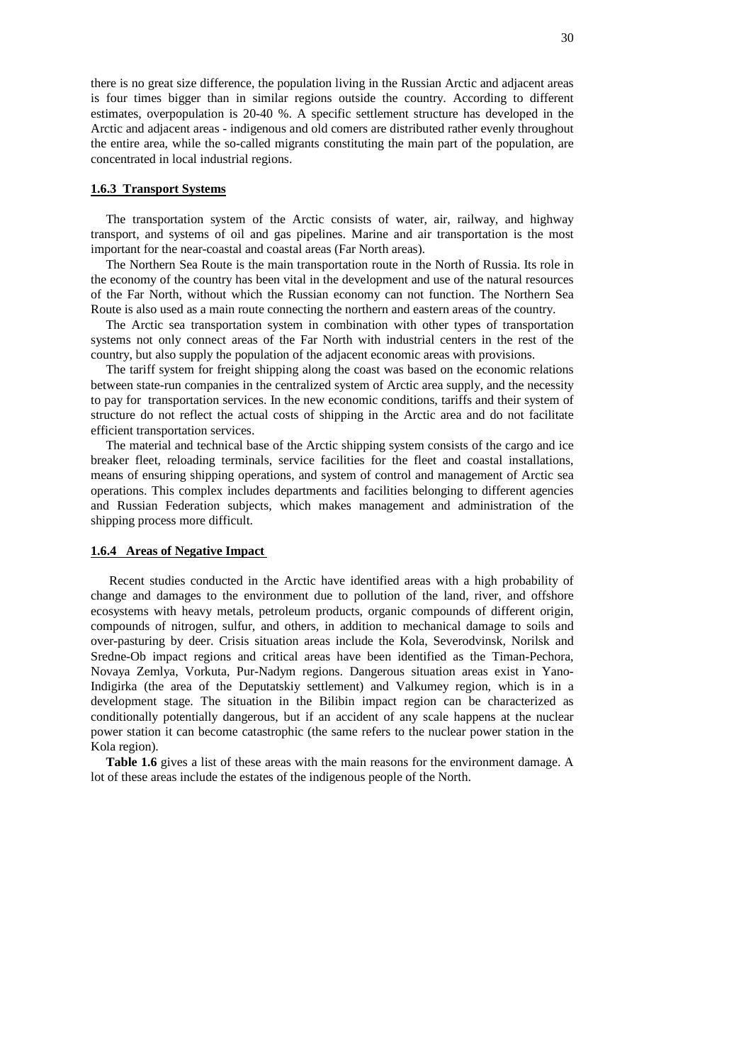there is no great size difference, the population living in the Russian Arctic and adjacent areas is four times bigger than in similar regions outside the country. According to different estimates, overpopulation is 20-40 %. A specific settlement structure has developed in the Arctic and adjacent areas - indigenous and old comers are distributed rather evenly throughout the entire area, while the so-called migrants constituting the main part of the population, are concentrated in local industrial regions.

### 1.6.3 Transport Systems

The transportation system of the Arctic consists of water, air, railway, and highway transport, and systems of oil and gas pipelines. Marine and air transportation is the most important for the near-coastal and coastal areas (Far North areas).

The Northern Sea Route is the main transportation route in the North of Russia. Its role in the economy of the country has been vital in the development and use of the natural resources of the Far North, without which the Russian economy can not function. The Northern Sea Route is also used as a main route connecting the northern and eastern areas of the country.

The Arctic sea transportation system in combination with other types of transportation systems not only connect areas of the Far North with industrial centers in the rest of the country, but also supply the population of the adjacent economic areas with provisions.

The tariff system for freight shipping along the coast was based on the economic relations between state-run companies in the centralized system of Arctic area supply, and the necessity to pay for transportation services. In the new economic conditions, tariffs and their system of structure do not reflect the actual costs of shipping in the Arctic area and do not facilitate efficient transportation services.

The material and technical base of the Arctic shipping system consists of the cargo and ice breaker fleet, reloading terminals, service facilities for the fleet and coastal installations, means of ensuring shipping operations, and system of control and management of Arctic sea operations. This complex includes departments and facilities belonging to different agencies and Russian Federation subjects, which makes management and administration of the shipping process more difficult.

### 1.6.4 Areas of Negative Impact

Recent studies conducted in the Arctic have identified areas with a high probability of change and damages to the environment due to pollution of the land, river, and offshore ecosystems with heavy metals, petroleum products, organic compounds of different origin, compounds of nitrogen, sulfur, and others, in addition to mechanical damage to soils and over-pasturing by deer. Crisis situation areas include the Kola, Severodvinsk, Norilsk and Sredne-Ob impact regions and critical areas have been identified as the Timan-Pechora, Novaya Zemlya, Vorkuta, Pur-Nadym regions. Dangerous situation areas exist in Yano-Indigirka (the area of the Deputatskiy settlement) and Valkumey region, which is in a development stage. The situation in the Bilibin impact region can be characterized as conditionally potentially dangerous, but if an accident of any scale happens at the nuclear power station it can become catastrophic (the same refers to the nuclear power station in the Kola region).

**Table 1.6** gives a list of these areas with the main reasons for the environment damage. A lot of these areas include the estates of the indigenous people of the North.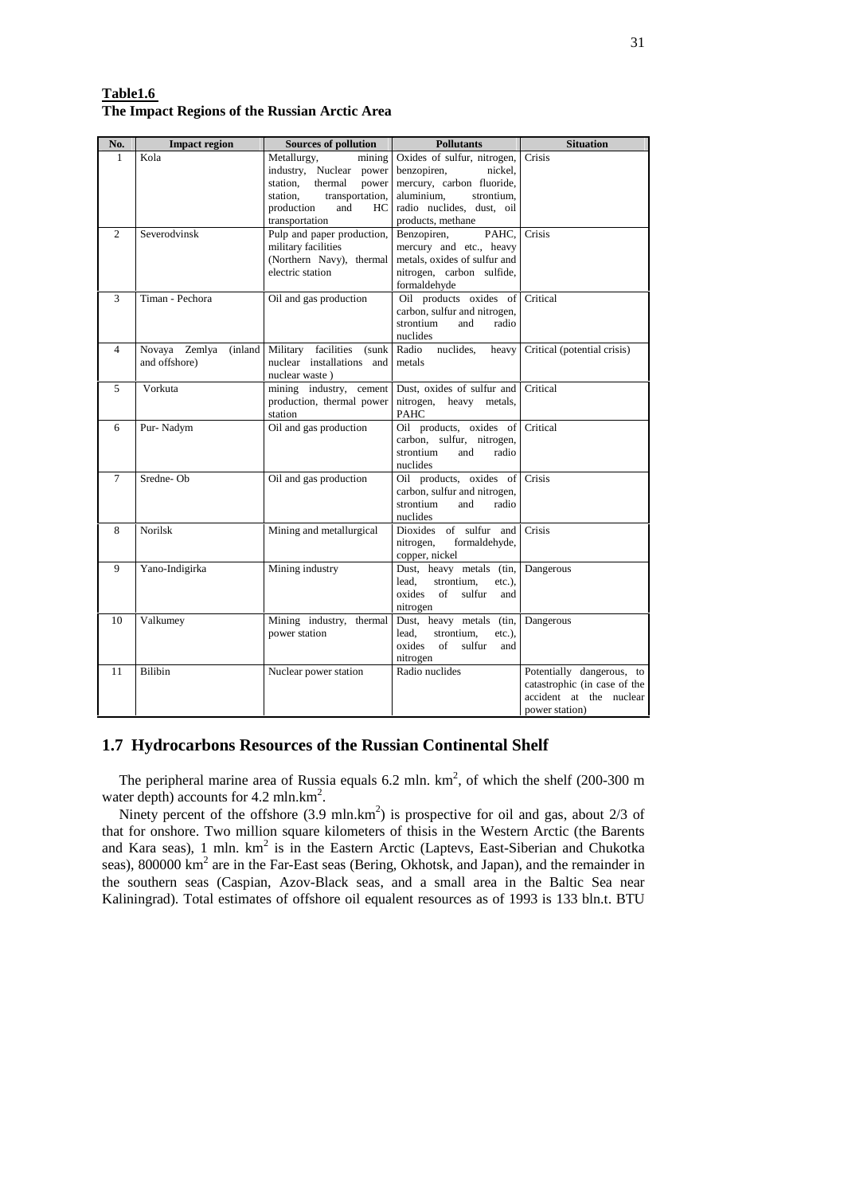**Table1.6**
**The Impact Regions of the Russian Arctic Area**

| No. | Impact region | Sources of pollution | Pollutants | Situation |
|---|---|---|---|---|
| 1 | Kola | Metallurgy, mining industry, Nuclear power station, thermal power station, transportation, production and HC transportation | Oxides of sulfur, nitrogen, benzopiren, nickel, mercury, carbon fluoride, aluminium, strontium, radio nuclides, dust, oil products, methane | Crisis |
| 2 | Severodvinsk | Pulp and paper production, military facilities (Northern Navy), thermal electric station | Benzopiren, PAHC, mercury and etc., heavy metals, oxides of sulfur and nitrogen, carbon sulfide, formaldehyde | Crisis |
| 3 | Timan - Pechora | Oil and gas production | Oil products oxides of carbon, sulfur and nitrogen, strontium and radio nuclides | Critical |
| 4 | Novaya Zemlya (inland and offshore) | Military facilities (sunk nuclear installations and nuclear waste ) | Radio nuclides, heavy metals | Critical (potential crisis) |
| 5 | Vorkuta | mining industry, cement production, thermal power station | Dust, oxides of sulfur and nitrogen, heavy metals, PAHC | Critical |
| 6 | Pur- Nadym | Oil and gas production | Oil products, oxides of carbon, sulfur, nitrogen, strontium and radio nuclides | Critical |
| 7 | Sredne- Ob | Oil and gas production | Oil products, oxides of carbon, sulfur and nitrogen, strontium and radio nuclides | Crisis |
| 8 | Norilsk | Mining and metallurgical | Dioxides of sulfur and nitrogen, formaldehyde, copper, nickel | Crisis |
| 9 | Yano-Indigirka | Mining industry | Dust, heavy metals (tin, lead, strontium, etc.), oxides of sulfur and nitrogen | Dangerous |
| 10 | Valkumey | Mining industry, thermal power station | Dust, heavy metals (tin, lead, strontium, etc.), oxides of sulfur and nitrogen | Dangerous |
| 11 | Bilibin | Nuclear power station | Radio nuclides | Potentially dangerous, to catastrophic (in case of the accident at the nuclear power station) |

## 1.7 Hydrocarbons Resources of the Russian Continental Shelf

The peripheral marine area of Russia equals 6.2 mln. km$^2$, of which the shelf (200-300 m water depth) accounts for 4.2 mln.km$^2$.

Ninety percent of the offshore (3.9 mln.km$^2$) is prospective for oil and gas, about 2/3 of that for onshore. Two million square kilometers of thisis in the Western Arctic (the Barents and Kara seas), 1 mln. km$^2$ is in the Eastern Arctic (Laptevs, East-Siberian and Chukotka seas), 800000 km$^2$ are in the Far-East seas (Bering, Okhotsk, and Japan), and the remainder in the southern seas (Caspian, Azov-Black seas, and a small area in the Baltic Sea near Kaliningrad). Total estimates of offshore oil equalent resources as of 1993 is 133 bln.t. BTU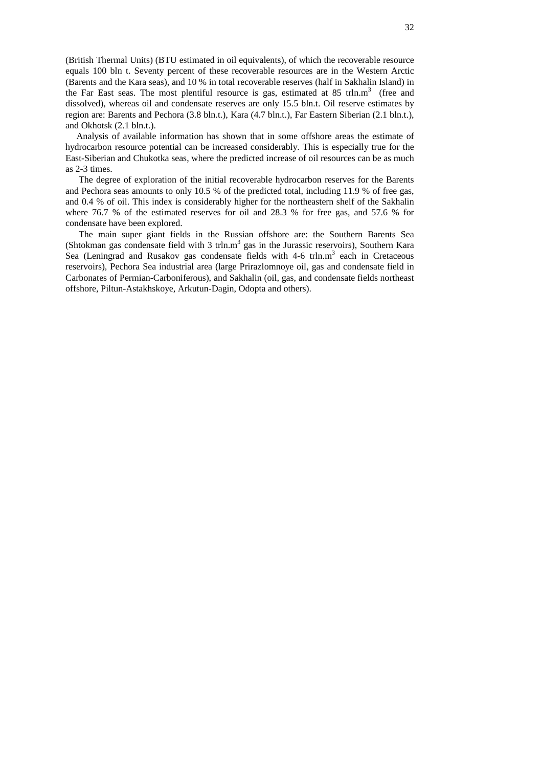(British Thermal Units) (BTU estimated in oil equivalents), of which the recoverable resource equals 100 bln t. Seventy percent of these recoverable resources are in the Western Arctic (Barents and the Kara seas), and 10 % in total recoverable reserves (half in Sakhalin Island) in the Far East seas. The most plentiful resource is gas, estimated at 85 trln.$m^3$ (free and dissolved), whereas oil and condensate reserves are only 15.5 bln.t. Oil reserve estimates by region are: Barents and Pechora (3.8 bln.t.), Kara (4.7 bln.t.), Far Eastern Siberian (2.1 bln.t.), and Okhotsk (2.1 bln.t.).

Analysis of available information has shown that in some offshore areas the estimate of hydrocarbon resource potential can be increased considerably. This is especially true for the East-Siberian and Chukotka seas, where the predicted increase of oil resources can be as much as 2-3 times.

The degree of exploration of the initial recoverable hydrocarbon reserves for the Barents and Pechora seas amounts to only 10.5 % of the predicted total, including 11.9 % of free gas, and 0.4 % of oil. This index is considerably higher for the northeastern shelf of the Sakhalin where 76.7 % of the estimated reserves for oil and 28.3 % for free gas, and 57.6 % for condensate have been explored.

The main super giant fields in the Russian offshore are: the Southern Barents Sea (Shtokman gas condensate field with 3 trln.$m^3$ gas in the Jurassic reservoirs), Southern Kara Sea (Leningrad and Rusakov gas condensate fields with 4-6 trln.$m^3$ each in Cretaceous reservoirs), Pechora Sea industrial area (large Prirazlomnoye oil, gas and condensate field in Carbonates of Permian-Carboniferous), and Sakhalin (oil, gas, and condensate fields northeast offshore, Piltun-Astakhskoye, Arkutun-Dagin, Odopta and others).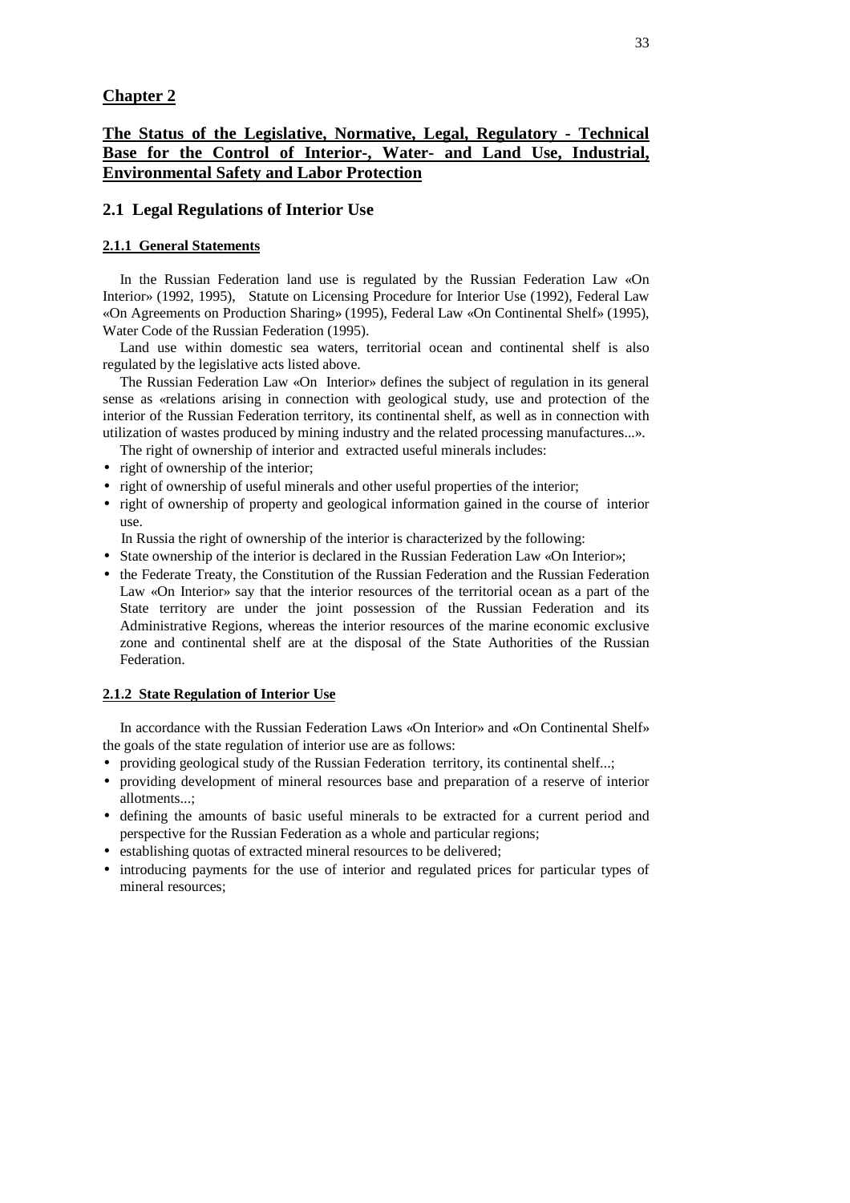## Chapter 2

## The Status of the Legislative, Normative, Legal, Regulatory - Technical Base for the Control of Interior-, Water- and Land Use, Industrial, Environmental Safety and Labor Protection

### 2.1 Legal Regulations of Interior Use

#### 2.1.1 General Statements

In the Russian Federation land use is regulated by the Russian Federation Law «On Interior» (1992, 1995), Statute on Licensing Procedure for Interior Use (1992), Federal Law «On Agreements on Production Sharing» (1995), Federal Law «On Continental Shelf» (1995), Water Code of the Russian Federation (1995).

Land use within domestic sea waters, territorial ocean and continental shelf is also regulated by the legislative acts listed above.

The Russian Federation Law «On Interior» defines the subject of regulation in its general sense as «relations arising in connection with geological study, use and protection of the interior of the Russian Federation territory, its continental shelf, as well as in connection with utilization of wastes produced by mining industry and the related processing manufactures...».

The right of ownership of interior and extracted useful minerals includes:

- right of ownership of the interior;
- right of ownership of useful minerals and other useful properties of the interior;
- right of ownership of property and geological information gained in the course of interior use.

In Russia the right of ownership of the interior is characterized by the following:

- State ownership of the interior is declared in the Russian Federation Law «On Interior»;
- the Federate Treaty, the Constitution of the Russian Federation and the Russian Federation Law «On Interior» say that the interior resources of the territorial ocean as a part of the State territory are under the joint possession of the Russian Federation and its Administrative Regions, whereas the interior resources of the marine economic exclusive zone and continental shelf are at the disposal of the State Authorities of the Russian Federation.

#### 2.1.2 State Regulation of Interior Use

In accordance with the Russian Federation Laws «On Interior» and «On Continental Shelf» the goals of the state regulation of interior use are as follows:

- providing geological study of the Russian Federation territory, its continental shelf...;
- providing development of mineral resources base and preparation of a reserve of interior allotments...;
- defining the amounts of basic useful minerals to be extracted for a current period and perspective for the Russian Federation as a whole and particular regions;
- establishing quotas of extracted mineral resources to be delivered;
- introducing payments for the use of interior and regulated prices for particular types of mineral resources;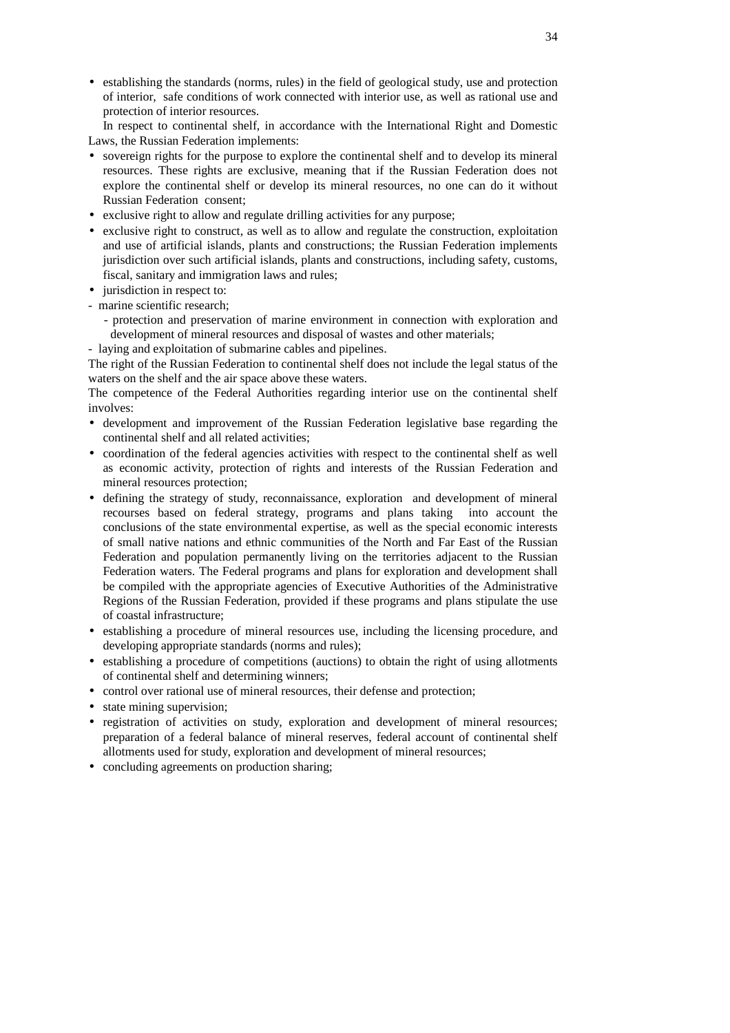- establishing the standards (norms, rules) in the field of geological study, use and protection of interior, safe conditions of work connected with interior use, as well as rational use and protection of interior resources.

In respect to continental shelf, in accordance with the International Right and Domestic Laws, the Russian Federation implements:

- sovereign rights for the purpose to explore the continental shelf and to develop its mineral resources. These rights are exclusive, meaning that if the Russian Federation does not explore the continental shelf or develop its mineral resources, no one can do it without Russian Federation consent;
- exclusive right to allow and regulate drilling activities for any purpose;
- exclusive right to construct, as well as to allow and regulate the construction, exploitation and use of artificial islands, plants and constructions; the Russian Federation implements jurisdiction over such artificial islands, plants and constructions, including safety, customs, fiscal, sanitary and immigration laws and rules;
- jurisdiction in respect to:

- marine scientific research;
- protection and preservation of marine environment in connection with exploration and development of mineral resources and disposal of wastes and other materials;
- laying and exploitation of submarine cables and pipelines.

The right of the Russian Federation to continental shelf does not include the legal status of the waters on the shelf and the air space above these waters.

The competence of the Federal Authorities regarding interior use on the continental shelf involves:

- development and improvement of the Russian Federation legislative base regarding the continental shelf and all related activities;
- coordination of the federal agencies activities with respect to the continental shelf as well as economic activity, protection of rights and interests of the Russian Federation and mineral resources protection;
- defining the strategy of study, reconnaissance, exploration and development of mineral recourses based on federal strategy, programs and plans taking into account the conclusions of the state environmental expertise, as well as the special economic interests of small native nations and ethnic communities of the North and Far East of the Russian Federation and population permanently living on the territories adjacent to the Russian Federation waters. The Federal programs and plans for exploration and development shall be compiled with the appropriate agencies of Executive Authorities of the Administrative Regions of the Russian Federation, provided if these programs and plans stipulate the use of coastal infrastructure;
- establishing a procedure of mineral resources use, including the licensing procedure, and developing appropriate standards (norms and rules);
- establishing a procedure of competitions (auctions) to obtain the right of using allotments of continental shelf and determining winners;
- control over rational use of mineral resources, their defense and protection;
- state mining supervision;
- registration of activities on study, exploration and development of mineral resources; preparation of a federal balance of mineral reserves, federal account of continental shelf allotments used for study, exploration and development of mineral resources;
- concluding agreements on production sharing;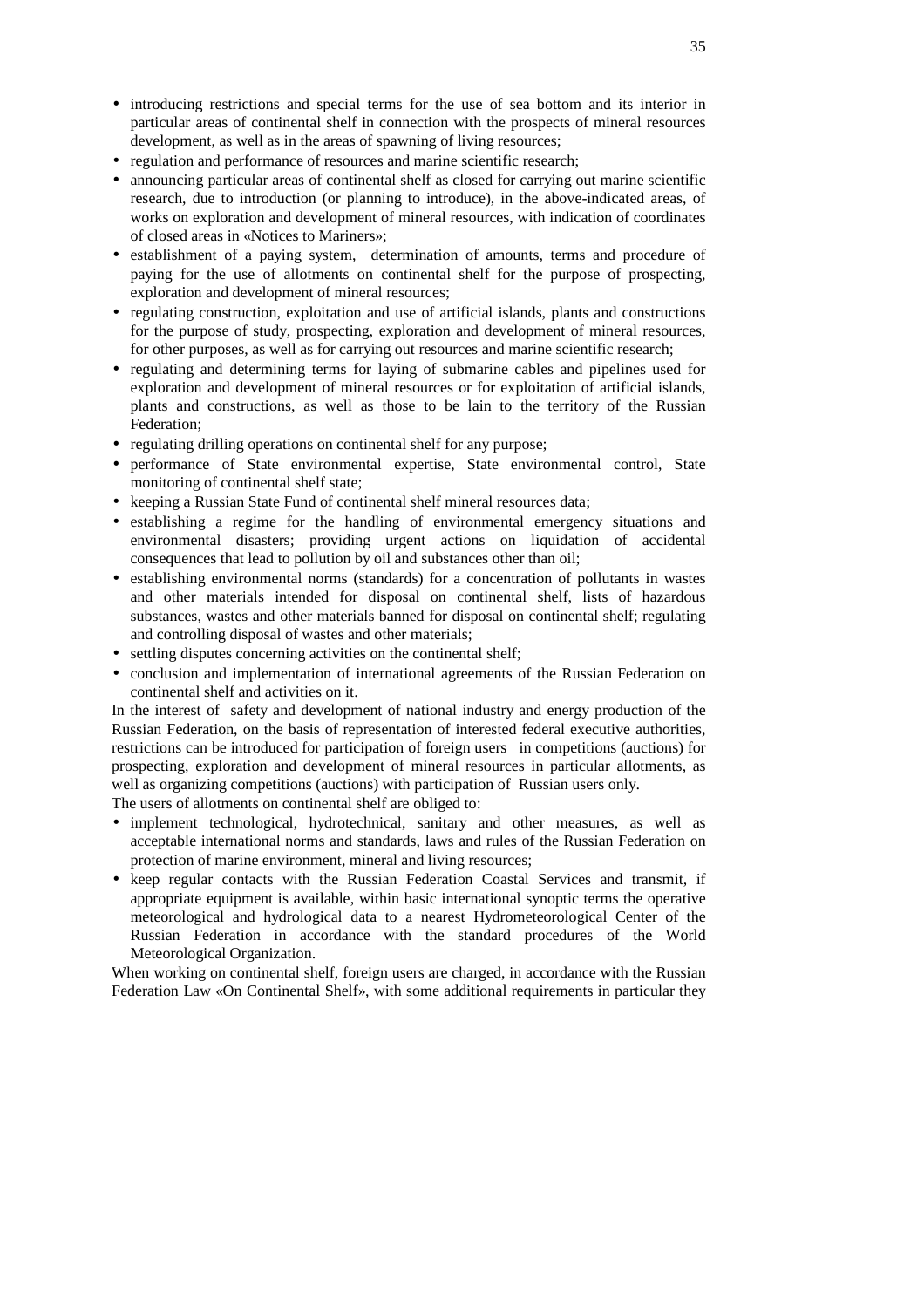- introducing restrictions and special terms for the use of sea bottom and its interior in particular areas of continental shelf in connection with the prospects of mineral resources development, as well as in the areas of spawning of living resources;
- regulation and performance of resources and marine scientific research;
- announcing particular areas of continental shelf as closed for carrying out marine scientific research, due to introduction (or planning to introduce), in the above-indicated areas, of works on exploration and development of mineral resources, with indication of coordinates of closed areas in «Notices to Mariners»;
- establishment of a paying system, determination of amounts, terms and procedure of paying for the use of allotments on continental shelf for the purpose of prospecting, exploration and development of mineral resources;
- regulating construction, exploitation and use of artificial islands, plants and constructions for the purpose of study, prospecting, exploration and development of mineral resources, for other purposes, as well as for carrying out resources and marine scientific research;
- regulating and determining terms for laying of submarine cables and pipelines used for exploration and development of mineral resources or for exploitation of artificial islands, plants and constructions, as well as those to be lain to the territory of the Russian Federation;
- regulating drilling operations on continental shelf for any purpose;
- performance of State environmental expertise, State environmental control, State monitoring of continental shelf state;
- keeping a Russian State Fund of continental shelf mineral resources data;
- establishing a regime for the handling of environmental emergency situations and environmental disasters; providing urgent actions on liquidation of accidental consequences that lead to pollution by oil and substances other than oil;
- establishing environmental norms (standards) for a concentration of pollutants in wastes and other materials intended for disposal on continental shelf, lists of hazardous substances, wastes and other materials banned for disposal on continental shelf; regulating and controlling disposal of wastes and other materials;
- settling disputes concerning activities on the continental shelf;
- conclusion and implementation of international agreements of the Russian Federation on continental shelf and activities on it.

In the interest of safety and development of national industry and energy production of the Russian Federation, on the basis of representation of interested federal executive authorities, restrictions can be introduced for participation of foreign users in competitions (auctions) for prospecting, exploration and development of mineral resources in particular allotments, as well as organizing competitions (auctions) with participation of Russian users only.

The users of allotments on continental shelf are obliged to:

- implement technological, hydrotechnical, sanitary and other measures, as well as acceptable international norms and standards, laws and rules of the Russian Federation on protection of marine environment, mineral and living resources;
- keep regular contacts with the Russian Federation Coastal Services and transmit, if appropriate equipment is available, within basic international synoptic terms the operative meteorological and hydrological data to a nearest Hydrometeorological Center of the Russian Federation in accordance with the standard procedures of the World Meteorological Organization.

When working on continental shelf, foreign users are charged, in accordance with the Russian Federation Law «On Continental Shelf», with some additional requirements in particular they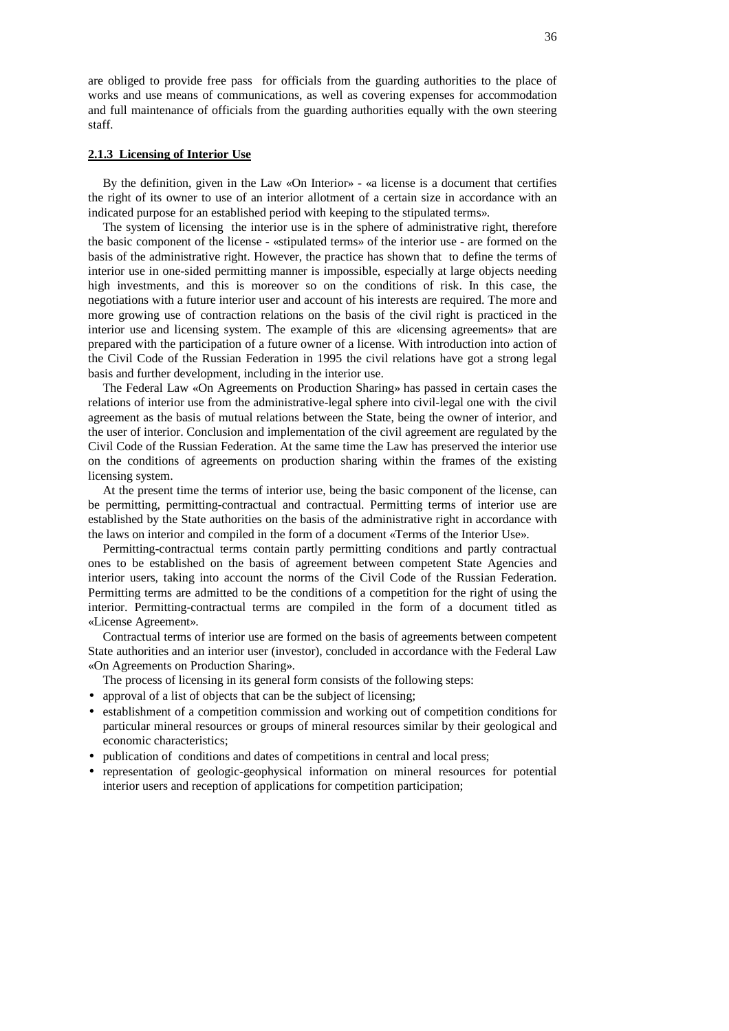are obliged to provide free pass for officials from the guarding authorities to the place of works and use means of communications, as well as covering expenses for accommodation and full maintenance of officials from the guarding authorities equally with the own steering staff.

### 2.1.3 Licensing of Interior Use

By the definition, given in the Law «On Interior» - «a license is a document that certifies the right of its owner to use of an interior allotment of a certain size in accordance with an indicated purpose for an established period with keeping to the stipulated terms».

The system of licensing the interior use is in the sphere of administrative right, therefore the basic component of the license - «stipulated terms» of the interior use - are formed on the basis of the administrative right. However, the practice has shown that to define the terms of interior use in one-sided permitting manner is impossible, especially at large objects needing high investments, and this is moreover so on the conditions of risk. In this case, the negotiations with a future interior user and account of his interests are required. The more and more growing use of contraction relations on the basis of the civil right is practiced in the interior use and licensing system. The example of this are «licensing agreements» that are prepared with the participation of a future owner of a license. With introduction into action of the Civil Code of the Russian Federation in 1995 the civil relations have got a strong legal basis and further development, including in the interior use.

The Federal Law «On Agreements on Production Sharing» has passed in certain cases the relations of interior use from the administrative-legal sphere into civil-legal one with the civil agreement as the basis of mutual relations between the State, being the owner of interior, and the user of interior. Conclusion and implementation of the civil agreement are regulated by the Civil Code of the Russian Federation. At the same time the Law has preserved the interior use on the conditions of agreements on production sharing within the frames of the existing licensing system.

At the present time the terms of interior use, being the basic component of the license, can be permitting, permitting-contractual and contractual. Permitting terms of interior use are established by the State authorities on the basis of the administrative right in accordance with the laws on interior and compiled in the form of a document «Terms of the Interior Use».

Permitting-contractual terms contain partly permitting conditions and partly contractual ones to be established on the basis of agreement between competent State Agencies and interior users, taking into account the norms of the Civil Code of the Russian Federation. Permitting terms are admitted to be the conditions of a competition for the right of using the interior. Permitting-contractual terms are compiled in the form of a document titled as «License Agreement».

Contractual terms of interior use are formed on the basis of agreements between competent State authorities and an interior user (investor), concluded in accordance with the Federal Law «On Agreements on Production Sharing».

The process of licensing in its general form consists of the following steps:

- approval of a list of objects that can be the subject of licensing;
- establishment of a competition commission and working out of competition conditions for particular mineral resources or groups of mineral resources similar by their geological and economic characteristics;
- publication of conditions and dates of competitions in central and local press;
- representation of geologic-geophysical information on mineral resources for potential interior users and reception of applications for competition participation;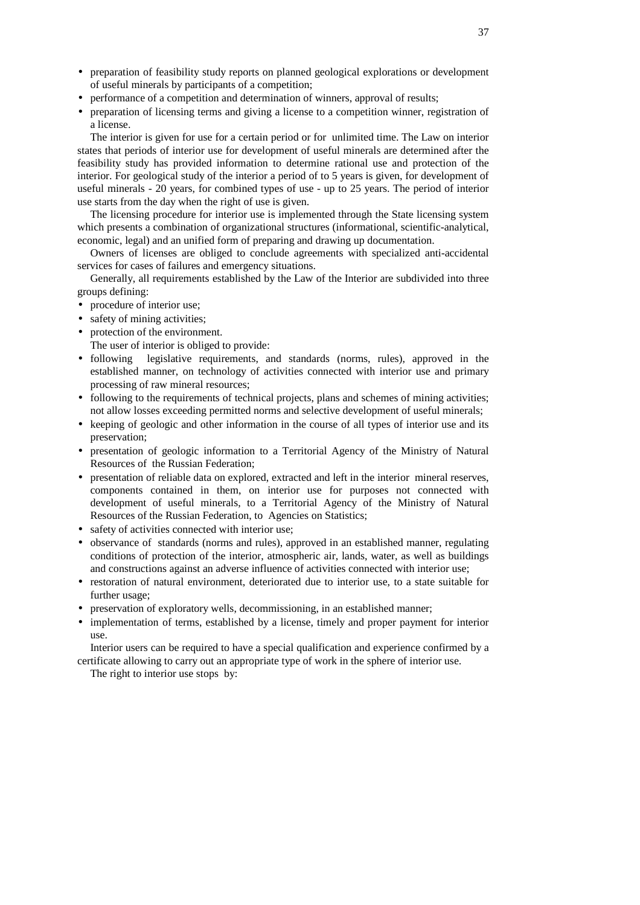- preparation of feasibility study reports on planned geological explorations or development of useful minerals by participants of a competition;
- performance of a competition and determination of winners, approval of results;
- preparation of licensing terms and giving a license to a competition winner, registration of a license.

The interior is given for use for a certain period or for unlimited time. The Law on interior states that periods of interior use for development of useful minerals are determined after the feasibility study has provided information to determine rational use and protection of the interior. For geological study of the interior a period of to 5 years is given, for development of useful minerals - 20 years, for combined types of use - up to 25 years. The period of interior use starts from the day when the right of use is given.

The licensing procedure for interior use is implemented through the State licensing system which presents a combination of organizational structures (informational, scientific-analytical, economic, legal) and an unified form of preparing and drawing up documentation.

Owners of licenses are obliged to conclude agreements with specialized anti-accidental services for cases of failures and emergency situations.

Generally, all requirements established by the Law of the Interior are subdivided into three groups defining:

- procedure of interior use;
- safety of mining activities;
- protection of the environment.

The user of interior is obliged to provide:

- following legislative requirements, and standards (norms, rules), approved in the established manner, on technology of activities connected with interior use and primary processing of raw mineral resources;
- following to the requirements of technical projects, plans and schemes of mining activities; not allow losses exceeding permitted norms and selective development of useful minerals;
- keeping of geologic and other information in the course of all types of interior use and its preservation;
- presentation of geologic information to a Territorial Agency of the Ministry of Natural Resources of the Russian Federation;
- presentation of reliable data on explored, extracted and left in the interior mineral reserves, components contained in them, on interior use for purposes not connected with development of useful minerals, to a Territorial Agency of the Ministry of Natural Resources of the Russian Federation, to Agencies on Statistics;
- safety of activities connected with interior use;
- observance of standards (norms and rules), approved in an established manner, regulating conditions of protection of the interior, atmospheric air, lands, water, as well as buildings and constructions against an adverse influence of activities connected with interior use;
- restoration of natural environment, deteriorated due to interior use, to a state suitable for further usage;
- preservation of exploratory wells, decommissioning, in an established manner;
- implementation of terms, established by a license, timely and proper payment for interior use.

Interior users can be required to have a special qualification and experience confirmed by a certificate allowing to carry out an appropriate type of work in the sphere of interior use.

The right to interior use stops by: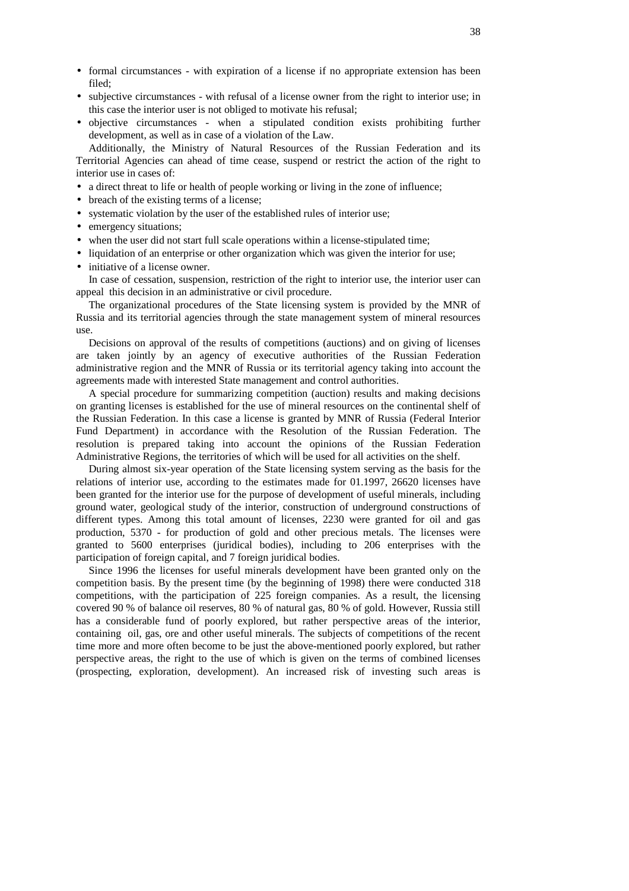- formal circumstances - with expiration of a license if no appropriate extension has been filed;
- subjective circumstances - with refusal of a license owner from the right to interior use; in this case the interior user is not obliged to motivate his refusal;
- objective circumstances - when a stipulated condition exists prohibiting further development, as well as in case of a violation of the Law.

Additionally, the Ministry of Natural Resources of the Russian Federation and its Territorial Agencies can ahead of time cease, suspend or restrict the action of the right to interior use in cases of:

- a direct threat to life or health of people working or living in the zone of influence;
- breach of the existing terms of a license;
- systematic violation by the user of the established rules of interior use;
- emergency situations;
- when the user did not start full scale operations within a license-stipulated time;
- liquidation of an enterprise or other organization which was given the interior for use;
- initiative of a license owner.

In case of cessation, suspension, restriction of the right to interior use, the interior user can appeal this decision in an administrative or civil procedure.

The organizational procedures of the State licensing system is provided by the MNR of Russia and its territorial agencies through the state management system of mineral resources use.

Decisions on approval of the results of competitions (auctions) and on giving of licenses are taken jointly by an agency of executive authorities of the Russian Federation administrative region and the MNR of Russia or its territorial agency taking into account the agreements made with interested State management and control authorities.

A special procedure for summarizing competition (auction) results and making decisions on granting licenses is established for the use of mineral resources on the continental shelf of the Russian Federation. In this case a license is granted by MNR of Russia (Federal Interior Fund Department) in accordance with the Resolution of the Russian Federation. The resolution is prepared taking into account the opinions of the Russian Federation Administrative Regions, the territories of which will be used for all activities on the shelf.

During almost six-year operation of the State licensing system serving as the basis for the relations of interior use, according to the estimates made for 01.1997, 26620 licenses have been granted for the interior use for the purpose of development of useful minerals, including ground water, geological study of the interior, construction of underground constructions of different types. Among this total amount of licenses, 2230 were granted for oil and gas production, 5370 - for production of gold and other precious metals. The licenses were granted to 5600 enterprises (juridical bodies), including to 206 enterprises with the participation of foreign capital, and 7 foreign juridical bodies.

Since 1996 the licenses for useful minerals development have been granted only on the competition basis. By the present time (by the beginning of 1998) there were conducted 318 competitions, with the participation of 225 foreign companies. As a result, the licensing covered 90 % of balance oil reserves, 80 % of natural gas, 80 % of gold. However, Russia still has a considerable fund of poorly explored, but rather perspective areas of the interior, containing oil, gas, ore and other useful minerals. The subjects of competitions of the recent time more and more often become to be just the above-mentioned poorly explored, but rather perspective areas, the right to the use of which is given on the terms of combined licenses (prospecting, exploration, development). An increased risk of investing such areas is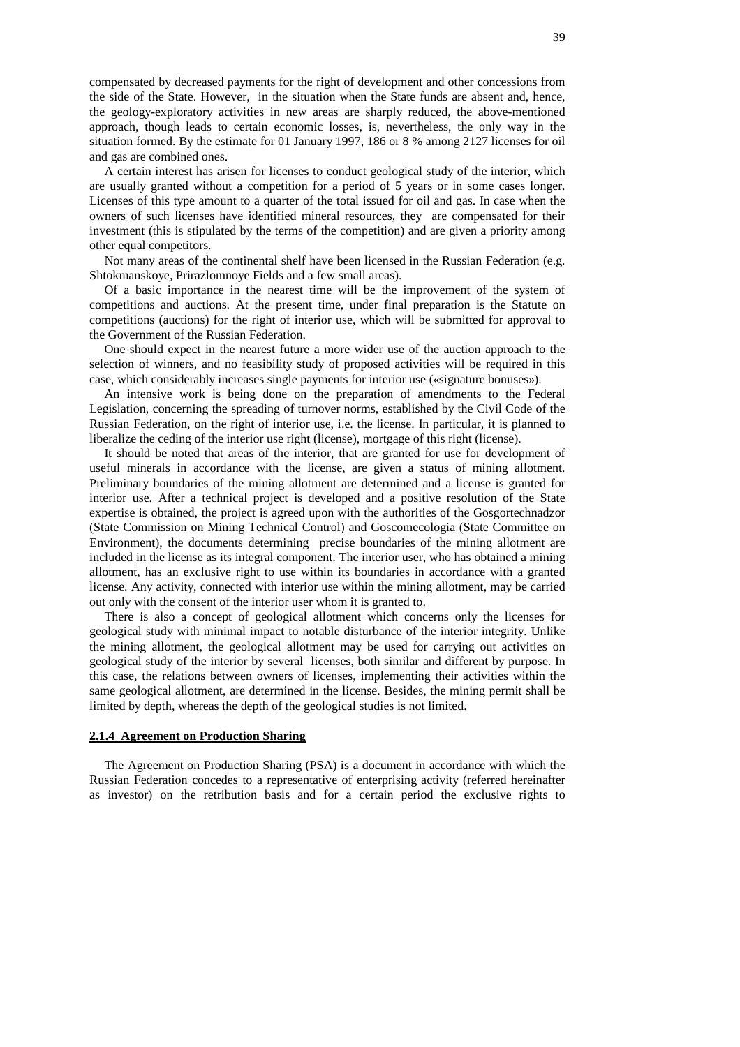compensated by decreased payments for the right of development and other concessions from the side of the State. However, in the situation when the State funds are absent and, hence, the geology-exploratory activities in new areas are sharply reduced, the above-mentioned approach, though leads to certain economic losses, is, nevertheless, the only way in the situation formed. By the estimate for 01 January 1997, 186 or 8 % among 2127 licenses for oil and gas are combined ones.

A certain interest has arisen for licenses to conduct geological study of the interior, which are usually granted without a competition for a period of 5 years or in some cases longer. Licenses of this type amount to a quarter of the total issued for oil and gas. In case when the owners of such licenses have identified mineral resources, they are compensated for their investment (this is stipulated by the terms of the competition) and are given a priority among other equal competitors.

Not many areas of the continental shelf have been licensed in the Russian Federation (e.g. Shtokmanskoye, Prirazlomnoye Fields and a few small areas).

Of a basic importance in the nearest time will be the improvement of the system of competitions and auctions. At the present time, under final preparation is the Statute on competitions (auctions) for the right of interior use, which will be submitted for approval to the Government of the Russian Federation.

One should expect in the nearest future a more wider use of the auction approach to the selection of winners, and no feasibility study of proposed activities will be required in this case, which considerably increases single payments for interior use («signature bonuses»).

An intensive work is being done on the preparation of amendments to the Federal Legislation, concerning the spreading of turnover norms, established by the Civil Code of the Russian Federation, on the right of interior use, i.e. the license. In particular, it is planned to liberalize the ceding of the interior use right (license), mortgage of this right (license).

It should be noted that areas of the interior, that are granted for use for development of useful minerals in accordance with the license, are given a status of mining allotment. Preliminary boundaries of the mining allotment are determined and a license is granted for interior use. After a technical project is developed and a positive resolution of the State expertise is obtained, the project is agreed upon with the authorities of the Gosgortechnadzor (State Commission on Mining Technical Control) and Goscomecologia (State Committee on Environment), the documents determining precise boundaries of the mining allotment are included in the license as its integral component. The interior user, who has obtained a mining allotment, has an exclusive right to use within its boundaries in accordance with a granted license. Any activity, connected with interior use within the mining allotment, may be carried out only with the consent of the interior user whom it is granted to.

There is also a concept of geological allotment which concerns only the licenses for geological study with minimal impact to notable disturbance of the interior integrity. Unlike the mining allotment, the geological allotment may be used for carrying out activities on geological study of the interior by several licenses, both similar and different by purpose. In this case, the relations between owners of licenses, implementing their activities within the same geological allotment, are determined in the license. Besides, the mining permit shall be limited by depth, whereas the depth of the geological studies is not limited.

#### 2.1.4 Agreement on Production Sharing

The Agreement on Production Sharing (PSA) is a document in accordance with which the Russian Federation concedes to a representative of enterprising activity (referred hereinafter as investor) on the retribution basis and for a certain period the exclusive rights to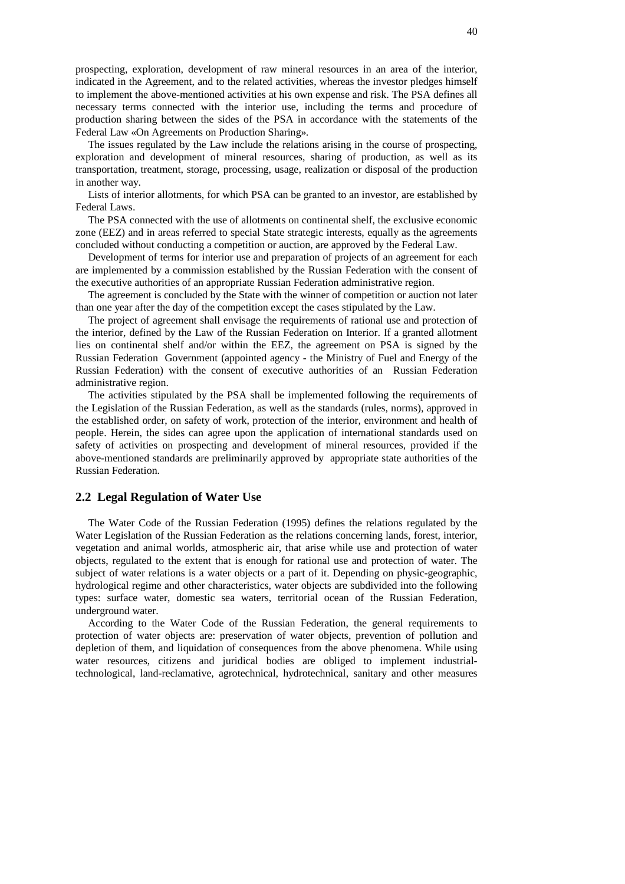prospecting, exploration, development of raw mineral resources in an area of the interior, indicated in the Agreement, and to the related activities, whereas the investor pledges himself to implement the above-mentioned activities at his own expense and risk. The PSA defines all necessary terms connected with the interior use, including the terms and procedure of production sharing between the sides of the PSA in accordance with the statements of the Federal Law «On Agreements on Production Sharing».

The issues regulated by the Law include the relations arising in the course of prospecting, exploration and development of mineral resources, sharing of production, as well as its transportation, treatment, storage, processing, usage, realization or disposal of the production in another way.

Lists of interior allotments, for which PSA can be granted to an investor, are established by Federal Laws.

The PSA connected with the use of allotments on continental shelf, the exclusive economic zone (EEZ) and in areas referred to special State strategic interests, equally as the agreements concluded without conducting a competition or auction, are approved by the Federal Law.

Development of terms for interior use and preparation of projects of an agreement for each are implemented by a commission established by the Russian Federation with the consent of the executive authorities of an appropriate Russian Federation administrative region.

The agreement is concluded by the State with the winner of competition or auction not later than one year after the day of the competition except the cases stipulated by the Law.

The project of agreement shall envisage the requirements of rational use and protection of the interior, defined by the Law of the Russian Federation on Interior. If a granted allotment lies on continental shelf and/or within the EEZ, the agreement on PSA is signed by the Russian Federation Government (appointed agency - the Ministry of Fuel and Energy of the Russian Federation) with the consent of executive authorities of an Russian Federation administrative region.

The activities stipulated by the PSA shall be implemented following the requirements of the Legislation of the Russian Federation, as well as the standards (rules, norms), approved in the established order, on safety of work, protection of the interior, environment and health of people. Herein, the sides can agree upon the application of international standards used on safety of activities on prospecting and development of mineral resources, provided if the above-mentioned standards are preliminarily approved by appropriate state authorities of the Russian Federation.

## 2.2 Legal Regulation of Water Use

The Water Code of the Russian Federation (1995) defines the relations regulated by the Water Legislation of the Russian Federation as the relations concerning lands, forest, interior, vegetation and animal worlds, atmospheric air, that arise while use and protection of water objects, regulated to the extent that is enough for rational use and protection of water. The subject of water relations is a water objects or a part of it. Depending on physic-geographic, hydrological regime and other characteristics, water objects are subdivided into the following types: surface water, domestic sea waters, territorial ocean of the Russian Federation, underground water.

According to the Water Code of the Russian Federation, the general requirements to protection of water objects are: preservation of water objects, prevention of pollution and depletion of them, and liquidation of consequences from the above phenomena. While using water resources, citizens and juridical bodies are obliged to implement industrial-technological, land-reclamative, agrotechnical, hydrotechnical, sanitary and other measures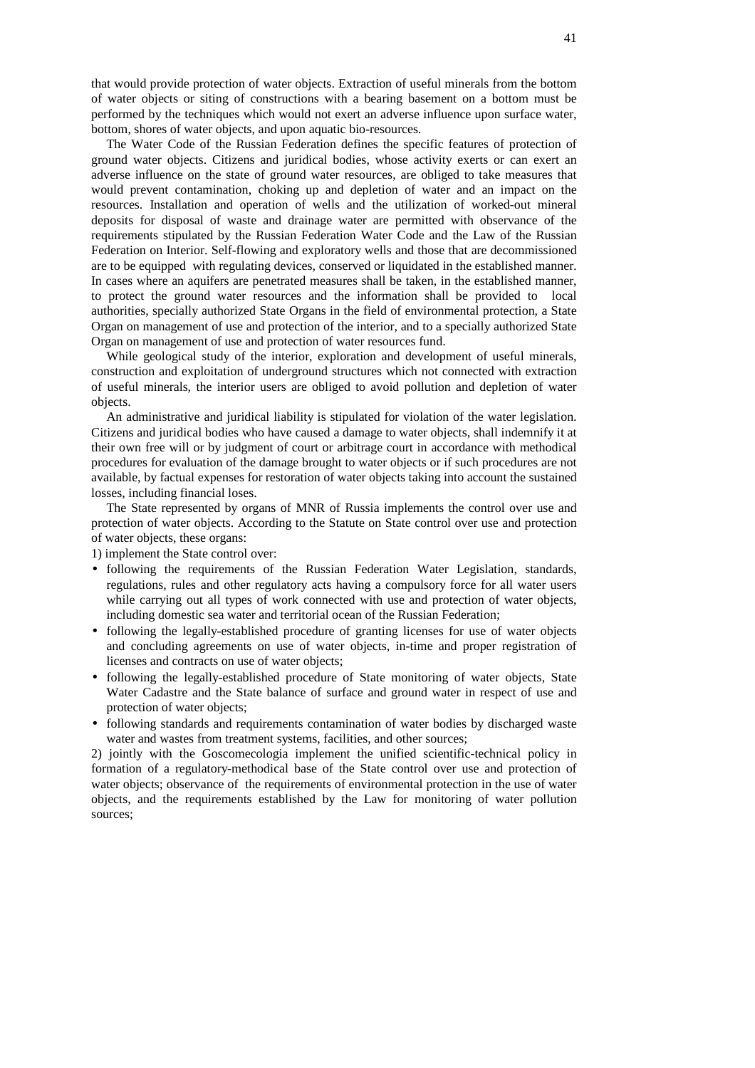that would provide protection of water objects. Extraction of useful minerals from the bottom of water objects or siting of constructions with a bearing basement on a bottom must be performed by the techniques which would not exert an adverse influence upon surface water, bottom, shores of water objects, and upon aquatic bio-resources.

The Water Code of the Russian Federation defines the specific features of protection of ground water objects. Citizens and juridical bodies, whose activity exerts or can exert an adverse influence on the state of ground water resources, are obliged to take measures that would prevent contamination, choking up and depletion of water and an impact on the resources. Installation and operation of wells and the utilization of worked-out mineral deposits for disposal of waste and drainage water are permitted with observance of the requirements stipulated by the Russian Federation Water Code and the Law of the Russian Federation on Interior. Self-flowing and exploratory wells and those that are decommissioned are to be equipped with regulating devices, conserved or liquidated in the established manner. In cases where an aquifers are penetrated measures shall be taken, in the established manner, to protect the ground water resources and the information shall be provided to local authorities, specially authorized State Organs in the field of environmental protection, a State Organ on management of use and protection of the interior, and to a specially authorized State Organ on management of use and protection of water resources fund.

While geological study of the interior, exploration and development of useful minerals, construction and exploitation of underground structures which not connected with extraction of useful minerals, the interior users are obliged to avoid pollution and depletion of water objects.

An administrative and juridical liability is stipulated for violation of the water legislation. Citizens and juridical bodies who have caused a damage to water objects, shall indemnify it at their own free will or by judgment of court or arbitrage court in accordance with methodical procedures for evaluation of the damage brought to water objects or if such procedures are not available, by factual expenses for restoration of water objects taking into account the sustained losses, including financial loses.

The State represented by organs of MNR of Russia implements the control over use and protection of water objects. According to the Statute on State control over use and protection of water objects, these organs:

1) implement the State control over:

- following the requirements of the Russian Federation Water Legislation, standards, regulations, rules and other regulatory acts having a compulsory force for all water users while carrying out all types of work connected with use and protection of water objects, including domestic sea water and territorial ocean of the Russian Federation;
- following the legally-established procedure of granting licenses for use of water objects and concluding agreements on use of water objects, in-time and proper registration of licenses and contracts on use of water objects;
- following the legally-established procedure of State monitoring of water objects, State Water Cadastre and the State balance of surface and ground water in respect of use and protection of water objects;
- following standards and requirements contamination of water bodies by discharged waste water and wastes from treatment systems, facilities, and other sources;

2) jointly with the Goscomecologia implement the unified scientific-technical policy in formation of a regulatory-methodical base of the State control over use and protection of water objects; observance of the requirements of environmental protection in the use of water objects, and the requirements established by the Law for monitoring of water pollution sources;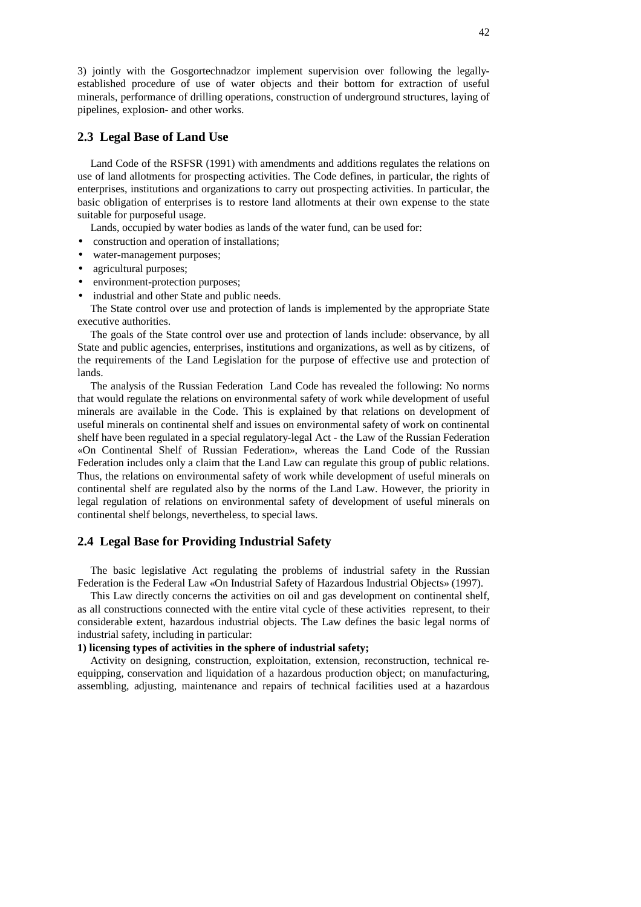3) jointly with the Gosgortechnadzor implement supervision over following the legally-established procedure of use of water objects and their bottom for extraction of useful minerals, performance of drilling operations, construction of underground structures, laying of pipelines, explosion- and other works.

## 2.3 Legal Base of Land Use

Land Code of the RSFSR (1991) with amendments and additions regulates the relations on use of land allotments for prospecting activities. The Code defines, in particular, the rights of enterprises, institutions and organizations to carry out prospecting activities. In particular, the basic obligation of enterprises is to restore land allotments at their own expense to the state suitable for purposeful usage.

Lands, occupied by water bodies as lands of the water fund, can be used for:

- construction and operation of installations;
- water-management purposes;
- agricultural purposes;
- environment-protection purposes;
- industrial and other State and public needs.

The State control over use and protection of lands is implemented by the appropriate State executive authorities.

The goals of the State control over use and protection of lands include: observance, by all State and public agencies, enterprises, institutions and organizations, as well as by citizens, of the requirements of the Land Legislation for the purpose of effective use and protection of lands.

The analysis of the Russian Federation Land Code has revealed the following: No norms that would regulate the relations on environmental safety of work while development of useful minerals are available in the Code. This is explained by that relations on development of useful minerals on continental shelf and issues on environmental safety of work on continental shelf have been regulated in a special regulatory-legal Act - the Law of the Russian Federation «On Continental Shelf of Russian Federation», whereas the Land Code of the Russian Federation includes only a claim that the Land Law can regulate this group of public relations. Thus, the relations on environmental safety of work while development of useful minerals on continental shelf are regulated also by the norms of the Land Law. However, the priority in legal regulation of relations on environmental safety of development of useful minerals on continental shelf belongs, nevertheless, to special laws.

## 2.4 Legal Base for Providing Industrial Safety

The basic legislative Act regulating the problems of industrial safety in the Russian Federation is the Federal Law «On Industrial Safety of Hazardous Industrial Objects» (1997).

This Law directly concerns the activities on oil and gas development on continental shelf, as all constructions connected with the entire vital cycle of these activities represent, to their considerable extent, hazardous industrial objects. The Law defines the basic legal norms of industrial safety, including in particular:

**1) licensing types of activities in the sphere of industrial safety;**

Activity on designing, construction, exploitation, extension, reconstruction, technical re-equipping, conservation and liquidation of a hazardous production object; on manufacturing, assembling, adjusting, maintenance and repairs of technical facilities used at a hazardous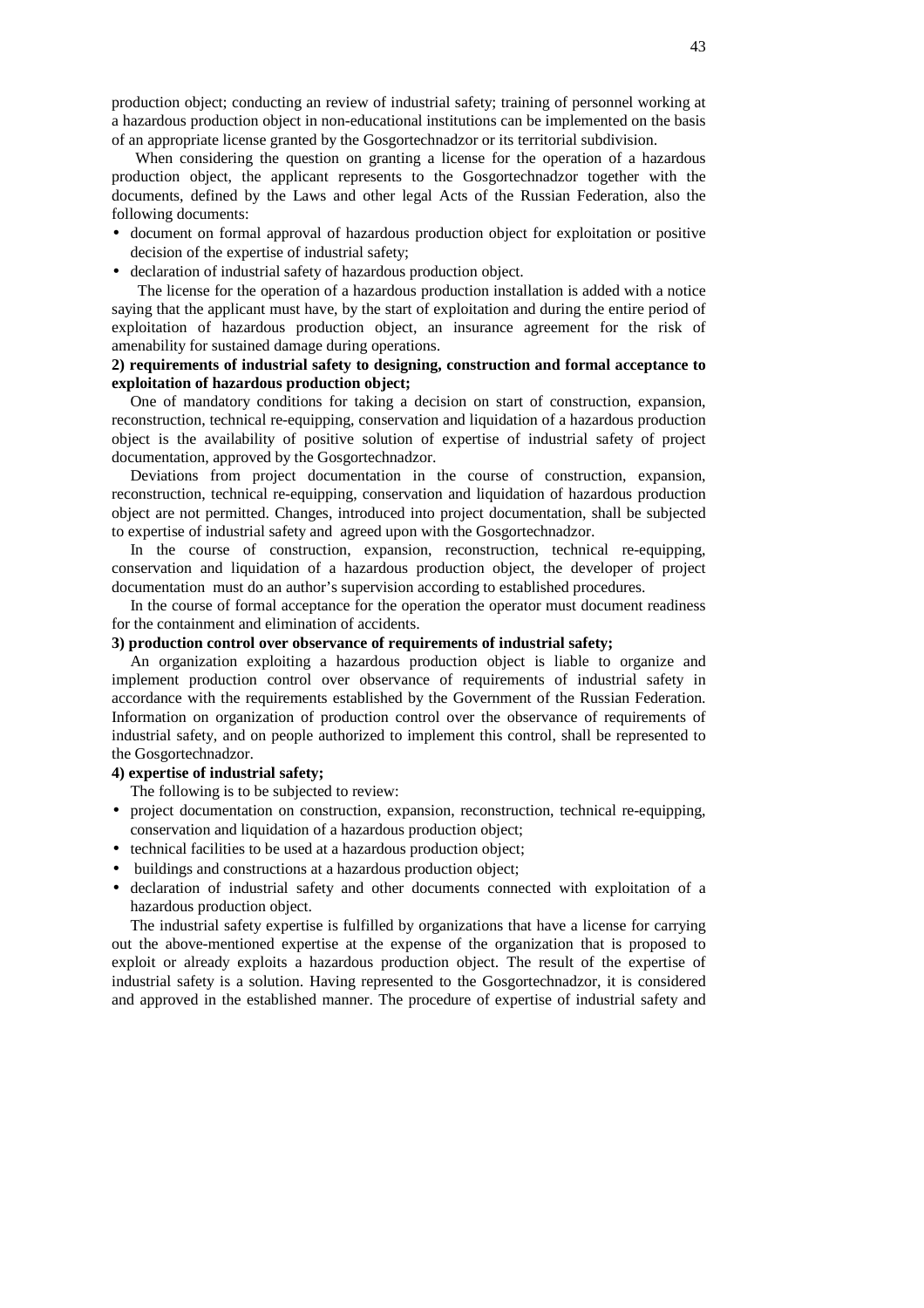production object; conducting an review of industrial safety; training of personnel working at a hazardous production object in non-educational institutions can be implemented on the basis of an appropriate license granted by the Gosgortechnadzor or its territorial subdivision.

When considering the question on granting a license for the operation of a hazardous production object, the applicant represents to the Gosgortechnadzor together with the documents, defined by the Laws and other legal Acts of the Russian Federation, also the following documents:

- document on formal approval of hazardous production object for exploitation or positive decision of the expertise of industrial safety;
- declaration of industrial safety of hazardous production object.

The license for the operation of a hazardous production installation is added with a notice saying that the applicant must have, by the start of exploitation and during the entire period of exploitation of hazardous production object, an insurance agreement for the risk of amenability for sustained damage during operations.

**2) requirements of industrial safety to designing, construction and formal acceptance to exploitation of hazardous production object;**

One of mandatory conditions for taking a decision on start of construction, expansion, reconstruction, technical re-equipping, conservation and liquidation of a hazardous production object is the availability of positive solution of expertise of industrial safety of project documentation, approved by the Gosgortechnadzor.

Deviations from project documentation in the course of construction, expansion, reconstruction, technical re-equipping, conservation and liquidation of hazardous production object are not permitted. Changes, introduced into project documentation, shall be subjected to expertise of industrial safety and agreed upon with the Gosgortechnadzor.

In the course of construction, expansion, reconstruction, technical re-equipping, conservation and liquidation of a hazardous production object, the developer of project documentation must do an author's supervision according to established procedures.

In the course of formal acceptance for the operation the operator must document readiness for the containment and elimination of accidents.

**3) production control over observance of requirements of industrial safety;**

An organization exploiting a hazardous production object is liable to organize and implement production control over observance of requirements of industrial safety in accordance with the requirements established by the Government of the Russian Federation. Information on organization of production control over the observance of requirements of industrial safety, and on people authorized to implement this control, shall be represented to the Gosgortechnadzor.

**4) expertise of industrial safety;**

The following is to be subjected to review:

- project documentation on construction, expansion, reconstruction, technical re-equipping, conservation and liquidation of a hazardous production object;
- technical facilities to be used at a hazardous production object;
- buildings and constructions at a hazardous production object;
- declaration of industrial safety and other documents connected with exploitation of a hazardous production object.

The industrial safety expertise is fulfilled by organizations that have a license for carrying out the above-mentioned expertise at the expense of the organization that is proposed to exploit or already exploits a hazardous production object. The result of the expertise of industrial safety is a solution. Having represented to the Gosgortechnadzor, it is considered and approved in the established manner. The procedure of expertise of industrial safety and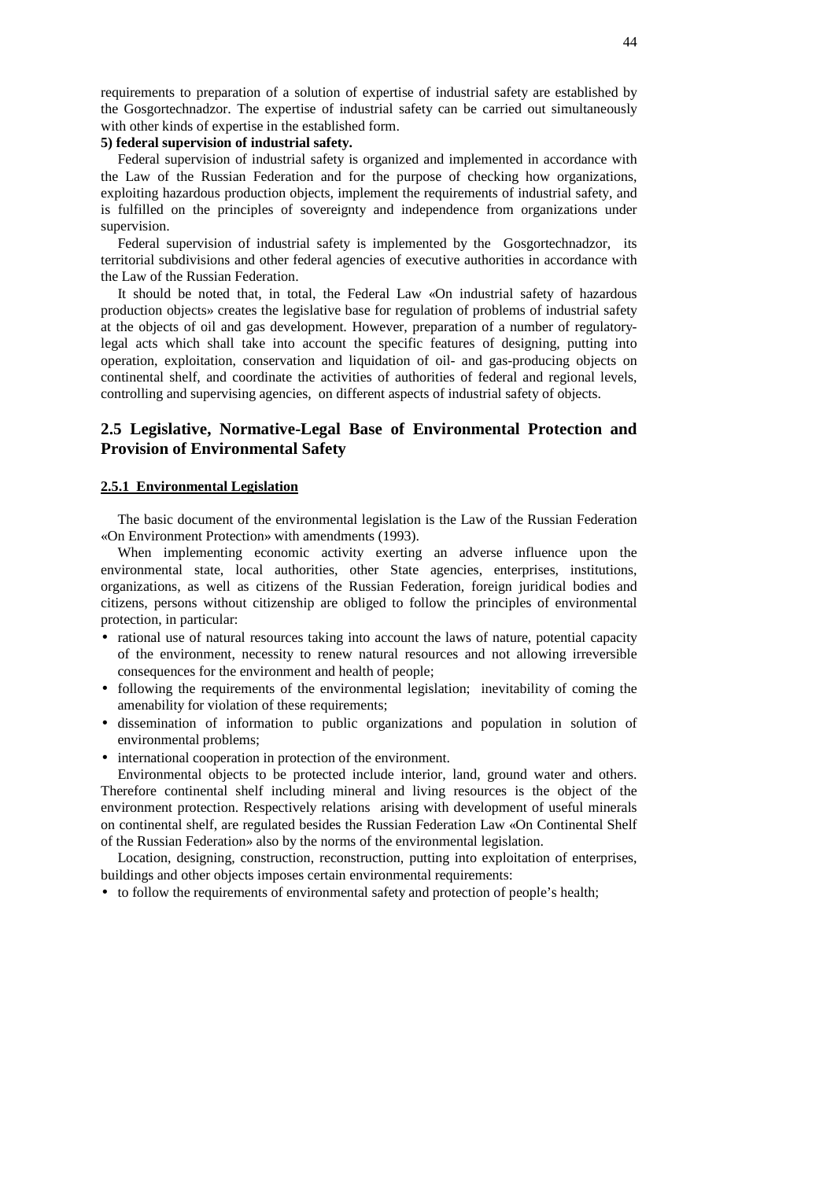requirements to preparation of a solution of expertise of industrial safety are established by the Gosgortechnadzor. The expertise of industrial safety can be carried out simultaneously with other kinds of expertise in the established form.

**5) federal supervision of industrial safety.**

Federal supervision of industrial safety is organized and implemented in accordance with the Law of the Russian Federation and for the purpose of checking how organizations, exploiting hazardous production objects, implement the requirements of industrial safety, and is fulfilled on the principles of sovereignty and independence from organizations under supervision.

Federal supervision of industrial safety is implemented by the Gosgortechnadzor, its territorial subdivisions and other federal agencies of executive authorities in accordance with the Law of the Russian Federation.

It should be noted that, in total, the Federal Law «On industrial safety of hazardous production objects» creates the legislative base for regulation of problems of industrial safety at the objects of oil and gas development. However, preparation of a number of regulatory-legal acts which shall take into account the specific features of designing, putting into operation, exploitation, conservation and liquidation of oil- and gas-producing objects on continental shelf, and coordinate the activities of authorities of federal and regional levels, controlling and supervising agencies, on different aspects of industrial safety of objects.

## 2.5 Legislative, Normative-Legal Base of Environmental Protection and Provision of Environmental Safety

### 2.5.1 Environmental Legislation

The basic document of the environmental legislation is the Law of the Russian Federation «On Environment Protection» with amendments (1993).

When implementing economic activity exerting an adverse influence upon the environmental state, local authorities, other State agencies, enterprises, institutions, organizations, as well as citizens of the Russian Federation, foreign juridical bodies and citizens, persons without citizenship are obliged to follow the principles of environmental protection, in particular:

- rational use of natural resources taking into account the laws of nature, potential capacity of the environment, necessity to renew natural resources and not allowing irreversible consequences for the environment and health of people;
- following the requirements of the environmental legislation; inevitability of coming the amenability for violation of these requirements;
- dissemination of information to public organizations and population in solution of environmental problems;
- international cooperation in protection of the environment.

Environmental objects to be protected include interior, land, ground water and others. Therefore continental shelf including mineral and living resources is the object of the environment protection. Respectively relations arising with development of useful minerals on continental shelf, are regulated besides the Russian Federation Law «On Continental Shelf of the Russian Federation» also by the norms of the environmental legislation.

Location, designing, construction, reconstruction, putting into exploitation of enterprises, buildings and other objects imposes certain environmental requirements:

- to follow the requirements of environmental safety and protection of people's health;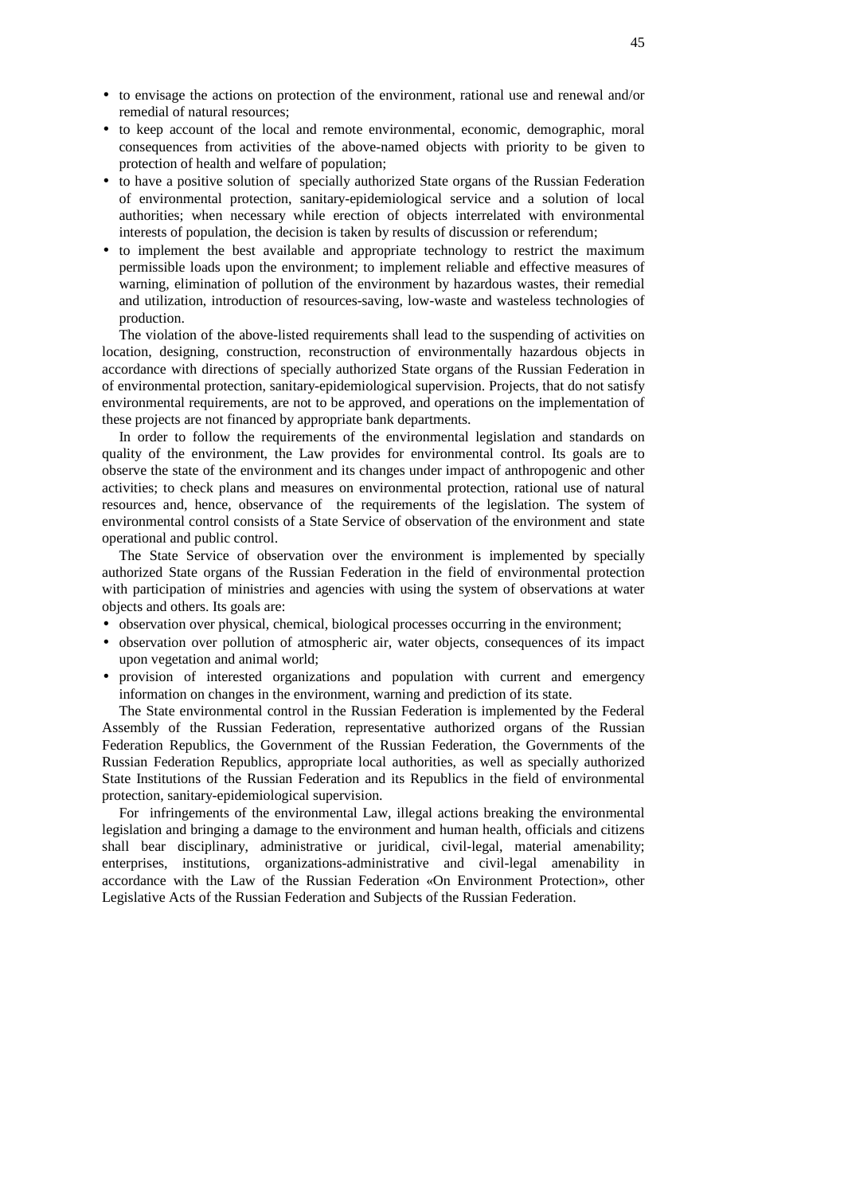- to envisage the actions on protection of the environment, rational use and renewal and/or remedial of natural resources;
- to keep account of the local and remote environmental, economic, demographic, moral consequences from activities of the above-named objects with priority to be given to protection of health and welfare of population;
- to have a positive solution of specially authorized State organs of the Russian Federation of environmental protection, sanitary-epidemiological service and a solution of local authorities; when necessary while erection of objects interrelated with environmental interests of population, the decision is taken by results of discussion or referendum;
- to implement the best available and appropriate technology to restrict the maximum permissible loads upon the environment; to implement reliable and effective measures of warning, elimination of pollution of the environment by hazardous wastes, their remedial and utilization, introduction of resources-saving, low-waste and wasteless technologies of production.

The violation of the above-listed requirements shall lead to the suspending of activities on location, designing, construction, reconstruction of environmentally hazardous objects in accordance with directions of specially authorized State organs of the Russian Federation in of environmental protection, sanitary-epidemiological supervision. Projects, that do not satisfy environmental requirements, are not to be approved, and operations on the implementation of these projects are not financed by appropriate bank departments.

In order to follow the requirements of the environmental legislation and standards on quality of the environment, the Law provides for environmental control. Its goals are to observe the state of the environment and its changes under impact of anthropogenic and other activities; to check plans and measures on environmental protection, rational use of natural resources and, hence, observance of the requirements of the legislation. The system of environmental control consists of a State Service of observation of the environment and state operational and public control.

The State Service of observation over the environment is implemented by specially authorized State organs of the Russian Federation in the field of environmental protection with participation of ministries and agencies with using the system of observations at water objects and others. Its goals are:

- observation over physical, chemical, biological processes occurring in the environment;
- observation over pollution of atmospheric air, water objects, consequences of its impact upon vegetation and animal world;
- provision of interested organizations and population with current and emergency information on changes in the environment, warning and prediction of its state.

The State environmental control in the Russian Federation is implemented by the Federal Assembly of the Russian Federation, representative authorized organs of the Russian Federation Republics, the Government of the Russian Federation, the Governments of the Russian Federation Republics, appropriate local authorities, as well as specially authorized State Institutions of the Russian Federation and its Republics in the field of environmental protection, sanitary-epidemiological supervision.

For infringements of the environmental Law, illegal actions breaking the environmental legislation and bringing a damage to the environment and human health, officials and citizens shall bear disciplinary, administrative or juridical, civil-legal, material amenability; enterprises, institutions, organizations-administrative and civil-legal amenability in accordance with the Law of the Russian Federation «On Environment Protection», other Legislative Acts of the Russian Federation and Subjects of the Russian Federation.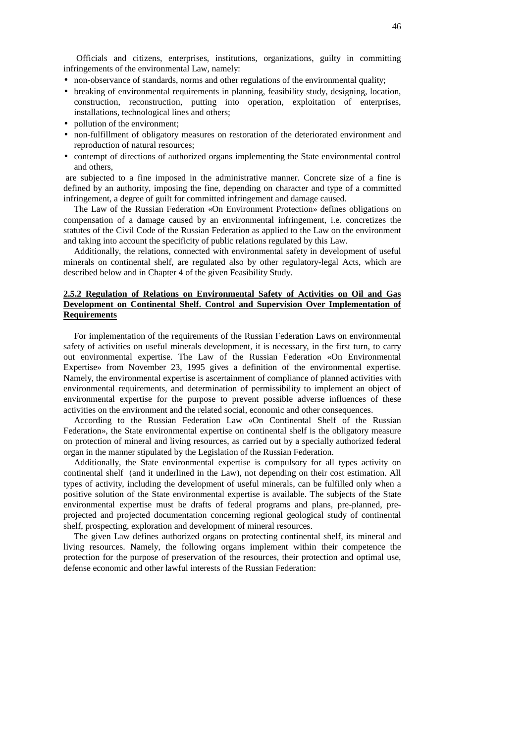Officials and citizens, enterprises, institutions, organizations, guilty in committing infringements of the environmental Law, namely:

- non-observance of standards, norms and other regulations of the environmental quality;
- breaking of environmental requirements in planning, feasibility study, designing, location, construction, reconstruction, putting into operation, exploitation of enterprises, installations, technological lines and others;
- pollution of the environment;
- non-fulfillment of obligatory measures on restoration of the deteriorated environment and reproduction of natural resources;
- contempt of directions of authorized organs implementing the State environmental control and others,

are subjected to a fine imposed in the administrative manner. Concrete size of a fine is defined by an authority, imposing the fine, depending on character and type of a committed infringement, a degree of guilt for committed infringement and damage caused.

The Law of the Russian Federation «On Environment Protection» defines obligations on compensation of a damage caused by an environmental infringement, i.e. concretizes the statutes of the Civil Code of the Russian Federation as applied to the Law on the environment and taking into account the specificity of public relations regulated by this Law.

Additionally, the relations, connected with environmental safety in development of useful minerals on continental shelf, are regulated also by other regulatory-legal Acts, which are described below and in Chapter 4 of the given Feasibility Study.

### 2.5.2 Regulation of Relations on Environmental Safety of Activities on Oil and Gas Development on Continental Shelf. Control and Supervision Over Implementation of Requirements

For implementation of the requirements of the Russian Federation Laws on environmental safety of activities on useful minerals development, it is necessary, in the first turn, to carry out environmental expertise. The Law of the Russian Federation «On Environmental Expertise» from November 23, 1995 gives a definition of the environmental expertise. Namely, the environmental expertise is ascertainment of compliance of planned activities with environmental requirements, and determination of permissibility to implement an object of environmental expertise for the purpose to prevent possible adverse influences of these activities on the environment and the related social, economic and other consequences.

According to the Russian Federation Law «On Continental Shelf of the Russian Federation», the State environmental expertise on continental shelf is the obligatory measure on protection of mineral and living resources, as carried out by a specially authorized federal organ in the manner stipulated by the Legislation of the Russian Federation.

Additionally, the State environmental expertise is compulsory for all types activity on continental shelf (and it underlined in the Law), not depending on their cost estimation. All types of activity, including the development of useful minerals, can be fulfilled only when a positive solution of the State environmental expertise is available. The subjects of the State environmental expertise must be drafts of federal programs and plans, pre-planned, pre-projected and projected documentation concerning regional geological study of continental shelf, prospecting, exploration and development of mineral resources.

The given Law defines authorized organs on protecting continental shelf, its mineral and living resources. Namely, the following organs implement within their competence the protection for the purpose of preservation of the resources, their protection and optimal use, defense economic and other lawful interests of the Russian Federation: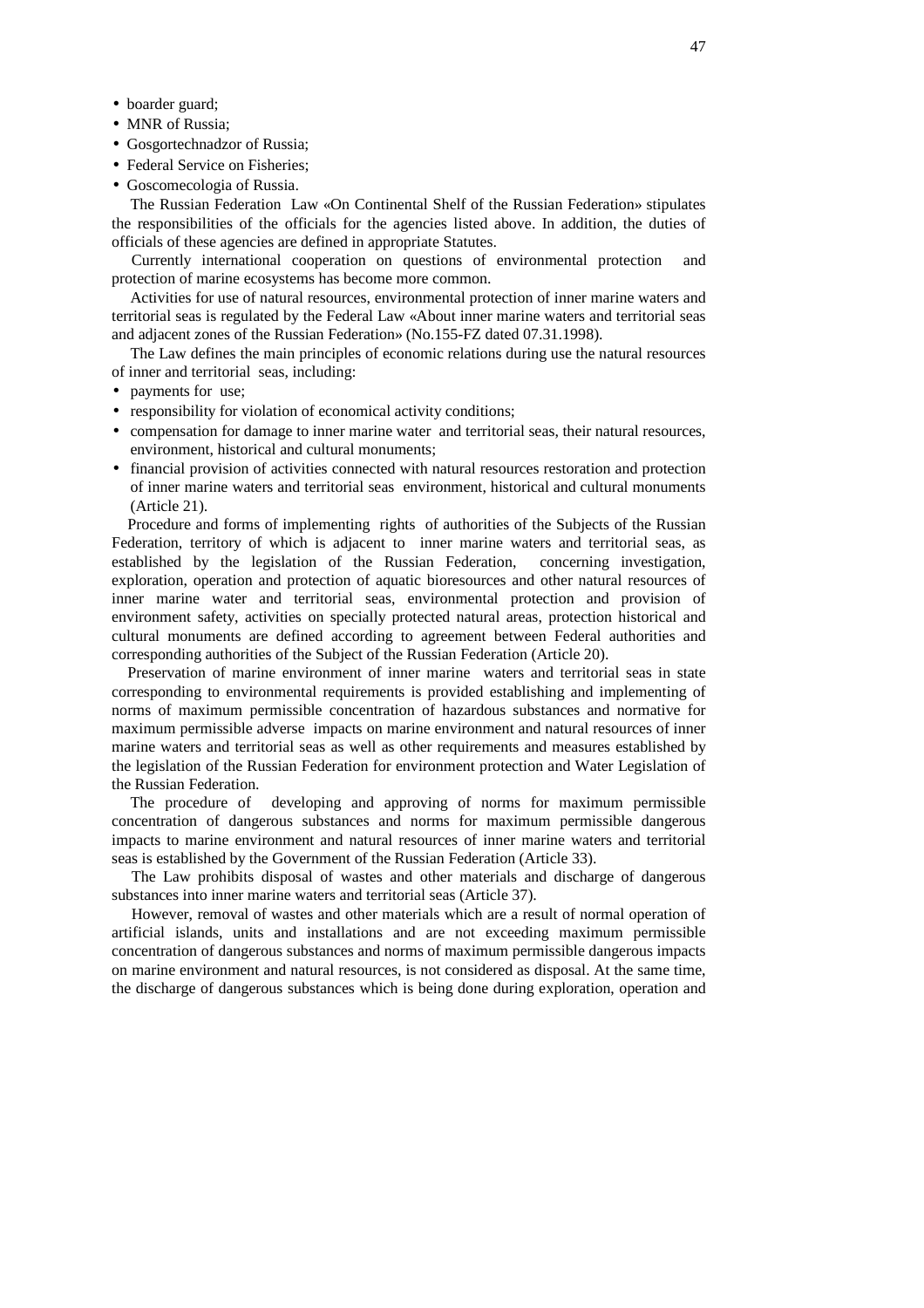- boarder guard;
- MNR of Russia;
- Gosgortechnadzor of Russia;
- Federal Service on Fisheries;
- Goscomecologia of Russia.

The Russian Federation Law «On Continental Shelf of the Russian Federation» stipulates the responsibilities of the officials for the agencies listed above. In addition, the duties of officials of these agencies are defined in appropriate Statutes.

Currently international cooperation on questions of environmental protection and protection of marine ecosystems has become more common.

Activities for use of natural resources, environmental protection of inner marine waters and territorial seas is regulated by the Federal Law «About inner marine waters and territorial seas and adjacent zones of the Russian Federation» (No.155-FZ dated 07.31.1998).

The Law defines the main principles of economic relations during use the natural resources of inner and territorial seas, including:

- payments for use;
- responsibility for violation of economical activity conditions;
- compensation for damage to inner marine water and territorial seas, their natural resources, environment, historical and cultural monuments;
- financial provision of activities connected with natural resources restoration and protection of inner marine waters and territorial seas environment, historical and cultural monuments (Article 21).

Procedure and forms of implementing rights of authorities of the Subjects of the Russian Federation, territory of which is adjacent to inner marine waters and territorial seas, as established by the legislation of the Russian Federation, concerning investigation, exploration, operation and protection of aquatic bioresources and other natural resources of inner marine water and territorial seas, environmental protection and provision of environment safety, activities on specially protected natural areas, protection historical and cultural monuments are defined according to agreement between Federal authorities and corresponding authorities of the Subject of the Russian Federation (Article 20).

Preservation of marine environment of inner marine waters and territorial seas in state corresponding to environmental requirements is provided establishing and implementing of norms of maximum permissible concentration of hazardous substances and normative for maximum permissible adverse impacts on marine environment and natural resources of inner marine waters and territorial seas as well as other requirements and measures established by the legislation of the Russian Federation for environment protection and Water Legislation of the Russian Federation.

The procedure of developing and approving of norms for maximum permissible concentration of dangerous substances and norms for maximum permissible dangerous impacts to marine environment and natural resources of inner marine waters and territorial seas is established by the Government of the Russian Federation (Article 33).

The Law prohibits disposal of wastes and other materials and discharge of dangerous substances into inner marine waters and territorial seas (Article 37).

However, removal of wastes and other materials which are a result of normal operation of artificial islands, units and installations and are not exceeding maximum permissible concentration of dangerous substances and norms of maximum permissible dangerous impacts on marine environment and natural resources, is not considered as disposal. At the same time, the discharge of dangerous substances which is being done during exploration, operation and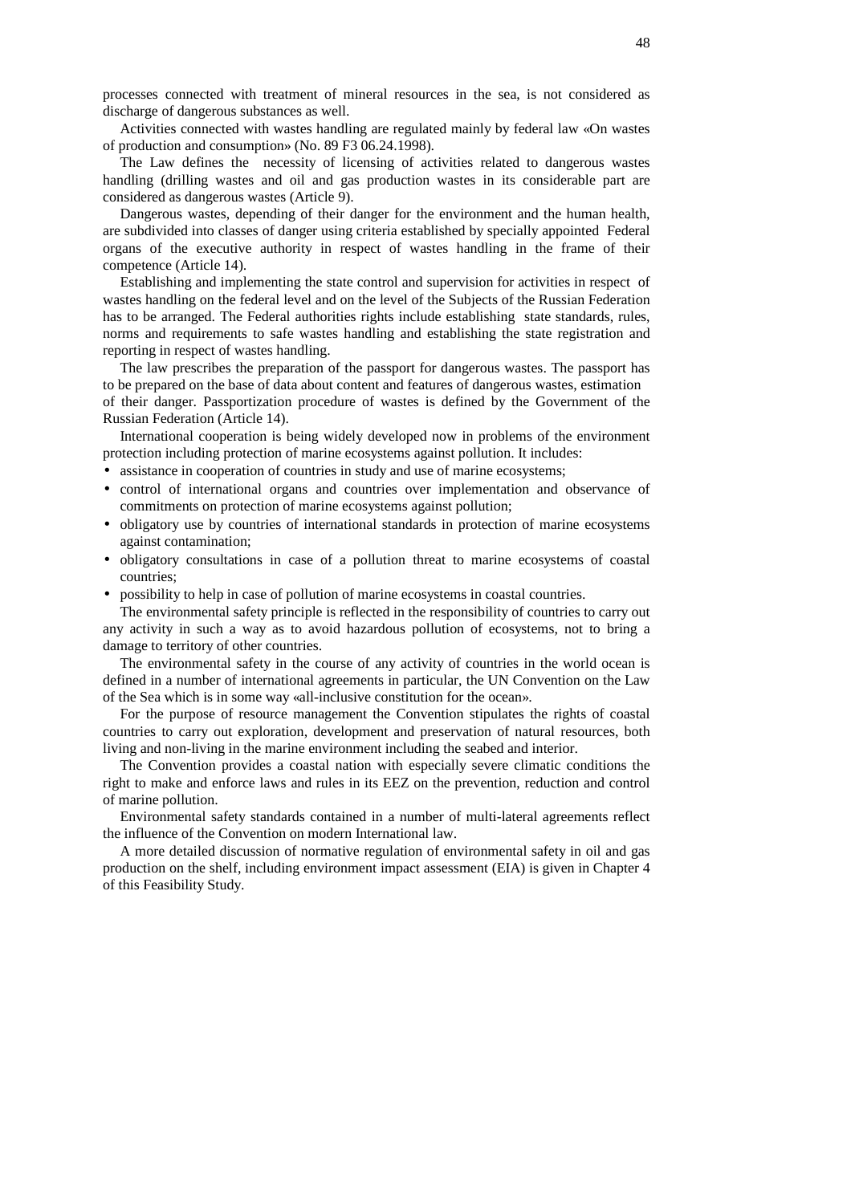processes connected with treatment of mineral resources in the sea, is not considered as discharge of dangerous substances as well.

Activities connected with wastes handling are regulated mainly by federal law «On wastes of production and consumption» (No. 89 F3 06.24.1998).

The Law defines the necessity of licensing of activities related to dangerous wastes handling (drilling wastes and oil and gas production wastes in its considerable part are considered as dangerous wastes (Article 9).

Dangerous wastes, depending of their danger for the environment and the human health, are subdivided into classes of danger using criteria established by specially appointed Federal organs of the executive authority in respect of wastes handling in the frame of their competence (Article 14).

Establishing and implementing the state control and supervision for activities in respect of wastes handling on the federal level and on the level of the Subjects of the Russian Federation has to be arranged. The Federal authorities rights include establishing state standards, rules, norms and requirements to safe wastes handling and establishing the state registration and reporting in respect of wastes handling.

The law prescribes the preparation of the passport for dangerous wastes. The passport has to be prepared on the base of data about content and features of dangerous wastes, estimation of their danger. Passportization procedure of wastes is defined by the Government of the Russian Federation (Article 14).

International cooperation is being widely developed now in problems of the environment protection including protection of marine ecosystems against pollution. It includes:

- assistance in cooperation of countries in study and use of marine ecosystems;
- control of international organs and countries over implementation and observance of commitments on protection of marine ecosystems against pollution;
- obligatory use by countries of international standards in protection of marine ecosystems against contamination;
- obligatory consultations in case of a pollution threat to marine ecosystems of coastal countries;
- possibility to help in case of pollution of marine ecosystems in coastal countries.

The environmental safety principle is reflected in the responsibility of countries to carry out any activity in such a way as to avoid hazardous pollution of ecosystems, not to bring a damage to territory of other countries.

The environmental safety in the course of any activity of countries in the world ocean is defined in a number of international agreements in particular, the UN Convention on the Law of the Sea which is in some way «all-inclusive constitution for the ocean».

For the purpose of resource management the Convention stipulates the rights of coastal countries to carry out exploration, development and preservation of natural resources, both living and non-living in the marine environment including the seabed and interior.

The Convention provides a coastal nation with especially severe climatic conditions the right to make and enforce laws and rules in its EEZ on the prevention, reduction and control of marine pollution.

Environmental safety standards contained in a number of multi-lateral agreements reflect the influence of the Convention on modern International law.

A more detailed discussion of normative regulation of environmental safety in oil and gas production on the shelf, including environment impact assessment (EIA) is given in Chapter 4 of this Feasibility Study.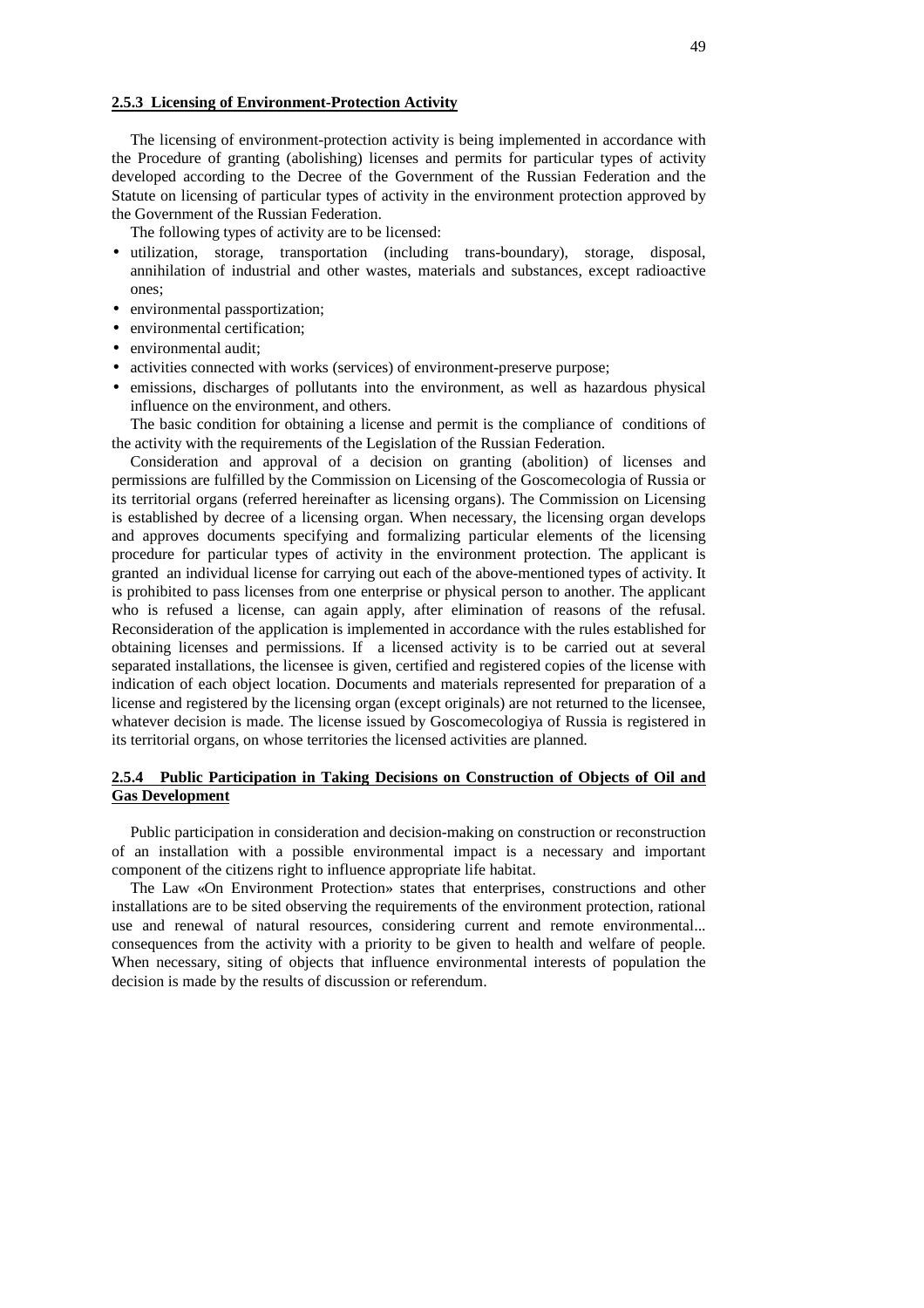### 2.5.3 Licensing of Environment-Protection Activity

The licensing of environment-protection activity is being implemented in accordance with the Procedure of granting (abolishing) licenses and permits for particular types of activity developed according to the Decree of the Government of the Russian Federation and the Statute on licensing of particular types of activity in the environment protection approved by the Government of the Russian Federation.

The following types of activity are to be licensed:

- utilization, storage, transportation (including trans-boundary), storage, disposal, annihilation of industrial and other wastes, materials and substances, except radioactive ones;
- environmental passportization;
- environmental certification;
- environmental audit;
- activities connected with works (services) of environment-preserve purpose;
- emissions, discharges of pollutants into the environment, as well as hazardous physical influence on the environment, and others.

The basic condition for obtaining a license and permit is the compliance of conditions of the activity with the requirements of the Legislation of the Russian Federation.

Consideration and approval of a decision on granting (abolition) of licenses and permissions are fulfilled by the Commission on Licensing of the Goscomecologia of Russia or its territorial organs (referred hereinafter as licensing organs). The Commission on Licensing is established by decree of a licensing organ. When necessary, the licensing organ develops and approves documents specifying and formalizing particular elements of the licensing procedure for particular types of activity in the environment protection. The applicant is granted an individual license for carrying out each of the above-mentioned types of activity. It is prohibited to pass licenses from one enterprise or physical person to another. The applicant who is refused a license, can again apply, after elimination of reasons of the refusal. Reconsideration of the application is implemented in accordance with the rules established for obtaining licenses and permissions. If a licensed activity is to be carried out at several separated installations, the licensee is given, certified and registered copies of the license with indication of each object location. Documents and materials represented for preparation of a license and registered by the licensing organ (except originals) are not returned to the licensee, whatever decision is made. The license issued by Goscomecologiya of Russia is registered in its territorial organs, on whose territories the licensed activities are planned.

### 2.5.4 Public Participation in Taking Decisions on Construction of Objects of Oil and Gas Development

Public participation in consideration and decision-making on construction or reconstruction of an installation with a possible environmental impact is a necessary and important component of the citizens right to influence appropriate life habitat.

The Law «On Environment Protection» states that enterprises, constructions and other installations are to be sited observing the requirements of the environment protection, rational use and renewal of natural resources, considering current and remote environmental... consequences from the activity with a priority to be given to health and welfare of people. When necessary, siting of objects that influence environmental interests of population the decision is made by the results of discussion or referendum.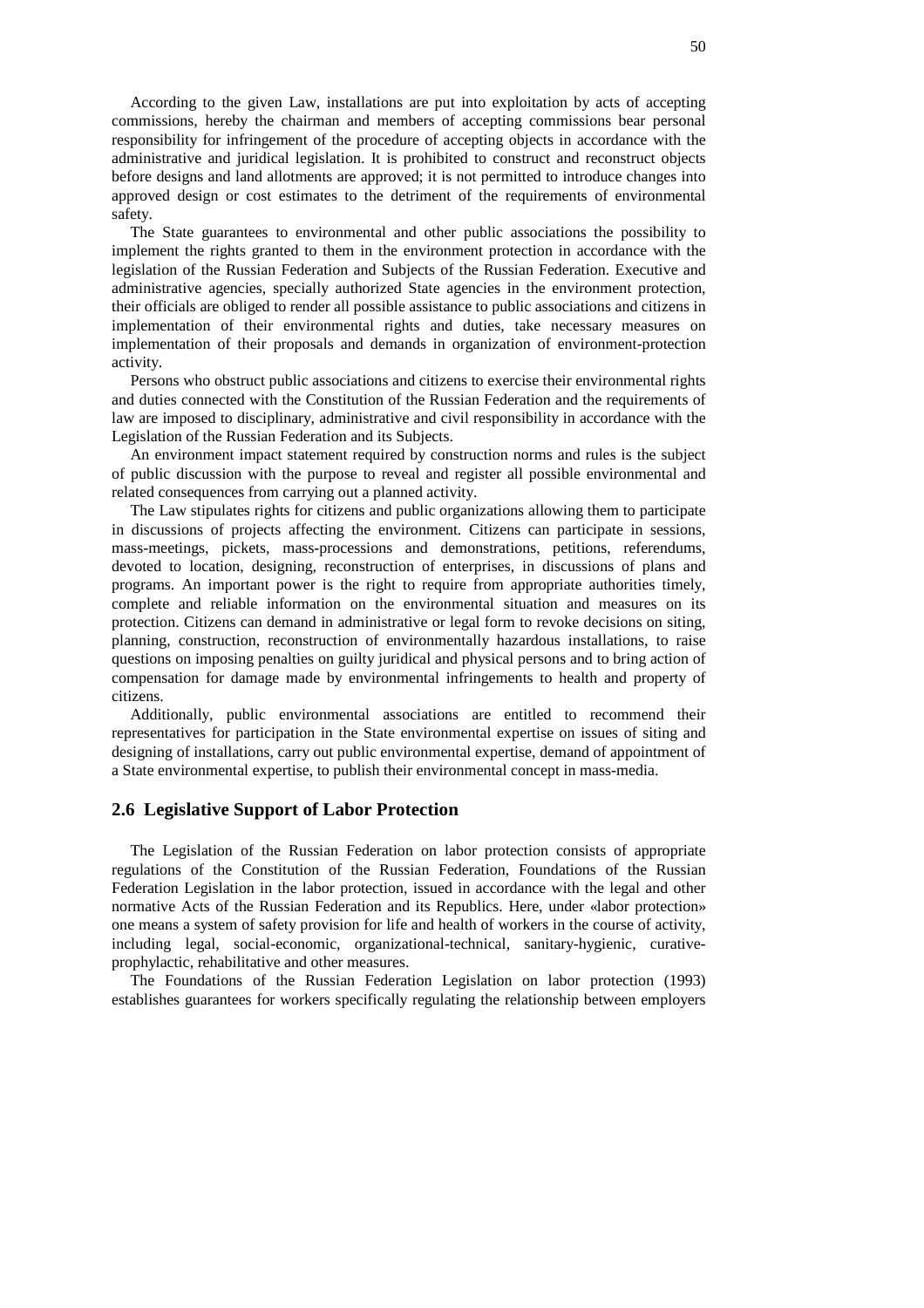According to the given Law, installations are put into exploitation by acts of accepting commissions, hereby the chairman and members of accepting commissions bear personal responsibility for infringement of the procedure of accepting objects in accordance with the administrative and juridical legislation. It is prohibited to construct and reconstruct objects before designs and land allotments are approved; it is not permitted to introduce changes into approved design or cost estimates to the detriment of the requirements of environmental safety.

The State guarantees to environmental and other public associations the possibility to implement the rights granted to them in the environment protection in accordance with the legislation of the Russian Federation and Subjects of the Russian Federation. Executive and administrative agencies, specially authorized State agencies in the environment protection, their officials are obliged to render all possible assistance to public associations and citizens in implementation of their environmental rights and duties, take necessary measures on implementation of their proposals and demands in organization of environment-protection activity.

Persons who obstruct public associations and citizens to exercise their environmental rights and duties connected with the Constitution of the Russian Federation and the requirements of law are imposed to disciplinary, administrative and civil responsibility in accordance with the Legislation of the Russian Federation and its Subjects.

An environment impact statement required by construction norms and rules is the subject of public discussion with the purpose to reveal and register all possible environmental and related consequences from carrying out a planned activity.

The Law stipulates rights for citizens and public organizations allowing them to participate in discussions of projects affecting the environment. Citizens can participate in sessions, mass-meetings, pickets, mass-processions and demonstrations, petitions, referendums, devoted to location, designing, reconstruction of enterprises, in discussions of plans and programs. An important power is the right to require from appropriate authorities timely, complete and reliable information on the environmental situation and measures on its protection. Citizens can demand in administrative or legal form to revoke decisions on siting, planning, construction, reconstruction of environmentally hazardous installations, to raise questions on imposing penalties on guilty juridical and physical persons and to bring action of compensation for damage made by environmental infringements to health and property of citizens.

Additionally, public environmental associations are entitled to recommend their representatives for participation in the State environmental expertise on issues of siting and designing of installations, carry out public environmental expertise, demand of appointment of a State environmental expertise, to publish their environmental concept in mass-media.

## 2.6 Legislative Support of Labor Protection

The Legislation of the Russian Federation on labor protection consists of appropriate regulations of the Constitution of the Russian Federation, Foundations of the Russian Federation Legislation in the labor protection, issued in accordance with the legal and other normative Acts of the Russian Federation and its Republics. Here, under «labor protection» one means a system of safety provision for life and health of workers in the course of activity, including legal, social-economic, organizational-technical, sanitary-hygienic, curative-prophylactic, rehabilitative and other measures.

The Foundations of the Russian Federation Legislation on labor protection (1993) establishes guarantees for workers specifically regulating the relationship between employers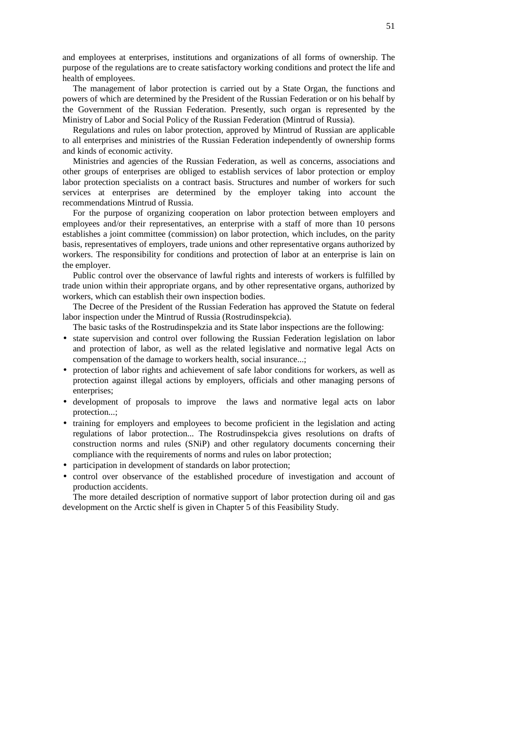and employees at enterprises, institutions and organizations of all forms of ownership. The purpose of the regulations are to create satisfactory working conditions and protect the life and health of employees.

The management of labor protection is carried out by a State Organ, the functions and powers of which are determined by the President of the Russian Federation or on his behalf by the Government of the Russian Federation. Presently, such organ is represented by the Ministry of Labor and Social Policy of the Russian Federation (Mintrud of Russia).

Regulations and rules on labor protection, approved by Mintrud of Russian are applicable to all enterprises and ministries of the Russian Federation independently of ownership forms and kinds of economic activity.

Ministries and agencies of the Russian Federation, as well as concerns, associations and other groups of enterprises are obliged to establish services of labor protection or employ labor protection specialists on a contract basis. Structures and number of workers for such services at enterprises are determined by the employer taking into account the recommendations Mintrud of Russia.

For the purpose of organizing cooperation on labor protection between employers and employees and/or their representatives, an enterprise with a staff of more than 10 persons establishes a joint committee (commission) on labor protection, which includes, on the parity basis, representatives of employers, trade unions and other representative organs authorized by workers. The responsibility for conditions and protection of labor at an enterprise is lain on the employer.

Public control over the observance of lawful rights and interests of workers is fulfilled by trade union within their appropriate organs, and by other representative organs, authorized by workers, which can establish their own inspection bodies.

The Decree of the President of the Russian Federation has approved the Statute on federal labor inspection under the Mintrud of Russia (Rostrudinspekcia).

The basic tasks of the Rostrudinspekzia and its State labor inspections are the following:

- state supervision and control over following the Russian Federation legislation on labor and protection of labor, as well as the related legislative and normative legal Acts on compensation of the damage to workers health, social insurance...;
- protection of labor rights and achievement of safe labor conditions for workers, as well as protection against illegal actions by employers, officials and other managing persons of enterprises;
- development of proposals to improve the laws and normative legal acts on labor protection...;
- training for employers and employees to become proficient in the legislation and acting regulations of labor protection... The Rostrudinspekcia gives resolutions on drafts of construction norms and rules (SNiP) and other regulatory documents concerning their compliance with the requirements of norms and rules on labor protection;
- participation in development of standards on labor protection;
- control over observance of the established procedure of investigation and account of production accidents.

The more detailed description of normative support of labor protection during oil and gas development on the Arctic shelf is given in Chapter 5 of this Feasibility Study.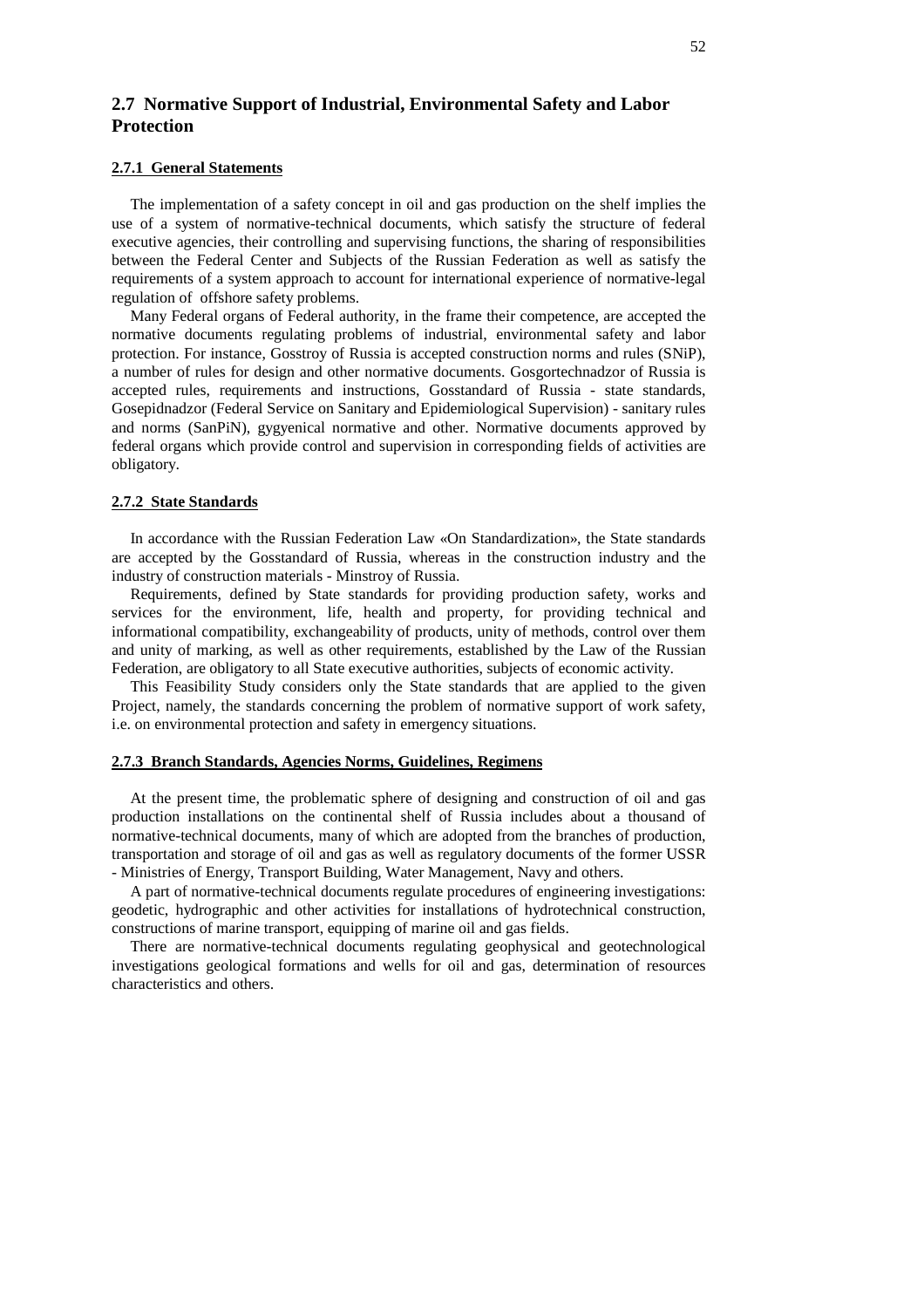## 2.7 Normative Support of Industrial, Environmental Safety and Labor Protection

### 2.7.1 General Statements

The implementation of a safety concept in oil and gas production on the shelf implies the use of a system of normative-technical documents, which satisfy the structure of federal executive agencies, their controlling and supervising functions, the sharing of responsibilities between the Federal Center and Subjects of the Russian Federation as well as satisfy the requirements of a system approach to account for international experience of normative-legal regulation of offshore safety problems.

Many Federal organs of Federal authority, in the frame their competence, are accepted the normative documents regulating problems of industrial, environmental safety and labor protection. For instance, Gosstroy of Russia is accepted construction norms and rules (SNiP), a number of rules for design and other normative documents. Gosgortechnadzor of Russia is accepted rules, requirements and instructions, Gosstandard of Russia - state standards, Gosepidnadzor (Federal Service on Sanitary and Epidemiological Supervision) - sanitary rules and norms (SanPiN), gygyenical normative and other. Normative documents approved by federal organs which provide control and supervision in corresponding fields of activities are obligatory.

### 2.7.2 State Standards

In accordance with the Russian Federation Law «On Standardization», the State standards are accepted by the Gosstandard of Russia, whereas in the construction industry and the industry of construction materials - Minstroy of Russia.

Requirements, defined by State standards for providing production safety, works and services for the environment, life, health and property, for providing technical and informational compatibility, exchangeability of products, unity of methods, control over them and unity of marking, as well as other requirements, established by the Law of the Russian Federation, are obligatory to all State executive authorities, subjects of economic activity.

This Feasibility Study considers only the State standards that are applied to the given Project, namely, the standards concerning the problem of normative support of work safety, i.e. on environmental protection and safety in emergency situations.

### 2.7.3 Branch Standards, Agencies Norms, Guidelines, Regimens

At the present time, the problematic sphere of designing and construction of oil and gas production installations on the continental shelf of Russia includes about a thousand of normative-technical documents, many of which are adopted from the branches of production, transportation and storage of oil and gas as well as regulatory documents of the former USSR - Ministries of Energy, Transport Building, Water Management, Navy and others.

A part of normative-technical documents regulate procedures of engineering investigations: geodetic, hydrographic and other activities for installations of hydrotechnical construction, constructions of marine transport, equipping of marine oil and gas fields.

There are normative-technical documents regulating geophysical and geotechnological investigations geological formations and wells for oil and gas, determination of resources characteristics and others.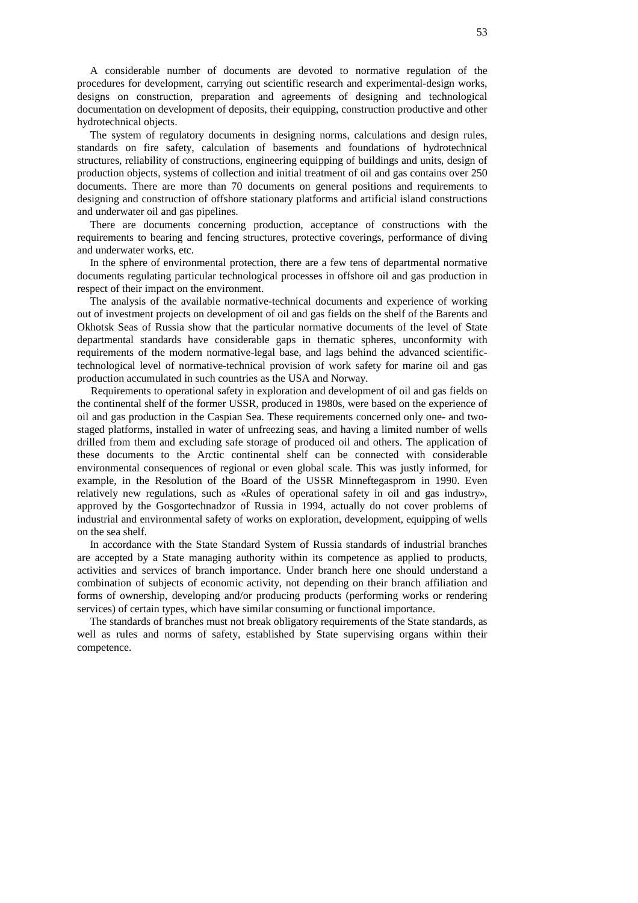A considerable number of documents are devoted to normative regulation of the procedures for development, carrying out scientific research and experimental-design works, designs on construction, preparation and agreements of designing and technological documentation on development of deposits, their equipping, construction productive and other hydrotechnical objects.

The system of regulatory documents in designing norms, calculations and design rules, standards on fire safety, calculation of basements and foundations of hydrotechnical structures, reliability of constructions, engineering equipping of buildings and units, design of production objects, systems of collection and initial treatment of oil and gas contains over 250 documents. There are more than 70 documents on general positions and requirements to designing and construction of offshore stationary platforms and artificial island constructions and underwater oil and gas pipelines.

There are documents concerning production, acceptance of constructions with the requirements to bearing and fencing structures, protective coverings, performance of diving and underwater works, etc.

In the sphere of environmental protection, there are a few tens of departmental normative documents regulating particular technological processes in offshore oil and gas production in respect of their impact on the environment.

The analysis of the available normative-technical documents and experience of working out of investment projects on development of oil and gas fields on the shelf of the Barents and Okhotsk Seas of Russia show that the particular normative documents of the level of State departmental standards have considerable gaps in thematic spheres, unconformity with requirements of the modern normative-legal base, and lags behind the advanced scientific-technological level of normative-technical provision of work safety for marine oil and gas production accumulated in such countries as the USA and Norway.

Requirements to operational safety in exploration and development of oil and gas fields on the continental shelf of the former USSR, produced in 1980s, were based on the experience of oil and gas production in the Caspian Sea. These requirements concerned only one- and two-staged platforms, installed in water of unfreezing seas, and having a limited number of wells drilled from them and excluding safe storage of produced oil and others. The application of these documents to the Arctic continental shelf can be connected with considerable environmental consequences of regional or even global scale. This was justly informed, for example, in the Resolution of the Board of the USSR Minneftegasprom in 1990. Even relatively new regulations, such as «Rules of operational safety in oil and gas industry», approved by the Gosgortechnadzor of Russia in 1994, actually do not cover problems of industrial and environmental safety of works on exploration, development, equipping of wells on the sea shelf.

In accordance with the State Standard System of Russia standards of industrial branches are accepted by a State managing authority within its competence as applied to products, activities and services of branch importance. Under branch here one should understand a combination of subjects of economic activity, not depending on their branch affiliation and forms of ownership, developing and/or producing products (performing works or rendering services) of certain types, which have similar consuming or functional importance.

The standards of branches must not break obligatory requirements of the State standards, as well as rules and norms of safety, established by State supervising organs within their competence.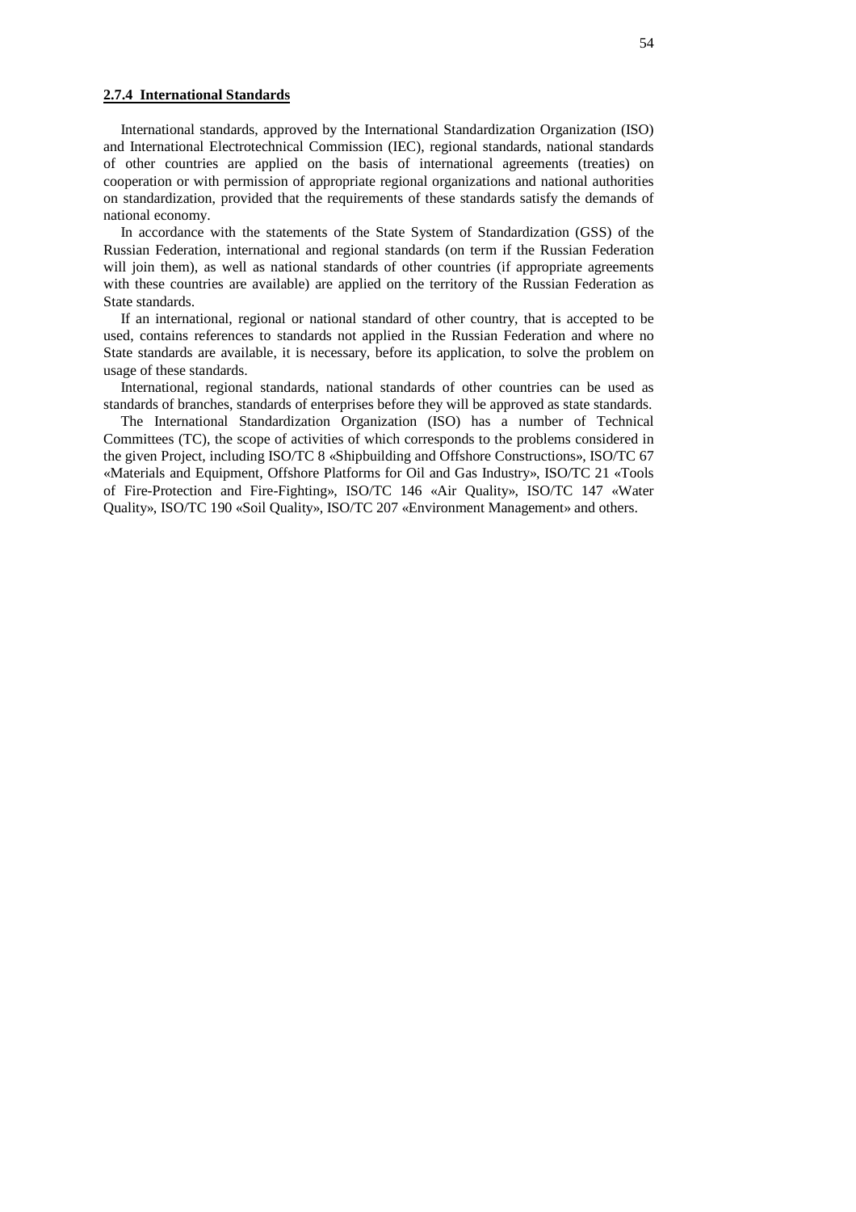### 2.7.4 International Standards

International standards, approved by the International Standardization Organization (ISO) and International Electrotechnical Commission (IEC), regional standards, national standards of other countries are applied on the basis of international agreements (treaties) on cooperation or with permission of appropriate regional organizations and national authorities on standardization, provided that the requirements of these standards satisfy the demands of national economy.

In accordance with the statements of the State System of Standardization (GSS) of the Russian Federation, international and regional standards (on term if the Russian Federation will join them), as well as national standards of other countries (if appropriate agreements with these countries are available) are applied on the territory of the Russian Federation as State standards.

If an international, regional or national standard of other country, that is accepted to be used, contains references to standards not applied in the Russian Federation and where no State standards are available, it is necessary, before its application, to solve the problem on usage of these standards.

International, regional standards, national standards of other countries can be used as standards of branches, standards of enterprises before they will be approved as state standards.

The International Standardization Organization (ISO) has a number of Technical Committees (TC), the scope of activities of which corresponds to the problems considered in the given Project, including ISO/TC 8 «Shipbuilding and Offshore Constructions», ISO/TC 67 «Materials and Equipment, Offshore Platforms for Oil and Gas Industry», ISO/TC 21 «Tools of Fire-Protection and Fire-Fighting», ISO/TC 146 «Air Quality», ISO/TC 147 «Water Quality», ISO/TC 190 «Soil Quality», ISO/TC 207 «Environment Management» and others.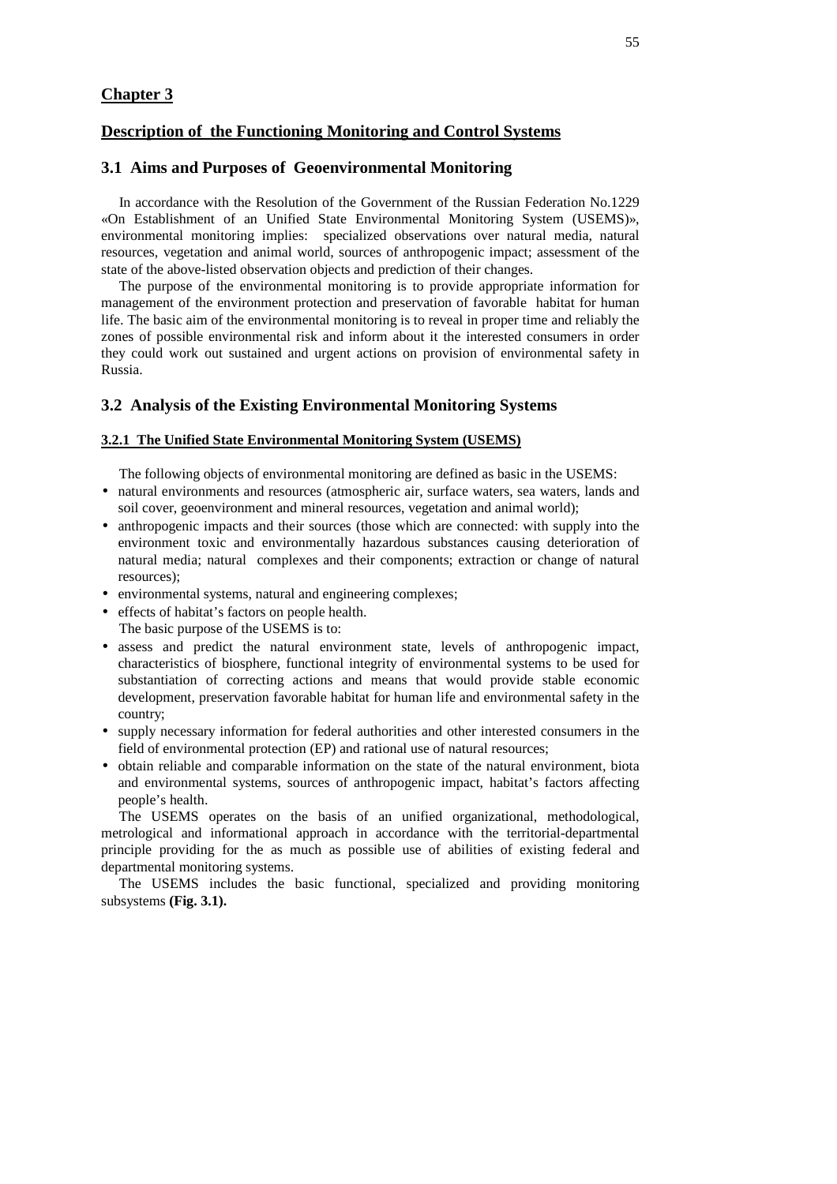## Chapter 3

## Description of the Functioning Monitoring and Control Systems

### 3.1 Aims and Purposes of Geoenvironmental Monitoring

In accordance with the Resolution of the Government of the Russian Federation No.1229 «On Establishment of an Unified State Environmental Monitoring System (USEMS)», environmental monitoring implies: specialized observations over natural media, natural resources, vegetation and animal world, sources of anthropogenic impact; assessment of the state of the above-listed observation objects and prediction of their changes.

The purpose of the environmental monitoring is to provide appropriate information for management of the environment protection and preservation of favorable habitat for human life. The basic aim of the environmental monitoring is to reveal in proper time and reliably the zones of possible environmental risk and inform about it the interested consumers in order they could work out sustained and urgent actions on provision of environmental safety in Russia.

### 3.2 Analysis of the Existing Environmental Monitoring Systems

#### 3.2.1 The Unified State Environmental Monitoring System (USEMS)

The following objects of environmental monitoring are defined as basic in the USEMS:

- natural environments and resources (atmospheric air, surface waters, sea waters, lands and soil cover, geoenvironment and mineral resources, vegetation and animal world);
- anthropogenic impacts and their sources (those which are connected: with supply into the environment toxic and environmentally hazardous substances causing deterioration of natural media; natural complexes and their components; extraction or change of natural resources);
- environmental systems, natural and engineering complexes;
- effects of habitat's factors on people health.

The basic purpose of the USEMS is to:

- assess and predict the natural environment state, levels of anthropogenic impact, characteristics of biosphere, functional integrity of environmental systems to be used for substantiation of correcting actions and means that would provide stable economic development, preservation favorable habitat for human life and environmental safety in the country;
- supply necessary information for federal authorities and other interested consumers in the field of environmental protection (EP) and rational use of natural resources;
- obtain reliable and comparable information on the state of the natural environment, biota and environmental systems, sources of anthropogenic impact, habitat's factors affecting people's health.

The USEMS operates on the basis of an unified organizational, methodological, metrological and informational approach in accordance with the territorial-departmental principle providing for the as much as possible use of abilities of existing federal and departmental monitoring systems.

The USEMS includes the basic functional, specialized and providing monitoring subsystems **(Fig. 3.1).**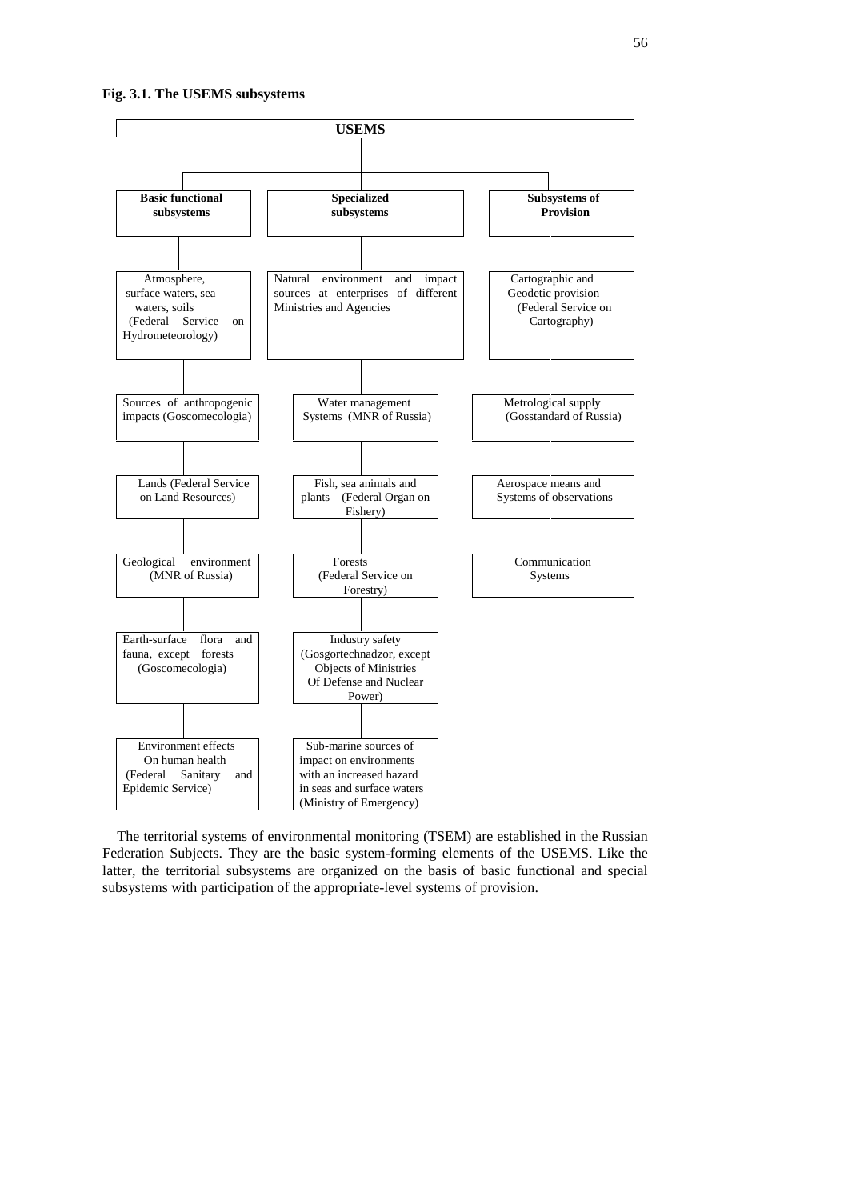**Fig. 3.1. The USEMS subsystems**

**USEMS**

| **Basic functional subsystems** | **Specialized subsystems** | **Subsystems of Provision** |
|---|---|---|
| Atmosphere, surface waters, sea waters, soils (Federal Service on Hydrometeorology) | Natural environment and impact sources at enterprises of different Ministries and Agencies | Cartographic and Geodetic provision (Federal Service on Cartography) |
| Sources of anthropogenic impacts (Goscomecologia) | Water management Systems (MNR of Russia) | Metrological supply (Gosstandard of Russia) |
| Lands (Federal Service on Land Resources) | Fish, sea animals and plants (Federal Organ on Fishery) | Aerospace means and Systems of observations |
| Geological environment (MNR of Russia) | Forests (Federal Service on Forestry) | Communication Systems |
| Earth-surface flora and fauna, except forests (Goscomecologia) | Industry safety (Gosgortechnadzor, except Objects of Ministries Of Defense and Nuclear Power) | |
| Environment effects On human health (Federal Sanitary and Epidemic Service) | Sub-marine sources of impact on environments with an increased hazard in seas and surface waters (Ministry of Emergency) | |

The territorial systems of environmental monitoring (TSEM) are established in the Russian Federation Subjects. They are the basic system-forming elements of the USEMS. Like the latter, the territorial subsystems are organized on the basis of basic functional and special subsystems with participation of the appropriate-level systems of provision.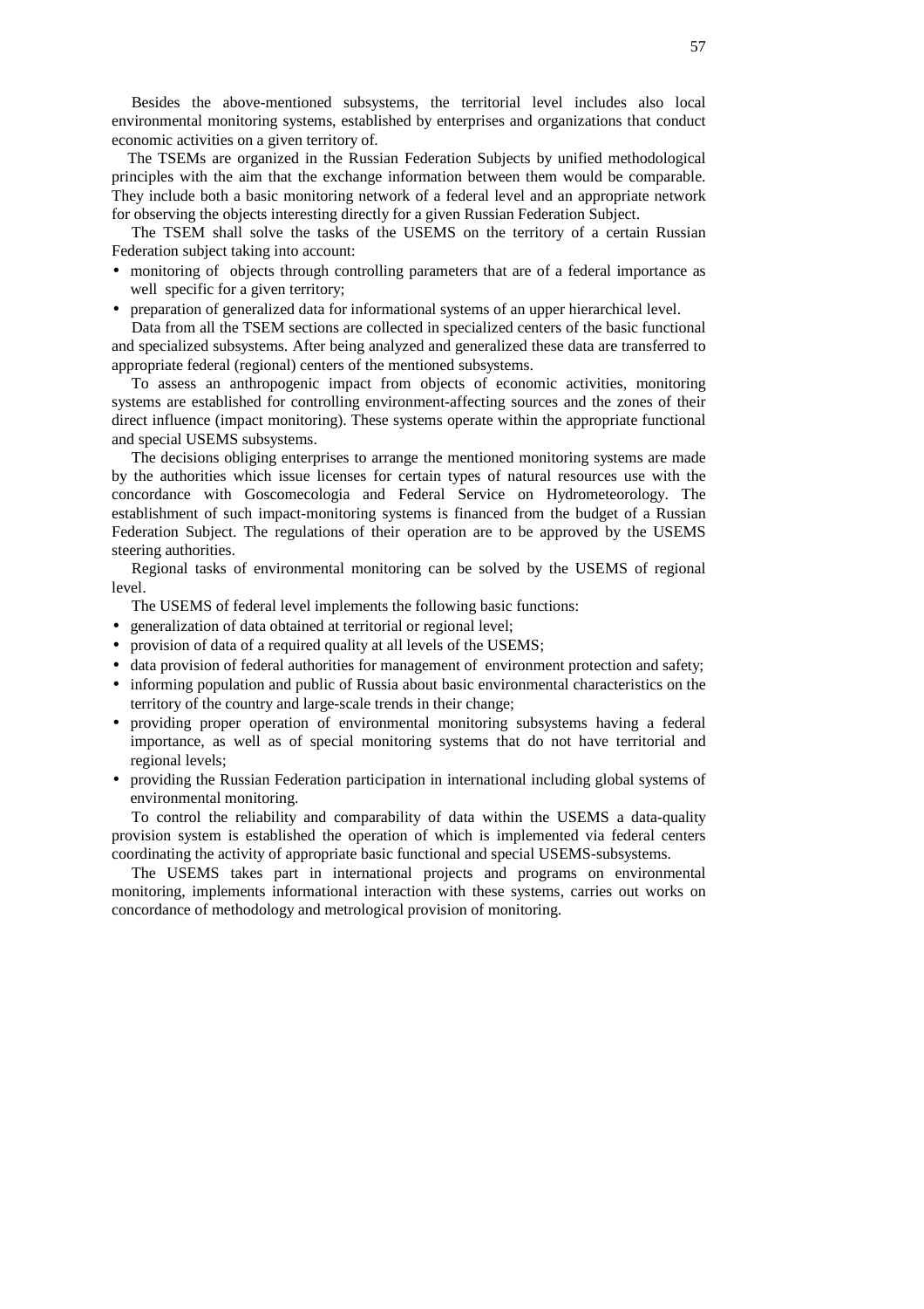Besides the above-mentioned subsystems, the territorial level includes also local environmental monitoring systems, established by enterprises and organizations that conduct economic activities on a given territory of.

The TSEMs are organized in the Russian Federation Subjects by unified methodological principles with the aim that the exchange information between them would be comparable. They include both a basic monitoring network of a federal level and an appropriate network for observing the objects interesting directly for a given Russian Federation Subject.

The TSEM shall solve the tasks of the USEMS on the territory of a certain Russian Federation subject taking into account:

- monitoring of objects through controlling parameters that are of a federal importance as well specific for a given territory;
- preparation of generalized data for informational systems of an upper hierarchical level.

Data from all the TSEM sections are collected in specialized centers of the basic functional and specialized subsystems. After being analyzed and generalized these data are transferred to appropriate federal (regional) centers of the mentioned subsystems.

To assess an anthropogenic impact from objects of economic activities, monitoring systems are established for controlling environment-affecting sources and the zones of their direct influence (impact monitoring). These systems operate within the appropriate functional and special USEMS subsystems.

The decisions obliging enterprises to arrange the mentioned monitoring systems are made by the authorities which issue licenses for certain types of natural resources use with the concordance with Goscomecologia and Federal Service on Hydrometeorology. The establishment of such impact-monitoring systems is financed from the budget of a Russian Federation Subject. The regulations of their operation are to be approved by the USEMS steering authorities.

Regional tasks of environmental monitoring can be solved by the USEMS of regional level.

The USEMS of federal level implements the following basic functions:

- generalization of data obtained at territorial or regional level;
- provision of data of a required quality at all levels of the USEMS;
- data provision of federal authorities for management of environment protection and safety;
- informing population and public of Russia about basic environmental characteristics on the territory of the country and large-scale trends in their change;
- providing proper operation of environmental monitoring subsystems having a federal importance, as well as of special monitoring systems that do not have territorial and regional levels;
- providing the Russian Federation participation in international including global systems of environmental monitoring.

To control the reliability and comparability of data within the USEMS a data-quality provision system is established the operation of which is implemented via federal centers coordinating the activity of appropriate basic functional and special USEMS-subsystems.

The USEMS takes part in international projects and programs on environmental monitoring, implements informational interaction with these systems, carries out works on concordance of methodology and metrological provision of monitoring.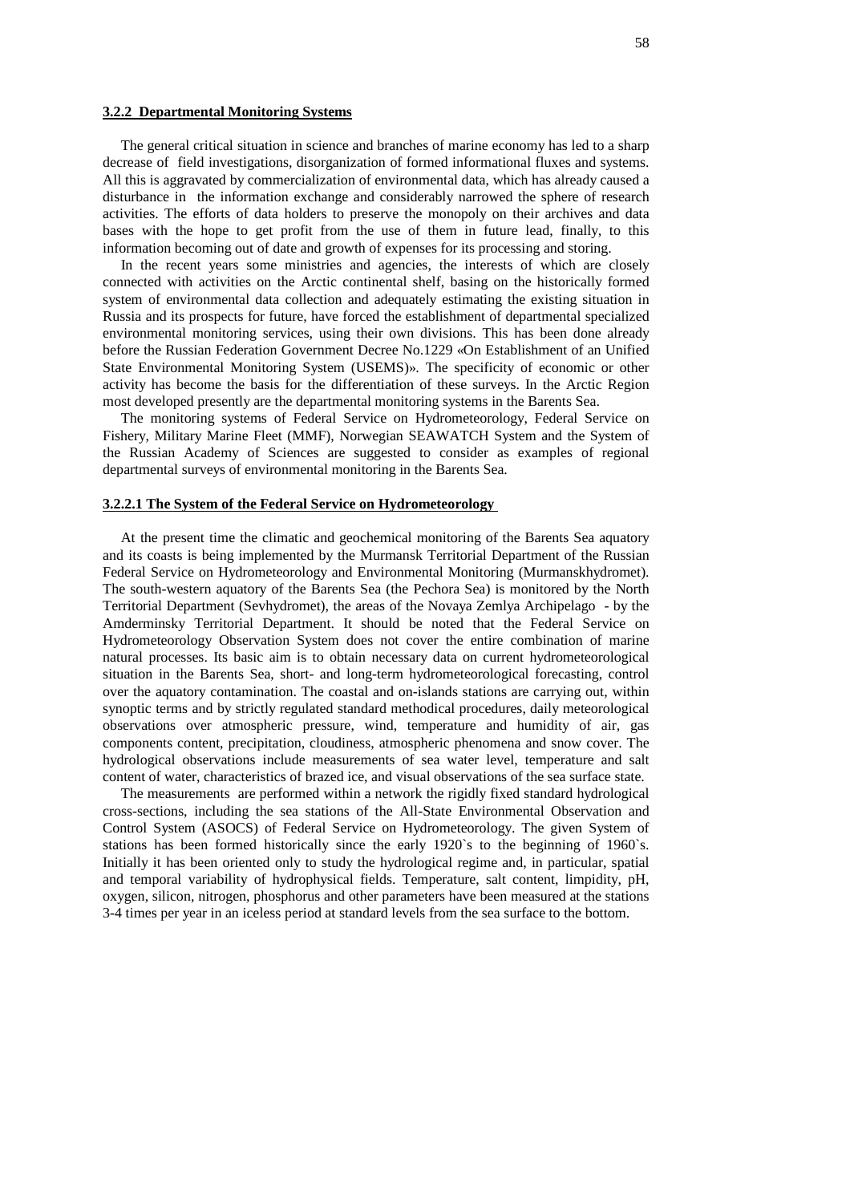### 3.2.2 Departmental Monitoring Systems

The general critical situation in science and branches of marine economy has led to a sharp decrease of field investigations, disorganization of formed informational fluxes and systems. All this is aggravated by commercialization of environmental data, which has already caused a disturbance in the information exchange and considerably narrowed the sphere of research activities. The efforts of data holders to preserve the monopoly on their archives and data bases with the hope to get profit from the use of them in future lead, finally, to this information becoming out of date and growth of expenses for its processing and storing.

In the recent years some ministries and agencies, the interests of which are closely connected with activities on the Arctic continental shelf, basing on the historically formed system of environmental data collection and adequately estimating the existing situation in Russia and its prospects for future, have forced the establishment of departmental specialized environmental monitoring services, using their own divisions. This has been done already before the Russian Federation Government Decree No.1229 «On Establishment of an Unified State Environmental Monitoring System (USEMS)». The specificity of economic or other activity has become the basis for the differentiation of these surveys. In the Arctic Region most developed presently are the departmental monitoring systems in the Barents Sea.

The monitoring systems of Federal Service on Hydrometeorology, Federal Service on Fishery, Military Marine Fleet (MMF), Norwegian SEAWATCH System and the System of the Russian Academy of Sciences are suggested to consider as examples of regional departmental surveys of environmental monitoring in the Barents Sea.

#### 3.2.2.1 The System of the Federal Service on Hydrometeorology

At the present time the climatic and geochemical monitoring of the Barents Sea aquatory and its coasts is being implemented by the Murmansk Territorial Department of the Russian Federal Service on Hydrometeorology and Environmental Monitoring (Murmanskhydromet). The south-western aquatory of the Barents Sea (the Pechora Sea) is monitored by the North Territorial Department (Sevhydromet), the areas of the Novaya Zemlya Archipelago - by the Amderminsky Territorial Department. It should be noted that the Federal Service on Hydrometeorology Observation System does not cover the entire combination of marine natural processes. Its basic aim is to obtain necessary data on current hydrometeorological situation in the Barents Sea, short- and long-term hydrometeorological forecasting, control over the aquatory contamination. The coastal and on-islands stations are carrying out, within synoptic terms and by strictly regulated standard methodical procedures, daily meteorological observations over atmospheric pressure, wind, temperature and humidity of air, gas components content, precipitation, cloudiness, atmospheric phenomena and snow cover. The hydrological observations include measurements of sea water level, temperature and salt content of water, characteristics of brazed ice, and visual observations of the sea surface state.

The measurements are performed within a network the rigidly fixed standard hydrological cross-sections, including the sea stations of the All-State Environmental Observation and Control System (ASOCS) of Federal Service on Hydrometeorology. The given System of stations has been formed historically since the early 1920`s to the beginning of 1960`s. Initially it has been oriented only to study the hydrological regime and, in particular, spatial and temporal variability of hydrophysical fields. Temperature, salt content, limpidity, pH, oxygen, silicon, nitrogen, phosphorus and other parameters have been measured at the stations 3-4 times per year in an iceless period at standard levels from the sea surface to the bottom.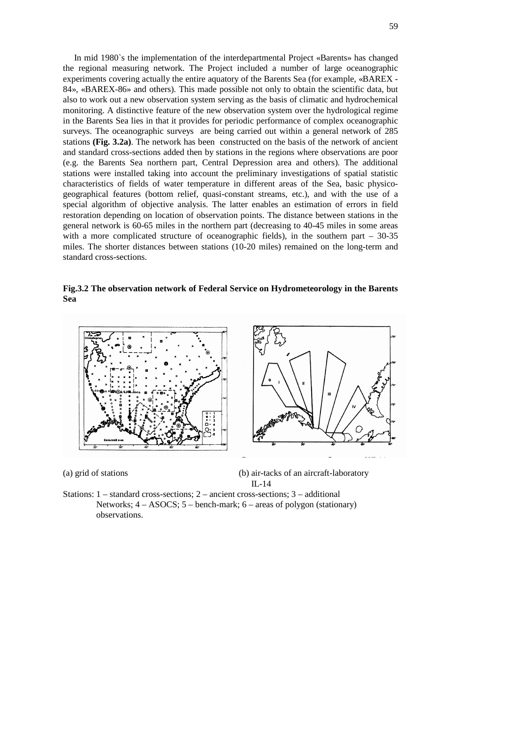In mid 1980`s the implementation of the interdepartmental Project «Barents» has changed the regional measuring network. The Project included a number of large oceanographic experiments covering actually the entire aquatory of the Barents Sea (for example, «BAREX - 84», «BAREX-86» and others). This made possible not only to obtain the scientific data, but also to work out a new observation system serving as the basis of climatic and hydrochemical monitoring. A distinctive feature of the new observation system over the hydrological regime in the Barents Sea lies in that it provides for periodic performance of complex oceanographic surveys. The oceanographic surveys are being carried out within a general network of 285 stations **(Fig. 3.2a)**. The network has been constructed on the basis of the network of ancient and standard cross-sections added then by stations in the regions where observations are poor (e.g. the Barents Sea northern part, Central Depression area and others). The additional stations were installed taking into account the preliminary investigations of spatial statistic characteristics of fields of water temperature in different areas of the Sea, basic physico-geographical features (bottom relief, quasi-constant streams, etc.), and with the use of a special algorithm of objective analysis. The latter enables an estimation of errors in field restoration depending on location of observation points. The distance between stations in the general network is 60-65 miles in the northern part (decreasing to 40-45 miles in some areas with a more complicated structure of oceanographic fields), in the southern part – 30-35 miles. The shorter distances between stations (10-20 miles) remained on the long-term and standard cross-sections.

**Fig.3.2 The observation network of Federal Service on Hydrometeorology in the Barents Sea**

(a) grid of stations (b) air-tacks of an aircraft-laboratory IL-14

Stations: 1 – standard cross-sections; 2 – ancient cross-sections; 3 – additional Networks; 4 – ASOCS; 5 – bench-mark; 6 – areas of polygon (stationary) observations.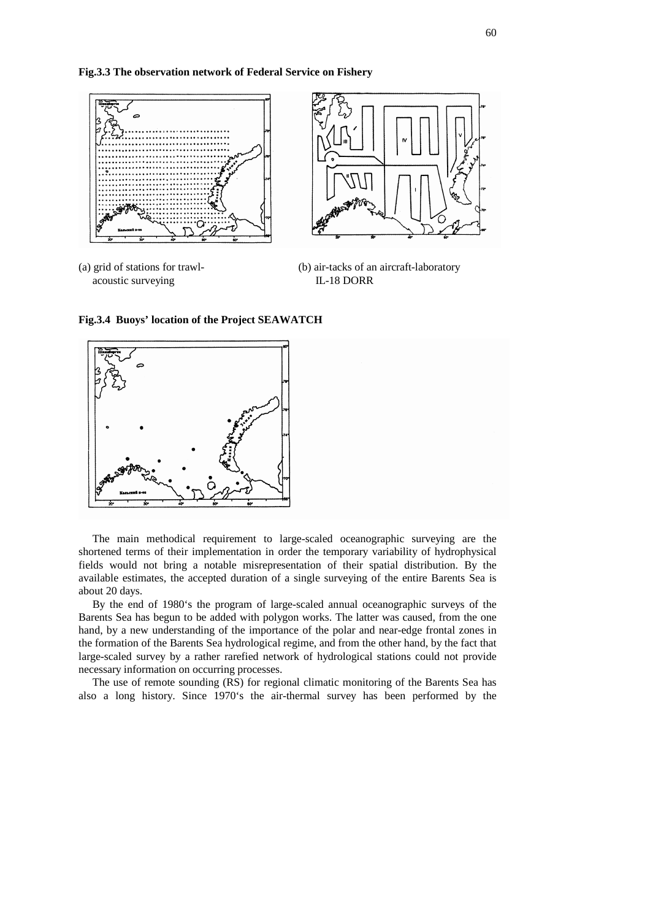**Fig.3.3 The observation network of Federal Service on Fishery**

(a) grid of stations for trawl-acoustic surveying

(b) air-tacks of an aircraft-laboratory IL-18 DORR

**Fig.3.4 Buoys' location of the Project SEAWATCH**

The main methodical requirement to large-scaled oceanographic surveying are the shortened terms of their implementation in order the temporary variability of hydrophysical fields would not bring a notable misrepresentation of their spatial distribution. By the available estimates, the accepted duration of a single surveying of the entire Barents Sea is about 20 days.

By the end of 1980's the program of large-scaled annual oceanographic surveys of the Barents Sea has begun to be added with polygon works. The latter was caused, from the one hand, by a new understanding of the importance of the polar and near-edge frontal zones in the formation of the Barents Sea hydrological regime, and from the other hand, by the fact that large-scaled survey by a rather rarefied network of hydrological stations could not provide necessary information on occurring processes.

The use of remote sounding (RS) for regional climatic monitoring of the Barents Sea has also a long history. Since 1970's the air-thermal survey has been performed by the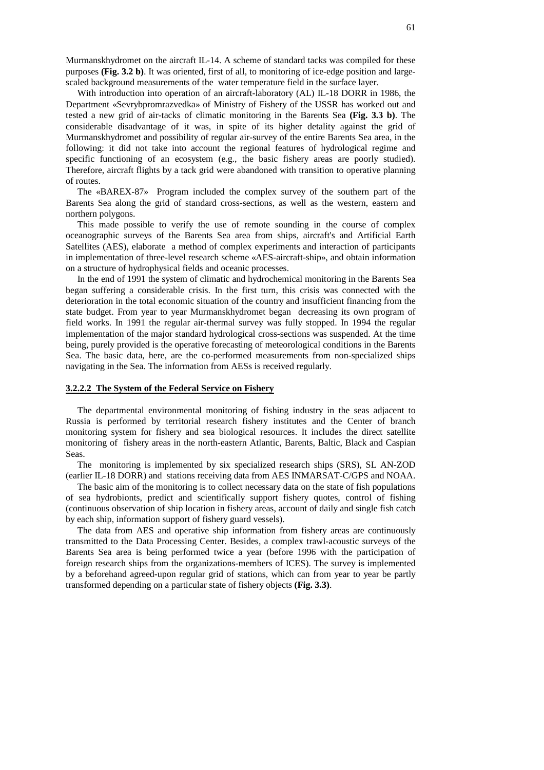Murmanskhydromet on the aircraft IL-14. A scheme of standard tacks was compiled for these purposes **(Fig. 3.2 b)**. It was oriented, first of all, to monitoring of ice-edge position and large-scaled background measurements of the water temperature field in the surface layer.

With introduction into operation of an aircraft-laboratory (AL) IL-18 DORR in 1986, the Department «Sevrybpromrazvedka» of Ministry of Fishery of the USSR has worked out and tested a new grid of air-tacks of climatic monitoring in the Barents Sea **(Fig. 3.3 b)**. The considerable disadvantage of it was, in spite of its higher detality against the grid of Murmanskhydromet and possibility of regular air-survey of the entire Barents Sea area, in the following: it did not take into account the regional features of hydrological regime and specific functioning of an ecosystem (e.g., the basic fishery areas are poorly studied). Therefore, aircraft flights by a tack grid were abandoned with transition to operative planning of routes.

The «BAREX-87» Program included the complex survey of the southern part of the Barents Sea along the grid of standard cross-sections, as well as the western, eastern and northern polygons.

This made possible to verify the use of remote sounding in the course of complex oceanographic surveys of the Barents Sea area from ships, aircraft's and Artificial Earth Satellites (AES), elaborate a method of complex experiments and interaction of participants in implementation of three-level research scheme «AES-aircraft-ship», and obtain information on a structure of hydrophysical fields and oceanic processes.

In the end of 1991 the system of climatic and hydrochemical monitoring in the Barents Sea began suffering a considerable crisis. In the first turn, this crisis was connected with the deterioration in the total economic situation of the country and insufficient financing from the state budget. From year to year Murmanskhydromet began decreasing its own program of field works. In 1991 the regular air-thermal survey was fully stopped. In 1994 the regular implementation of the major standard hydrological cross-sections was suspended. At the time being, purely provided is the operative forecasting of meteorological conditions in the Barents Sea. The basic data, here, are the co-performed measurements from non-specialized ships navigating in the Sea. The information from AESs is received regularly.

#### 3.2.2.2 The System of the Federal Service on Fishery

The departmental environmental monitoring of fishing industry in the seas adjacent to Russia is performed by territorial research fishery institutes and the Center of branch monitoring system for fishery and sea biological resources. It includes the direct satellite monitoring of fishery areas in the north-eastern Atlantic, Barents, Baltic, Black and Caspian Seas.

The monitoring is implemented by six specialized research ships (SRS), SL AN-ZOD (earlier IL-18 DORR) and stations receiving data from AES INMARSAT-C/GPS and NOAA.

The basic aim of the monitoring is to collect necessary data on the state of fish populations of sea hydrobionts, predict and scientifically support fishery quotes, control of fishing (continuous observation of ship location in fishery areas, account of daily and single fish catch by each ship, information support of fishery guard vessels).

The data from AES and operative ship information from fishery areas are continuously transmitted to the Data Processing Center. Besides, a complex trawl-acoustic surveys of the Barents Sea area is being performed twice a year (before 1996 with the participation of foreign research ships from the organizations-members of ICES). The survey is implemented by a beforehand agreed-upon regular grid of stations, which can from year to year be partly transformed depending on a particular state of fishery objects **(Fig. 3.3)**.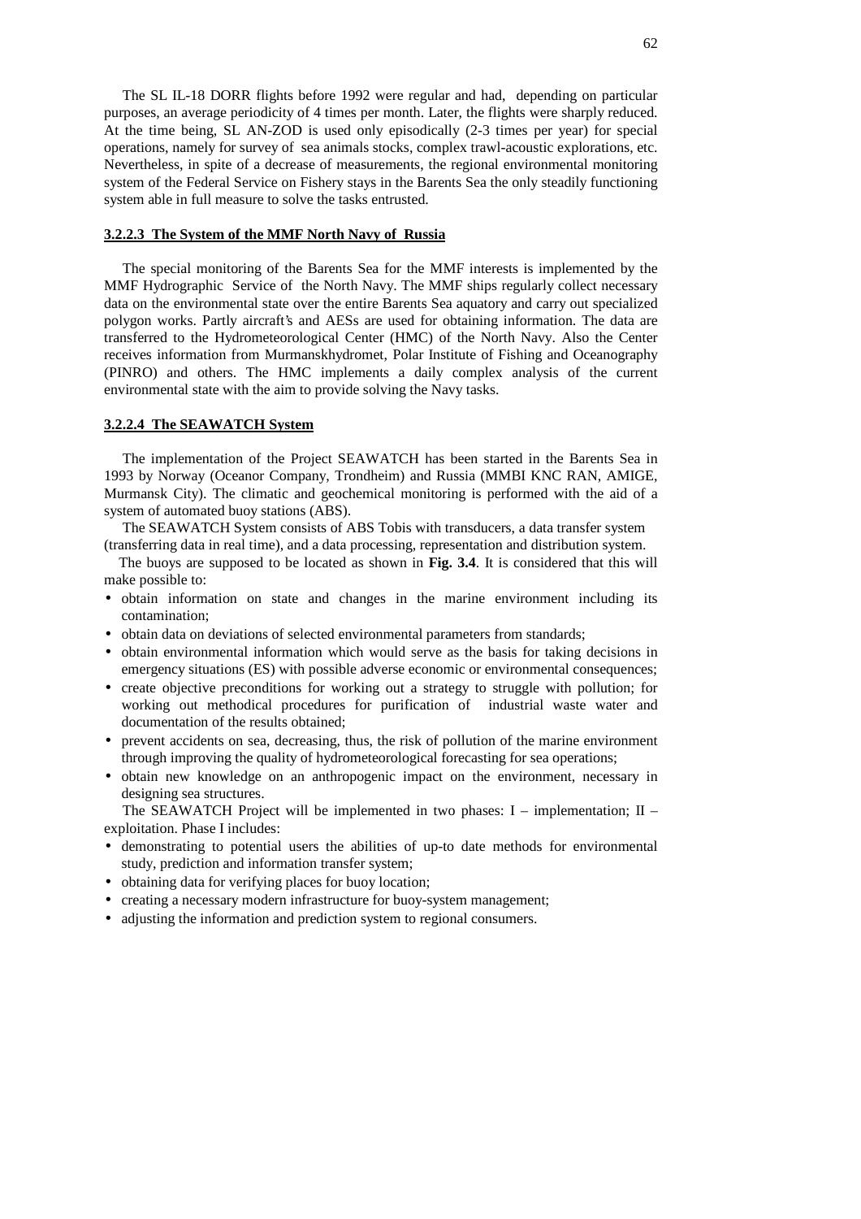The SL IL-18 DORR flights before 1992 were regular and had, depending on particular purposes, an average periodicity of 4 times per month. Later, the flights were sharply reduced. At the time being, SL AN-ZOD is used only episodically (2-3 times per year) for special operations, namely for survey of sea animals stocks, complex trawl-acoustic explorations, etc. Nevertheless, in spite of a decrease of measurements, the regional environmental monitoring system of the Federal Service on Fishery stays in the Barents Sea the only steadily functioning system able in full measure to solve the tasks entrusted.

#### 3.2.2.3 The System of the MMF North Navy of Russia

The special monitoring of the Barents Sea for the MMF interests is implemented by the MMF Hydrographic Service of the North Navy. The MMF ships regularly collect necessary data on the environmental state over the entire Barents Sea aquatory and carry out specialized polygon works. Partly aircraft's and AESs are used for obtaining information. The data are transferred to the Hydrometeorological Center (HMC) of the North Navy. Also the Center receives information from Murmanskhydromet, Polar Institute of Fishing and Oceanography (PINRO) and others. The HMC implements a daily complex analysis of the current environmental state with the aim to provide solving the Navy tasks.

#### 3.2.2.4 The SEAWATCH System

The implementation of the Project SEAWATCH has been started in the Barents Sea in 1993 by Norway (Oceanor Company, Trondheim) and Russia (MMBI KNC RAN, AMIGE, Murmansk City). The climatic and geochemical monitoring is performed with the aid of a system of automated buoy stations (ABS).

The SEAWATCH System consists of ABS Tobis with transducers, a data transfer system (transferring data in real time), and a data processing, representation and distribution system.

The buoys are supposed to be located as shown in **Fig. 3.4**. It is considered that this will make possible to:

- obtain information on state and changes in the marine environment including its contamination;
- obtain data on deviations of selected environmental parameters from standards;
- obtain environmental information which would serve as the basis for taking decisions in emergency situations (ES) with possible adverse economic or environmental consequences;
- create objective preconditions for working out a strategy to struggle with pollution; for working out methodical procedures for purification of industrial waste water and documentation of the results obtained;
- prevent accidents on sea, decreasing, thus, the risk of pollution of the marine environment through improving the quality of hydrometeorological forecasting for sea operations;
- obtain new knowledge on an anthropogenic impact on the environment, necessary in designing sea structures.

The SEAWATCH Project will be implemented in two phases: I – implementation; II – exploitation. Phase I includes:

- demonstrating to potential users the abilities of up-to date methods for environmental study, prediction and information transfer system;
- obtaining data for verifying places for buoy location;
- creating a necessary modern infrastructure for buoy-system management;
- adjusting the information and prediction system to regional consumers.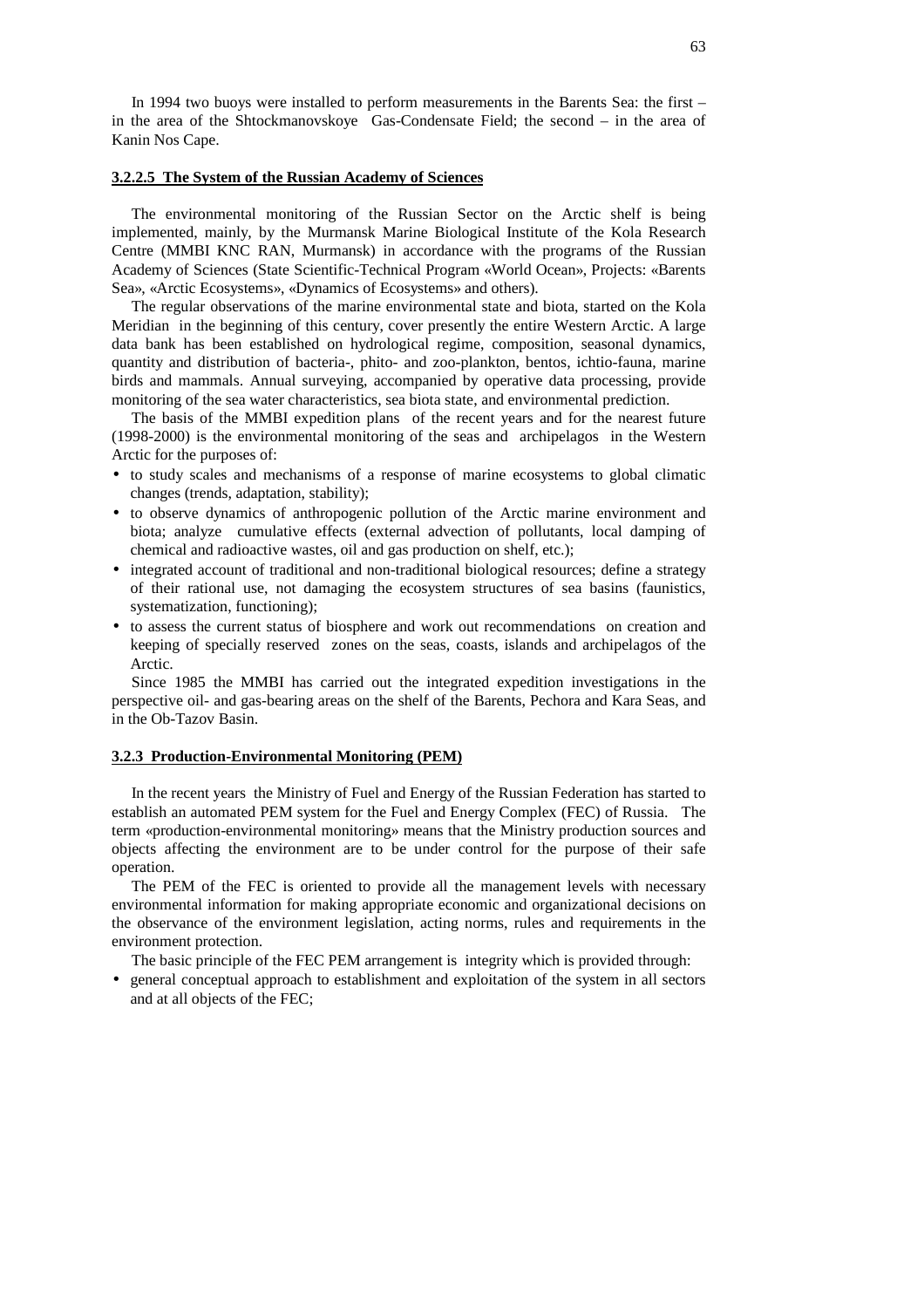In 1994 two buoys were installed to perform measurements in the Barents Sea: the first – in the area of the Shtockmanovskoye Gas-Condensate Field; the second – in the area of Kanin Nos Cape.

#### 3.2.2.5 The System of the Russian Academy of Sciences

The environmental monitoring of the Russian Sector on the Arctic shelf is being implemented, mainly, by the Murmansk Marine Biological Institute of the Kola Research Centre (MMBI KNC RAN, Murmansk) in accordance with the programs of the Russian Academy of Sciences (State Scientific-Technical Program «World Ocean», Projects: «Barents Sea», «Arctic Ecosystems», «Dynamics of Ecosystems» and others).

The regular observations of the marine environmental state and biota, started on the Kola Meridian in the beginning of this century, cover presently the entire Western Arctic. A large data bank has been established on hydrological regime, composition, seasonal dynamics, quantity and distribution of bacteria-, phito- and zoo-plankton, bentos, ichtio-fauna, marine birds and mammals. Annual surveying, accompanied by operative data processing, provide monitoring of the sea water characteristics, sea biota state, and environmental prediction.

The basis of the MMBI expedition plans of the recent years and for the nearest future (1998-2000) is the environmental monitoring of the seas and archipelagos in the Western Arctic for the purposes of:

- to study scales and mechanisms of a response of marine ecosystems to global climatic changes (trends, adaptation, stability);
- to observe dynamics of anthropogenic pollution of the Arctic marine environment and biota; analyze cumulative effects (external advection of pollutants, local damping of chemical and radioactive wastes, oil and gas production on shelf, etc.);
- integrated account of traditional and non-traditional biological resources; define a strategy of their rational use, not damaging the ecosystem structures of sea basins (faunistics, systematization, functioning);
- to assess the current status of biosphere and work out recommendations on creation and keeping of specially reserved zones on the seas, coasts, islands and archipelagos of the Arctic.

Since 1985 the MMBI has carried out the integrated expedition investigations in the perspective oil- and gas-bearing areas on the shelf of the Barents, Pechora and Kara Seas, and in the Ob-Tazov Basin.

### 3.2.3 Production-Environmental Monitoring (PEM)

In the recent years the Ministry of Fuel and Energy of the Russian Federation has started to establish an automated PEM system for the Fuel and Energy Complex (FEC) of Russia. The term «production-environmental monitoring» means that the Ministry production sources and objects affecting the environment are to be under control for the purpose of their safe operation.

The PEM of the FEC is oriented to provide all the management levels with necessary environmental information for making appropriate economic and organizational decisions on the observance of the environment legislation, acting norms, rules and requirements in the environment protection.

The basic principle of the FEC PEM arrangement is integrity which is provided through:

- general conceptual approach to establishment and exploitation of the system in all sectors and at all objects of the FEC;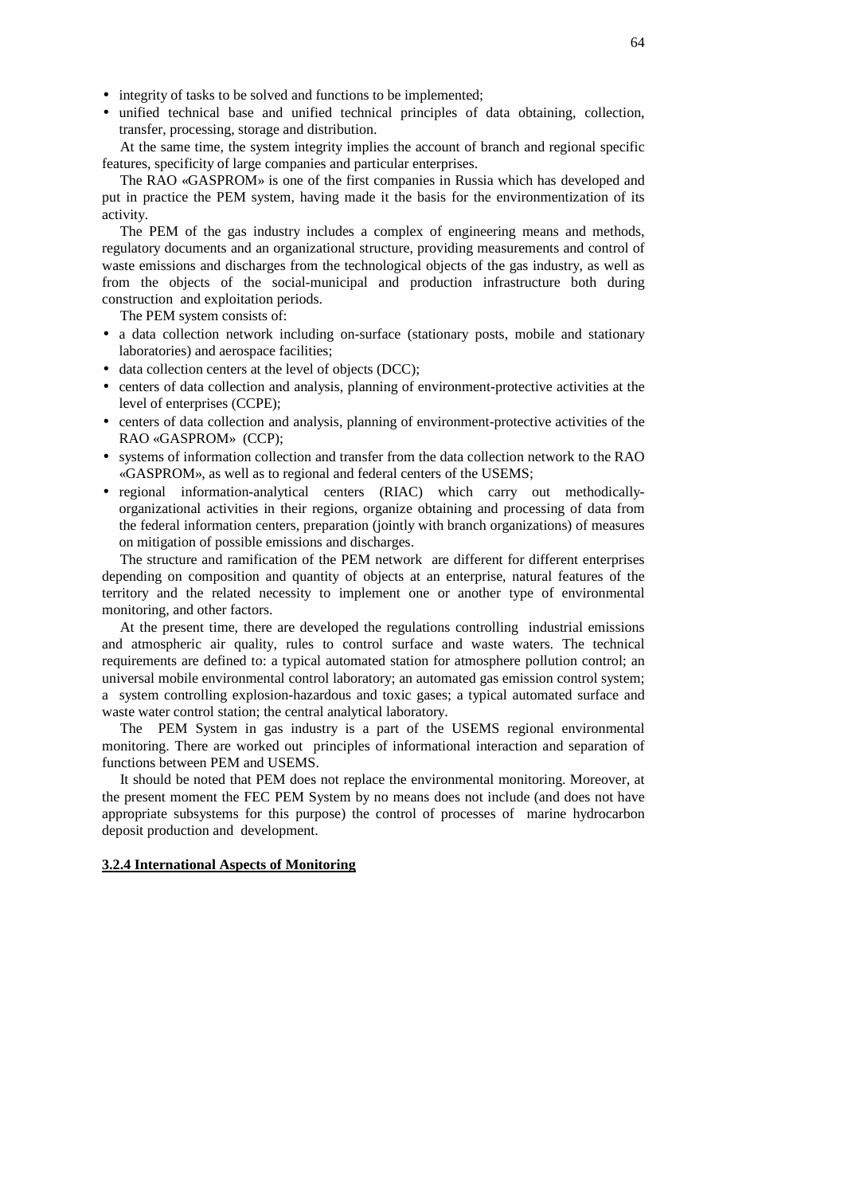- integrity of tasks to be solved and functions to be implemented;
- unified technical base and unified technical principles of data obtaining, collection, transfer, processing, storage and distribution.

At the same time, the system integrity implies the account of branch and regional specific features, specificity of large companies and particular enterprises.

The RAO «GASPROM» is one of the first companies in Russia which has developed and put in practice the PEM system, having made it the basis for the environmentization of its activity.

The PEM of the gas industry includes a complex of engineering means and methods, regulatory documents and an organizational structure, providing measurements and control of waste emissions and discharges from the technological objects of the gas industry, as well as from the objects of the social-municipal and production infrastructure both during construction and exploitation periods.

The PEM system consists of:

- a data collection network including on-surface (stationary posts, mobile and stationary laboratories) and aerospace facilities;
- data collection centers at the level of objects (DCC);
- centers of data collection and analysis, planning of environment-protective activities at the level of enterprises (CCPE);
- centers of data collection and analysis, planning of environment-protective activities of the RAO «GASPROM» (CCP);
- systems of information collection and transfer from the data collection network to the RAO «GASPROM», as well as to regional and federal centers of the USEMS;
- regional information-analytical centers (RIAC) which carry out methodically-organizational activities in their regions, organize obtaining and processing of data from the federal information centers, preparation (jointly with branch organizations) of measures on mitigation of possible emissions and discharges.

The structure and ramification of the PEM network are different for different enterprises depending on composition and quantity of objects at an enterprise, natural features of the territory and the related necessity to implement one or another type of environmental monitoring, and other factors.

At the present time, there are developed the regulations controlling industrial emissions and atmospheric air quality, rules to control surface and waste waters. The technical requirements are defined to: a typical automated station for atmosphere pollution control; an universal mobile environmental control laboratory; an automated gas emission control system; a system controlling explosion-hazardous and toxic gases; a typical automated surface and waste water control station; the central analytical laboratory.

The PEM System in gas industry is a part of the USEMS regional environmental monitoring. There are worked out principles of informational interaction and separation of functions between PEM and USEMS.

It should be noted that PEM does not replace the environmental monitoring. Moreover, at the present moment the FEC PEM System by no means does not include (and does not have appropriate subsystems for this purpose) the control of processes of marine hydrocarbon deposit production and development.

### 3.2.4 International Aspects of Monitoring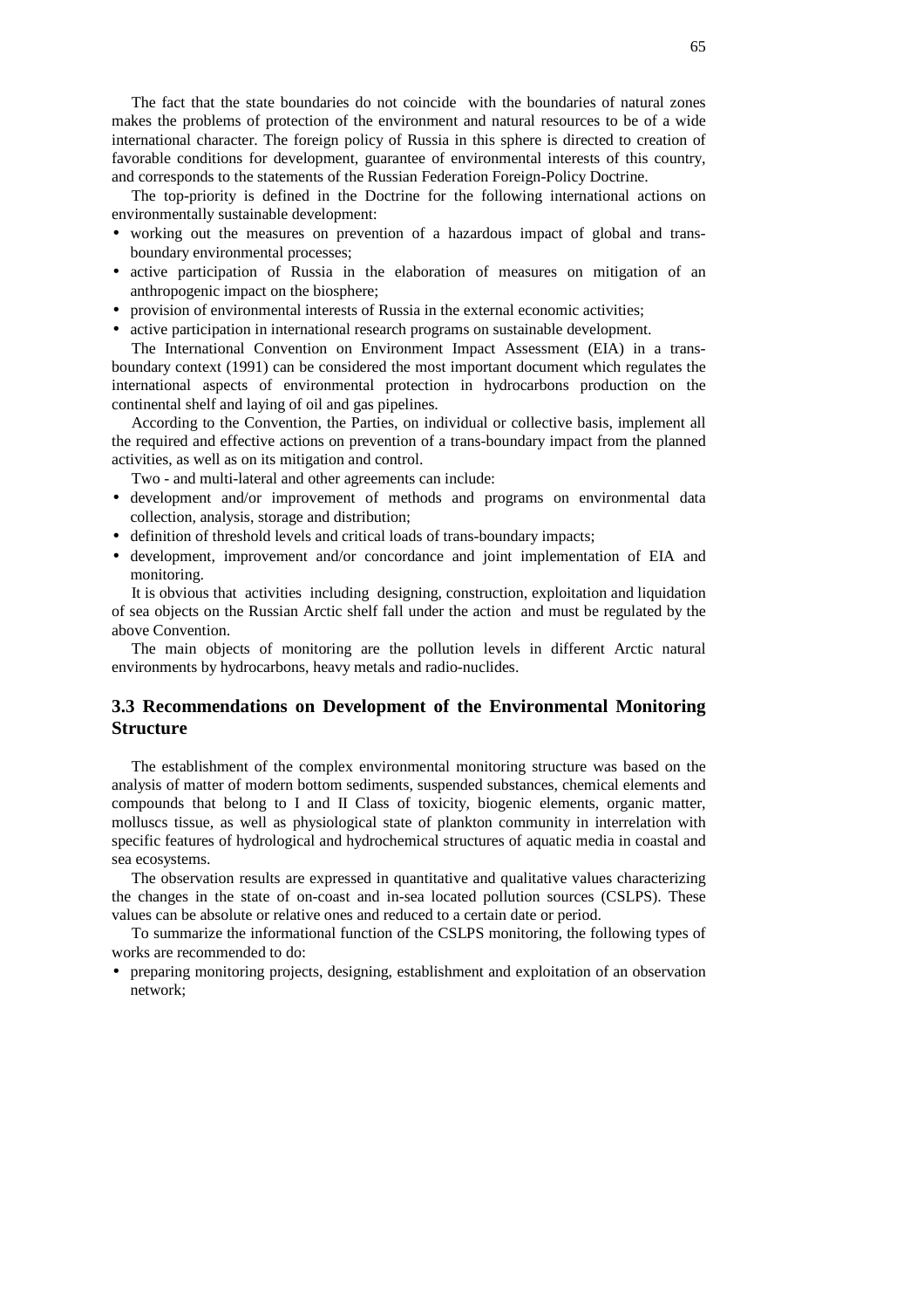The fact that the state boundaries do not coincide with the boundaries of natural zones makes the problems of protection of the environment and natural resources to be of a wide international character. The foreign policy of Russia in this sphere is directed to creation of favorable conditions for development, guarantee of environmental interests of this country, and corresponds to the statements of the Russian Federation Foreign-Policy Doctrine.

The top-priority is defined in the Doctrine for the following international actions on environmentally sustainable development:

- working out the measures on prevention of a hazardous impact of global and trans-boundary environmental processes;
- active participation of Russia in the elaboration of measures on mitigation of an anthropogenic impact on the biosphere;
- provision of environmental interests of Russia in the external economic activities;
- active participation in international research programs on sustainable development.

The International Convention on Environment Impact Assessment (EIA) in a trans-boundary context (1991) can be considered the most important document which regulates the international aspects of environmental protection in hydrocarbons production on the continental shelf and laying of oil and gas pipelines.

According to the Convention, the Parties, on individual or collective basis, implement all the required and effective actions on prevention of a trans-boundary impact from the planned activities, as well as on its mitigation and control.

Two - and multi-lateral and other agreements can include:

- development and/or improvement of methods and programs on environmental data collection, analysis, storage and distribution;
- definition of threshold levels and critical loads of trans-boundary impacts;
- development, improvement and/or concordance and joint implementation of EIA and monitoring.

It is obvious that activities including designing, construction, exploitation and liquidation of sea objects on the Russian Arctic shelf fall under the action and must be regulated by the above Convention.

The main objects of monitoring are the pollution levels in different Arctic natural environments by hydrocarbons, heavy metals and radio-nuclides.

## 3.3 Recommendations on Development of the Environmental Monitoring Structure

The establishment of the complex environmental monitoring structure was based on the analysis of matter of modern bottom sediments, suspended substances, chemical elements and compounds that belong to I and II Class of toxicity, biogenic elements, organic matter, molluscs tissue, as well as physiological state of plankton community in interrelation with specific features of hydrological and hydrochemical structures of aquatic media in coastal and sea ecosystems.

The observation results are expressed in quantitative and qualitative values characterizing the changes in the state of on-coast and in-sea located pollution sources (CSLPS). These values can be absolute or relative ones and reduced to a certain date or period.

To summarize the informational function of the CSLPS monitoring, the following types of works are recommended to do:

- preparing monitoring projects, designing, establishment and exploitation of an observation network;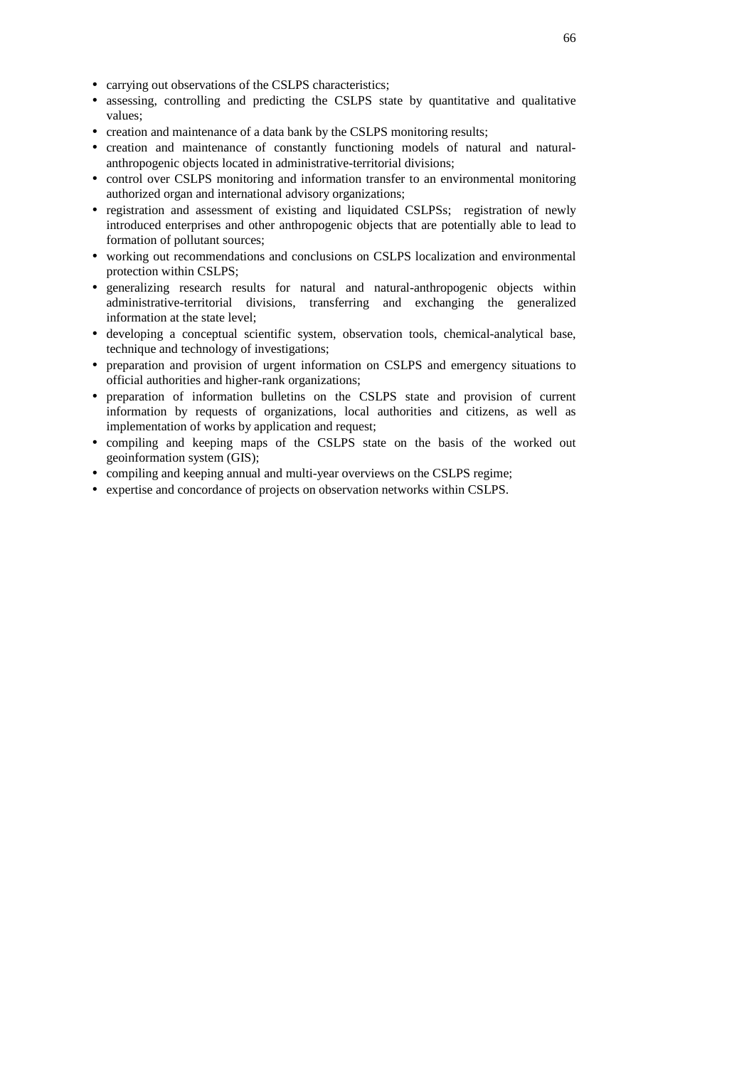- carrying out observations of the CSLPS characteristics;
- assessing, controlling and predicting the CSLPS state by quantitative and qualitative values;
- creation and maintenance of a data bank by the CSLPS monitoring results;
- creation and maintenance of constantly functioning models of natural and natural-anthropogenic objects located in administrative-territorial divisions;
- control over CSLPS monitoring and information transfer to an environmental monitoring authorized organ and international advisory organizations;
- registration and assessment of existing and liquidated CSLPSs; registration of newly introduced enterprises and other anthropogenic objects that are potentially able to lead to formation of pollutant sources;
- working out recommendations and conclusions on CSLPS localization and environmental protection within CSLPS;
- generalizing research results for natural and natural-anthropogenic objects within administrative-territorial divisions, transferring and exchanging the generalized information at the state level;
- developing a conceptual scientific system, observation tools, chemical-analytical base, technique and technology of investigations;
- preparation and provision of urgent information on CSLPS and emergency situations to official authorities and higher-rank organizations;
- preparation of information bulletins on the CSLPS state and provision of current information by requests of organizations, local authorities and citizens, as well as implementation of works by application and request;
- compiling and keeping maps of the CSLPS state on the basis of the worked out geoinformation system (GIS);
- compiling and keeping annual and multi-year overviews on the CSLPS regime;
- expertise and concordance of projects on observation networks within CSLPS.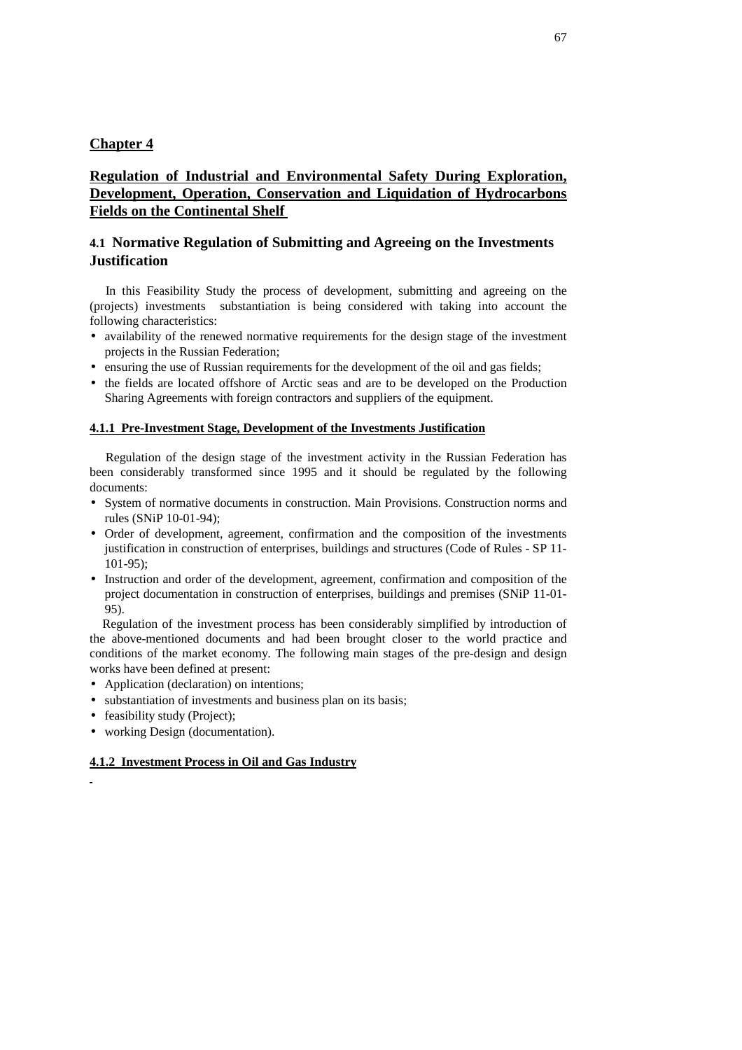## Chapter 4

## Regulation of Industrial and Environmental Safety During Exploration, Development, Operation, Conservation and Liquidation of Hydrocarbons Fields on the Continental Shelf

### 4.1 Normative Regulation of Submitting and Agreeing on the Investments Justification

In this Feasibility Study the process of development, submitting and agreeing on the (projects) investments substantiation is being considered with taking into account the following characteristics:

- availability of the renewed normative requirements for the design stage of the investment projects in the Russian Federation;
- ensuring the use of Russian requirements for the development of the oil and gas fields;
- the fields are located offshore of Arctic seas and are to be developed on the Production Sharing Agreements with foreign contractors and suppliers of the equipment.

#### 4.1.1 Pre-Investment Stage, Development of the Investments Justification

Regulation of the design stage of the investment activity in the Russian Federation has been considerably transformed since 1995 and it should be regulated by the following documents:

- System of normative documents in construction. Main Provisions. Construction norms and rules (SNiP 10-01-94);
- Order of development, agreement, confirmation and the composition of the investments justification in construction of enterprises, buildings and structures (Code of Rules - SP 11-101-95);
- Instruction and order of the development, agreement, confirmation and composition of the project documentation in construction of enterprises, buildings and premises (SNiP 11-01-95).

Regulation of the investment process has been considerably simplified by introduction of the above-mentioned documents and had been brought closer to the world practice and conditions of the market economy. The following main stages of the pre-design and design works have been defined at present:

- Application (declaration) on intentions;
- substantiation of investments and business plan on its basis;
- feasibility study (Project);
- working Design (documentation).

#### 4.1.2 Investment Process in Oil and Gas Industry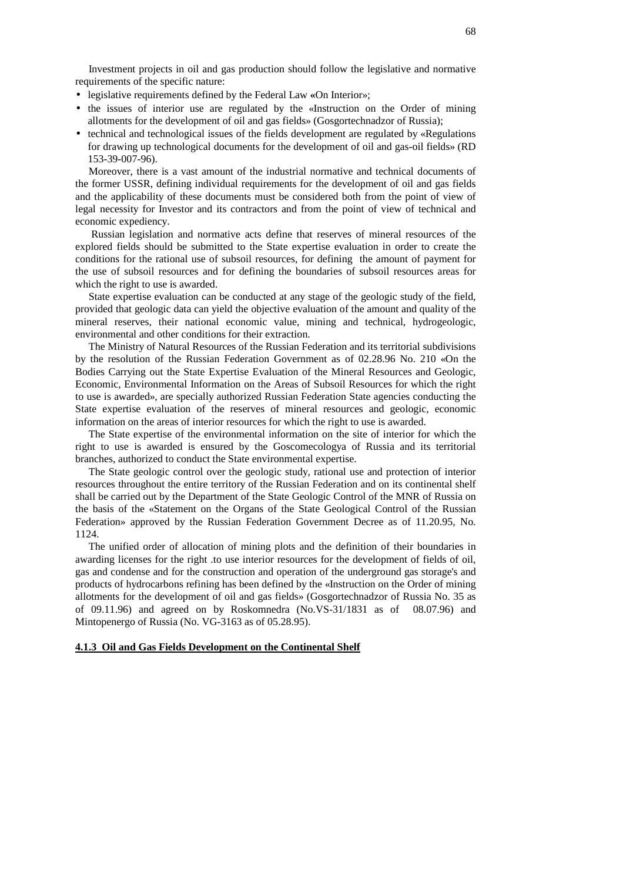Investment projects in oil and gas production should follow the legislative and normative requirements of the specific nature:

- legislative requirements defined by the Federal Law «On Interior»;
- the issues of interior use are regulated by the «Instruction on the Order of mining allotments for the development of oil and gas fields» (Gosgortechnadzor of Russia);
- technical and technological issues of the fields development are regulated by «Regulations for drawing up technological documents for the development of oil and gas-oil fields» (RD 153-39-007-96).

Moreover, there is a vast amount of the industrial normative and technical documents of the former USSR, defining individual requirements for the development of oil and gas fields and the applicability of these documents must be considered both from the point of view of legal necessity for Investor and its contractors and from the point of view of technical and economic expediency.

Russian legislation and normative acts define that reserves of mineral resources of the explored fields should be submitted to the State expertise evaluation in order to create the conditions for the rational use of subsoil resources, for defining the amount of payment for the use of subsoil resources and for defining the boundaries of subsoil resources areas for which the right to use is awarded.

State expertise evaluation can be conducted at any stage of the geologic study of the field, provided that geologic data can yield the objective evaluation of the amount and quality of the mineral reserves, their national economic value, mining and technical, hydrogeologic, environmental and other conditions for their extraction.

The Ministry of Natural Resources of the Russian Federation and its territorial subdivisions by the resolution of the Russian Federation Government as of 02.28.96 No. 210 «On the Bodies Carrying out the State Expertise Evaluation of the Mineral Resources and Geologic, Economic, Environmental Information on the Areas of Subsoil Resources for which the right to use is awarded», are specially authorized Russian Federation State agencies conducting the State expertise evaluation of the reserves of mineral resources and geologic, economic information on the areas of interior resources for which the right to use is awarded.

The State expertise of the environmental information on the site of interior for which the right to use is awarded is ensured by the Goscomecologya of Russia and its territorial branches, authorized to conduct the State environmental expertise.

The State geologic control over the geologic study, rational use and protection of interior resources throughout the entire territory of the Russian Federation and on its continental shelf shall be carried out by the Department of the State Geologic Control of the MNR of Russia on the basis of the «Statement on the Organs of the State Geological Control of the Russian Federation» approved by the Russian Federation Government Decree as of 11.20.95, No. 1124.

The unified order of allocation of mining plots and the definition of their boundaries in awarding licenses for the right .to use interior resources for the development of fields of oil, gas and condense and for the construction and operation of the underground gas storage's and products of hydrocarbons refining has been defined by the «Instruction on the Order of mining allotments for the development of oil and gas fields» (Gosgortechnadzor of Russia No. 35 as of 09.11.96) and agreed on by Roskomnedra (No.VS-31/1831 as of 08.07.96) and Mintopenergo of Russia (No. VG-3163 as of 05.28.95).

#### 4.1.3 Oil and Gas Fields Development on the Continental Shelf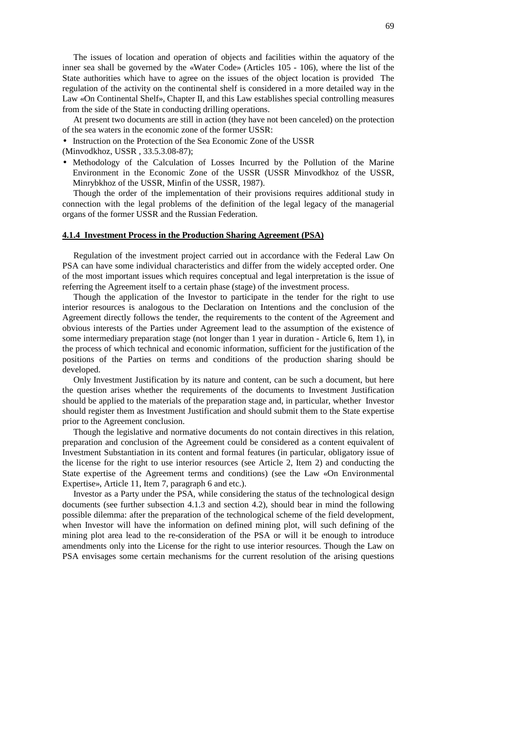The issues of location and operation of objects and facilities within the aquatory of the inner sea shall be governed by the «Water Code» (Articles 105 - 106), where the list of the State authorities which have to agree on the issues of the object location is provided The regulation of the activity on the continental shelf is considered in a more detailed way in the Law «On Continental Shelf», Chapter II, and this Law establishes special controlling measures from the side of the State in conducting drilling operations.

At present two documents are still in action (they have not been canceled) on the protection of the sea waters in the economic zone of the former USSR:

- Instruction on the Protection of the Sea Economic Zone of the USSR (Minvodkhoz, USSR , 33.5.3.08-87);
- Methodology of the Calculation of Losses Incurred by the Pollution of the Marine Environment in the Economic Zone of the USSR (USSR Minvodkhoz of the USSR, Minrybkhoz of the USSR, Minfin of the USSR, 1987).

Though the order of the implementation of their provisions requires additional study in connection with the legal problems of the definition of the legal legacy of the managerial organs of the former USSR and the Russian Federation.

#### 4.1.4 Investment Process in the Production Sharing Agreement (PSA)

Regulation of the investment project carried out in accordance with the Federal Law On PSA can have some individual characteristics and differ from the widely accepted order. One of the most important issues which requires conceptual and legal interpretation is the issue of referring the Agreement itself to a certain phase (stage) of the investment process.

Though the application of the Investor to participate in the tender for the right to use interior resources is analogous to the Declaration on Intentions and the conclusion of the Agreement directly follows the tender, the requirements to the content of the Agreement and obvious interests of the Parties under Agreement lead to the assumption of the existence of some intermediary preparation stage (not longer than 1 year in duration - Article 6, Item 1), in the process of which technical and economic information, sufficient for the justification of the positions of the Parties on terms and conditions of the production sharing should be developed.

Only Investment Justification by its nature and content, can be such a document, but here the question arises whether the requirements of the documents to Investment Justification should be applied to the materials of the preparation stage and, in particular, whether Investor should register them as Investment Justification and should submit them to the State expertise prior to the Agreement conclusion.

Though the legislative and normative documents do not contain directives in this relation, preparation and conclusion of the Agreement could be considered as a content equivalent of Investment Substantiation in its content and formal features (in particular, obligatory issue of the license for the right to use interior resources (see Article 2, Item 2) and conducting the State expertise of the Agreement terms and conditions) (see the Law «On Environmental Expertise», Article 11, Item 7, paragraph 6 and etc.).

Investor as a Party under the PSA, while considering the status of the technological design documents (see further subsection 4.1.3 and section 4.2), should bear in mind the following possible dilemma: after the preparation of the technological scheme of the field development, when Investor will have the information on defined mining plot, will such defining of the mining plot area lead to the re-consideration of the PSA or will it be enough to introduce amendments only into the License for the right to use interior resources. Though the Law on PSA envisages some certain mechanisms for the current resolution of the arising questions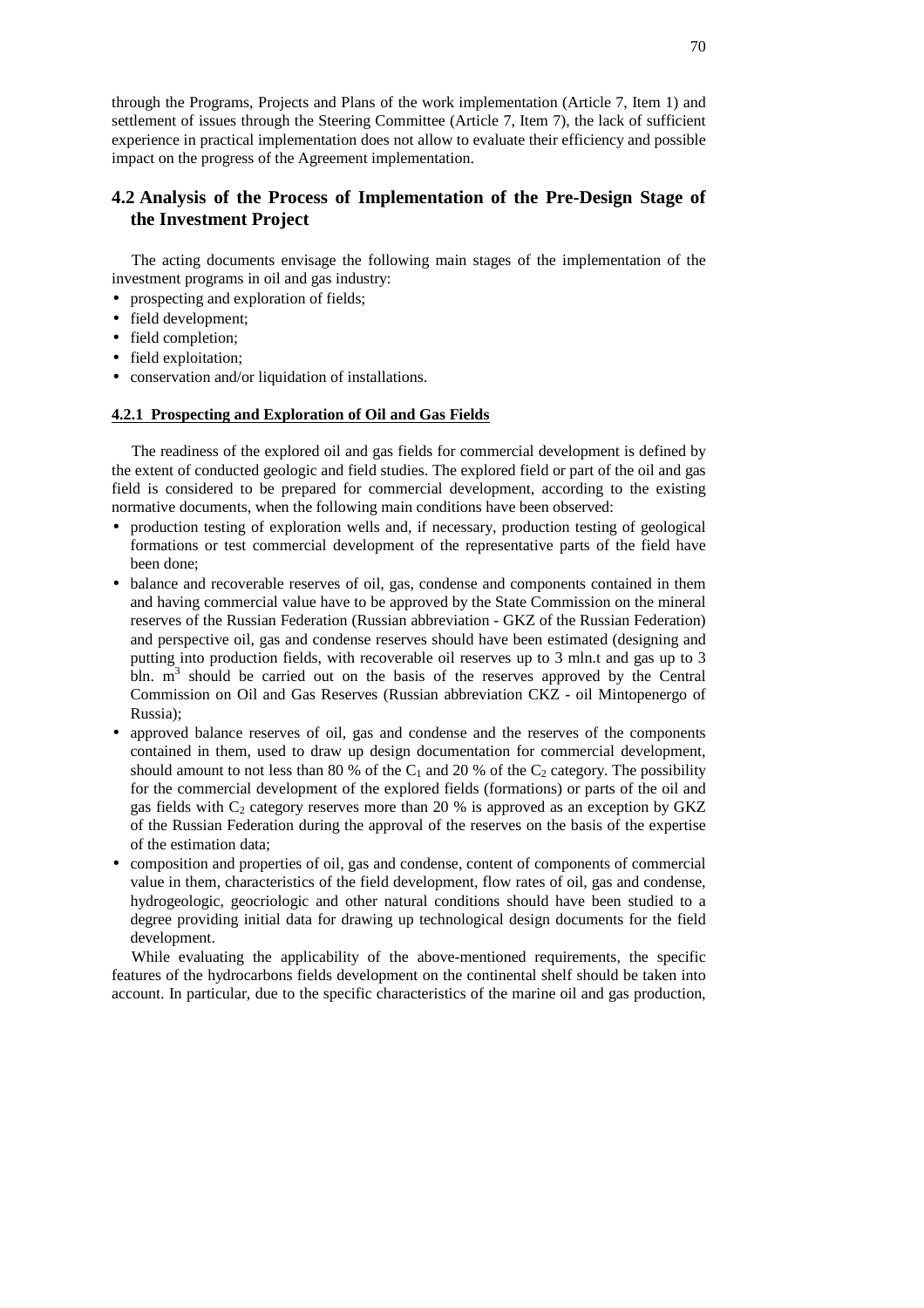through the Programs, Projects and Plans of the work implementation (Article 7, Item 1) and settlement of issues through the Steering Committee (Article 7, Item 7), the lack of sufficient experience in practical implementation does not allow to evaluate their efficiency and possible impact on the progress of the Agreement implementation.

## 4.2 Analysis of the Process of Implementation of the Pre-Design Stage of the Investment Project

The acting documents envisage the following main stages of the implementation of the investment programs in oil and gas industry:

- prospecting and exploration of fields;
- field development;
- field completion;
- field exploitation;
- conservation and/or liquidation of installations.

### 4.2.1 Prospecting and Exploration of Oil and Gas Fields

The readiness of the explored oil and gas fields for commercial development is defined by the extent of conducted geologic and field studies. The explored field or part of the oil and gas field is considered to be prepared for commercial development, according to the existing normative documents, when the following main conditions have been observed:

- production testing of exploration wells and, if necessary, production testing of geological formations or test commercial development of the representative parts of the field have been done;
- balance and recoverable reserves of oil, gas, condense and components contained in them and having commercial value have to be approved by the State Commission on the mineral reserves of the Russian Federation (Russian abbreviation - GKZ of the Russian Federation) and perspective oil, gas and condense reserves should have been estimated (designing and putting into production fields, with recoverable oil reserves up to 3 mln.t and gas up to 3 bln. $m^3$ should be carried out on the basis of the reserves approved by the Central Commission on Oil and Gas Reserves (Russian abbreviation CKZ - oil Mintopenergo of Russia);
- approved balance reserves of oil, gas and condense and the reserves of the components contained in them, used to draw up design documentation for commercial development, should amount to not less than 80 % of the $C_1$ and 20 % of the $C_2$ category. The possibility for the commercial development of the explored fields (formations) or parts of the oil and gas fields with $C_2$ category reserves more than 20 % is approved as an exception by GKZ of the Russian Federation during the approval of the reserves on the basis of the expertise of the estimation data;
- composition and properties of oil, gas and condense, content of components of commercial value in them, characteristics of the field development, flow rates of oil, gas and condense, hydrogeologic, geocriologic and other natural conditions should have been studied to a degree providing initial data for drawing up technological design documents for the field development.

While evaluating the applicability of the above-mentioned requirements, the specific features of the hydrocarbons fields development on the continental shelf should be taken into account. In particular, due to the specific characteristics of the marine oil and gas production,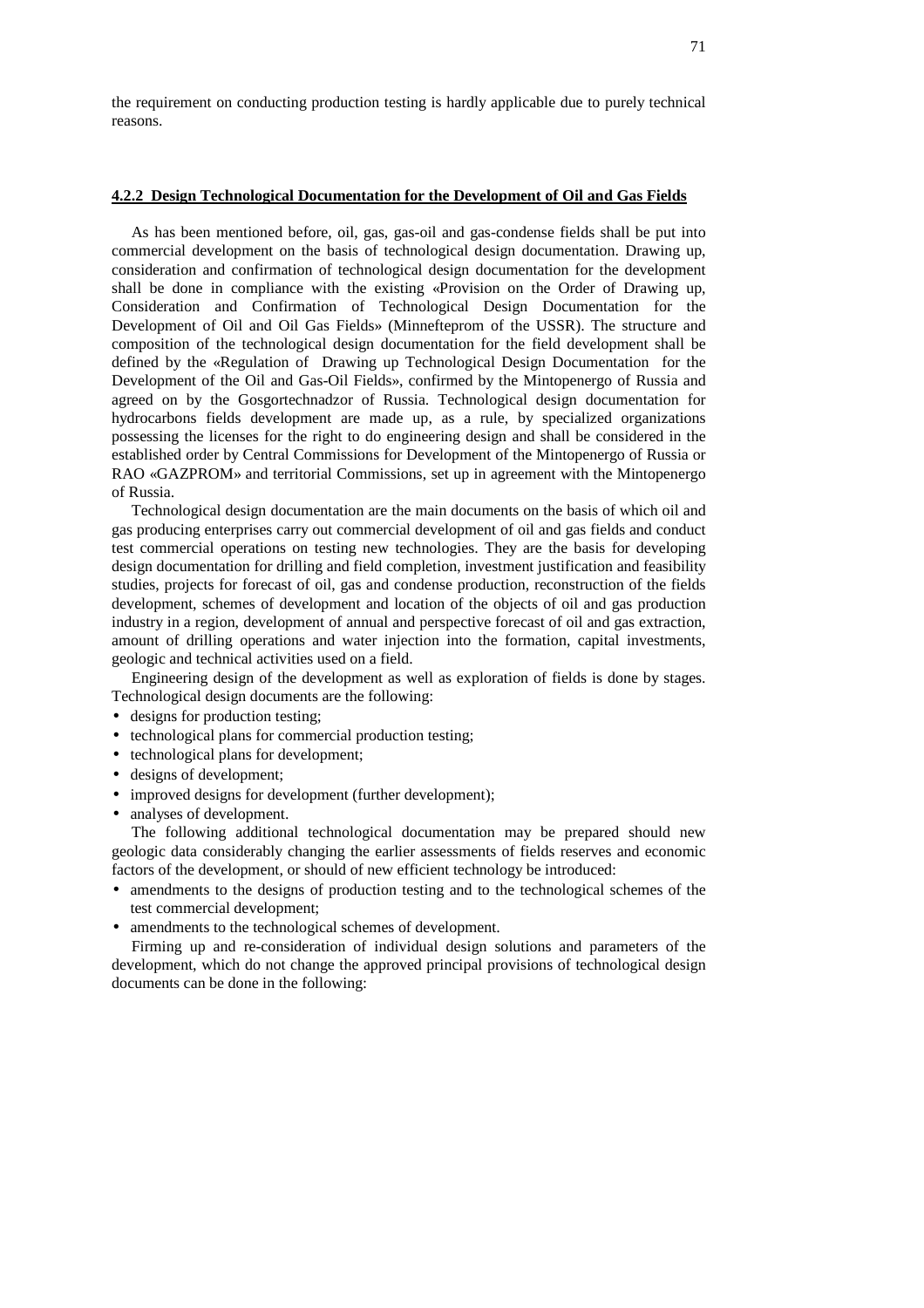the requirement on conducting production testing is hardly applicable due to purely technical reasons.

### 4.2.2 Design Technological Documentation for the Development of Oil and Gas Fields

As has been mentioned before, oil, gas, gas-oil and gas-condense fields shall be put into commercial development on the basis of technological design documentation. Drawing up, consideration and confirmation of technological design documentation for the development shall be done in compliance with the existing «Provision on the Order of Drawing up, Consideration and Confirmation of Technological Design Documentation for the Development of Oil and Oil Gas Fields» (Minnefteprom of the USSR). The structure and composition of the technological design documentation for the field development shall be defined by the «Regulation of Drawing up Technological Design Documentation for the Development of the Oil and Gas-Oil Fields», confirmed by the Mintopenergo of Russia and agreed on by the Gosgortechnadzor of Russia. Technological design documentation for hydrocarbons fields development are made up, as a rule, by specialized organizations possessing the licenses for the right to do engineering design and shall be considered in the established order by Central Commissions for Development of the Mintopenergo of Russia or RAO «GAZPROM» and territorial Commissions, set up in agreement with the Mintopenergo of Russia.

Technological design documentation are the main documents on the basis of which oil and gas producing enterprises carry out commercial development of oil and gas fields and conduct test commercial operations on testing new technologies. They are the basis for developing design documentation for drilling and field completion, investment justification and feasibility studies, projects for forecast of oil, gas and condense production, reconstruction of the fields development, schemes of development and location of the objects of oil and gas production industry in a region, development of annual and perspective forecast of oil and gas extraction, amount of drilling operations and water injection into the formation, capital investments, geologic and technical activities used on a field.

Engineering design of the development as well as exploration of fields is done by stages. Technological design documents are the following:

- designs for production testing;
- technological plans for commercial production testing;
- technological plans for development;
- designs of development;
- improved designs for development (further development);
- analyses of development.

The following additional technological documentation may be prepared should new geologic data considerably changing the earlier assessments of fields reserves and economic factors of the development, or should of new efficient technology be introduced:

- amendments to the designs of production testing and to the technological schemes of the test commercial development;
- amendments to the technological schemes of development.

Firming up and re-consideration of individual design solutions and parameters of the development, which do not change the approved principal provisions of technological design documents can be done in the following: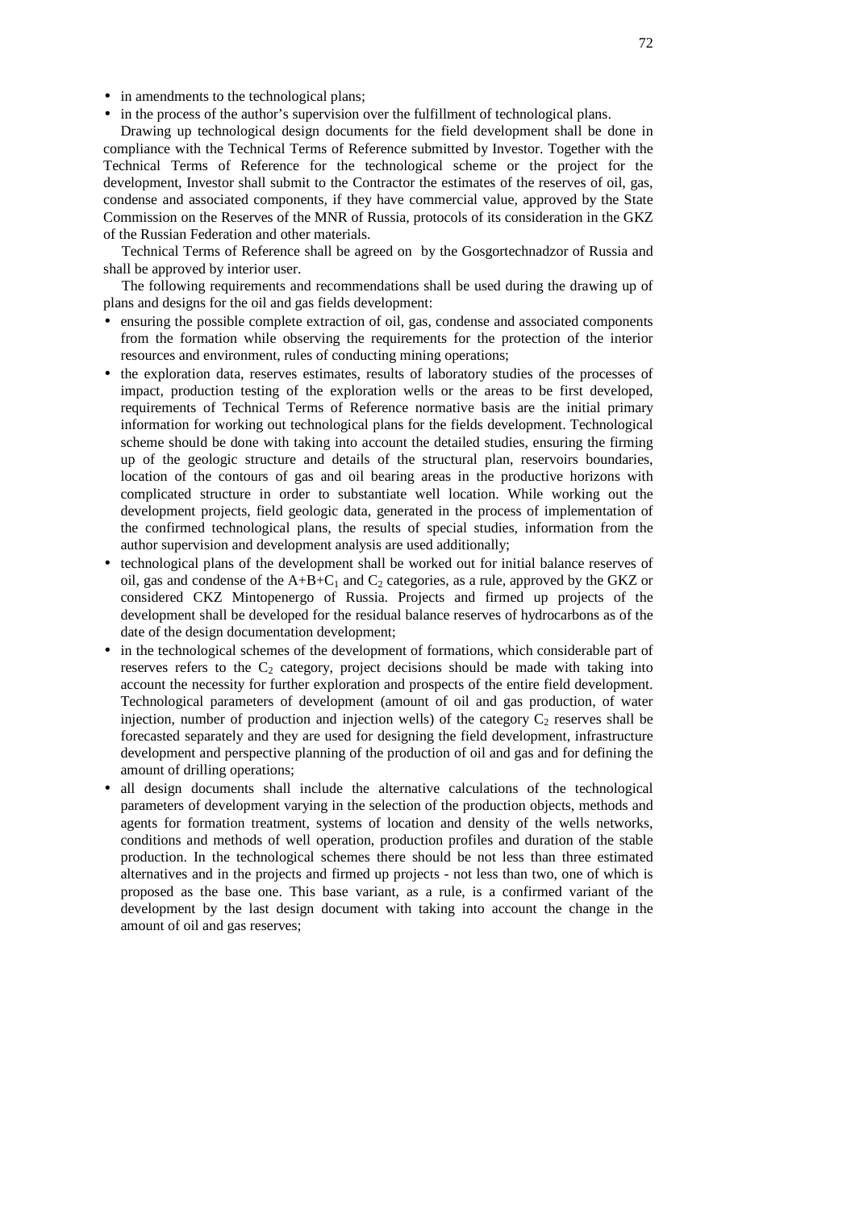- in amendments to the technological plans;
- in the process of the author's supervision over the fulfillment of technological plans.

Drawing up technological design documents for the field development shall be done in compliance with the Technical Terms of Reference submitted by Investor. Together with the Technical Terms of Reference for the technological scheme or the project for the development, Investor shall submit to the Contractor the estimates of the reserves of oil, gas, condense and associated components, if they have commercial value, approved by the State Commission on the Reserves of the MNR of Russia, protocols of its consideration in the GKZ of the Russian Federation and other materials.

Technical Terms of Reference shall be agreed on by the Gosgortechnadzor of Russia and shall be approved by interior user.

The following requirements and recommendations shall be used during the drawing up of plans and designs for the oil and gas fields development:

- ensuring the possible complete extraction of oil, gas, condense and associated components from the formation while observing the requirements for the protection of the interior resources and environment, rules of conducting mining operations;
- the exploration data, reserves estimates, results of laboratory studies of the processes of impact, production testing of the exploration wells or the areas to be first developed, requirements of Technical Terms of Reference normative basis are the initial primary information for working out technological plans for the fields development. Technological scheme should be done with taking into account the detailed studies, ensuring the firming up of the geologic structure and details of the structural plan, reservoirs boundaries, location of the contours of gas and oil bearing areas in the productive horizons with complicated structure in order to substantiate well location. While working out the development projects, field geologic data, generated in the process of implementation of the confirmed technological plans, the results of special studies, information from the author supervision and development analysis are used additionally;
- technological plans of the development shall be worked out for initial balance reserves of oil, gas and condense of the $A+B+C_1$ and $C_2$ categories, as a rule, approved by the GKZ or considered CKZ Mintopenergo of Russia. Projects and firmed up projects of the development shall be developed for the residual balance reserves of hydrocarbons as of the date of the design documentation development;
- in the technological schemes of the development of formations, which considerable part of reserves refers to the $C_2$ category, project decisions should be made with taking into account the necessity for further exploration and prospects of the entire field development. Technological parameters of development (amount of oil and gas production, of water injection, number of production and injection wells) of the category $C_2$ reserves shall be forecasted separately and they are used for designing the field development, infrastructure development and perspective planning of the production of oil and gas and for defining the amount of drilling operations;
- all design documents shall include the alternative calculations of the technological parameters of development varying in the selection of the production objects, methods and agents for formation treatment, systems of location and density of the wells networks, conditions and methods of well operation, production profiles and duration of the stable production. In the technological schemes there should be not less than three estimated alternatives and in the projects and firmed up projects - not less than two, one of which is proposed as the base one. This base variant, as a rule, is a confirmed variant of the development by the last design document with taking into account the change in the amount of oil and gas reserves;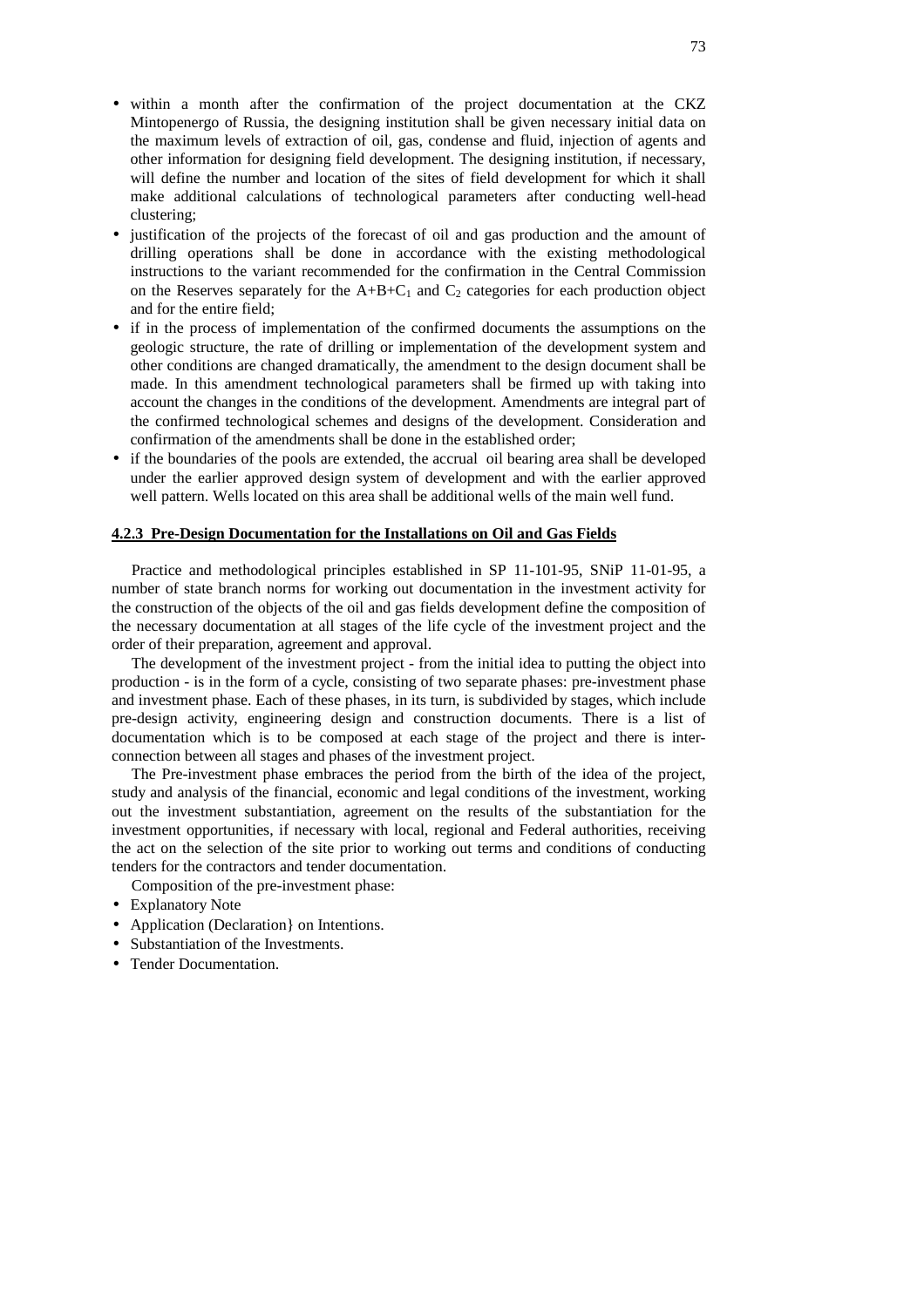- within a month after the confirmation of the project documentation at the CKZ Mintopenergo of Russia, the designing institution shall be given necessary initial data on the maximum levels of extraction of oil, gas, condense and fluid, injection of agents and other information for designing field development. The designing institution, if necessary, will define the number and location of the sites of field development for which it shall make additional calculations of technological parameters after conducting well-head clustering;
- justification of the projects of the forecast of oil and gas production and the amount of drilling operations shall be done in accordance with the existing methodological instructions to the variant recommended for the confirmation in the Central Commission on the Reserves separately for the $A+B+C_1$ and $C_2$ categories for each production object and for the entire field;
- if in the process of implementation of the confirmed documents the assumptions on the geologic structure, the rate of drilling or implementation of the development system and other conditions are changed dramatically, the amendment to the design document shall be made. In this amendment technological parameters shall be firmed up with taking into account the changes in the conditions of the development. Amendments are integral part of the confirmed technological schemes and designs of the development. Consideration and confirmation of the amendments shall be done in the established order;
- if the boundaries of the pools are extended, the accrual oil bearing area shall be developed under the earlier approved design system of development and with the earlier approved well pattern. Wells located on this area shall be additional wells of the main well fund.

#### 4.2.3 Pre-Design Documentation for the Installations on Oil and Gas Fields

Practice and methodological principles established in SP 11-101-95, SNiP 11-01-95, a number of state branch norms for working out documentation in the investment activity for the construction of the objects of the oil and gas fields development define the composition of the necessary documentation at all stages of the life cycle of the investment project and the order of their preparation, agreement and approval.

The development of the investment project - from the initial idea to putting the object into production - is in the form of a cycle, consisting of two separate phases: pre-investment phase and investment phase. Each of these phases, in its turn, is subdivided by stages, which include pre-design activity, engineering design and construction documents. There is a list of documentation which is to be composed at each stage of the project and there is inter-connection between all stages and phases of the investment project.

The Pre-investment phase embraces the period from the birth of the idea of the project, study and analysis of the financial, economic and legal conditions of the investment, working out the investment substantiation, agreement on the results of the substantiation for the investment opportunities, if necessary with local, regional and Federal authorities, receiving the act on the selection of the site prior to working out terms and conditions of conducting tenders for the contractors and tender documentation.

Composition of the pre-investment phase:

- Explanatory Note
- Application (Declaration} on Intentions.
- Substantiation of the Investments.
- Tender Documentation.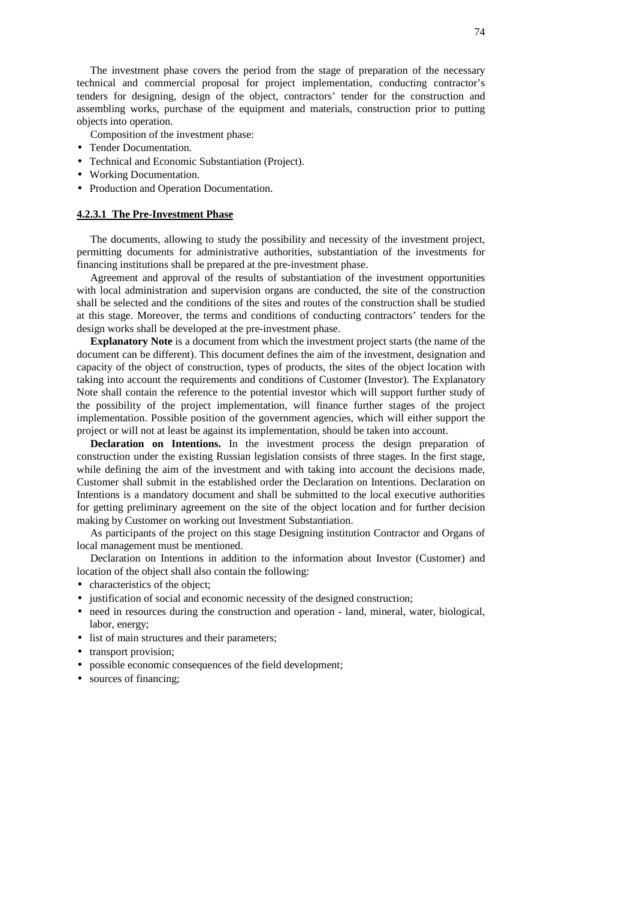The investment phase covers the period from the stage of preparation of the necessary technical and commercial proposal for project implementation, conducting contractor's tenders for designing, design of the object, contractors' tender for the construction and assembling works, purchase of the equipment and materials, construction prior to putting objects into operation.

Composition of the investment phase:

- Tender Documentation.
- Technical and Economic Substantiation (Project).
- Working Documentation.
- Production and Operation Documentation.

#### 4.2.3.1 The Pre-Investment Phase

The documents, allowing to study the possibility and necessity of the investment project, permitting documents for administrative authorities, substantiation of the investments for financing institutions shall be prepared at the pre-investment phase.

Agreement and approval of the results of substantiation of the investment opportunities with local administration and supervision organs are conducted, the site of the construction shall be selected and the conditions of the sites and routes of the construction shall be studied at this stage. Moreover, the terms and conditions of conducting contractors' tenders for the design works shall be developed at the pre-investment phase.

**Explanatory Note** is a document from which the investment project starts (the name of the document can be different). This document defines the aim of the investment, designation and capacity of the object of construction, types of products, the sites of the object location with taking into account the requirements and conditions of Customer (Investor). The Explanatory Note shall contain the reference to the potential investor which will support further study of the possibility of the project implementation, will finance further stages of the project implementation. Possible position of the government agencies, which will either support the project or will not at least be against its implementation, should be taken into account.

**Declaration on Intentions.** In the investment process the design preparation of construction under the existing Russian legislation consists of three stages. In the first stage, while defining the aim of the investment and with taking into account the decisions made, Customer shall submit in the established order the Declaration on Intentions. Declaration on Intentions is a mandatory document and shall be submitted to the local executive authorities for getting preliminary agreement on the site of the object location and for further decision making by Customer on working out Investment Substantiation.

As participants of the project on this stage Designing institution Contractor and Organs of local management must be mentioned.

Declaration on Intentions in addition to the information about Investor (Customer) and location of the object shall also contain the following:

- characteristics of the object;
- justification of social and economic necessity of the designed construction;
- need in resources during the construction and operation - land, mineral, water, biological, labor, energy;
- list of main structures and their parameters;
- transport provision;
- possible economic consequences of the field development;
- sources of financing;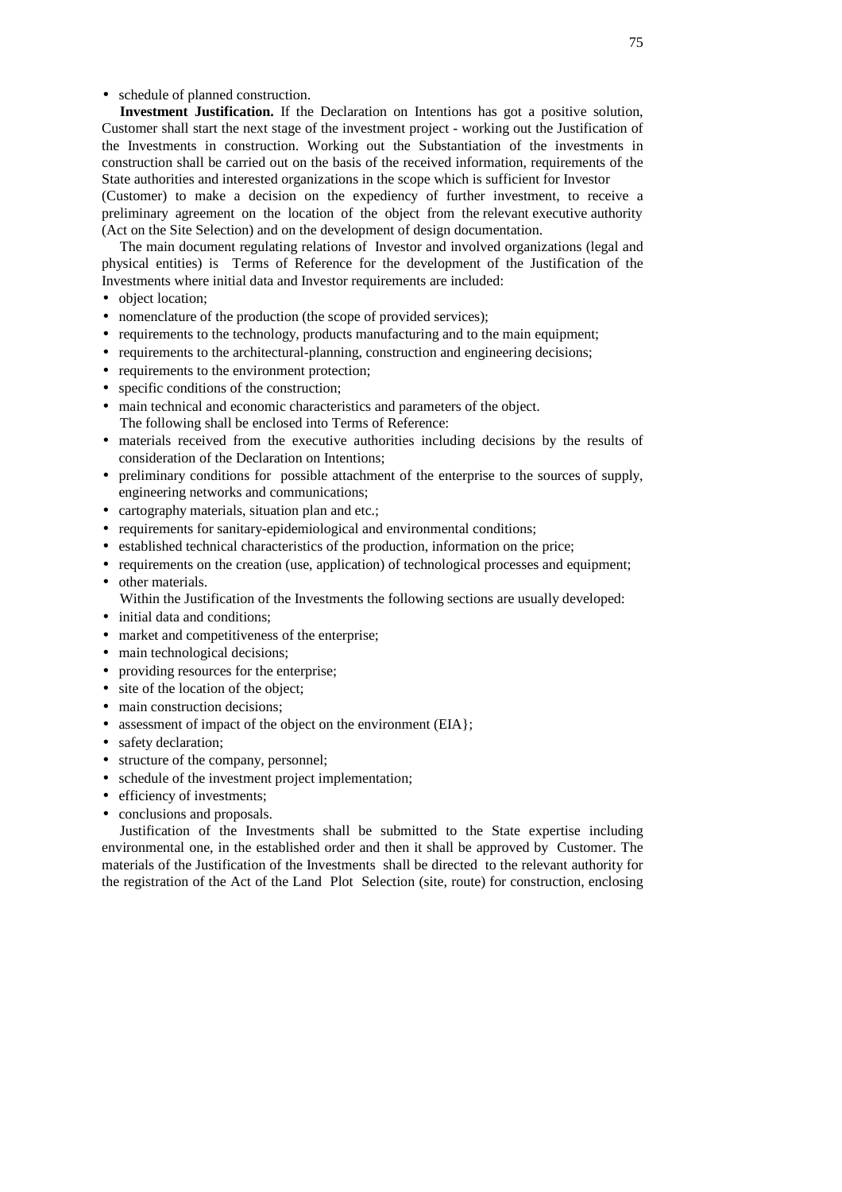- schedule of planned construction.

**Investment Justification.** If the Declaration on Intentions has got a positive solution, Customer shall start the next stage of the investment project - working out the Justification of the Investments in construction. Working out the Substantiation of the investments in construction shall be carried out on the basis of the received information, requirements of the State authorities and interested organizations in the scope which is sufficient for Investor (Customer) to make a decision on the expediency of further investment, to receive a preliminary agreement on the location of the object from the relevant executive authority (Act on the Site Selection) and on the development of design documentation.

The main document regulating relations of Investor and involved organizations (legal and physical entities) is Terms of Reference for the development of the Justification of the Investments where initial data and Investor requirements are included:

- object location;
- nomenclature of the production (the scope of provided services);
- requirements to the technology, products manufacturing and to the main equipment;
- requirements to the architectural-planning, construction and engineering decisions;
- requirements to the environment protection;
- specific conditions of the construction;
- main technical and economic characteristics and parameters of the object.

The following shall be enclosed into Terms of Reference:

- materials received from the executive authorities including decisions by the results of consideration of the Declaration on Intentions;
- preliminary conditions for possible attachment of the enterprise to the sources of supply, engineering networks and communications;
- cartography materials, situation plan and etc.;
- requirements for sanitary-epidemiological and environmental conditions;
- established technical characteristics of the production, information on the price;
- requirements on the creation (use, application) of technological processes and equipment;
- other materials.

Within the Justification of the Investments the following sections are usually developed:

- initial data and conditions;
- market and competitiveness of the enterprise;
- main technological decisions;
- providing resources for the enterprise;
- site of the location of the object;
- main construction decisions;
- assessment of impact of the object on the environment (EIA};
- safety declaration;
- structure of the company, personnel;
- schedule of the investment project implementation;
- efficiency of investments;
- conclusions and proposals.

Justification of the Investments shall be submitted to the State expertise including environmental one, in the established order and then it shall be approved by Customer. The materials of the Justification of the Investments shall be directed to the relevant authority for the registration of the Act of the Land Plot Selection (site, route) for construction, enclosing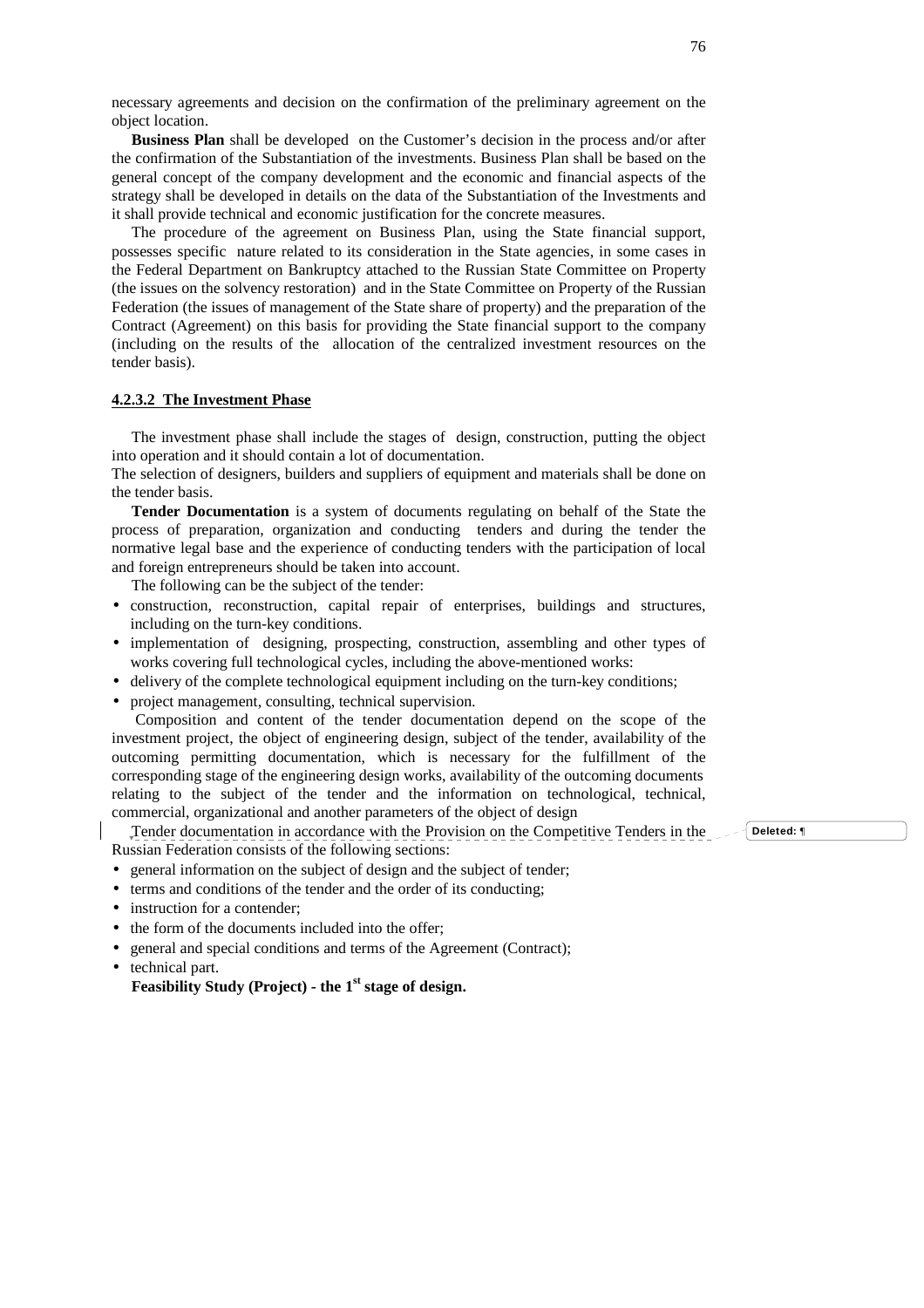necessary agreements and decision on the confirmation of the preliminary agreement on the object location.

**Business Plan** shall be developed on the Customer's decision in the process and/or after the confirmation of the Substantiation of the investments. Business Plan shall be based on the general concept of the company development and the economic and financial aspects of the strategy shall be developed in details on the data of the Substantiation of the Investments and it shall provide technical and economic justification for the concrete measures.

The procedure of the agreement on Business Plan, using the State financial support, possesses specific nature related to its consideration in the State agencies, in some cases in the Federal Department on Bankruptcy attached to the Russian State Committee on Property (the issues on the solvency restoration) and in the State Committee on Property of the Russian Federation (the issues of management of the State share of property) and the preparation of the Contract (Agreement) on this basis for providing the State financial support to the company (including on the results of the allocation of the centralized investment resources on the tender basis).

#### 4.2.3.2 The Investment Phase

The investment phase shall include the stages of design, construction, putting the object into operation and it should contain a lot of documentation.

The selection of designers, builders and suppliers of equipment and materials shall be done on the tender basis.

**Tender Documentation** is a system of documents regulating on behalf of the State the process of preparation, organization and conducting tenders and during the tender the normative legal base and the experience of conducting tenders with the participation of local and foreign entrepreneurs should be taken into account.

The following can be the subject of the tender:

- construction, reconstruction, capital repair of enterprises, buildings and structures, including on the turn-key conditions.
- implementation of designing, prospecting, construction, assembling and other types of works covering full technological cycles, including the above-mentioned works:
- delivery of the complete technological equipment including on the turn-key conditions;
- project management, consulting, technical supervision.

Composition and content of the tender documentation depend on the scope of the investment project, the object of engineering design, subject of the tender, availability of the outcoming permitting documentation, which is necessary for the fulfillment of the corresponding stage of the engineering design works, availability of the outcoming documents relating to the subject of the tender and the information on technological, technical, commercial, organizational and another parameters of the object of design

Tender documentation in accordance with the Provision on the Competitive Tenders in the Russian Federation consists of the following sections:

- general information on the subject of design and the subject of tender;
- terms and conditions of the tender and the order of its conducting;
- instruction for a contender;
- the form of the documents included into the offer;
- general and special conditions and terms of the Agreement (Contract);
- technical part.

**Feasibility Study (Project) - the 1st stage of design.**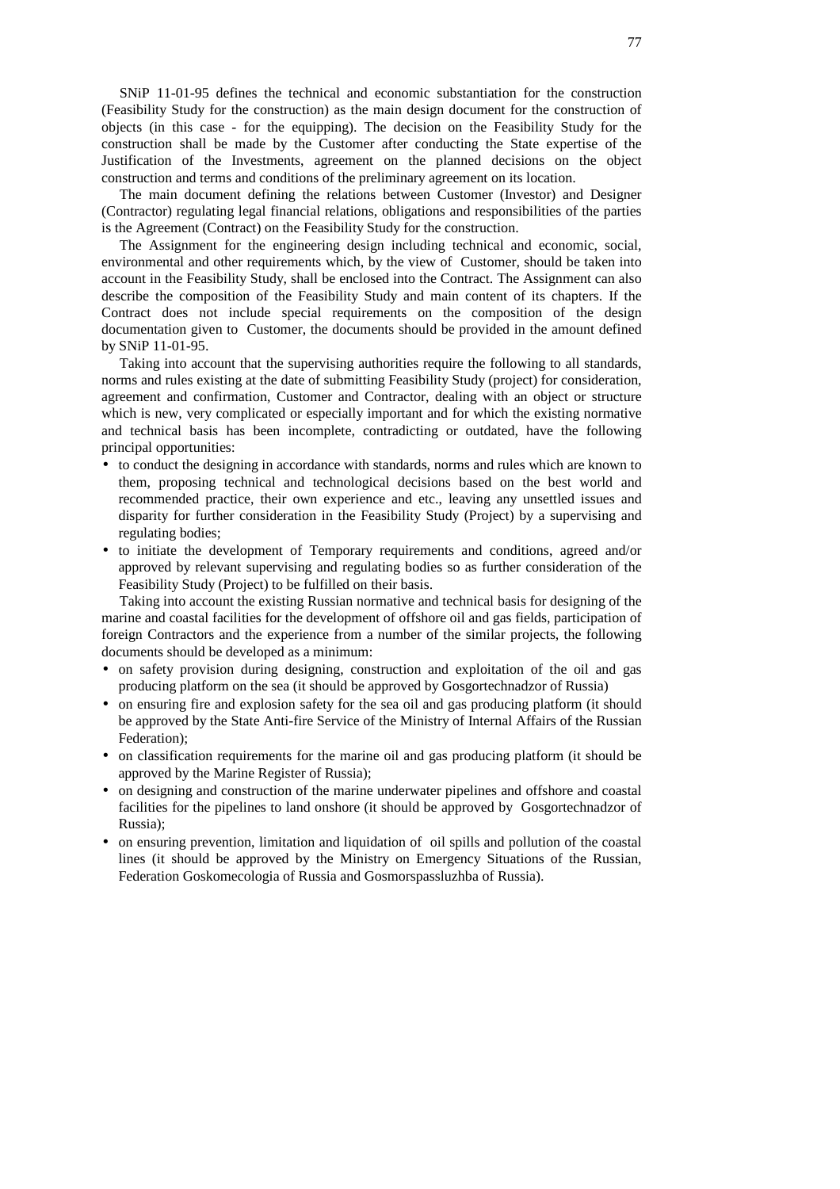SNiP 11-01-95 defines the technical and economic substantiation for the construction (Feasibility Study for the construction) as the main design document for the construction of objects (in this case - for the equipping). The decision on the Feasibility Study for the construction shall be made by the Customer after conducting the State expertise of the Justification of the Investments, agreement on the planned decisions on the object construction and terms and conditions of the preliminary agreement on its location.

The main document defining the relations between Customer (Investor) and Designer (Contractor) regulating legal financial relations, obligations and responsibilities of the parties is the Agreement (Contract) on the Feasibility Study for the construction.

The Assignment for the engineering design including technical and economic, social, environmental and other requirements which, by the view of Customer, should be taken into account in the Feasibility Study, shall be enclosed into the Contract. The Assignment can also describe the composition of the Feasibility Study and main content of its chapters. If the Contract does not include special requirements on the composition of the design documentation given to Customer, the documents should be provided in the amount defined by SNiP 11-01-95.

Taking into account that the supervising authorities require the following to all standards, norms and rules existing at the date of submitting Feasibility Study (project) for consideration, agreement and confirmation, Customer and Contractor, dealing with an object or structure which is new, very complicated or especially important and for which the existing normative and technical basis has been incomplete, contradicting or outdated, have the following principal opportunities:

- to conduct the designing in accordance with standards, norms and rules which are known to them, proposing technical and technological decisions based on the best world and recommended practice, their own experience and etc., leaving any unsettled issues and disparity for further consideration in the Feasibility Study (Project) by a supervising and regulating bodies;
- to initiate the development of Temporary requirements and conditions, agreed and/or approved by relevant supervising and regulating bodies so as further consideration of the Feasibility Study (Project) to be fulfilled on their basis.

Taking into account the existing Russian normative and technical basis for designing of the marine and coastal facilities for the development of offshore oil and gas fields, participation of foreign Contractors and the experience from a number of the similar projects, the following documents should be developed as a minimum:

- on safety provision during designing, construction and exploitation of the oil and gas producing platform on the sea (it should be approved by Gosgortechnadzor of Russia)
- on ensuring fire and explosion safety for the sea oil and gas producing platform (it should be approved by the State Anti-fire Service of the Ministry of Internal Affairs of the Russian Federation);
- on classification requirements for the marine oil and gas producing platform (it should be approved by the Marine Register of Russia);
- on designing and construction of the marine underwater pipelines and offshore and coastal facilities for the pipelines to land onshore (it should be approved by Gosgortechnadzor of Russia);
- on ensuring prevention, limitation and liquidation of oil spills and pollution of the coastal lines (it should be approved by the Ministry on Emergency Situations of the Russian, Federation Goskomecologia of Russia and Gosmorspassluzhba of Russia).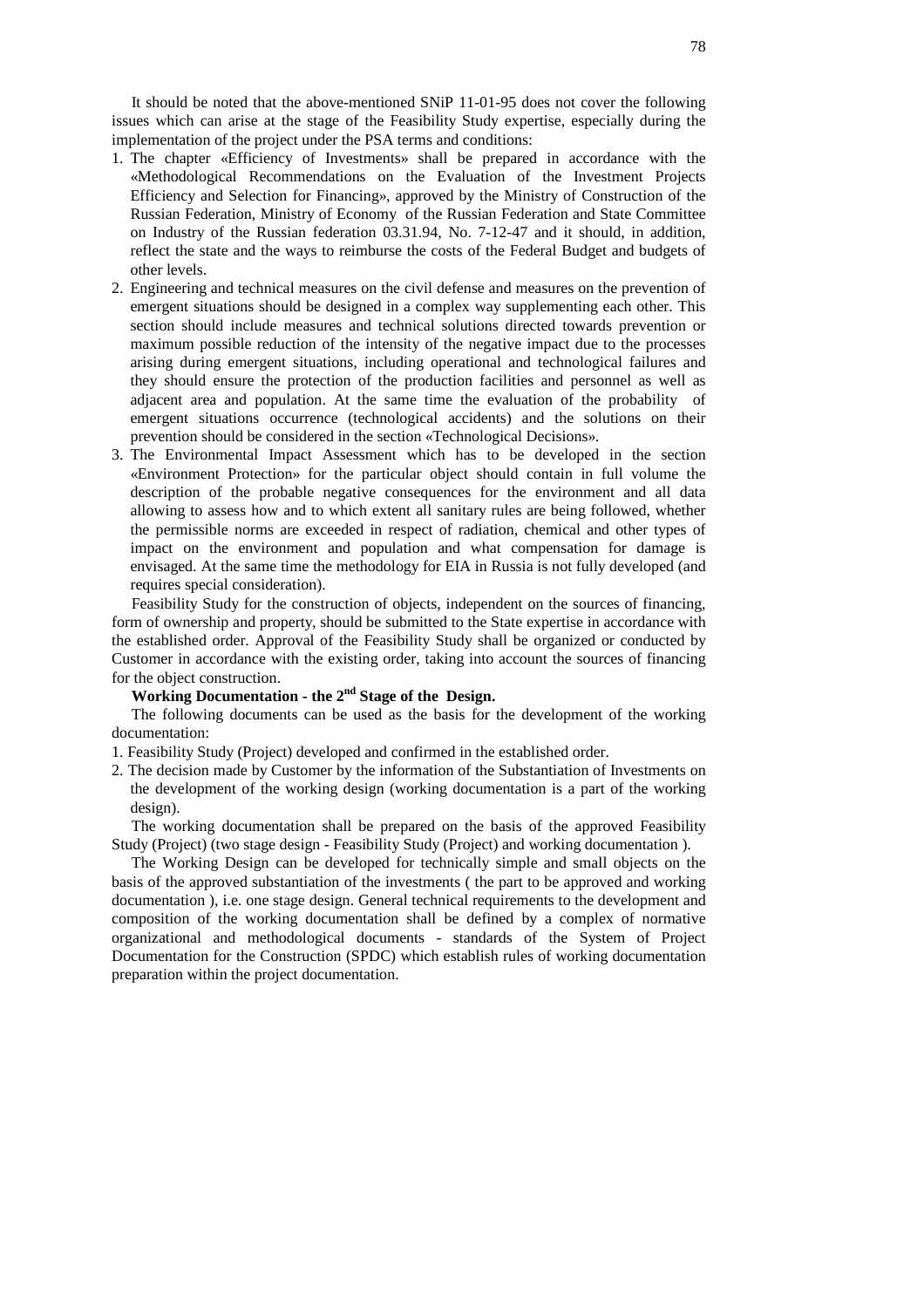It should be noted that the above-mentioned SNiP 11-01-95 does not cover the following issues which can arise at the stage of the Feasibility Study expertise, especially during the implementation of the project under the PSA terms and conditions:

1. The chapter «Efficiency of Investments» shall be prepared in accordance with the «Methodological Recommendations on the Evaluation of the Investment Projects Efficiency and Selection for Financing», approved by the Ministry of Construction of the Russian Federation, Ministry of Economy of the Russian Federation and State Committee on Industry of the Russian federation 03.31.94, No. 7-12-47 and it should, in addition, reflect the state and the ways to reimburse the costs of the Federal Budget and budgets of other levels.
2. Engineering and technical measures on the civil defense and measures on the prevention of emergent situations should be designed in a complex way supplementing each other. This section should include measures and technical solutions directed towards prevention or maximum possible reduction of the intensity of the negative impact due to the processes arising during emergent situations, including operational and technological failures and they should ensure the protection of the production facilities and personnel as well as adjacent area and population. At the same time the evaluation of the probability of emergent situations occurrence (technological accidents) and the solutions on their prevention should be considered in the section «Technological Decisions».
3. The Environmental Impact Assessment which has to be developed in the section «Environment Protection» for the particular object should contain in full volume the description of the probable negative consequences for the environment and all data allowing to assess how and to which extent all sanitary rules are being followed, whether the permissible norms are exceeded in respect of radiation, chemical and other types of impact on the environment and population and what compensation for damage is envisaged. At the same time the methodology for EIA in Russia is not fully developed (and requires special consideration).

Feasibility Study for the construction of objects, independent on the sources of financing, form of ownership and property, should be submitted to the State expertise in accordance with the established order. Approval of the Feasibility Study shall be organized or conducted by Customer in accordance with the existing order, taking into account the sources of financing for the object construction.

**Working Documentation - the 2nd Stage of the Design.**

The following documents can be used as the basis for the development of the working documentation:

1. Feasibility Study (Project) developed and confirmed in the established order.
2. The decision made by Customer by the information of the Substantiation of Investments on the development of the working design (working documentation is a part of the working design).

The working documentation shall be prepared on the basis of the approved Feasibility Study (Project) (two stage design - Feasibility Study (Project) and working documentation ).

The Working Design can be developed for technically simple and small objects on the basis of the approved substantiation of the investments ( the part to be approved and working documentation ), i.e. one stage design. General technical requirements to the development and composition of the working documentation shall be defined by a complex of normative organizational and methodological documents - standards of the System of Project Documentation for the Construction (SPDC) which establish rules of working documentation preparation within the project documentation.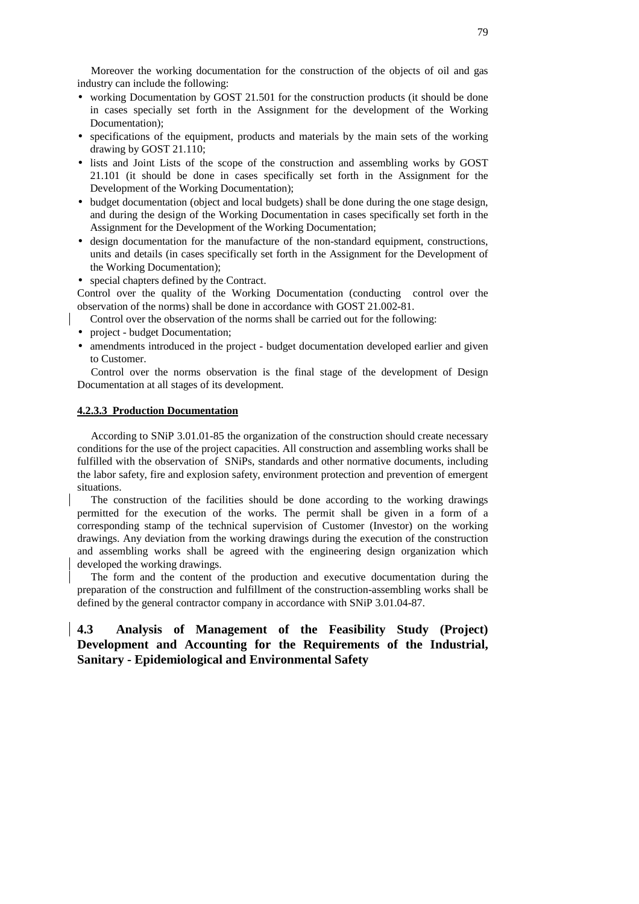Moreover the working documentation for the construction of the objects of oil and gas industry can include the following:

- working Documentation by GOST 21.501 for the construction products (it should be done in cases specially set forth in the Assignment for the development of the Working Documentation);
- specifications of the equipment, products and materials by the main sets of the working drawing by GOST 21.110;
- lists and Joint Lists of the scope of the construction and assembling works by GOST 21.101 (it should be done in cases specifically set forth in the Assignment for the Development of the Working Documentation);
- budget documentation (object and local budgets) shall be done during the one stage design, and during the design of the Working Documentation in cases specifically set forth in the Assignment for the Development of the Working Documentation;
- design documentation for the manufacture of the non-standard equipment, constructions, units and details (in cases specifically set forth in the Assignment for the Development of the Working Documentation);
- special chapters defined by the Contract.

Control over the quality of the Working Documentation (conducting control over the observation of the norms) shall be done in accordance with GOST 21.002-81.

Control over the observation of the norms shall be carried out for the following:

- project - budget Documentation;
- amendments introduced in the project - budget documentation developed earlier and given to Customer.

Control over the norms observation is the final stage of the development of Design Documentation at all stages of its development.

#### 4.2.3.3 Production Documentation

According to SNiP 3.01.01-85 the organization of the construction should create necessary conditions for the use of the project capacities. All construction and assembling works shall be fulfilled with the observation of SNiPs, standards and other normative documents, including the labor safety, fire and explosion safety, environment protection and prevention of emergent situations.

The construction of the facilities should be done according to the working drawings permitted for the execution of the works. The permit shall be given in a form of a corresponding stamp of the technical supervision of Customer (Investor) on the working drawings. Any deviation from the working drawings during the execution of the construction and assembling works shall be agreed with the engineering design organization which developed the working drawings.

The form and the content of the production and executive documentation during the preparation of the construction and fulfillment of the construction-assembling works shall be defined by the general contractor company in accordance with SNiP 3.01.04-87.

## 4.3 Analysis of Management of the Feasibility Study (Project) Development and Accounting for the Requirements of the Industrial, Sanitary - Epidemiological and Environmental Safety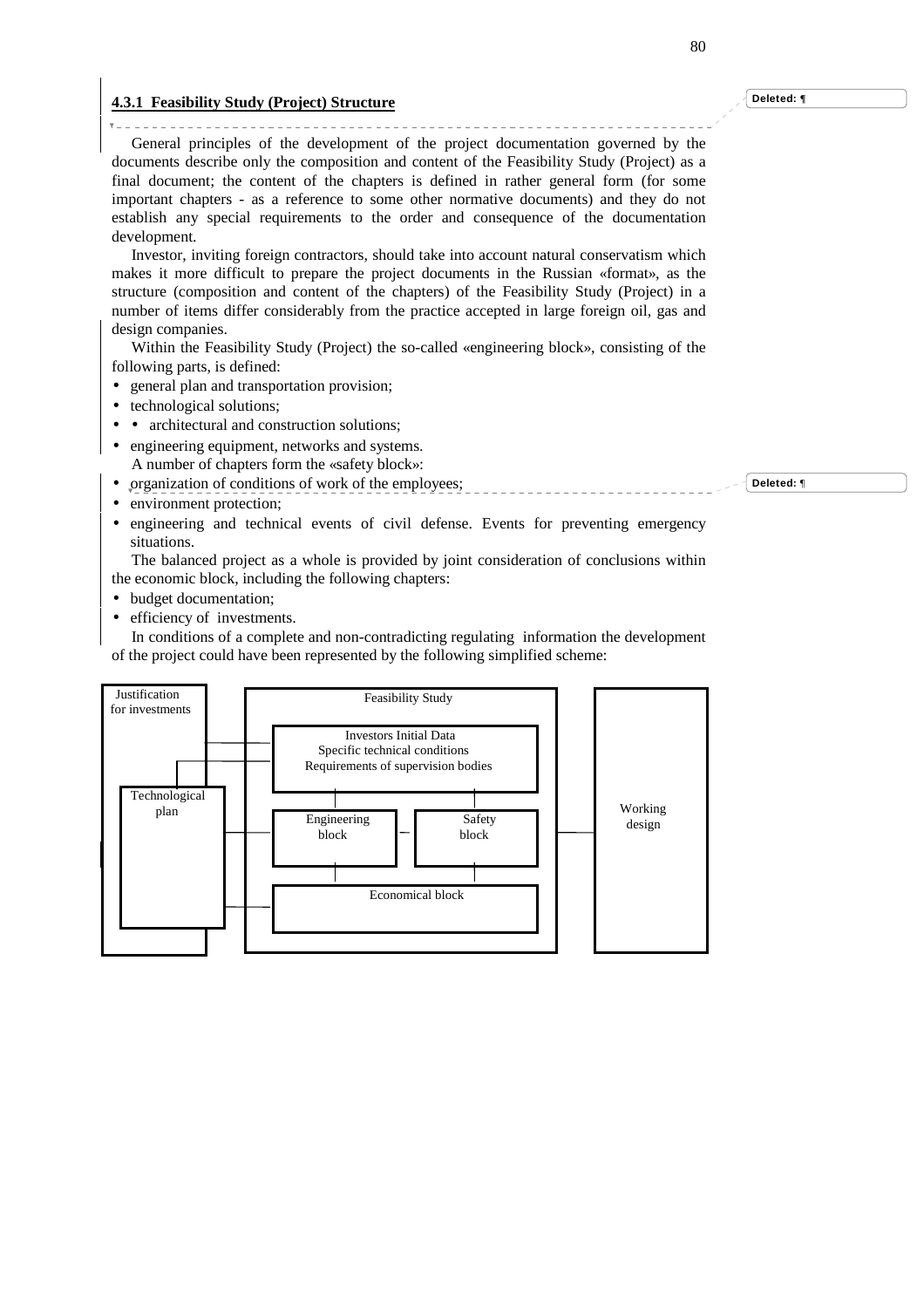### 4.3.1 Feasibility Study (Project) Structure

General principles of the development of the project documentation governed by the documents describe only the composition and content of the Feasibility Study (Project) as a final document; the content of the chapters is defined in rather general form (for some important chapters - as a reference to some other normative documents) and they do not establish any special requirements to the order and consequence of the documentation development.

Investor, inviting foreign contractors, should take into account natural conservatism which makes it more difficult to prepare the project documents in the Russian «format», as the structure (composition and content of the chapters) of the Feasibility Study (Project) in a number of items differ considerably from the practice accepted in large foreign oil, gas and design companies.

Within the Feasibility Study (Project) the so-called «engineering block», consisting of the following parts, is defined:

- general plan and transportation provision;
- technological solutions;
- • architectural and construction solutions;
- engineering equipment, networks and systems.

A number of chapters form the «safety block»:

- organization of conditions of work of the employees;
- environment protection;
- engineering and technical events of civil defense. Events for preventing emergency situations.

The balanced project as a whole is provided by joint consideration of conclusions within the economic block, including the following chapters:

- budget documentation;
- efficiency of investments.

In conditions of a complete and non-contradicting regulating information the development of the project could have been represented by the following simplified scheme:

Justification for investments

Technological plan

Feasibility Study

Investors Initial Data
Specific technical conditions
Requirements of supervision bodies

Engineering block

Safety block

Economical block

Working design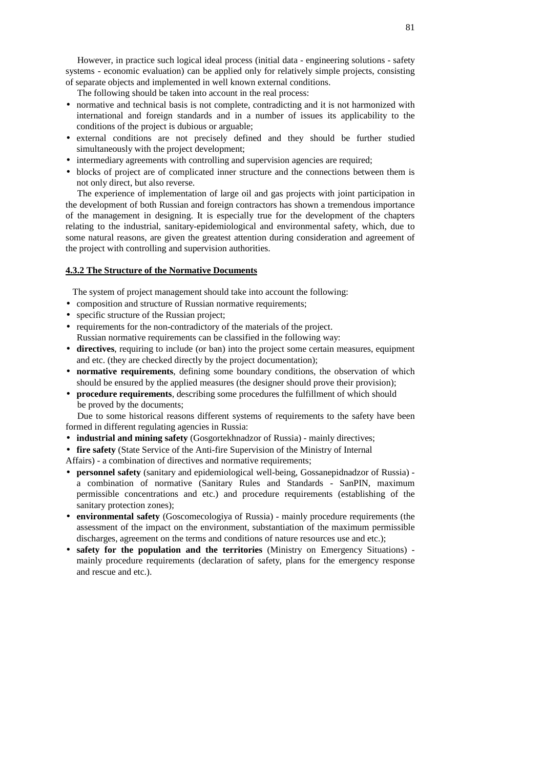However, in practice such logical ideal process (initial data - engineering solutions - safety systems - economic evaluation) can be applied only for relatively simple projects, consisting of separate objects and implemented in well known external conditions.

The following should be taken into account in the real process:

- normative and technical basis is not complete, contradicting and it is not harmonized with international and foreign standards and in a number of issues its applicability to the conditions of the project is dubious or arguable;
- external conditions are not precisely defined and they should be further studied simultaneously with the project development;
- intermediary agreements with controlling and supervision agencies are required;
- blocks of project are of complicated inner structure and the connections between them is not only direct, but also reverse.

The experience of implementation of large oil and gas projects with joint participation in the development of both Russian and foreign contractors has shown a tremendous importance of the management in designing. It is especially true for the development of the chapters relating to the industrial, sanitary-epidemiological and environmental safety, which, due to some natural reasons, are given the greatest attention during consideration and agreement of the project with controlling and supervision authorities.

### 4.3.2 The Structure of the Normative Documents

The system of project management should take into account the following:

- composition and structure of Russian normative requirements;
- specific structure of the Russian project;
- requirements for the non-contradictory of the materials of the project.

Russian normative requirements can be classified in the following way:

- **directives**, requiring to include (or ban) into the project some certain measures, equipment and etc. (they are checked directly by the project documentation);
- **normative requirements**, defining some boundary conditions, the observation of which should be ensured by the applied measures (the designer should prove their provision);
- **procedure requirements**, describing some procedures the fulfillment of which should be proved by the documents;

Due to some historical reasons different systems of requirements to the safety have been formed in different regulating agencies in Russia:

- **industrial and mining safety** (Gosgortekhnadzor of Russia) - mainly directives;
- **fire safety** (State Service of the Anti-fire Supervision of the Ministry of Internal Affairs) - a combination of directives and normative requirements;
- **personnel safety** (sanitary and epidemiological well-being, Gossanepidnadzor of Russia) - a combination of normative (Sanitary Rules and Standards - SanPIN, maximum permissible concentrations and etc.) and procedure requirements (establishing of the sanitary protection zones);
- **environmental safety** (Goscomecologiya of Russia) - mainly procedure requirements (the assessment of the impact on the environment, substantiation of the maximum permissible discharges, agreement on the terms and conditions of nature resources use and etc.);
- **safety for the population and the territories** (Ministry on Emergency Situations) - mainly procedure requirements (declaration of safety, plans for the emergency response and rescue and etc.).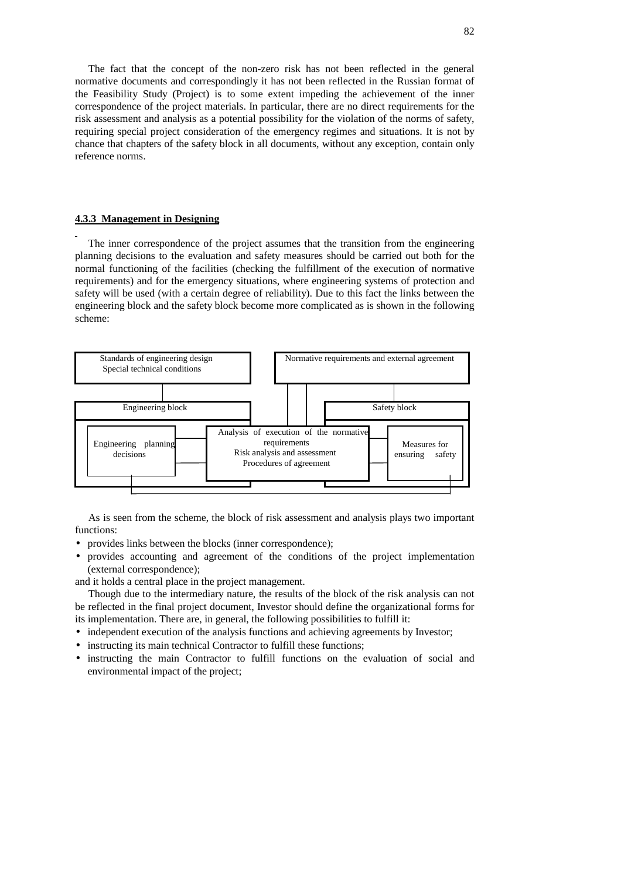The fact that the concept of the non-zero risk has not been reflected in the general normative documents and correspondingly it has not been reflected in the Russian format of the Feasibility Study (Project) is to some extent impeding the achievement of the inner correspondence of the project materials. In particular, there are no direct requirements for the risk assessment and analysis as a potential possibility for the violation of the norms of safety, requiring special project consideration of the emergency regimes and situations. It is not by chance that chapters of the safety block in all documents, without any exception, contain only reference norms.

### 4.3.3 Management in Designing

The inner correspondence of the project assumes that the transition from the engineering planning decisions to the evaluation and safety measures should be carried out both for the normal functioning of the facilities (checking the fulfillment of the execution of normative requirements) and for the emergency situations, where engineering systems of protection and safety will be used (with a certain degree of reliability). Due to this fact the links between the engineering block and the safety block become more complicated as is shown in the following scheme:

Standards of engineering design
Special technical conditions

Normative requirements and external agreement

Engineering block

Safety block

Engineering planning decisions

Analysis of execution of the normative requirements
Risk analysis and assessment
Procedures of agreement

Measures for ensuring safety

As is seen from the scheme, the block of risk assessment and analysis plays two important functions:

- provides links between the blocks (inner correspondence);
- provides accounting and agreement of the conditions of the project implementation (external correspondence);

and it holds a central place in the project management.

Though due to the intermediary nature, the results of the block of the risk analysis can not be reflected in the final project document, Investor should define the organizational forms for its implementation. There are, in general, the following possibilities to fulfill it:

- independent execution of the analysis functions and achieving agreements by Investor;
- instructing its main technical Contractor to fulfill these functions;
- instructing the main Contractor to fulfill functions on the evaluation of social and environmental impact of the project;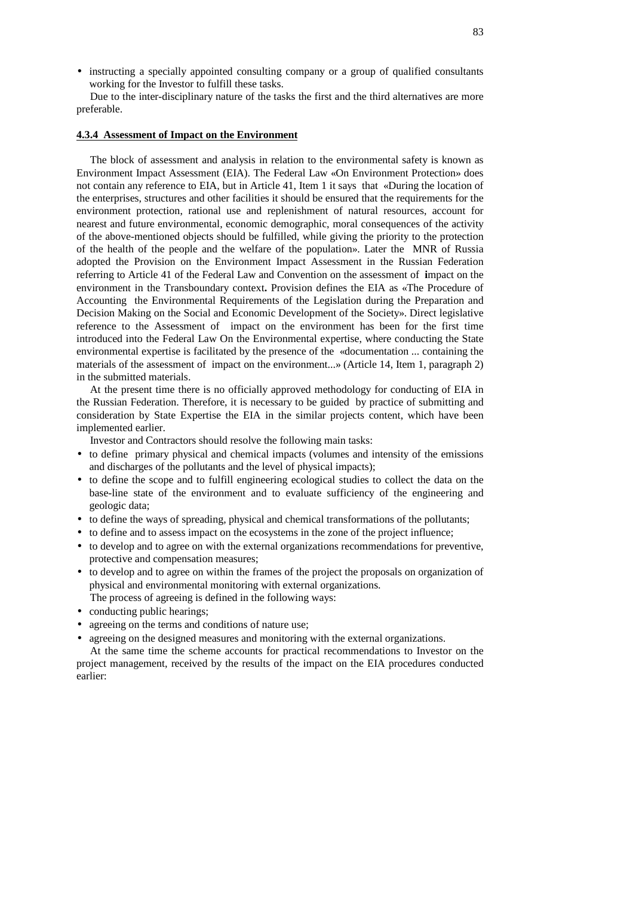- instructing a specially appointed consulting company or a group of qualified consultants working for the Investor to fulfill these tasks.

Due to the inter-disciplinary nature of the tasks the first and the third alternatives are more preferable.

#### 4.3.4 Assessment of Impact on the Environment

The block of assessment and analysis in relation to the environmental safety is known as Environment Impact Assessment (EIA). The Federal Law «On Environment Protection» does not contain any reference to EIA, but in Article 41, Item 1 it says that «During the location of the enterprises, structures and other facilities it should be ensured that the requirements for the environment protection, rational use and replenishment of natural resources, account for nearest and future environmental, economic demographic, moral consequences of the activity of the above-mentioned objects should be fulfilled, while giving the priority to the protection of the health of the people and the welfare of the population». Later the MNR of Russia adopted the Provision on the Environment Impact Assessment in the Russian Federation referring to Article 41 of the Federal Law and Convention on the assessment of impact on the environment in the Transboundary context**.** Provision defines the EIA as «The Procedure of Accounting the Environmental Requirements of the Legislation during the Preparation and Decision Making on the Social and Economic Development of the Society». Direct legislative reference to the Assessment of impact on the environment has been for the first time introduced into the Federal Law On the Environmental expertise, where conducting the State environmental expertise is facilitated by the presence of the «documentation ... containing the materials of the assessment of impact on the environment...» (Article 14, Item 1, paragraph 2) in the submitted materials.

At the present time there is no officially approved methodology for conducting of EIA in the Russian Federation. Therefore, it is necessary to be guided by practice of submitting and consideration by State Expertise the EIA in the similar projects content, which have been implemented earlier.

Investor and Contractors should resolve the following main tasks:

- to define primary physical and chemical impacts (volumes and intensity of the emissions and discharges of the pollutants and the level of physical impacts);
- to define the scope and to fulfill engineering ecological studies to collect the data on the base-line state of the environment and to evaluate sufficiency of the engineering and geologic data;
- to define the ways of spreading, physical and chemical transformations of the pollutants;
- to define and to assess impact on the ecosystems in the zone of the project influence;
- to develop and to agree on with the external organizations recommendations for preventive, protective and compensation measures;
- to develop and to agree on within the frames of the project the proposals on organization of physical and environmental monitoring with external organizations.

The process of agreeing is defined in the following ways:

- conducting public hearings;
- agreeing on the terms and conditions of nature use;
- agreeing on the designed measures and monitoring with the external organizations.

At the same time the scheme accounts for practical recommendations to Investor on the project management, received by the results of the impact on the EIA procedures conducted earlier: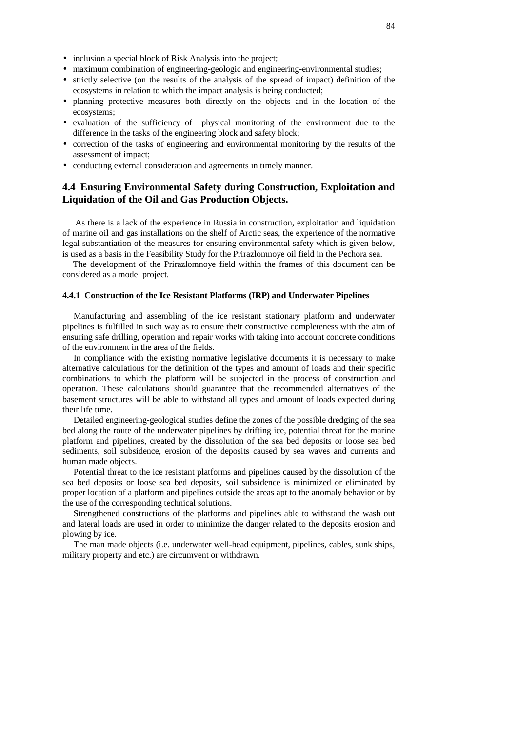- inclusion a special block of Risk Analysis into the project;
- maximum combination of engineering-geologic and engineering-environmental studies;
- strictly selective (on the results of the analysis of the spread of impact) definition of the ecosystems in relation to which the impact analysis is being conducted;
- planning protective measures both directly on the objects and in the location of the ecosystems;
- evaluation of the sufficiency of physical monitoring of the environment due to the difference in the tasks of the engineering block and safety block;
- correction of the tasks of engineering and environmental monitoring by the results of the assessment of impact;
- conducting external consideration and agreements in timely manner.

## 4.4 Ensuring Environmental Safety during Construction, Exploitation and Liquidation of the Oil and Gas Production Objects.

As there is a lack of the experience in Russia in construction, exploitation and liquidation of marine oil and gas installations on the shelf of Arctic seas, the experience of the normative legal substantiation of the measures for ensuring environmental safety which is given below, is used as a basis in the Feasibility Study for the Prirazlomnoye oil field in the Pechora sea.

The development of the Prirazlomnoye field within the frames of this document can be considered as a model project.

### 4.4.1 Construction of the Ice Resistant Platforms (IRP) and Underwater Pipelines

Manufacturing and assembling of the ice resistant stationary platform and underwater pipelines is fulfilled in such way as to ensure their constructive completeness with the aim of ensuring safe drilling, operation and repair works with taking into account concrete conditions of the environment in the area of the fields.

In compliance with the existing normative legislative documents it is necessary to make alternative calculations for the definition of the types and amount of loads and their specific combinations to which the platform will be subjected in the process of construction and operation. These calculations should guarantee that the recommended alternatives of the basement structures will be able to withstand all types and amount of loads expected during their life time.

Detailed engineering-geological studies define the zones of the possible dredging of the sea bed along the route of the underwater pipelines by drifting ice, potential threat for the marine platform and pipelines, created by the dissolution of the sea bed deposits or loose sea bed sediments, soil subsidence, erosion of the deposits caused by sea waves and currents and human made objects.

Potential threat to the ice resistant platforms and pipelines caused by the dissolution of the sea bed deposits or loose sea bed deposits, soil subsidence is minimized or eliminated by proper location of a platform and pipelines outside the areas apt to the anomaly behavior or by the use of the corresponding technical solutions.

Strengthened constructions of the platforms and pipelines able to withstand the wash out and lateral loads are used in order to minimize the danger related to the deposits erosion and plowing by ice.

The man made objects (i.e. underwater well-head equipment, pipelines, cables, sunk ships, military property and etc.) are circumvent or withdrawn.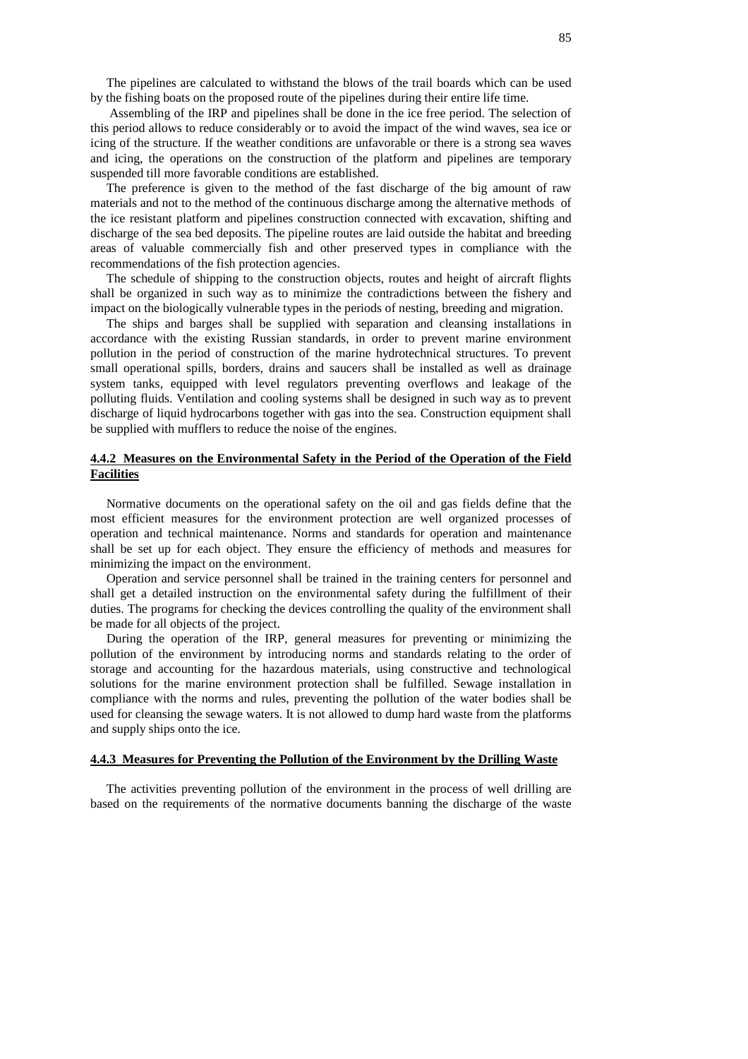The pipelines are calculated to withstand the blows of the trail boards which can be used by the fishing boats on the proposed route of the pipelines during their entire life time.

Assembling of the IRP and pipelines shall be done in the ice free period. The selection of this period allows to reduce considerably or to avoid the impact of the wind waves, sea ice or icing of the structure. If the weather conditions are unfavorable or there is a strong sea waves and icing, the operations on the construction of the platform and pipelines are temporary suspended till more favorable conditions are established.

The preference is given to the method of the fast discharge of the big amount of raw materials and not to the method of the continuous discharge among the alternative methods of the ice resistant platform and pipelines construction connected with excavation, shifting and discharge of the sea bed deposits. The pipeline routes are laid outside the habitat and breeding areas of valuable commercially fish and other preserved types in compliance with the recommendations of the fish protection agencies.

The schedule of shipping to the construction objects, routes and height of aircraft flights shall be organized in such way as to minimize the contradictions between the fishery and impact on the biologically vulnerable types in the periods of nesting, breeding and migration.

The ships and barges shall be supplied with separation and cleansing installations in accordance with the existing Russian standards, in order to prevent marine environment pollution in the period of construction of the marine hydrotechnical structures. To prevent small operational spills, borders, drains and saucers shall be installed as well as drainage system tanks, equipped with level regulators preventing overflows and leakage of the polluting fluids. Ventilation and cooling systems shall be designed in such way as to prevent discharge of liquid hydrocarbons together with gas into the sea. Construction equipment shall be supplied with mufflers to reduce the noise of the engines.

### 4.4.2 Measures on the Environmental Safety in the Period of the Operation of the Field Facilities

Normative documents on the operational safety on the oil and gas fields define that the most efficient measures for the environment protection are well organized processes of operation and technical maintenance. Norms and standards for operation and maintenance shall be set up for each object. They ensure the efficiency of methods and measures for minimizing the impact on the environment.

Operation and service personnel shall be trained in the training centers for personnel and shall get a detailed instruction on the environmental safety during the fulfillment of their duties. The programs for checking the devices controlling the quality of the environment shall be made for all objects of the project.

During the operation of the IRP, general measures for preventing or minimizing the pollution of the environment by introducing norms and standards relating to the order of storage and accounting for the hazardous materials, using constructive and technological solutions for the marine environment protection shall be fulfilled. Sewage installation in compliance with the norms and rules, preventing the pollution of the water bodies shall be used for cleansing the sewage waters. It is not allowed to dump hard waste from the platforms and supply ships onto the ice.

### 4.4.3 Measures for Preventing the Pollution of the Environment by the Drilling Waste

The activities preventing pollution of the environment in the process of well drilling are based on the requirements of the normative documents banning the discharge of the waste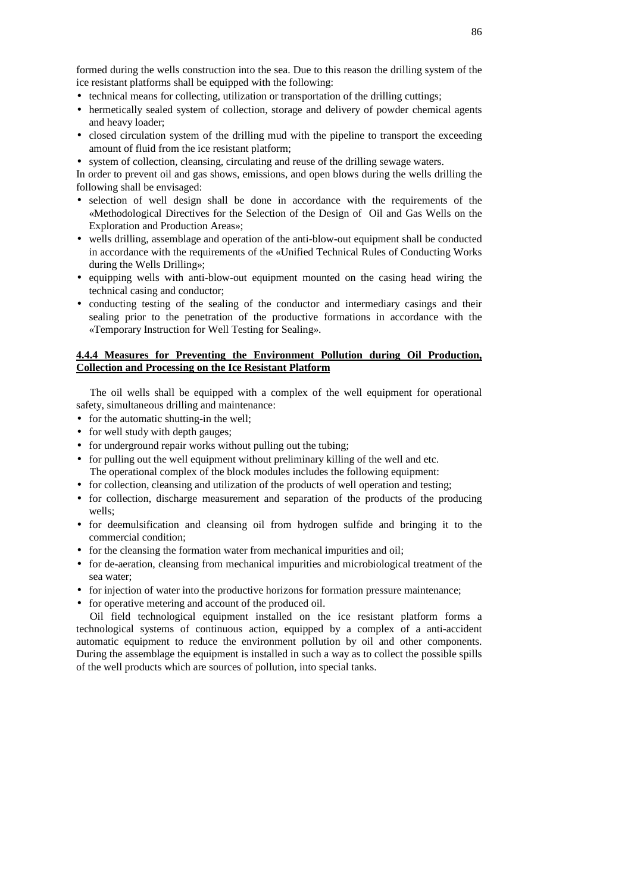formed during the wells construction into the sea. Due to this reason the drilling system of the ice resistant platforms shall be equipped with the following:

- technical means for collecting, utilization or transportation of the drilling cuttings;
- hermetically sealed system of collection, storage and delivery of powder chemical agents and heavy loader;
- closed circulation system of the drilling mud with the pipeline to transport the exceeding amount of fluid from the ice resistant platform;
- system of collection, cleansing, circulating and reuse of the drilling sewage waters.

In order to prevent oil and gas shows, emissions, and open blows during the wells drilling the following shall be envisaged:

- selection of well design shall be done in accordance with the requirements of the «Methodological Directives for the Selection of the Design of Oil and Gas Wells on the Exploration and Production Areas»;
- wells drilling, assemblage and operation of the anti-blow-out equipment shall be conducted in accordance with the requirements of the «Unified Technical Rules of Conducting Works during the Wells Drilling»;
- equipping wells with anti-blow-out equipment mounted on the casing head wiring the technical casing and conductor;
- conducting testing of the sealing of the conductor and intermediary casings and their sealing prior to the penetration of the productive formations in accordance with the «Temporary Instruction for Well Testing for Sealing».

#### 4.4.4 Measures for Preventing the Environment Pollution during Oil Production, Collection and Processing on the Ice Resistant Platform

The oil wells shall be equipped with a complex of the well equipment for operational safety, simultaneous drilling and maintenance:

- for the automatic shutting-in the well;
- for well study with depth gauges;
- for underground repair works without pulling out the tubing;
- for pulling out the well equipment without preliminary killing of the well and etc.

The operational complex of the block modules includes the following equipment:

- for collection, cleansing and utilization of the products of well operation and testing;
- for collection, discharge measurement and separation of the products of the producing wells;
- for deemulsification and cleansing oil from hydrogen sulfide and bringing it to the commercial condition;
- for the cleansing the formation water from mechanical impurities and oil;
- for de-aeration, cleansing from mechanical impurities and microbiological treatment of the sea water;
- for injection of water into the productive horizons for formation pressure maintenance;
- for operative metering and account of the produced oil.

Oil field technological equipment installed on the ice resistant platform forms a technological systems of continuous action, equipped by a complex of a anti-accident automatic equipment to reduce the environment pollution by oil and other components. During the assemblage the equipment is installed in such a way as to collect the possible spills of the well products which are sources of pollution, into special tanks.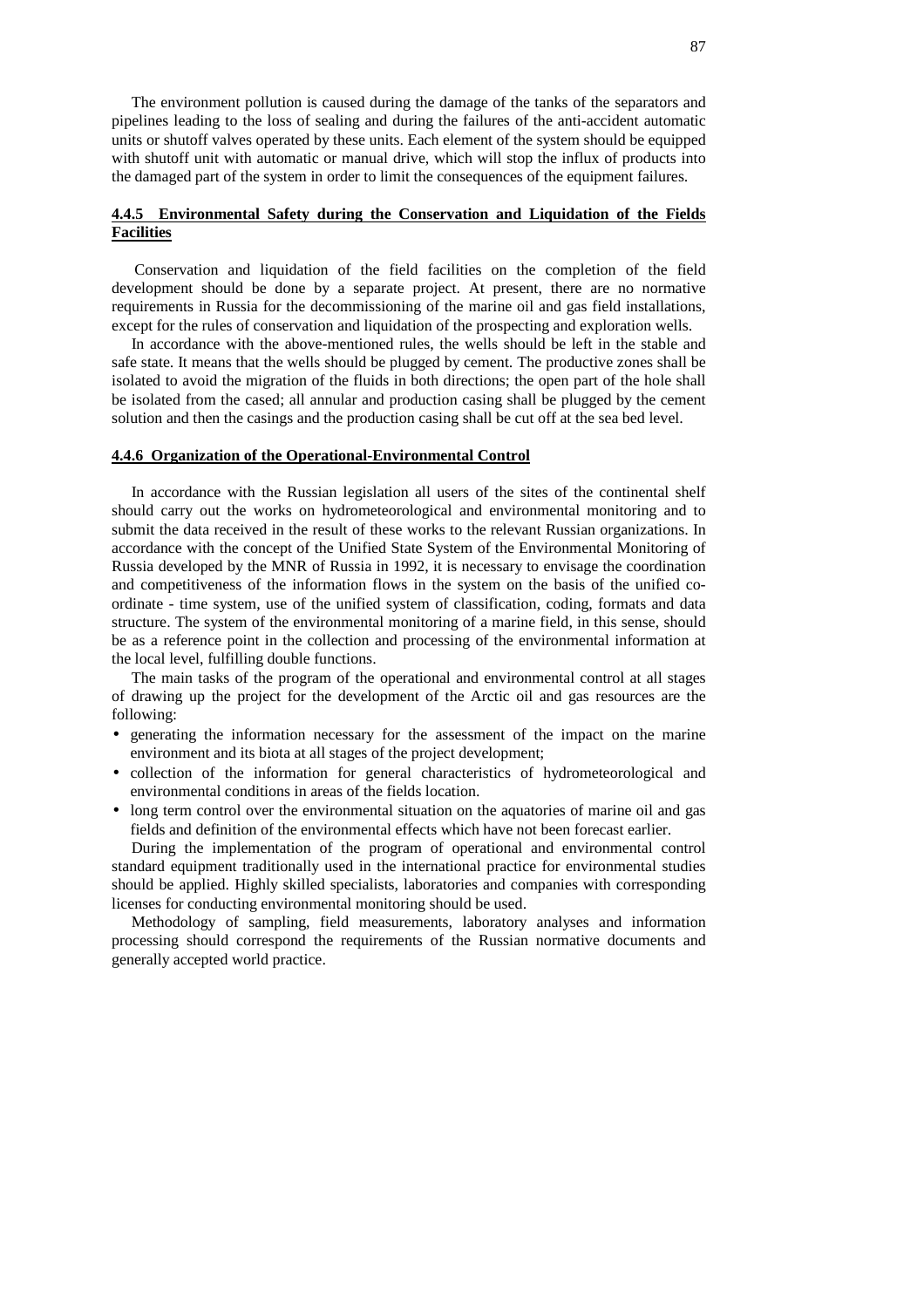The environment pollution is caused during the damage of the tanks of the separators and pipelines leading to the loss of sealing and during the failures of the anti-accident automatic units or shutoff valves operated by these units. Each element of the system should be equipped with shutoff unit with automatic or manual drive, which will stop the influx of products into the damaged part of the system in order to limit the consequences of the equipment failures.

### 4.4.5 Environmental Safety during the Conservation and Liquidation of the Fields Facilities

Conservation and liquidation of the field facilities on the completion of the field development should be done by a separate project. At present, there are no normative requirements in Russia for the decommissioning of the marine oil and gas field installations, except for the rules of conservation and liquidation of the prospecting and exploration wells.

In accordance with the above-mentioned rules, the wells should be left in the stable and safe state. It means that the wells should be plugged by cement. The productive zones shall be isolated to avoid the migration of the fluids in both directions; the open part of the hole shall be isolated from the cased; all annular and production casing shall be plugged by the cement solution and then the casings and the production casing shall be cut off at the sea bed level.

### 4.4.6 Organization of the Operational-Environmental Control

In accordance with the Russian legislation all users of the sites of the continental shelf should carry out the works on hydrometeorological and environmental monitoring and to submit the data received in the result of these works to the relevant Russian organizations. In accordance with the concept of the Unified State System of the Environmental Monitoring of Russia developed by the MNR of Russia in 1992, it is necessary to envisage the coordination and competitiveness of the information flows in the system on the basis of the unified co-ordinate - time system, use of the unified system of classification, coding, formats and data structure. The system of the environmental monitoring of a marine field, in this sense, should be as a reference point in the collection and processing of the environmental information at the local level, fulfilling double functions.

The main tasks of the program of the operational and environmental control at all stages of drawing up the project for the development of the Arctic oil and gas resources are the following:

- generating the information necessary for the assessment of the impact on the marine environment and its biota at all stages of the project development;
- collection of the information for general characteristics of hydrometeorological and environmental conditions in areas of the fields location.
- long term control over the environmental situation on the aquatories of marine oil and gas fields and definition of the environmental effects which have not been forecast earlier.

During the implementation of the program of operational and environmental control standard equipment traditionally used in the international practice for environmental studies should be applied. Highly skilled specialists, laboratories and companies with corresponding licenses for conducting environmental monitoring should be used.

Methodology of sampling, field measurements, laboratory analyses and information processing should correspond the requirements of the Russian normative documents and generally accepted world practice.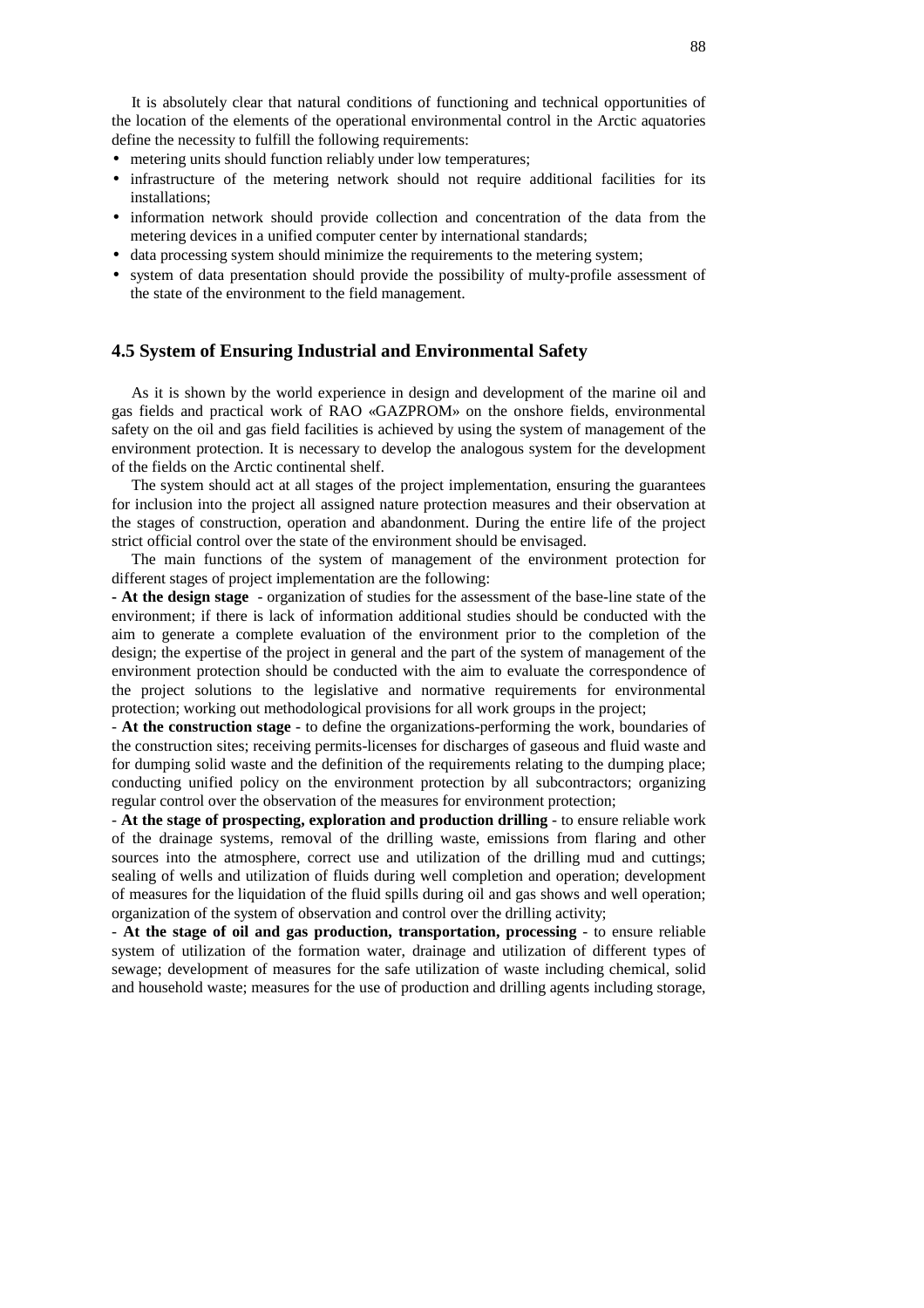It is absolutely clear that natural conditions of functioning and technical opportunities of the location of the elements of the operational environmental control in the Arctic aquatories define the necessity to fulfill the following requirements:

- metering units should function reliably under low temperatures;
- infrastructure of the metering network should not require additional facilities for its installations;
- information network should provide collection and concentration of the data from the metering devices in a unified computer center by international standards;
- data processing system should minimize the requirements to the metering system;
- system of data presentation should provide the possibility of multy-profile assessment of the state of the environment to the field management.

## 4.5 System of Ensuring Industrial and Environmental Safety

As it is shown by the world experience in design and development of the marine oil and gas fields and practical work of RAO «GAZPROM» on the onshore fields, environmental safety on the oil and gas field facilities is achieved by using the system of management of the environment protection. It is necessary to develop the analogous system for the development of the fields on the Arctic continental shelf.

The system should act at all stages of the project implementation, ensuring the guarantees for inclusion into the project all assigned nature protection measures and their observation at the stages of construction, operation and abandonment. During the entire life of the project strict official control over the state of the environment should be envisaged.

The main functions of the system of management of the environment protection for different stages of project implementation are the following:

**- At the design stage** - organization of studies for the assessment of the base-line state of the environment; if there is lack of information additional studies should be conducted with the aim to generate a complete evaluation of the environment prior to the completion of the design; the expertise of the project in general and the part of the system of management of the environment protection should be conducted with the aim to evaluate the correspondence of the project solutions to the legislative and normative requirements for environmental protection; working out methodological provisions for all work groups in the project;

- **At the construction stage** - to define the organizations-performing the work, boundaries of the construction sites; receiving permits-licenses for discharges of gaseous and fluid waste and for dumping solid waste and the definition of the requirements relating to the dumping place; conducting unified policy on the environment protection by all subcontractors; organizing regular control over the observation of the measures for environment protection;

- **At the stage of prospecting, exploration and production drilling** - to ensure reliable work of the drainage systems, removal of the drilling waste, emissions from flaring and other sources into the atmosphere, correct use and utilization of the drilling mud and cuttings; sealing of wells and utilization of fluids during well completion and operation; development of measures for the liquidation of the fluid spills during oil and gas shows and well operation; organization of the system of observation and control over the drilling activity;

- **At the stage of oil and gas production, transportation, processing** - to ensure reliable system of utilization of the formation water, drainage and utilization of different types of sewage; development of measures for the safe utilization of waste including chemical, solid and household waste; measures for the use of production and drilling agents including storage,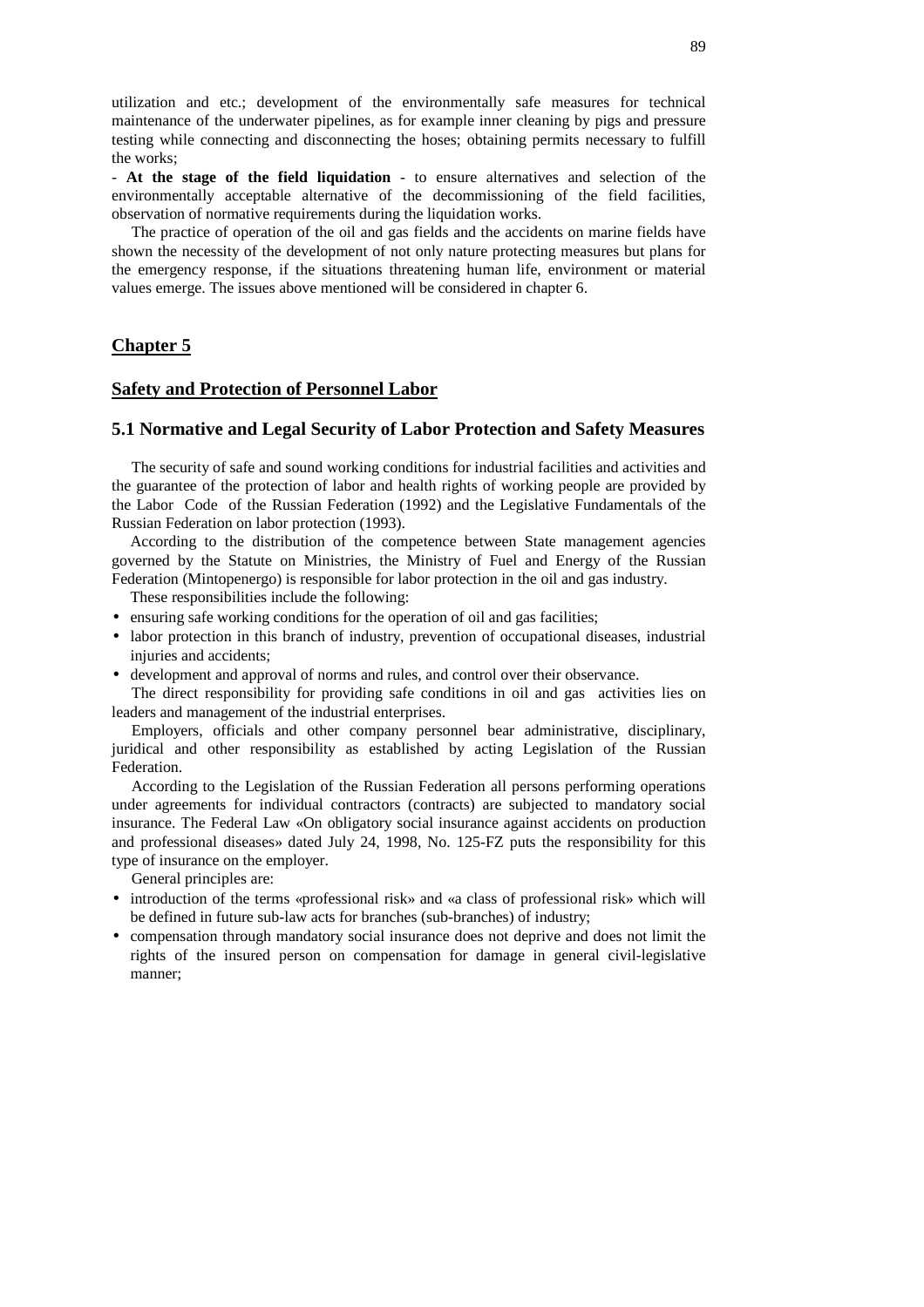utilization and etc.; development of the environmentally safe measures for technical maintenance of the underwater pipelines, as for example inner cleaning by pigs and pressure testing while connecting and disconnecting the hoses; obtaining permits necessary to fulfill the works;

- **At the stage of the field liquidation** - to ensure alternatives and selection of the environmentally acceptable alternative of the decommissioning of the field facilities, observation of normative requirements during the liquidation works.

The practice of operation of the oil and gas fields and the accidents on marine fields have shown the necessity of the development of not only nature protecting measures but plans for the emergency response, if the situations threatening human life, environment or material values emerge. The issues above mentioned will be considered in chapter 6.

## Chapter 5

## Safety and Protection of Personnel Labor

### 5.1 Normative and Legal Security of Labor Protection and Safety Measures

The security of safe and sound working conditions for industrial facilities and activities and the guarantee of the protection of labor and health rights of working people are provided by the Labor Code of the Russian Federation (1992) and the Legislative Fundamentals of the Russian Federation on labor protection (1993).

According to the distribution of the competence between State management agencies governed by the Statute on Ministries, the Ministry of Fuel and Energy of the Russian Federation (Mintopenergo) is responsible for labor protection in the oil and gas industry.

These responsibilities include the following:

- ensuring safe working conditions for the operation of oil and gas facilities;
- labor protection in this branch of industry, prevention of occupational diseases, industrial injuries and accidents;
- development and approval of norms and rules, and control over their observance.

The direct responsibility for providing safe conditions in oil and gas activities lies on leaders and management of the industrial enterprises.

Employers, officials and other company personnel bear administrative, disciplinary, juridical and other responsibility as established by acting Legislation of the Russian Federation.

According to the Legislation of the Russian Federation all persons performing operations under agreements for individual contractors (contracts) are subjected to mandatory social insurance. The Federal Law «On obligatory social insurance against accidents on production and professional diseases» dated July 24, 1998, No. 125-FZ puts the responsibility for this type of insurance on the employer.

General principles are:

- introduction of the terms «professional risk» and «a class of professional risk» which will be defined in future sub-law acts for branches (sub-branches) of industry;
- compensation through mandatory social insurance does not deprive and does not limit the rights of the insured person on compensation for damage in general civil-legislative manner;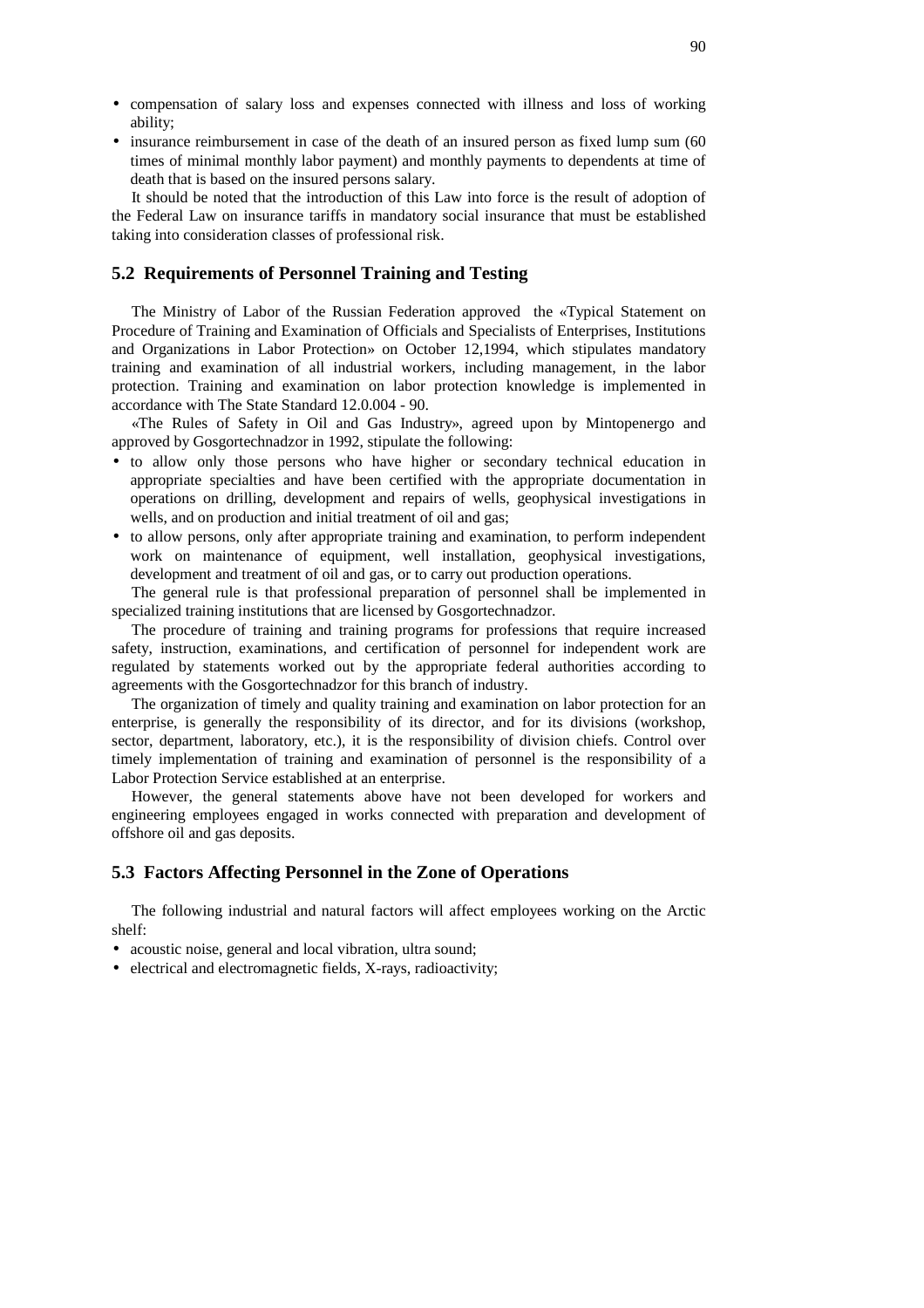- compensation of salary loss and expenses connected with illness and loss of working ability;
- insurance reimbursement in case of the death of an insured person as fixed lump sum (60 times of minimal monthly labor payment) and monthly payments to dependents at time of death that is based on the insured persons salary.

It should be noted that the introduction of this Law into force is the result of adoption of the Federal Law on insurance tariffs in mandatory social insurance that must be established taking into consideration classes of professional risk.

## 5.2 Requirements of Personnel Training and Testing

The Ministry of Labor of the Russian Federation approved the «Typical Statement on Procedure of Training and Examination of Officials and Specialists of Enterprises, Institutions and Organizations in Labor Protection» on October 12,1994, which stipulates mandatory training and examination of all industrial workers, including management, in the labor protection. Training and examination on labor protection knowledge is implemented in accordance with The State Standard 12.0.004 - 90.

«The Rules of Safety in Oil and Gas Industry», agreed upon by Mintopenergo and approved by Gosgortechnadzor in 1992, stipulate the following:

- to allow only those persons who have higher or secondary technical education in appropriate specialties and have been certified with the appropriate documentation in operations on drilling, development and repairs of wells, geophysical investigations in wells, and on production and initial treatment of oil and gas;
- to allow persons, only after appropriate training and examination, to perform independent work on maintenance of equipment, well installation, geophysical investigations, development and treatment of oil and gas, or to carry out production operations.

The general rule is that professional preparation of personnel shall be implemented in specialized training institutions that are licensed by Gosgortechnadzor.

The procedure of training and training programs for professions that require increased safety, instruction, examinations, and certification of personnel for independent work are regulated by statements worked out by the appropriate federal authorities according to agreements with the Gosgortechnadzor for this branch of industry.

The organization of timely and quality training and examination on labor protection for an enterprise, is generally the responsibility of its director, and for its divisions (workshop, sector, department, laboratory, etc.), it is the responsibility of division chiefs. Control over timely implementation of training and examination of personnel is the responsibility of a Labor Protection Service established at an enterprise.

However, the general statements above have not been developed for workers and engineering employees engaged in works connected with preparation and development of offshore oil and gas deposits.

## 5.3 Factors Affecting Personnel in the Zone of Operations

The following industrial and natural factors will affect employees working on the Arctic shelf:

- acoustic noise, general and local vibration, ultra sound;
- electrical and electromagnetic fields, X-rays, radioactivity;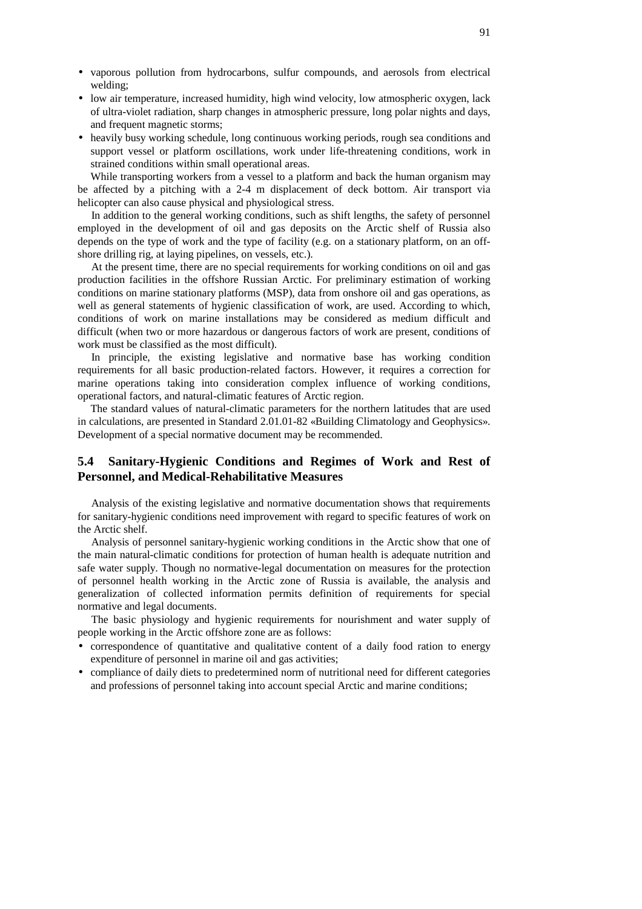- vaporous pollution from hydrocarbons, sulfur compounds, and aerosols from electrical welding;
- low air temperature, increased humidity, high wind velocity, low atmospheric oxygen, lack of ultra-violet radiation, sharp changes in atmospheric pressure, long polar nights and days, and frequent magnetic storms;
- heavily busy working schedule, long continuous working periods, rough sea conditions and support vessel or platform oscillations, work under life-threatening conditions, work in strained conditions within small operational areas.

While transporting workers from a vessel to a platform and back the human organism may be affected by a pitching with a 2-4 m displacement of deck bottom. Air transport via helicopter can also cause physical and physiological stress.

In addition to the general working conditions, such as shift lengths, the safety of personnel employed in the development of oil and gas deposits on the Arctic shelf of Russia also depends on the type of work and the type of facility (e.g. on a stationary platform, on an off-shore drilling rig, at laying pipelines, on vessels, etc.).

At the present time, there are no special requirements for working conditions on oil and gas production facilities in the offshore Russian Arctic. For preliminary estimation of working conditions on marine stationary platforms (MSP), data from onshore oil and gas operations, as well as general statements of hygienic classification of work, are used. According to which, conditions of work on marine installations may be considered as medium difficult and difficult (when two or more hazardous or dangerous factors of work are present, conditions of work must be classified as the most difficult).

In principle, the existing legislative and normative base has working condition requirements for all basic production-related factors. However, it requires a correction for marine operations taking into consideration complex influence of working conditions, operational factors, and natural-climatic features of Arctic region.

The standard values of natural-climatic parameters for the northern latitudes that are used in calculations, are presented in Standard 2.01.01-82 «Building Climatology and Geophysics». Development of a special normative document may be recommended.

## 5.4 Sanitary-Hygienic Conditions and Regimes of Work and Rest of Personnel, and Medical-Rehabilitative Measures

Analysis of the existing legislative and normative documentation shows that requirements for sanitary-hygienic conditions need improvement with regard to specific features of work on the Arctic shelf.

Analysis of personnel sanitary-hygienic working conditions in the Arctic show that one of the main natural-climatic conditions for protection of human health is adequate nutrition and safe water supply. Though no normative-legal documentation on measures for the protection of personnel health working in the Arctic zone of Russia is available, the analysis and generalization of collected information permits definition of requirements for special normative and legal documents.

The basic physiology and hygienic requirements for nourishment and water supply of people working in the Arctic offshore zone are as follows:

- correspondence of quantitative and qualitative content of a daily food ration to energy expenditure of personnel in marine oil and gas activities;
- compliance of daily diets to predetermined norm of nutritional need for different categories and professions of personnel taking into account special Arctic and marine conditions;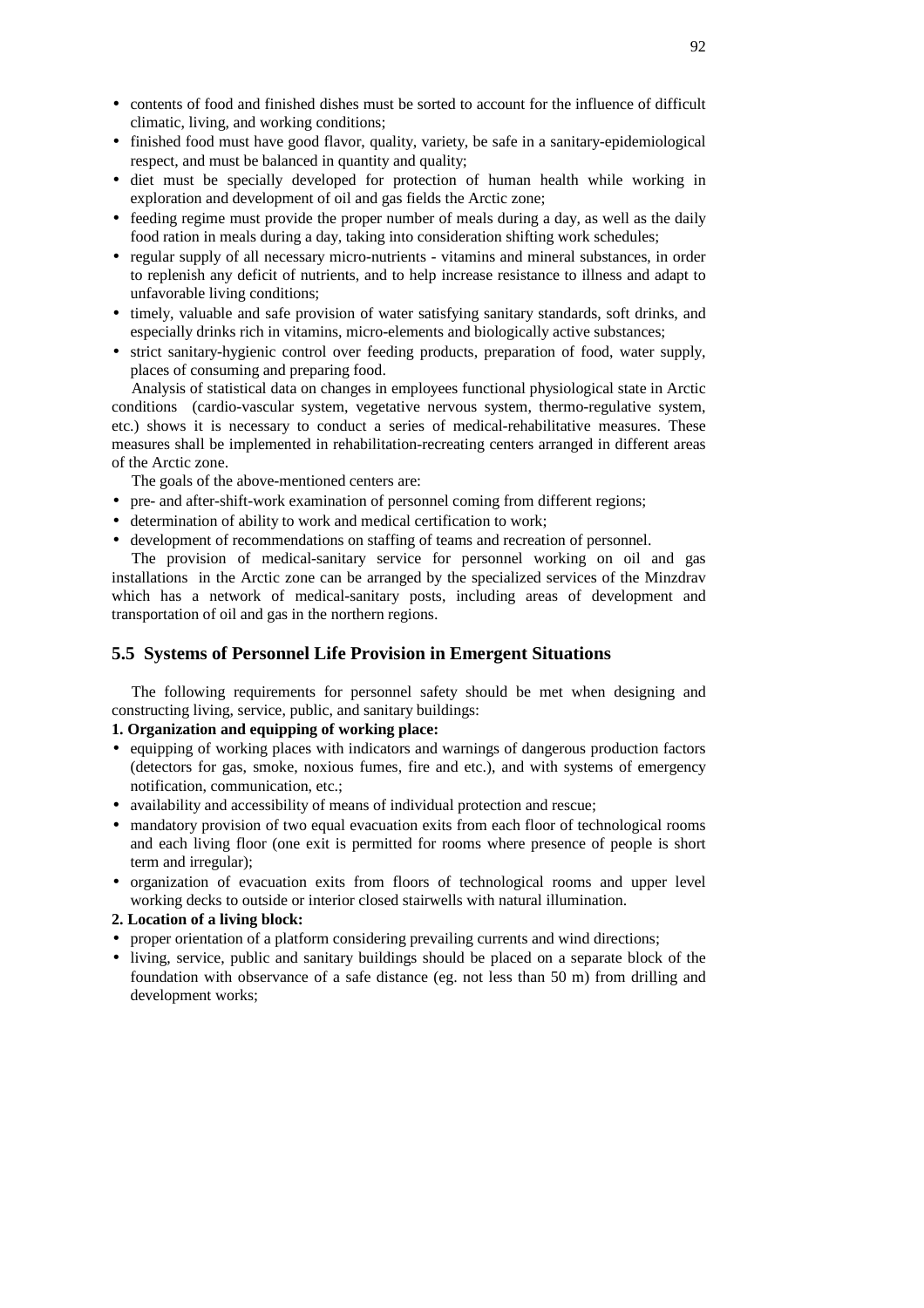- contents of food and finished dishes must be sorted to account for the influence of difficult climatic, living, and working conditions;
- finished food must have good flavor, quality, variety, be safe in a sanitary-epidemiological respect, and must be balanced in quantity and quality;
- diet must be specially developed for protection of human health while working in exploration and development of oil and gas fields the Arctic zone;
- feeding regime must provide the proper number of meals during a day, as well as the daily food ration in meals during a day, taking into consideration shifting work schedules;
- regular supply of all necessary micro-nutrients - vitamins and mineral substances, in order to replenish any deficit of nutrients, and to help increase resistance to illness and adapt to unfavorable living conditions;
- timely, valuable and safe provision of water satisfying sanitary standards, soft drinks, and especially drinks rich in vitamins, micro-elements and biologically active substances;
- strict sanitary-hygienic control over feeding products, preparation of food, water supply, places of consuming and preparing food.

Analysis of statistical data on changes in employees functional physiological state in Arctic conditions (cardio-vascular system, vegetative nervous system, thermo-regulative system, etc.) shows it is necessary to conduct a series of medical-rehabilitative measures. These measures shall be implemented in rehabilitation-recreating centers arranged in different areas of the Arctic zone.

The goals of the above-mentioned centers are:

- pre- and after-shift-work examination of personnel coming from different regions;
- determination of ability to work and medical certification to work;
- development of recommendations on staffing of teams and recreation of personnel.

The provision of medical-sanitary service for personnel working on oil and gas installations in the Arctic zone can be arranged by the specialized services of the Minzdrav which has a network of medical-sanitary posts, including areas of development and transportation of oil and gas in the northern regions.

## 5.5 Systems of Personnel Life Provision in Emergent Situations

The following requirements for personnel safety should be met when designing and constructing living, service, public, and sanitary buildings:

**1. Organization and equipping of working place:**

- equipping of working places with indicators and warnings of dangerous production factors (detectors for gas, smoke, noxious fumes, fire and etc.), and with systems of emergency notification, communication, etc.;
- availability and accessibility of means of individual protection and rescue;
- mandatory provision of two equal evacuation exits from each floor of technological rooms and each living floor (one exit is permitted for rooms where presence of people is short term and irregular);
- organization of evacuation exits from floors of technological rooms and upper level working decks to outside or interior closed stairwells with natural illumination.

**2. Location of a living block:**

- proper orientation of a platform considering prevailing currents and wind directions;
- living, service, public and sanitary buildings should be placed on a separate block of the foundation with observance of a safe distance (eg. not less than 50 m) from drilling and development works;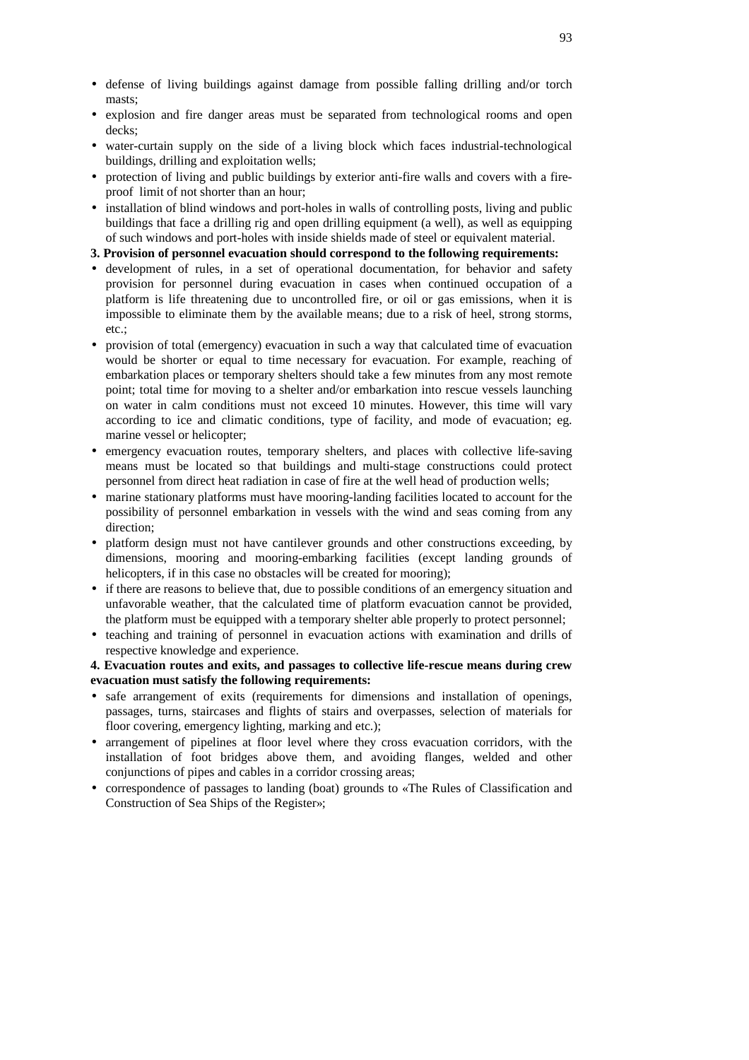- defense of living buildings against damage from possible falling drilling and/or torch masts;
- explosion and fire danger areas must be separated from technological rooms and open decks;
- water-curtain supply on the side of a living block which faces industrial-technological buildings, drilling and exploitation wells;
- protection of living and public buildings by exterior anti-fire walls and covers with a fire-proof limit of not shorter than an hour;
- installation of blind windows and port-holes in walls of controlling posts, living and public buildings that face a drilling rig and open drilling equipment (a well), as well as equipping of such windows and port-holes with inside shields made of steel or equivalent material.

**3. Provision of personnel evacuation should correspond to the following requirements:**

- development of rules, in a set of operational documentation, for behavior and safety provision for personnel during evacuation in cases when continued occupation of a platform is life threatening due to uncontrolled fire, or oil or gas emissions, when it is impossible to eliminate them by the available means; due to a risk of heel, strong storms, etc.;
- provision of total (emergency) evacuation in such a way that calculated time of evacuation would be shorter or equal to time necessary for evacuation. For example, reaching of embarkation places or temporary shelters should take a few minutes from any most remote point; total time for moving to a shelter and/or embarkation into rescue vessels launching on water in calm conditions must not exceed 10 minutes. However, this time will vary according to ice and climatic conditions, type of facility, and mode of evacuation; eg. marine vessel or helicopter;
- emergency evacuation routes, temporary shelters, and places with collective life-saving means must be located so that buildings and multi-stage constructions could protect personnel from direct heat radiation in case of fire at the well head of production wells;
- marine stationary platforms must have mooring-landing facilities located to account for the possibility of personnel embarkation in vessels with the wind and seas coming from any direction;
- platform design must not have cantilever grounds and other constructions exceeding, by dimensions, mooring and mooring-embarking facilities (except landing grounds of helicopters, if in this case no obstacles will be created for mooring);
- if there are reasons to believe that, due to possible conditions of an emergency situation and unfavorable weather, that the calculated time of platform evacuation cannot be provided, the platform must be equipped with a temporary shelter able properly to protect personnel;
- teaching and training of personnel in evacuation actions with examination and drills of respective knowledge and experience.

**4. Evacuation routes and exits, and passages to collective life-rescue means during crew evacuation must satisfy the following requirements:**

- safe arrangement of exits (requirements for dimensions and installation of openings, passages, turns, staircases and flights of stairs and overpasses, selection of materials for floor covering, emergency lighting, marking and etc.);
- arrangement of pipelines at floor level where they cross evacuation corridors, with the installation of foot bridges above them, and avoiding flanges, welded and other conjunctions of pipes and cables in a corridor crossing areas;
- correspondence of passages to landing (boat) grounds to «The Rules of Classification and Construction of Sea Ships of the Register»;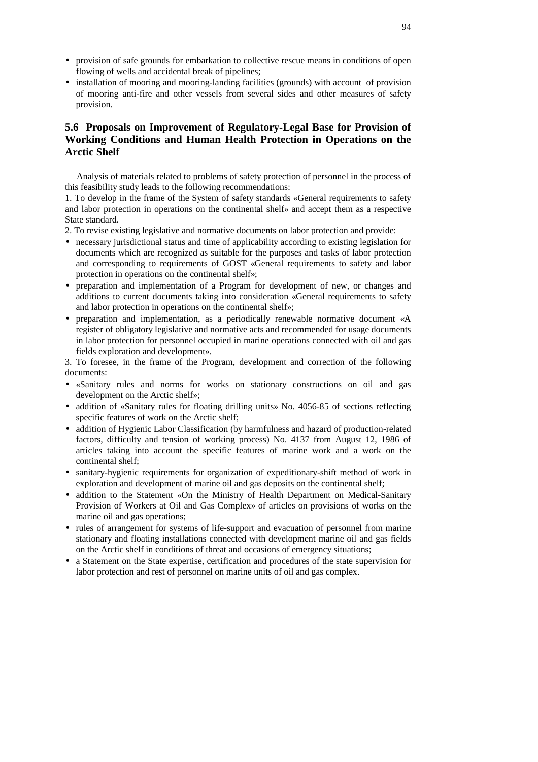- provision of safe grounds for embarkation to collective rescue means in conditions of open flowing of wells and accidental break of pipelines;
- installation of mooring and mooring-landing facilities (grounds) with account of provision of mooring anti-fire and other vessels from several sides and other measures of safety provision.

## 5.6 Proposals on Improvement of Regulatory-Legal Base for Provision of Working Conditions and Human Health Protection in Operations on the Arctic Shelf

Analysis of materials related to problems of safety protection of personnel in the process of this feasibility study leads to the following recommendations:

1. To develop in the frame of the System of safety standards «General requirements to safety and labor protection in operations on the continental shelf» and accept them as a respective State standard.

2. To revise existing legislative and normative documents on labor protection and provide:

- necessary jurisdictional status and time of applicability according to existing legislation for documents which are recognized as suitable for the purposes and tasks of labor protection and corresponding to requirements of GOST «General requirements to safety and labor protection in operations on the continental shelf»;
- preparation and implementation of a Program for development of new, or changes and additions to current documents taking into consideration «General requirements to safety and labor protection in operations on the continental shelf»;
- preparation and implementation, as a periodically renewable normative document «A register of obligatory legislative and normative acts and recommended for usage documents in labor protection for personnel occupied in marine operations connected with oil and gas fields exploration and development».

3. To foresee, in the frame of the Program, development and correction of the following documents:

- «Sanitary rules and norms for works on stationary constructions on oil and gas development on the Arctic shelf»;
- addition of «Sanitary rules for floating drilling units» No. 4056-85 of sections reflecting specific features of work on the Arctic shelf;
- addition of Hygienic Labor Classification (by harmfulness and hazard of production-related factors, difficulty and tension of working process) No. 4137 from August 12, 1986 of articles taking into account the specific features of marine work and a work on the continental shelf;
- sanitary-hygienic requirements for organization of expeditionary-shift method of work in exploration and development of marine oil and gas deposits on the continental shelf;
- addition to the Statement «On the Ministry of Health Department on Medical-Sanitary Provision of Workers at Oil and Gas Complex» of articles on provisions of works on the marine oil and gas operations;
- rules of arrangement for systems of life-support and evacuation of personnel from marine stationary and floating installations connected with development marine oil and gas fields on the Arctic shelf in conditions of threat and occasions of emergency situations;
- a Statement on the State expertise, certification and procedures of the state supervision for labor protection and rest of personnel on marine units of oil and gas complex.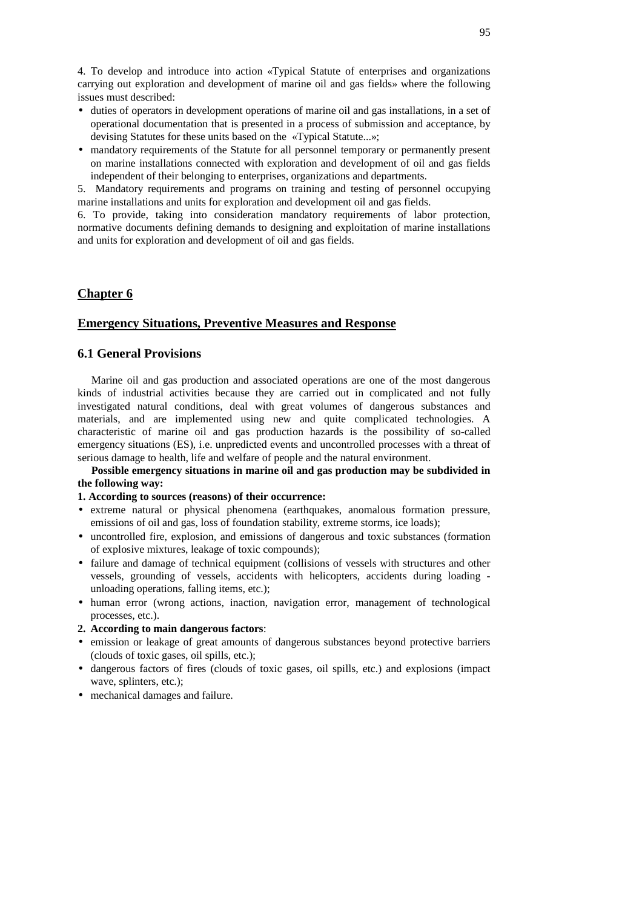4. To develop and introduce into action «Typical Statute of enterprises and organizations carrying out exploration and development of marine oil and gas fields» where the following issues must described:

- duties of operators in development operations of marine oil and gas installations, in a set of operational documentation that is presented in a process of submission and acceptance, by devising Statutes for these units based on the «Typical Statute...»;
- mandatory requirements of the Statute for all personnel temporary or permanently present on marine installations connected with exploration and development of oil and gas fields independent of their belonging to enterprises, organizations and departments.

5. Mandatory requirements and programs on training and testing of personnel occupying marine installations and units for exploration and development oil and gas fields.

6. To provide, taking into consideration mandatory requirements of labor protection, normative documents defining demands to designing and exploitation of marine installations and units for exploration and development of oil and gas fields.

# Chapter 6

## Emergency Situations, Preventive Measures and Response

### 6.1 General Provisions

Marine oil and gas production and associated operations are one of the most dangerous kinds of industrial activities because they are carried out in complicated and not fully investigated natural conditions, deal with great volumes of dangerous substances and materials, and are implemented using new and quite complicated technologies. A characteristic of marine oil and gas production hazards is the possibility of so-called emergency situations (ES), i.e. unpredicted events and uncontrolled processes with a threat of serious damage to health, life and welfare of people and the natural environment.

**Possible emergency situations in marine oil and gas production may be subdivided in the following way:**

**1. According to sources (reasons) of their occurrence:**

- extreme natural or physical phenomena (earthquakes, anomalous formation pressure, emissions of oil and gas, loss of foundation stability, extreme storms, ice loads);
- uncontrolled fire, explosion, and emissions of dangerous and toxic substances (formation of explosive mixtures, leakage of toxic compounds);
- failure and damage of technical equipment (collisions of vessels with structures and other vessels, grounding of vessels, accidents with helicopters, accidents during loading - unloading operations, falling items, etc.);
- human error (wrong actions, inaction, navigation error, management of technological processes, etc.).

**2. According to main dangerous factors**:

- emission or leakage of great amounts of dangerous substances beyond protective barriers (clouds of toxic gases, oil spills, etc.);
- dangerous factors of fires (clouds of toxic gases, oil spills, etc.) and explosions (impact wave, splinters, etc.);
- mechanical damages and failure.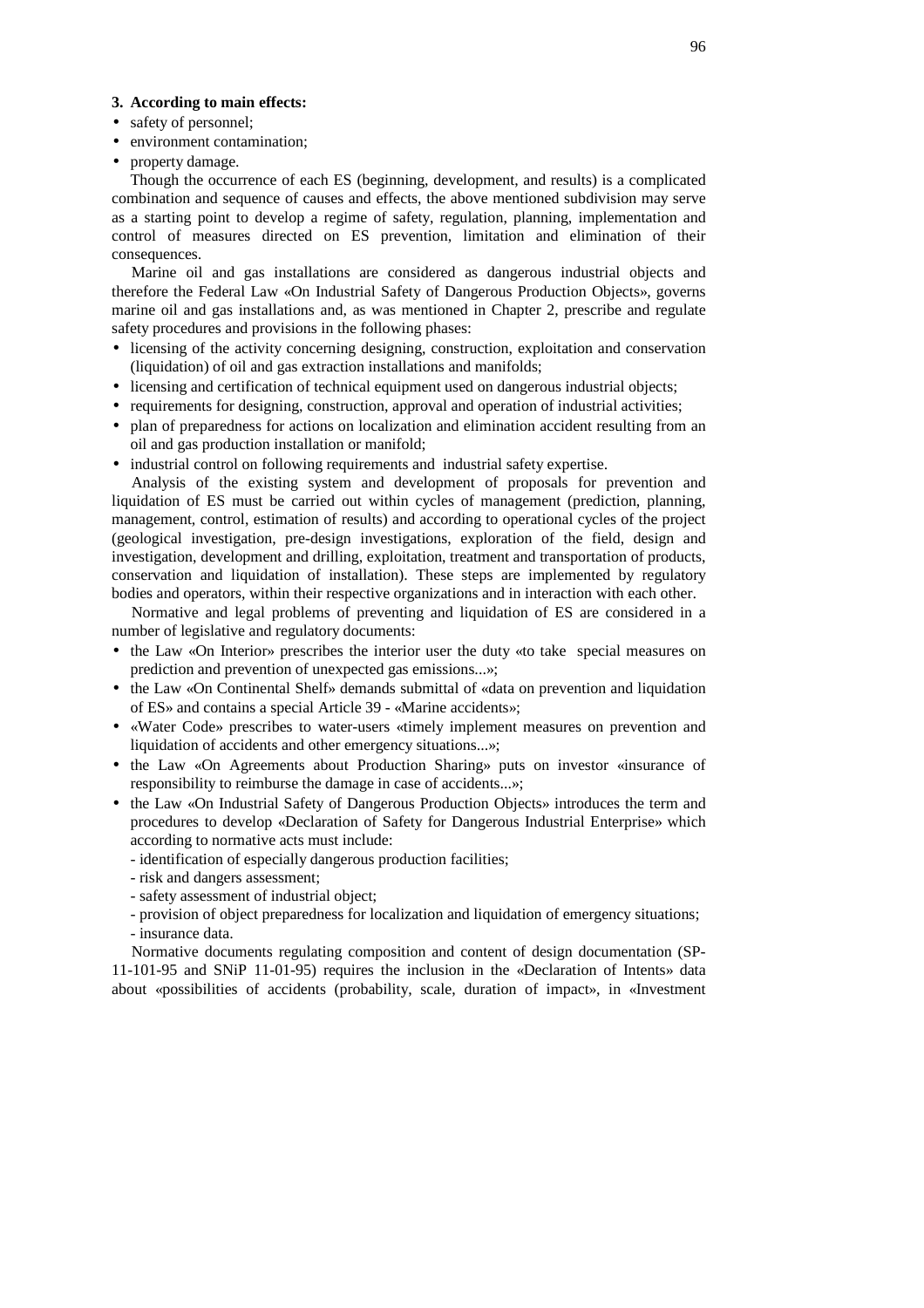**3. According to main effects:**

- safety of personnel;
- environment contamination;
- property damage.

Though the occurrence of each ES (beginning, development, and results) is a complicated combination and sequence of causes and effects, the above mentioned subdivision may serve as a starting point to develop a regime of safety, regulation, planning, implementation and control of measures directed on ES prevention, limitation and elimination of their consequences.

Marine oil and gas installations are considered as dangerous industrial objects and therefore the Federal Law «On Industrial Safety of Dangerous Production Objects», governs marine oil and gas installations and, as was mentioned in Chapter 2, prescribe and regulate safety procedures and provisions in the following phases:

- licensing of the activity concerning designing, construction, exploitation and conservation (liquidation) of oil and gas extraction installations and manifolds;
- licensing and certification of technical equipment used on dangerous industrial objects;
- requirements for designing, construction, approval and operation of industrial activities;
- plan of preparedness for actions on localization and elimination accident resulting from an oil and gas production installation or manifold;
- industrial control on following requirements and industrial safety expertise.

Analysis of the existing system and development of proposals for prevention and liquidation of ES must be carried out within cycles of management (prediction, planning, management, control, estimation of results) and according to operational cycles of the project (geological investigation, pre-design investigations, exploration of the field, design and investigation, development and drilling, exploitation, treatment and transportation of products, conservation and liquidation of installation). These steps are implemented by regulatory bodies and operators, within their respective organizations and in interaction with each other.

Normative and legal problems of preventing and liquidation of ES are considered in a number of legislative and regulatory documents:

- the Law «On Interior» prescribes the interior user the duty «to take special measures on prediction and prevention of unexpected gas emissions...»;
- the Law «On Continental Shelf» demands submittal of «data on prevention and liquidation of ES» and contains a special Article 39 - «Marine accidents»;
- «Water Code» prescribes to water-users «timely implement measures on prevention and liquidation of accidents and other emergency situations...»;
- the Law «On Agreements about Production Sharing» puts on investor «insurance of responsibility to reimburse the damage in case of accidents...»;
- the Law «On Industrial Safety of Dangerous Production Objects» introduces the term and procedures to develop «Declaration of Safety for Dangerous Industrial Enterprise» which according to normative acts must include:
  - identification of especially dangerous production facilities;
  - risk and dangers assessment;
  - safety assessment of industrial object;
  - provision of object preparedness for localization and liquidation of emergency situations;
  - insurance data.

Normative documents regulating composition and content of design documentation (SP-11-101-95 and SNiP 11-01-95) requires the inclusion in the «Declaration of Intents» data about «possibilities of accidents (probability, scale, duration of impact», in «Investment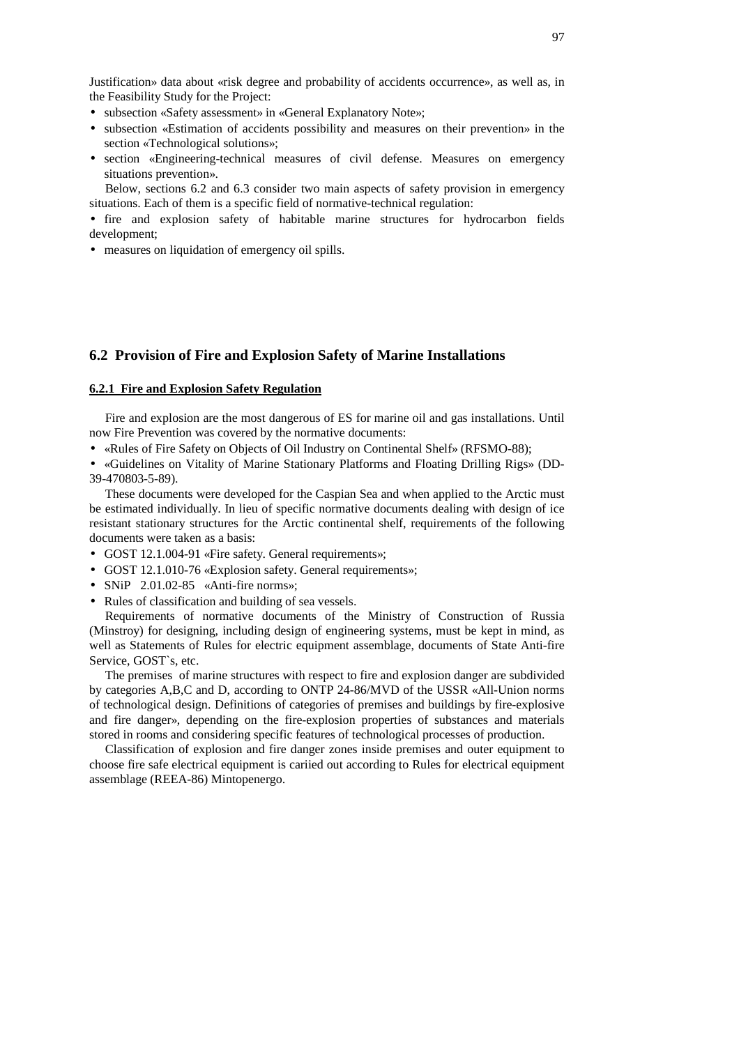Justification» data about «risk degree and probability of accidents occurrence», as well as, in the Feasibility Study for the Project:

- subsection «Safety assessment» in «General Explanatory Note»;
- subsection «Estimation of accidents possibility and measures on their prevention» in the section «Technological solutions»;
- section «Engineering-technical measures of civil defense. Measures on emergency situations prevention».

Below, sections 6.2 and 6.3 consider two main aspects of safety provision in emergency situations. Each of them is a specific field of normative-technical regulation:

- fire and explosion safety of habitable marine structures for hydrocarbon fields development;
- measures on liquidation of emergency oil spills.

## 6.2 Provision of Fire and Explosion Safety of Marine Installations

### 6.2.1 Fire and Explosion Safety Regulation

Fire and explosion are the most dangerous of ES for marine oil and gas installations. Until now Fire Prevention was covered by the normative documents:

- «Rules of Fire Safety on Objects of Oil Industry on Continental Shelf» (RFSMO-88);
- «Guidelines on Vitality of Marine Stationary Platforms and Floating Drilling Rigs» (DD-39-470803-5-89).

These documents were developed for the Caspian Sea and when applied to the Arctic must be estimated individually. In lieu of specific normative documents dealing with design of ice resistant stationary structures for the Arctic continental shelf, requirements of the following documents were taken as a basis:

- GOST 12.1.004-91 «Fire safety. General requirements»;
- GOST 12.1.010-76 «Explosion safety. General requirements»;
- SNiP 2.01.02-85 «Anti-fire norms»;
- Rules of classification and building of sea vessels.

Requirements of normative documents of the Ministry of Construction of Russia (Minstroy) for designing, including design of engineering systems, must be kept in mind, as well as Statements of Rules for electric equipment assemblage, documents of State Anti-fire Service, GOST`s, etc.

The premises of marine structures with respect to fire and explosion danger are subdivided by categories A,B,C and D, according to ONTP 24-86/MVD of the USSR «All-Union norms of technological design. Definitions of categories of premises and buildings by fire-explosive and fire danger», depending on the fire-explosion properties of substances and materials stored in rooms and considering specific features of technological processes of production.

Classification of explosion and fire danger zones inside premises and outer equipment to choose fire safe electrical equipment is cariied out according to Rules for electrical equipment assemblage (REEA-86) Mintopenergo.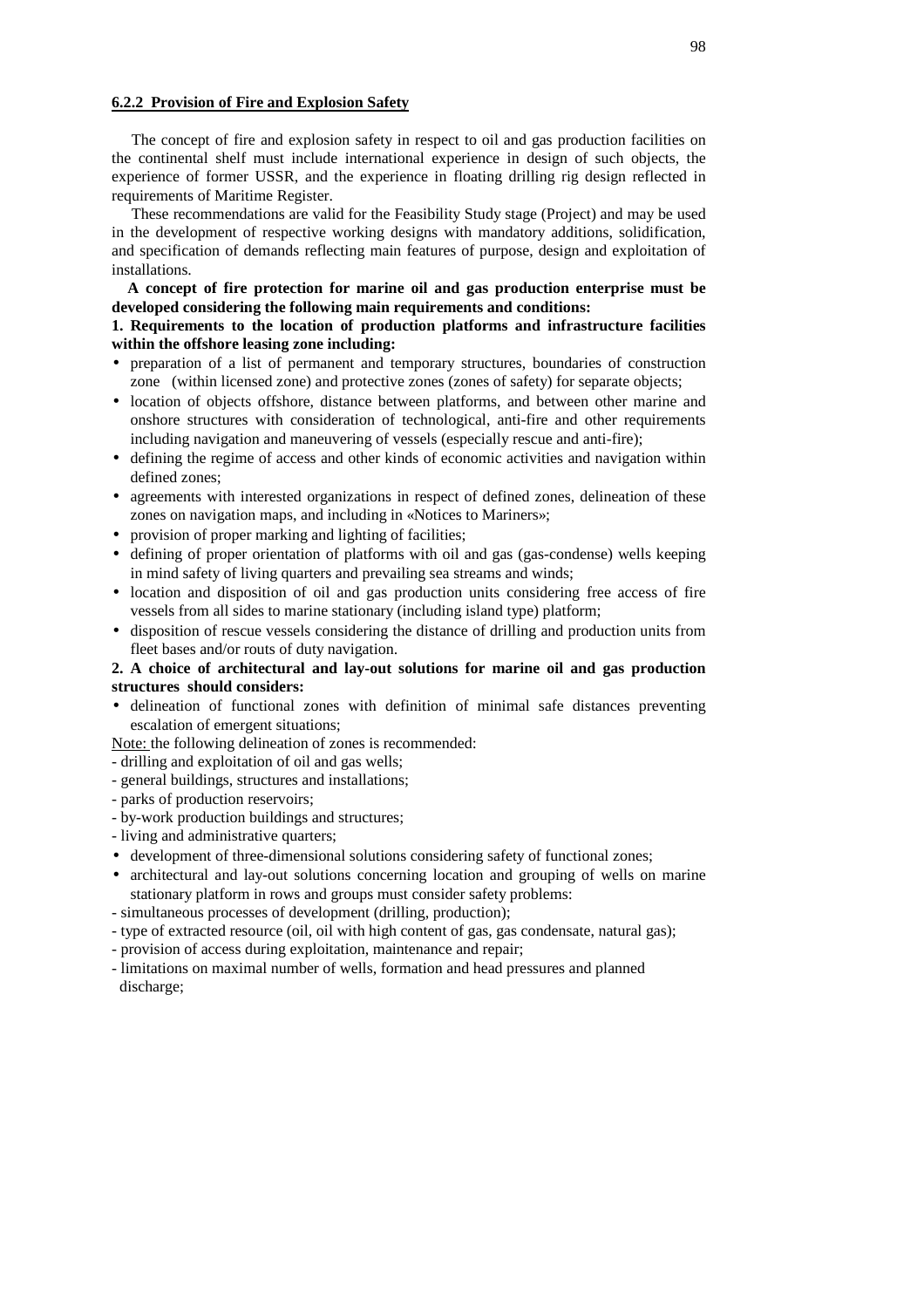#### 6.2.2 Provision of Fire and Explosion Safety

The concept of fire and explosion safety in respect to oil and gas production facilities on the continental shelf must include international experience in design of such objects, the experience of former USSR, and the experience in floating drilling rig design reflected in requirements of Maritime Register.

These recommendations are valid for the Feasibility Study stage (Project) and may be used in the development of respective working designs with mandatory additions, solidification, and specification of demands reflecting main features of purpose, design and exploitation of installations.

**A concept of fire protection for marine oil and gas production enterprise must be developed considering the following main requirements and conditions:**

**1. Requirements to the location of production platforms and infrastructure facilities within the offshore leasing zone including:**

- preparation of a list of permanent and temporary structures, boundaries of construction zone (within licensed zone) and protective zones (zones of safety) for separate objects;
- location of objects offshore, distance between platforms, and between other marine and onshore structures with consideration of technological, anti-fire and other requirements including navigation and maneuvering of vessels (especially rescue and anti-fire);
- defining the regime of access and other kinds of economic activities and navigation within defined zones;
- agreements with interested organizations in respect of defined zones, delineation of these zones on navigation maps, and including in «Notices to Mariners»;
- provision of proper marking and lighting of facilities;
- defining of proper orientation of platforms with oil and gas (gas-condense) wells keeping in mind safety of living quarters and prevailing sea streams and winds;
- location and disposition of oil and gas production units considering free access of fire vessels from all sides to marine stationary (including island type) platform;
- disposition of rescue vessels considering the distance of drilling and production units from fleet bases and/or routs of duty navigation.

**2. A choice of architectural and lay-out solutions for marine oil and gas production structures should considers:**

- delineation of functional zones with definition of minimal safe distances preventing escalation of emergent situations;

Note: the following delineation of zones is recommended:

- drilling and exploitation of oil and gas wells;
- general buildings, structures and installations;
- parks of production reservoirs;
- by-work production buildings and structures;
- living and administrative quarters;

- development of three-dimensional solutions considering safety of functional zones;
- architectural and lay-out solutions concerning location and grouping of wells on marine stationary platform in rows and groups must consider safety problems:

- simultaneous processes of development (drilling, production);
- type of extracted resource (oil, oil with high content of gas, gas condensate, natural gas);
- provision of access during exploitation, maintenance and repair;
- limitations on maximal number of wells, formation and head pressures and planned discharge;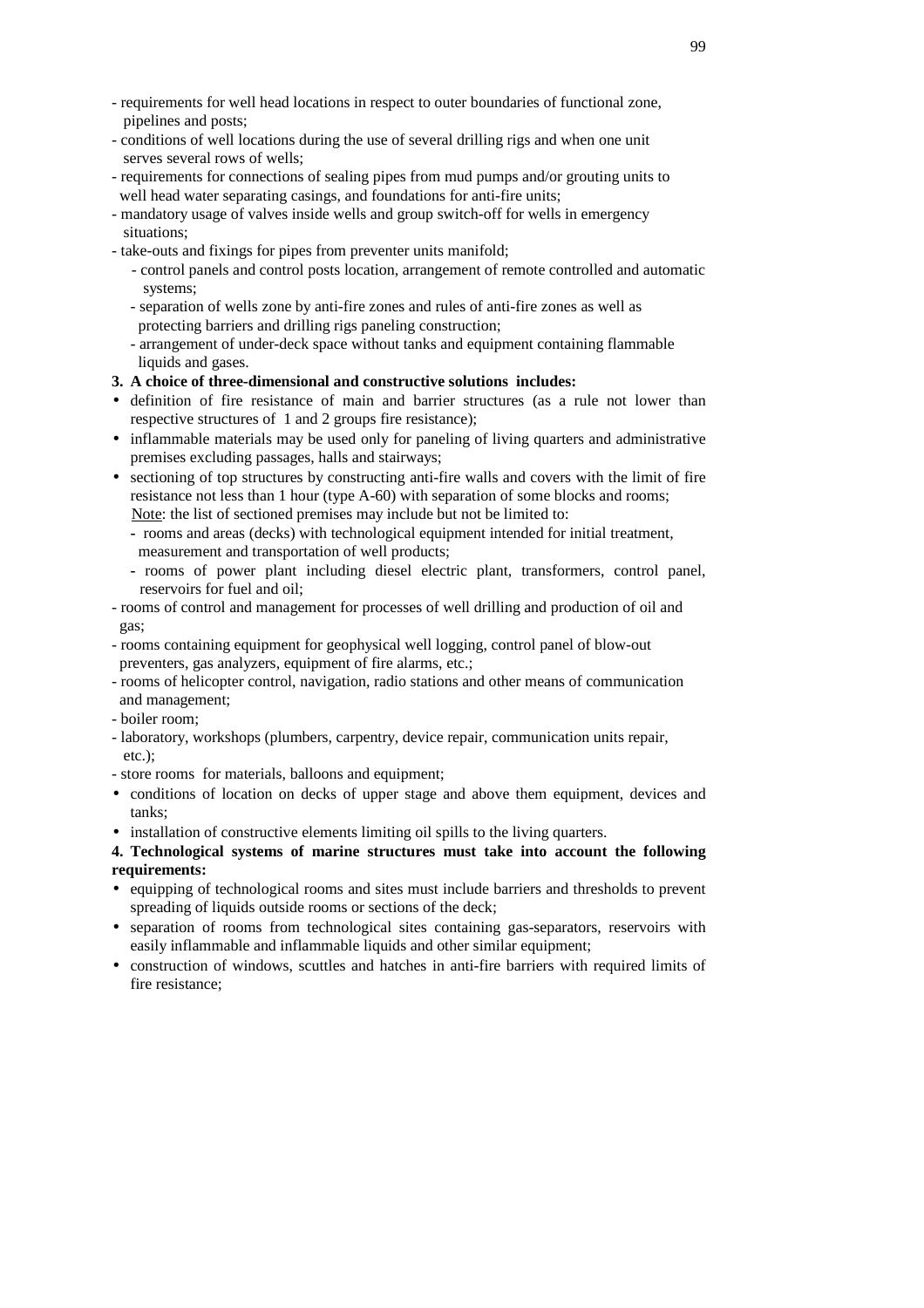- requirements for well head locations in respect to outer boundaries of functional zone, pipelines and posts;
- conditions of well locations during the use of several drilling rigs and when one unit serves several rows of wells;
- requirements for connections of sealing pipes from mud pumps and/or grouting units to well head water separating casings, and foundations for anti-fire units;
- mandatory usage of valves inside wells and group switch-off for wells in emergency situations;
- take-outs and fixings for pipes from preventer units manifold;
  - control panels and control posts location, arrangement of remote controlled and automatic systems;
  - separation of wells zone by anti-fire zones and rules of anti-fire zones as well as protecting barriers and drilling rigs paneling construction;
  - arrangement of under-deck space without tanks and equipment containing flammable liquids and gases.

**3. A choice of three-dimensional and constructive solutions includes:**

- definition of fire resistance of main and barrier structures (as a rule not lower than respective structures of 1 and 2 groups fire resistance);
- inflammable materials may be used only for paneling of living quarters and administrative premises excluding passages, halls and stairways;
- sectioning of top structures by constructing anti-fire walls and covers with the limit of fire resistance not less than 1 hour (type A-60) with separation of some blocks and rooms;

  Note: the list of sectioned premises may include but not be limited to:
  - rooms and areas (decks) with technological equipment intended for initial treatment, measurement and transportation of well products;
  - rooms of power plant including diesel electric plant, transformers, control panel, reservoirs for fuel and oil;

- rooms of control and management for processes of well drilling and production of oil and gas;
- rooms containing equipment for geophysical well logging, control panel of blow-out preventers, gas analyzers, equipment of fire alarms, etc.;
- rooms of helicopter control, navigation, radio stations and other means of communication and management;
- boiler room;
- laboratory, workshops (plumbers, carpentry, device repair, communication units repair, etc.);
- store rooms for materials, balloons and equipment;

- conditions of location on decks of upper stage and above them equipment, devices and tanks;
- installation of constructive elements limiting oil spills to the living quarters.

**4. Technological systems of marine structures must take into account the following requirements:**

- equipping of technological rooms and sites must include barriers and thresholds to prevent spreading of liquids outside rooms or sections of the deck;
- separation of rooms from technological sites containing gas-separators, reservoirs with easily inflammable and inflammable liquids and other similar equipment;
- construction of windows, scuttles and hatches in anti-fire barriers with required limits of fire resistance;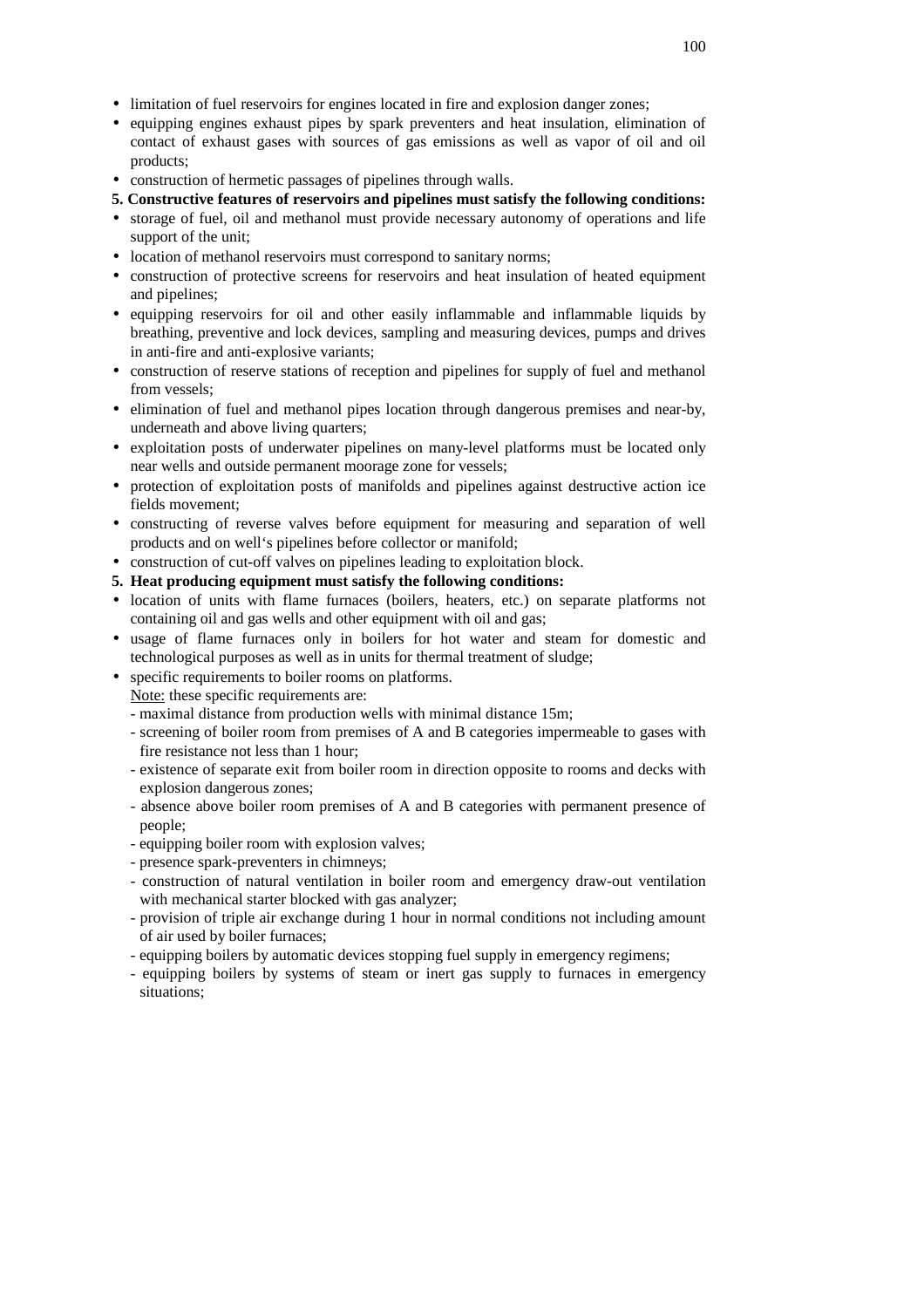- limitation of fuel reservoirs for engines located in fire and explosion danger zones;
- equipping engines exhaust pipes by spark preventers and heat insulation, elimination of contact of exhaust gases with sources of gas emissions as well as vapor of oil and oil products;
- construction of hermetic passages of pipelines through walls.

**5. Constructive features of reservoirs and pipelines must satisfy the following conditions:**

- storage of fuel, oil and methanol must provide necessary autonomy of operations and life support of the unit;
- location of methanol reservoirs must correspond to sanitary norms;
- construction of protective screens for reservoirs and heat insulation of heated equipment and pipelines;
- equipping reservoirs for oil and other easily inflammable and inflammable liquids by breathing, preventive and lock devices, sampling and measuring devices, pumps and drives in anti-fire and anti-explosive variants;
- construction of reserve stations of reception and pipelines for supply of fuel and methanol from vessels;
- elimination of fuel and methanol pipes location through dangerous premises and near-by, underneath and above living quarters;
- exploitation posts of underwater pipelines on many-level platforms must be located only near wells and outside permanent moorage zone for vessels;
- protection of exploitation posts of manifolds and pipelines against destructive action ice fields movement;
- constructing of reverse valves before equipment for measuring and separation of well products and on well's pipelines before collector or manifold;
- construction of cut-off valves on pipelines leading to exploitation block.

**5. Heat producing equipment must satisfy the following conditions:**

- location of units with flame furnaces (boilers, heaters, etc.) on separate platforms not containing oil and gas wells and other equipment with oil and gas;
- usage of flame furnaces only in boilers for hot water and steam for domestic and technological purposes as well as in units for thermal treatment of sludge;
- specific requirements to boiler rooms on platforms.

  Note: these specific requirements are:
  - maximal distance from production wells with minimal distance 15m;
  - screening of boiler room from premises of A and B categories impermeable to gases with fire resistance not less than 1 hour;
  - existence of separate exit from boiler room in direction opposite to rooms and decks with explosion dangerous zones;
  - absence above boiler room premises of A and B categories with permanent presence of people;
  - equipping boiler room with explosion valves;
  - presence spark-preventers in chimneys;
  - construction of natural ventilation in boiler room and emergency draw-out ventilation with mechanical starter blocked with gas analyzer;
  - provision of triple air exchange during 1 hour in normal conditions not including amount of air used by boiler furnaces;
  - equipping boilers by automatic devices stopping fuel supply in emergency regimens;
  - equipping boilers by systems of steam or inert gas supply to furnaces in emergency situations;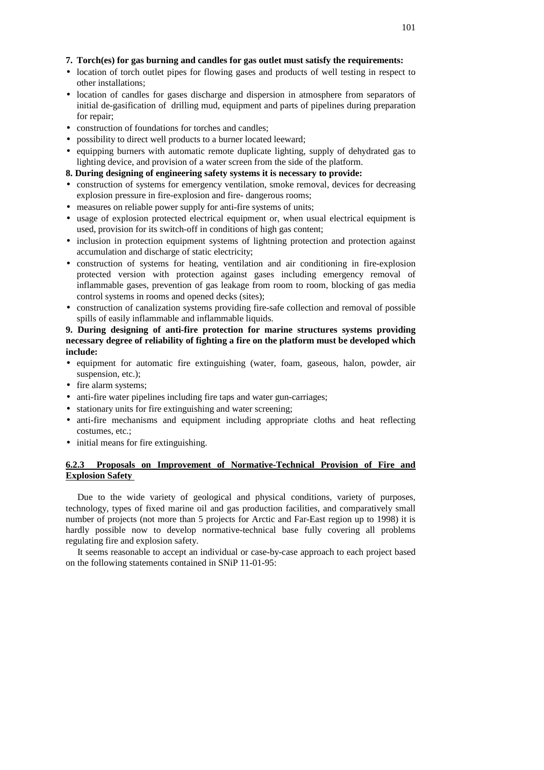**7. Torch(es) for gas burning and candles for gas outlet must satisfy the requirements:**

- location of torch outlet pipes for flowing gases and products of well testing in respect to other installations;
- location of candles for gases discharge and dispersion in atmosphere from separators of initial de-gasification of drilling mud, equipment and parts of pipelines during preparation for repair;
- construction of foundations for torches and candles;
- possibility to direct well products to a burner located leeward;
- equipping burners with automatic remote duplicate lighting, supply of dehydrated gas to lighting device, and provision of a water screen from the side of the platform.

**8. During designing of engineering safety systems it is necessary to provide:**

- construction of systems for emergency ventilation, smoke removal, devices for decreasing explosion pressure in fire-explosion and fire- dangerous rooms;
- measures on reliable power supply for anti-fire systems of units;
- usage of explosion protected electrical equipment or, when usual electrical equipment is used, provision for its switch-off in conditions of high gas content;
- inclusion in protection equipment systems of lightning protection and protection against accumulation and discharge of static electricity;
- construction of systems for heating, ventilation and air conditioning in fire-explosion protected version with protection against gases including emergency removal of inflammable gases, prevention of gas leakage from room to room, blocking of gas media control systems in rooms and opened decks (sites);
- construction of canalization systems providing fire-safe collection and removal of possible spills of easily inflammable and inflammable liquids.

**9. During designing of anti-fire protection for marine structures systems providing necessary degree of reliability of fighting a fire on the platform must be developed which include:**

- equipment for automatic fire extinguishing (water, foam, gaseous, halon, powder, air suspension, etc.);
- fire alarm systems;
- anti-fire water pipelines including fire taps and water gun-carriages;
- stationary units for fire extinguishing and water screening;
- anti-fire mechanisms and equipment including appropriate cloths and heat reflecting costumes, etc.;
- initial means for fire extinguishing.

### 6.2.3 Proposals on Improvement of Normative-Technical Provision of Fire and Explosion Safety

Due to the wide variety of geological and physical conditions, variety of purposes, technology, types of fixed marine oil and gas production facilities, and comparatively small number of projects (not more than 5 projects for Arctic and Far-East region up to 1998) it is hardly possible now to develop normative-technical base fully covering all problems regulating fire and explosion safety.

It seems reasonable to accept an individual or case-by-case approach to each project based on the following statements contained in SNiP 11-01-95: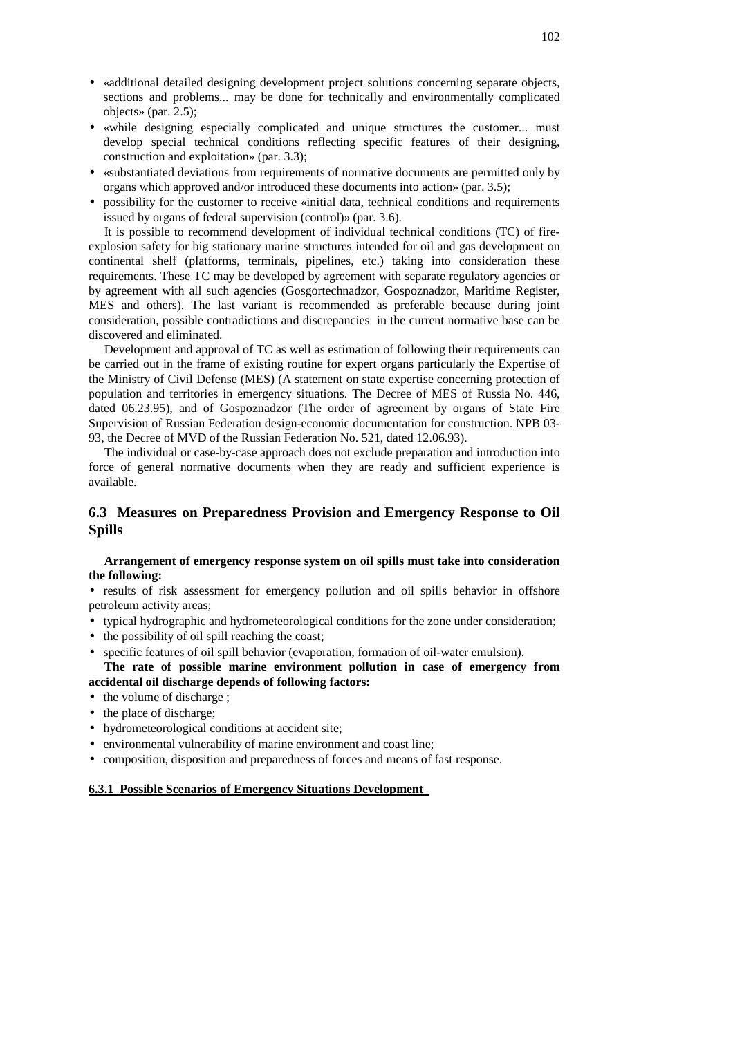- «additional detailed designing development project solutions concerning separate objects, sections and problems... may be done for technically and environmentally complicated objects» (par. 2.5);
- «while designing especially complicated and unique structures the customer... must develop special technical conditions reflecting specific features of their designing, construction and exploitation» (par. 3.3);
- «substantiated deviations from requirements of normative documents are permitted only by organs which approved and/or introduced these documents into action» (par. 3.5);
- possibility for the customer to receive «initial data, technical conditions and requirements issued by organs of federal supervision (control)» (par. 3.6).

It is possible to recommend development of individual technical conditions (TC) of fire-explosion safety for big stationary marine structures intended for oil and gas development on continental shelf (platforms, terminals, pipelines, etc.) taking into consideration these requirements. These TC may be developed by agreement with separate regulatory agencies or by agreement with all such agencies (Gosgortechnadzor, Gospoznadzor, Maritime Register, MES and others). The last variant is recommended as preferable because during joint consideration, possible contradictions and discrepancies in the current normative base can be discovered and eliminated.

Development and approval of TC as well as estimation of following their requirements can be carried out in the frame of existing routine for expert organs particularly the Expertise of the Ministry of Civil Defense (MES) (A statement on state expertise concerning protection of population and territories in emergency situations. The Decree of MES of Russia No. 446, dated 06.23.95), and of Gospoznadzor (The order of agreement by organs of State Fire Supervision of Russian Federation design-economic documentation for construction. NPB 03-93, the Decree of MVD of the Russian Federation No. 521, dated 12.06.93).

The individual or case-by-case approach does not exclude preparation and introduction into force of general normative documents when they are ready and sufficient experience is available.

## 6.3 Measures on Preparedness Provision and Emergency Response to Oil Spills

**Arrangement of emergency response system on oil spills must take into consideration the following:**

- results of risk assessment for emergency pollution and oil spills behavior in offshore petroleum activity areas;
- typical hydrographic and hydrometeorological conditions for the zone under consideration;
- the possibility of oil spill reaching the coast;
- specific features of oil spill behavior (evaporation, formation of oil-water emulsion).

**The rate of possible marine environment pollution in case of emergency from accidental oil discharge depends of following factors:**

- the volume of discharge ;
- the place of discharge;
- hydrometeorological conditions at accident site;
- environmental vulnerability of marine environment and coast line;
- composition, disposition and preparedness of forces and means of fast response.

### 6.3.1 Possible Scenarios of Emergency Situations Development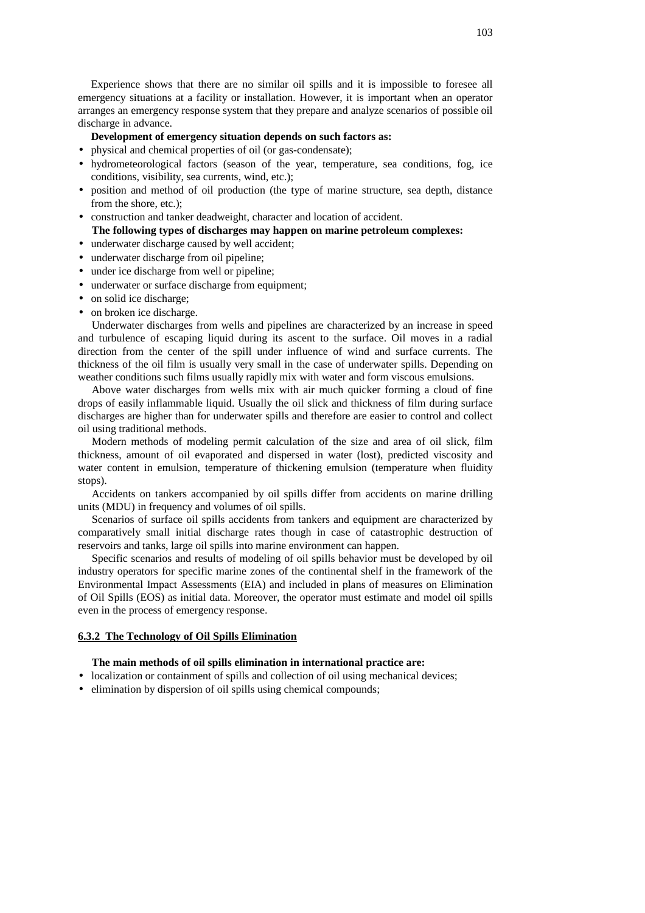Experience shows that there are no similar oil spills and it is impossible to foresee all emergency situations at a facility or installation. However, it is important when an operator arranges an emergency response system that they prepare and analyze scenarios of possible oil discharge in advance.

**Development of emergency situation depends on such factors as:**

- physical and chemical properties of oil (or gas-condensate);
- hydrometeorological factors (season of the year, temperature, sea conditions, fog, ice conditions, visibility, sea currents, wind, etc.);
- position and method of oil production (the type of marine structure, sea depth, distance from the shore, etc.);
- construction and tanker deadweight, character and location of accident.

**The following types of discharges may happen on marine petroleum complexes:**

- underwater discharge caused by well accident;
- underwater discharge from oil pipeline;
- under ice discharge from well or pipeline;
- underwater or surface discharge from equipment;
- on solid ice discharge;
- on broken ice discharge.

Underwater discharges from wells and pipelines are characterized by an increase in speed and turbulence of escaping liquid during its ascent to the surface. Oil moves in a radial direction from the center of the spill under influence of wind and surface currents. The thickness of the oil film is usually very small in the case of underwater spills. Depending on weather conditions such films usually rapidly mix with water and form viscous emulsions.

Above water discharges from wells mix with air much quicker forming a cloud of fine drops of easily inflammable liquid. Usually the oil slick and thickness of film during surface discharges are higher than for underwater spills and therefore are easier to control and collect oil using traditional methods.

Modern methods of modeling permit calculation of the size and area of oil slick, film thickness, amount of oil evaporated and dispersed in water (lost), predicted viscosity and water content in emulsion, temperature of thickening emulsion (temperature when fluidity stops).

Accidents on tankers accompanied by oil spills differ from accidents on marine drilling units (MDU) in frequency and volumes of oil spills.

Scenarios of surface oil spills accidents from tankers and equipment are characterized by comparatively small initial discharge rates though in case of catastrophic destruction of reservoirs and tanks, large oil spills into marine environment can happen.

Specific scenarios and results of modeling of oil spills behavior must be developed by oil industry operators for specific marine zones of the continental shelf in the framework of the Environmental Impact Assessments (EIA) and included in plans of measures on Elimination of Oil Spills (EOS) as initial data. Moreover, the operator must estimate and model oil spills even in the process of emergency response.

### 6.3.2 The Technology of Oil Spills Elimination

**The main methods of oil spills elimination in international practice are:**

- localization or containment of spills and collection of oil using mechanical devices;
- elimination by dispersion of oil spills using chemical compounds;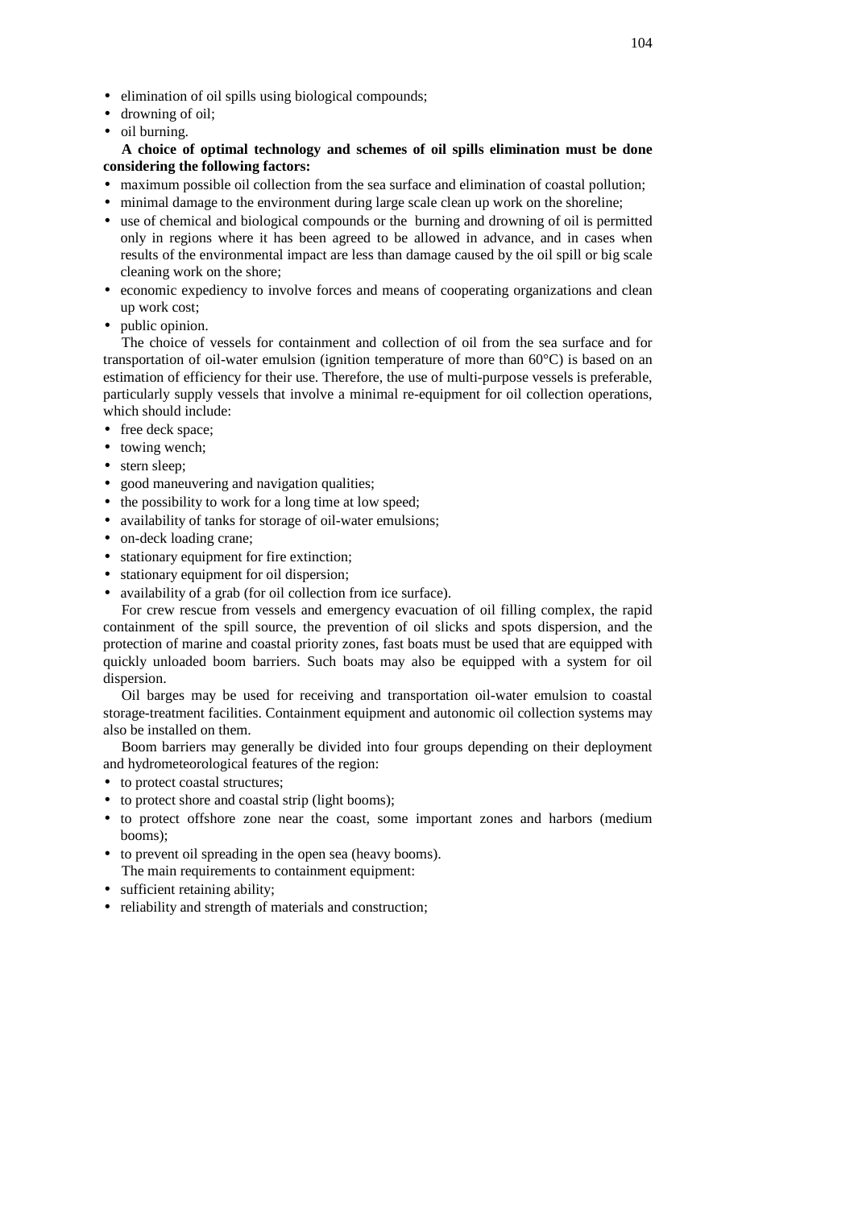- elimination of oil spills using biological compounds;
- drowning of oil;
- oil burning.

**A choice of optimal technology and schemes of oil spills elimination must be done considering the following factors:**

- maximum possible oil collection from the sea surface and elimination of coastal pollution;
- minimal damage to the environment during large scale clean up work on the shoreline;
- use of chemical and biological compounds or the burning and drowning of oil is permitted only in regions where it has been agreed to be allowed in advance, and in cases when results of the environmental impact are less than damage caused by the oil spill or big scale cleaning work on the shore;
- economic expediency to involve forces and means of cooperating organizations and clean up work cost;
- public opinion.

The choice of vessels for containment and collection of oil from the sea surface and for transportation of oil-water emulsion (ignition temperature of more than 60°C) is based on an estimation of efficiency for their use. Therefore, the use of multi-purpose vessels is preferable, particularly supply vessels that involve a minimal re-equipment for oil collection operations, which should include:

- free deck space;
- towing wench;
- stern sleep;
- good maneuvering and navigation qualities;
- the possibility to work for a long time at low speed;
- availability of tanks for storage of oil-water emulsions;
- on-deck loading crane;
- stationary equipment for fire extinction;
- stationary equipment for oil dispersion;
- availability of a grab (for oil collection from ice surface).

For crew rescue from vessels and emergency evacuation of oil filling complex, the rapid containment of the spill source, the prevention of oil slicks and spots dispersion, and the protection of marine and coastal priority zones, fast boats must be used that are equipped with quickly unloaded boom barriers. Such boats may also be equipped with a system for oil dispersion.

Oil barges may be used for receiving and transportation oil-water emulsion to coastal storage-treatment facilities. Containment equipment and autonomic oil collection systems may also be installed on them.

Boom barriers may generally be divided into four groups depending on their deployment and hydrometeorological features of the region:

- to protect coastal structures;
- to protect shore and coastal strip (light booms);
- to protect offshore zone near the coast, some important zones and harbors (medium booms);
- to prevent oil spreading in the open sea (heavy booms).

The main requirements to containment equipment:

- sufficient retaining ability;
- reliability and strength of materials and construction;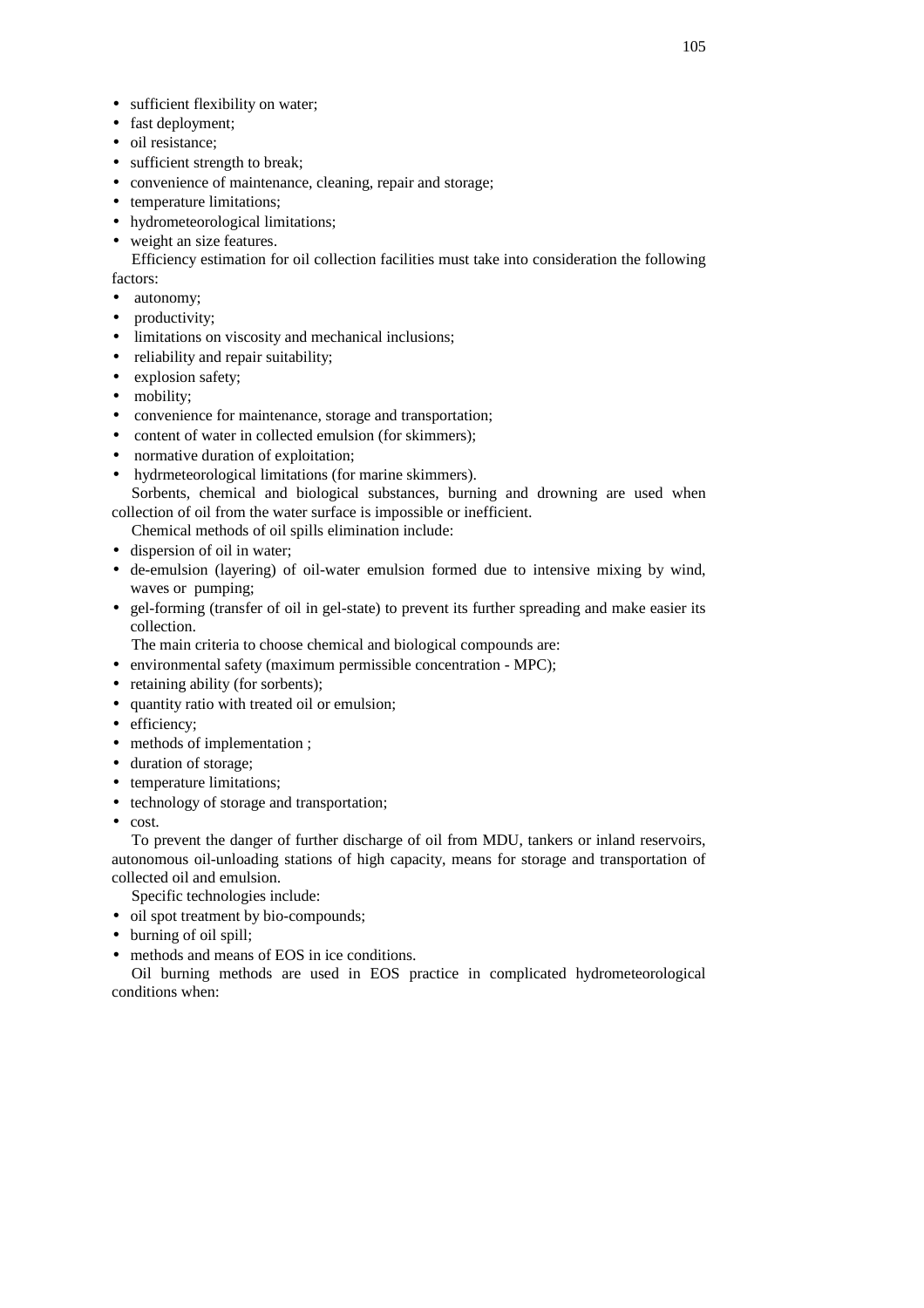- sufficient flexibility on water;
- fast deployment;
- oil resistance;
- sufficient strength to break;
- convenience of maintenance, cleaning, repair and storage;
- temperature limitations;
- hydrometeorological limitations;
- weight an size features.

Efficiency estimation for oil collection facilities must take into consideration the following factors:

- autonomy;
- productivity;
- limitations on viscosity and mechanical inclusions;
- reliability and repair suitability;
- explosion safety;
- mobility;
- convenience for maintenance, storage and transportation;
- content of water in collected emulsion (for skimmers);
- normative duration of exploitation;
- hydrmeteorological limitations (for marine skimmers).

Sorbents, chemical and biological substances, burning and drowning are used when collection of oil from the water surface is impossible or inefficient.

Chemical methods of oil spills elimination include:

- dispersion of oil in water;
- de-emulsion (layering) of oil-water emulsion formed due to intensive mixing by wind, waves or pumping;
- gel-forming (transfer of oil in gel-state) to prevent its further spreading and make easier its collection.

The main criteria to choose chemical and biological compounds are:

- environmental safety (maximum permissible concentration - MPC);
- retaining ability (for sorbents);
- quantity ratio with treated oil or emulsion;
- efficiency;
- methods of implementation ;
- duration of storage;
- temperature limitations;
- technology of storage and transportation;
- cost.

To prevent the danger of further discharge of oil from MDU, tankers or inland reservoirs, autonomous oil-unloading stations of high capacity, means for storage and transportation of collected oil and emulsion.

Specific technologies include:

- oil spot treatment by bio-compounds;
- burning of oil spill;
- methods and means of EOS in ice conditions.

Oil burning methods are used in EOS practice in complicated hydrometeorological conditions when: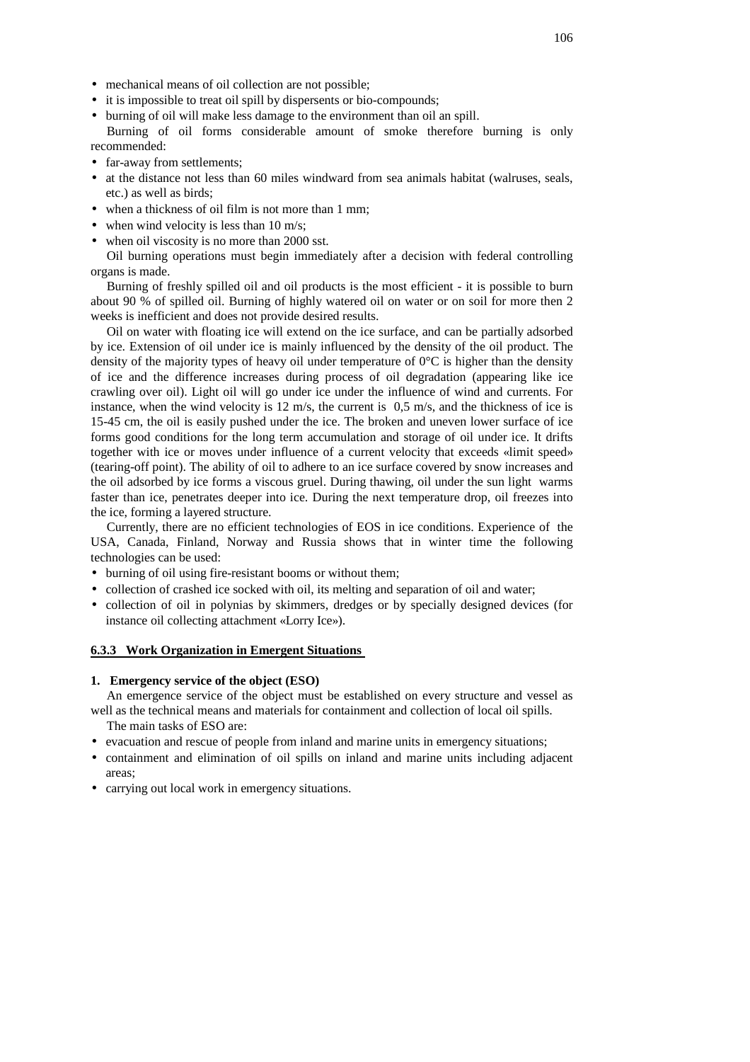- mechanical means of oil collection are not possible;
- it is impossible to treat oil spill by dispersents or bio-compounds;
- burning of oil will make less damage to the environment than oil an spill.

Burning of oil forms considerable amount of smoke therefore burning is only recommended:

- far-away from settlements;
- at the distance not less than 60 miles windward from sea animals habitat (walruses, seals, etc.) as well as birds;
- when a thickness of oil film is not more than 1 mm;
- when wind velocity is less than 10 m/s;
- when oil viscosity is no more than 2000 sst.

Oil burning operations must begin immediately after a decision with federal controlling organs is made.

Burning of freshly spilled oil and oil products is the most efficient - it is possible to burn about 90 % of spilled oil. Burning of highly watered oil on water or on soil for more then 2 weeks is inefficient and does not provide desired results.

Oil on water with floating ice will extend on the ice surface, and can be partially adsorbed by ice. Extension of oil under ice is mainly influenced by the density of the oil product. The density of the majority types of heavy oil under temperature of 0°C is higher than the density of ice and the difference increases during process of oil degradation (appearing like ice crawling over oil). Light oil will go under ice under the influence of wind and currents. For instance, when the wind velocity is 12 m/s, the current is 0,5 m/s, and the thickness of ice is 15-45 cm, the oil is easily pushed under the ice. The broken and uneven lower surface of ice forms good conditions for the long term accumulation and storage of oil under ice. It drifts together with ice or moves under influence of a current velocity that exceeds «limit speed» (tearing-off point). The ability of oil to adhere to an ice surface covered by snow increases and the oil adsorbed by ice forms a viscous gruel. During thawing, oil under the sun light warms faster than ice, penetrates deeper into ice. During the next temperature drop, oil freezes into the ice, forming a layered structure.

Currently, there are no efficient technologies of EOS in ice conditions. Experience of the USA, Canada, Finland, Norway and Russia shows that in winter time the following technologies can be used:

- burning of oil using fire-resistant booms or without them;
- collection of crashed ice socked with oil, its melting and separation of oil and water;
- collection of oil in polynias by skimmers, dredges or by specially designed devices (for instance oil collecting attachment «Lorry Ice»).

### 6.3.3 Work Organization in Emergent Situations

**1. Emergency service of the object (ESO)**

An emergence service of the object must be established on every structure and vessel as well as the technical means and materials for containment and collection of local oil spills.

The main tasks of ESO are:

- evacuation and rescue of people from inland and marine units in emergency situations;
- containment and elimination of oil spills on inland and marine units including adjacent areas;
- carrying out local work in emergency situations.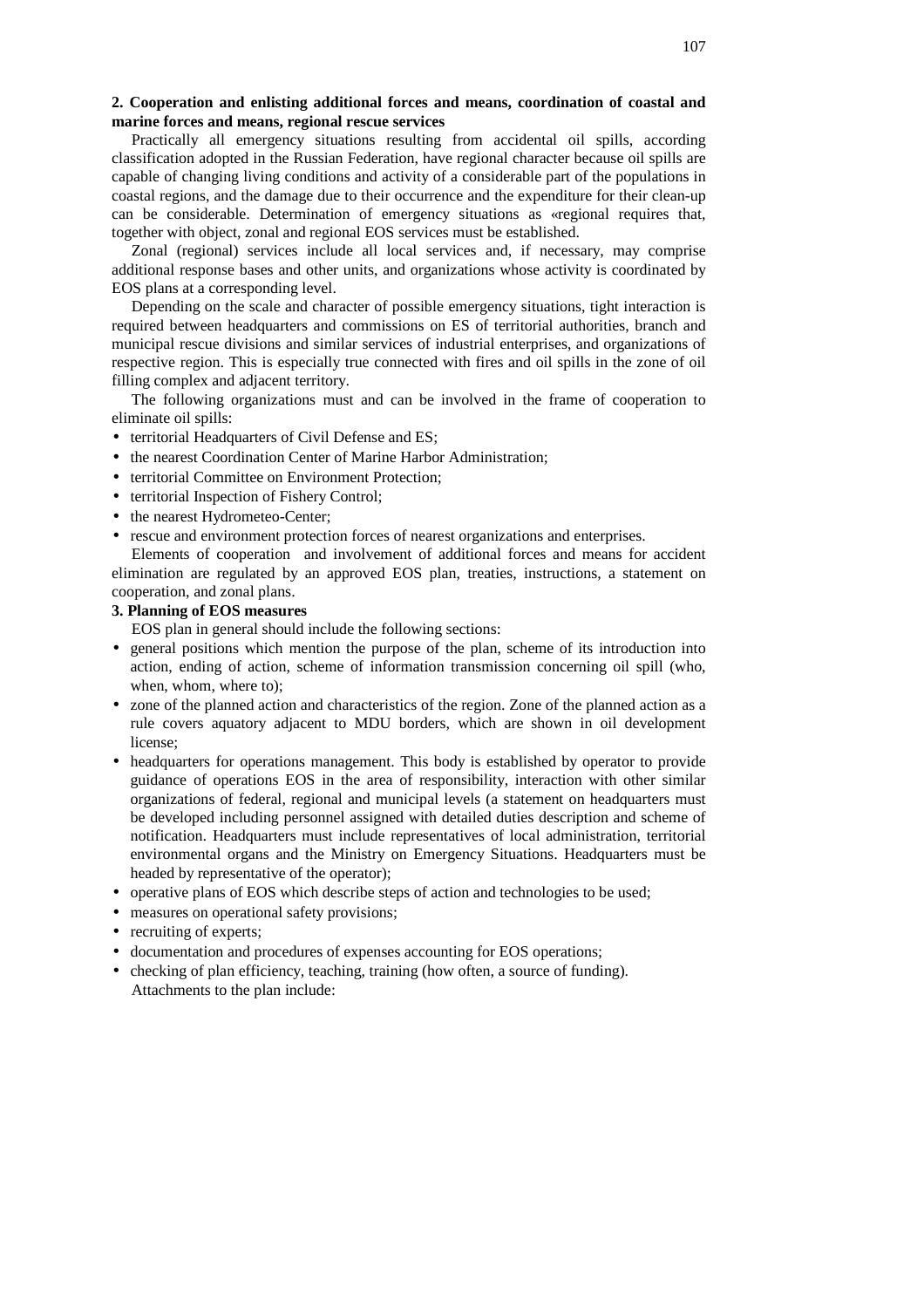**2. Cooperation and enlisting additional forces and means, coordination of coastal and marine forces and means, regional rescue services**

Practically all emergency situations resulting from accidental oil spills, according classification adopted in the Russian Federation, have regional character because oil spills are capable of changing living conditions and activity of a considerable part of the populations in coastal regions, and the damage due to their occurrence and the expenditure for their clean-up can be considerable. Determination of emergency situations as «regional requires that, together with object, zonal and regional EOS services must be established.

Zonal (regional) services include all local services and, if necessary, may comprise additional response bases and other units, and organizations whose activity is coordinated by EOS plans at a corresponding level.

Depending on the scale and character of possible emergency situations, tight interaction is required between headquarters and commissions on ES of territorial authorities, branch and municipal rescue divisions and similar services of industrial enterprises, and organizations of respective region. This is especially true connected with fires and oil spills in the zone of oil filling complex and adjacent territory.

The following organizations must and can be involved in the frame of cooperation to eliminate oil spills:

- territorial Headquarters of Civil Defense and ES;
- the nearest Coordination Center of Marine Harbor Administration;
- territorial Committee on Environment Protection;
- territorial Inspection of Fishery Control;
- the nearest Hydrometeo-Center;
- rescue and environment protection forces of nearest organizations and enterprises.

Elements of cooperation and involvement of additional forces and means for accident elimination are regulated by an approved EOS plan, treaties, instructions, a statement on cooperation, and zonal plans.

**3. Planning of EOS measures**

EOS plan in general should include the following sections:

- general positions which mention the purpose of the plan, scheme of its introduction into action, ending of action, scheme of information transmission concerning oil spill (who, when, whom, where to);
- zone of the planned action and characteristics of the region. Zone of the planned action as a rule covers aquatory adjacent to MDU borders, which are shown in oil development license;
- headquarters for operations management. This body is established by operator to provide guidance of operations EOS in the area of responsibility, interaction with other similar organizations of federal, regional and municipal levels (a statement on headquarters must be developed including personnel assigned with detailed duties description and scheme of notification. Headquarters must include representatives of local administration, territorial environmental organs and the Ministry on Emergency Situations. Headquarters must be headed by representative of the operator);
- operative plans of EOS which describe steps of action and technologies to be used;
- measures on operational safety provisions;
- recruiting of experts;
- documentation and procedures of expenses accounting for EOS operations;
- checking of plan efficiency, teaching, training (how often, a source of funding).

Attachments to the plan include: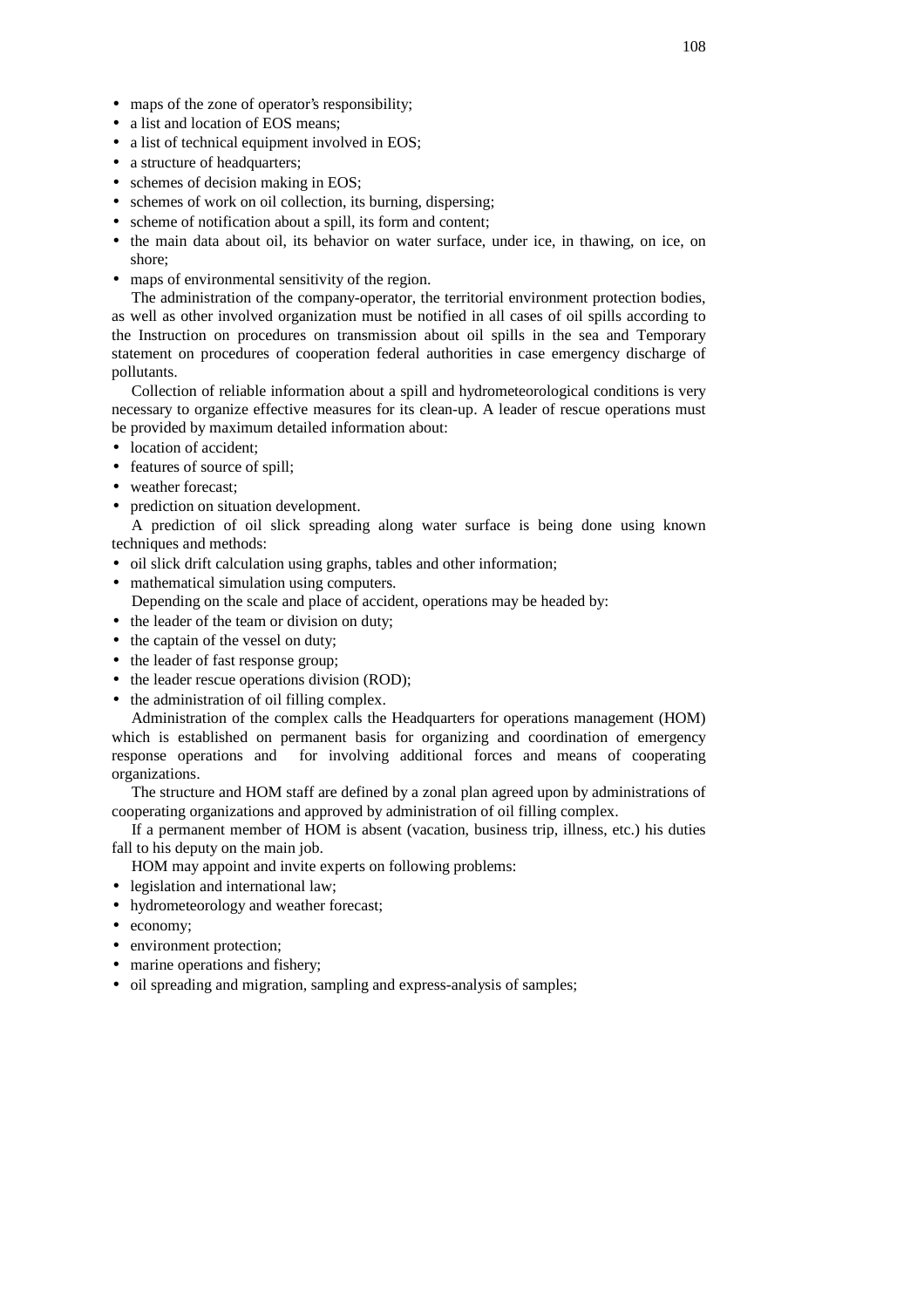- maps of the zone of operator's responsibility;
- a list and location of EOS means;
- a list of technical equipment involved in EOS;
- a structure of headquarters;
- schemes of decision making in EOS;
- schemes of work on oil collection, its burning, dispersing;
- scheme of notification about a spill, its form and content;
- the main data about oil, its behavior on water surface, under ice, in thawing, on ice, on shore;
- maps of environmental sensitivity of the region.

The administration of the company-operator, the territorial environment protection bodies, as well as other involved organization must be notified in all cases of oil spills according to the Instruction on procedures on transmission about oil spills in the sea and Temporary statement on procedures of cooperation federal authorities in case emergency discharge of pollutants.

Collection of reliable information about a spill and hydrometeorological conditions is very necessary to organize effective measures for its clean-up. A leader of rescue operations must be provided by maximum detailed information about:

- location of accident;
- features of source of spill;
- weather forecast;
- prediction on situation development.

A prediction of oil slick spreading along water surface is being done using known techniques and methods:

- oil slick drift calculation using graphs, tables and other information;
- mathematical simulation using computers.

Depending on the scale and place of accident, operations may be headed by:

- the leader of the team or division on duty;
- the captain of the vessel on duty;
- the leader of fast response group;
- the leader rescue operations division (ROD);
- the administration of oil filling complex.

Administration of the complex calls the Headquarters for operations management (HOM) which is established on permanent basis for organizing and coordination of emergency response operations and for involving additional forces and means of cooperating organizations.

The structure and HOM staff are defined by a zonal plan agreed upon by administrations of cooperating organizations and approved by administration of oil filling complex.

If a permanent member of HOM is absent (vacation, business trip, illness, etc.) his duties fall to his deputy on the main job.

HOM may appoint and invite experts on following problems:

- legislation and international law;
- hydrometeorology and weather forecast;
- economy;
- environment protection;
- marine operations and fishery;
- oil spreading and migration, sampling and express-analysis of samples;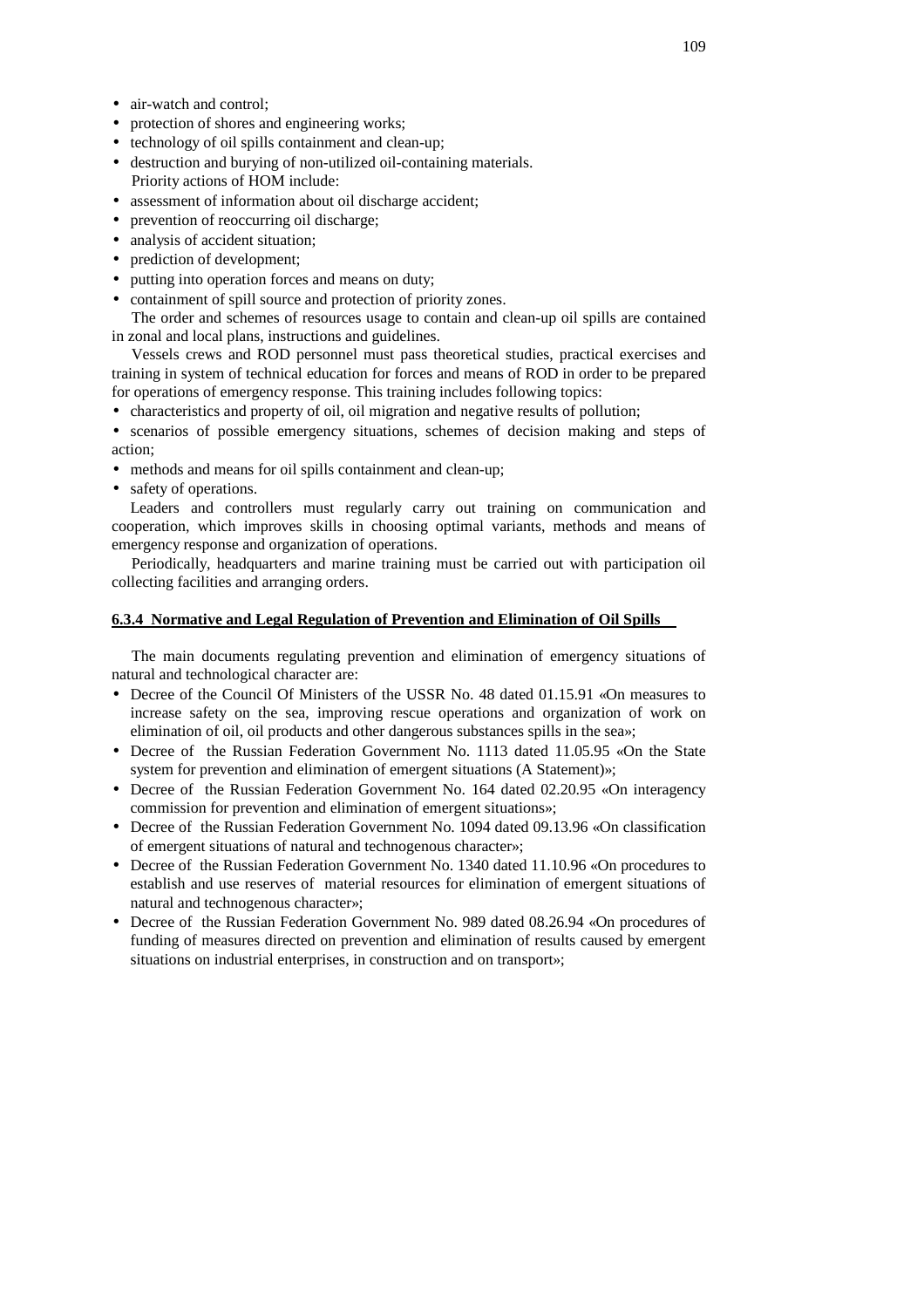- air-watch and control;
- protection of shores and engineering works;
- technology of oil spills containment and clean-up;
- destruction and burying of non-utilized oil-containing materials.

Priority actions of HOM include:

- assessment of information about oil discharge accident;
- prevention of reoccurring oil discharge;
- analysis of accident situation;
- prediction of development;
- putting into operation forces and means on duty;
- containment of spill source and protection of priority zones.

The order and schemes of resources usage to contain and clean-up oil spills are contained in zonal and local plans, instructions and guidelines.

Vessels crews and ROD personnel must pass theoretical studies, practical exercises and training in system of technical education for forces and means of ROD in order to be prepared for operations of emergency response. This training includes following topics:

- characteristics and property of oil, oil migration and negative results of pollution;
- scenarios of possible emergency situations, schemes of decision making and steps of action;
- methods and means for oil spills containment and clean-up;
- safety of operations.

Leaders and controllers must regularly carry out training on communication and cooperation, which improves skills in choosing optimal variants, methods and means of emergency response and organization of operations.

Periodically, headquarters and marine training must be carried out with participation oil collecting facilities and arranging orders.

#### 6.3.4 Normative and Legal Regulation of Prevention and Elimination of Oil Spills

The main documents regulating prevention and elimination of emergency situations of natural and technological character are:

- Decree of the Council Of Ministers of the USSR No. 48 dated 01.15.91 «On measures to increase safety on the sea, improving rescue operations and organization of work on elimination of oil, oil products and other dangerous substances spills in the sea»;
- Decree of the Russian Federation Government No. 1113 dated 11.05.95 «On the State system for prevention and elimination of emergent situations (A Statement)»;
- Decree of the Russian Federation Government No. 164 dated 02.20.95 «On interagency commission for prevention and elimination of emergent situations»;
- Decree of the Russian Federation Government No. 1094 dated 09.13.96 «On classification of emergent situations of natural and technogenous character»;
- Decree of the Russian Federation Government No. 1340 dated 11.10.96 «On procedures to establish and use reserves of material resources for elimination of emergent situations of natural and technogenous character»;
- Decree of the Russian Federation Government No. 989 dated 08.26.94 «On procedures of funding of measures directed on prevention and elimination of results caused by emergent situations on industrial enterprises, in construction and on transport»;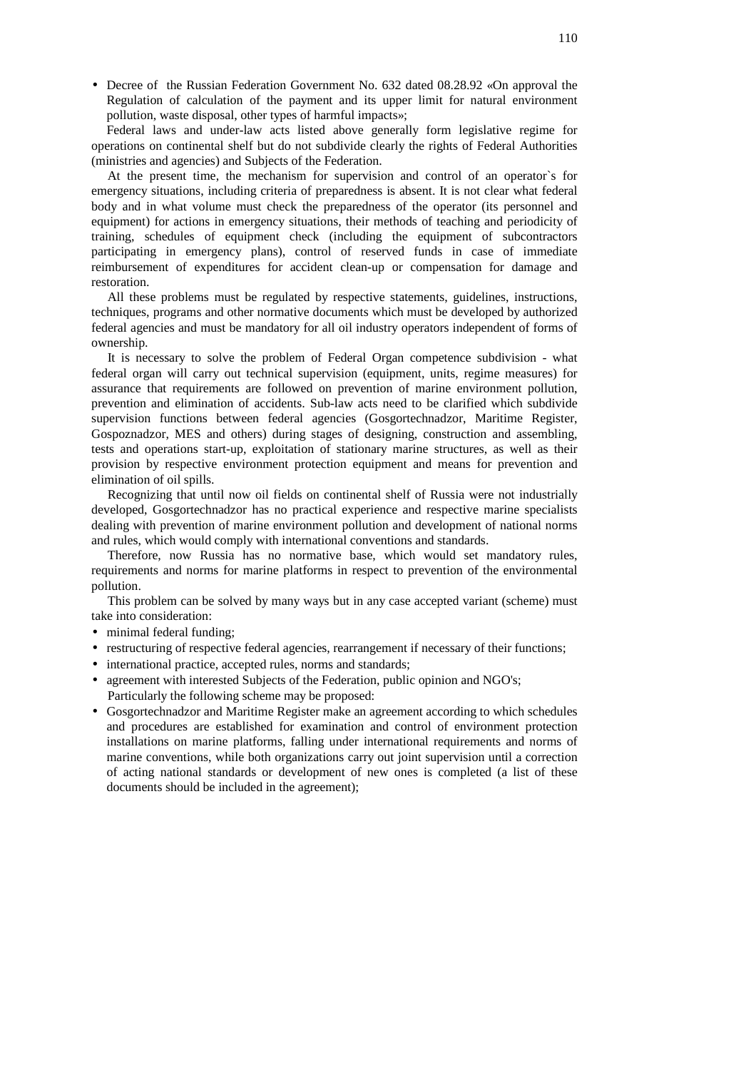- Decree of the Russian Federation Government No. 632 dated 08.28.92 «On approval the Regulation of calculation of the payment and its upper limit for natural environment pollution, waste disposal, other types of harmful impacts»;

Federal laws and under-law acts listed above generally form legislative regime for operations on continental shelf but do not subdivide clearly the rights of Federal Authorities (ministries and agencies) and Subjects of the Federation.

At the present time, the mechanism for supervision and control of an operator`s for emergency situations, including criteria of preparedness is absent. It is not clear what federal body and in what volume must check the preparedness of the operator (its personnel and equipment) for actions in emergency situations, their methods of teaching and periodicity of training, schedules of equipment check (including the equipment of subcontractors participating in emergency plans), control of reserved funds in case of immediate reimbursement of expenditures for accident clean-up or compensation for damage and restoration.

All these problems must be regulated by respective statements, guidelines, instructions, techniques, programs and other normative documents which must be developed by authorized federal agencies and must be mandatory for all oil industry operators independent of forms of ownership.

It is necessary to solve the problem of Federal Organ competence subdivision - what federal organ will carry out technical supervision (equipment, units, regime measures) for assurance that requirements are followed on prevention of marine environment pollution, prevention and elimination of accidents. Sub-law acts need to be clarified which subdivide supervision functions between federal agencies (Gosgortechnadzor, Maritime Register, Gospoznadzor, MES and others) during stages of designing, construction and assembling, tests and operations start-up, exploitation of stationary marine structures, as well as their provision by respective environment protection equipment and means for prevention and elimination of oil spills.

Recognizing that until now oil fields on continental shelf of Russia were not industrially developed, Gosgortechnadzor has no practical experience and respective marine specialists dealing with prevention of marine environment pollution and development of national norms and rules, which would comply with international conventions and standards.

Therefore, now Russia has no normative base, which would set mandatory rules, requirements and norms for marine platforms in respect to prevention of the environmental pollution.

This problem can be solved by many ways but in any case accepted variant (scheme) must take into consideration:

- minimal federal funding;
- restructuring of respective federal agencies, rearrangement if necessary of their functions;
- international practice, accepted rules, norms and standards;
- agreement with interested Subjects of the Federation, public opinion and NGO's;

Particularly the following scheme may be proposed:

- Gosgortechnadzor and Maritime Register make an agreement according to which schedules and procedures are established for examination and control of environment protection installations on marine platforms, falling under international requirements and norms of marine conventions, while both organizations carry out joint supervision until a correction of acting national standards or development of new ones is completed (a list of these documents should be included in the agreement);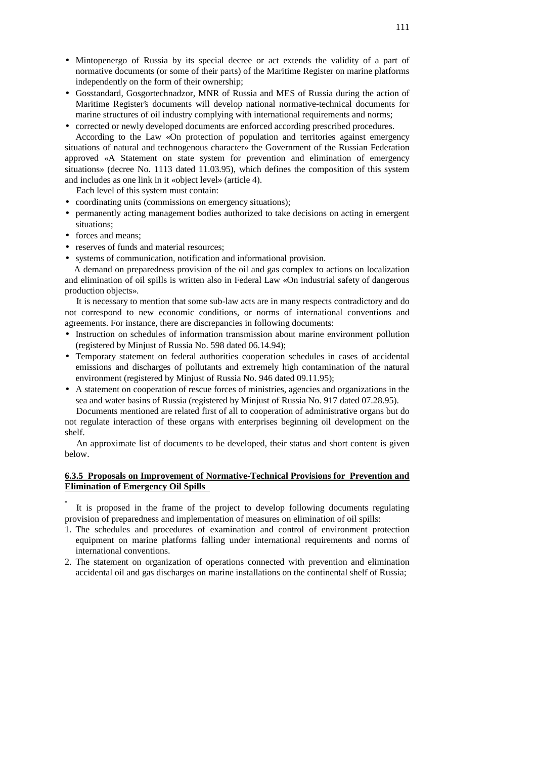- Mintopenergo of Russia by its special decree or act extends the validity of a part of normative documents (or some of their parts) of the Maritime Register on marine platforms independently on the form of their ownership;
- Gosstandard, Gosgortechnadzor, MNR of Russia and MES of Russia during the action of Maritime Register's documents will develop national normative-technical documents for marine structures of oil industry complying with international requirements and norms;
- corrected or newly developed documents are enforced according prescribed procedures.

According to the Law «On protection of population and territories against emergency situations of natural and technogenous character» the Government of the Russian Federation approved «A Statement on state system for prevention and elimination of emergency situations» (decree No. 1113 dated 11.03.95), which defines the composition of this system and includes as one link in it «object level» (article 4).

Each level of this system must contain:

- coordinating units (commissions on emergency situations);
- permanently acting management bodies authorized to take decisions on acting in emergent situations;
- forces and means;
- reserves of funds and material resources;
- systems of communication, notification and informational provision.

A demand on preparedness provision of the oil and gas complex to actions on localization and elimination of oil spills is written also in Federal Law «On industrial safety of dangerous production objects».

It is necessary to mention that some sub-law acts are in many respects contradictory and do not correspond to new economic conditions, or norms of international conventions and agreements. For instance, there are discrepancies in following documents:

- Instruction on schedules of information transmission about marine environment pollution (registered by Minjust of Russia No. 598 dated 06.14.94);
- Temporary statement on federal authorities cooperation schedules in cases of accidental emissions and discharges of pollutants and extremely high contamination of the natural environment (registered by Minjust of Russia No. 946 dated 09.11.95);
- A statement on cooperation of rescue forces of ministries, agencies and organizations in the sea and water basins of Russia (registered by Minjust of Russia No. 917 dated 07.28.95).

Documents mentioned are related first of all to cooperation of administrative organs but do not regulate interaction of these organs with enterprises beginning oil development on the shelf.

An approximate list of documents to be developed, their status and short content is given below.

**6.3.5 Proposals on Improvement of Normative-Technical Provisions for Prevention and Elimination of Emergency Oil Spills**

It is proposed in the frame of the project to develop following documents regulating provision of preparedness and implementation of measures on elimination of oil spills:

1. The schedules and procedures of examination and control of environment protection equipment on marine platforms falling under international requirements and norms of international conventions.
2. The statement on organization of operations connected with prevention and elimination accidental oil and gas discharges on marine installations on the continental shelf of Russia;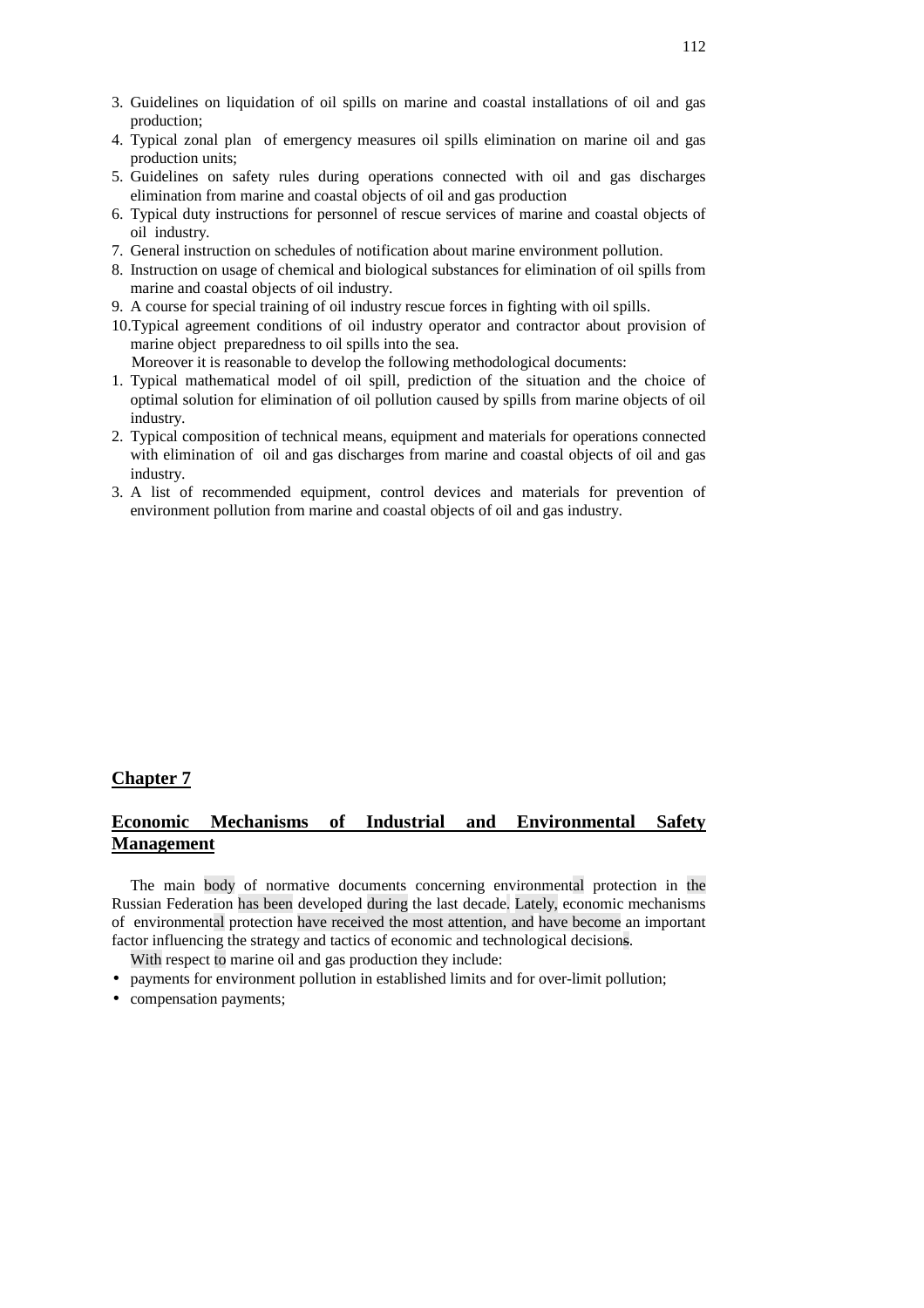3. Guidelines on liquidation of oil spills on marine and coastal installations of oil and gas production;
4. Typical zonal plan of emergency measures oil spills elimination on marine oil and gas production units;
5. Guidelines on safety rules during operations connected with oil and gas discharges elimination from marine and coastal objects of oil and gas production
6. Typical duty instructions for personnel of rescue services of marine and coastal objects of oil industry.
7. General instruction on schedules of notification about marine environment pollution.
8. Instruction on usage of chemical and biological substances for elimination of oil spills from marine and coastal objects of oil industry.
9. A course for special training of oil industry rescue forces in fighting with oil spills.
10. Typical agreement conditions of oil industry operator and contractor about provision of marine object preparedness to oil spills into the sea.

Moreover it is reasonable to develop the following methodological documents:

1. Typical mathematical model of oil spill, prediction of the situation and the choice of optimal solution for elimination of oil pollution caused by spills from marine objects of oil industry.
2. Typical composition of technical means, equipment and materials for operations connected with elimination of oil and gas discharges from marine and coastal objects of oil and gas industry.
3. A list of recommended equipment, control devices and materials for prevention of environment pollution from marine and coastal objects of oil and gas industry.

# Chapter 7

## Economic Mechanisms of Industrial and Environmental Safety Management

The main body of normative documents concerning environmental protection in the Russian Federation has been developed during the last decade. Lately, economic mechanisms of environmental protection have received the most attention, and have become an important factor influencing the strategy and tactics of economic and technological decisions.

With respect to marine oil and gas production they include:

- payments for environment pollution in established limits and for over-limit pollution;
- compensation payments;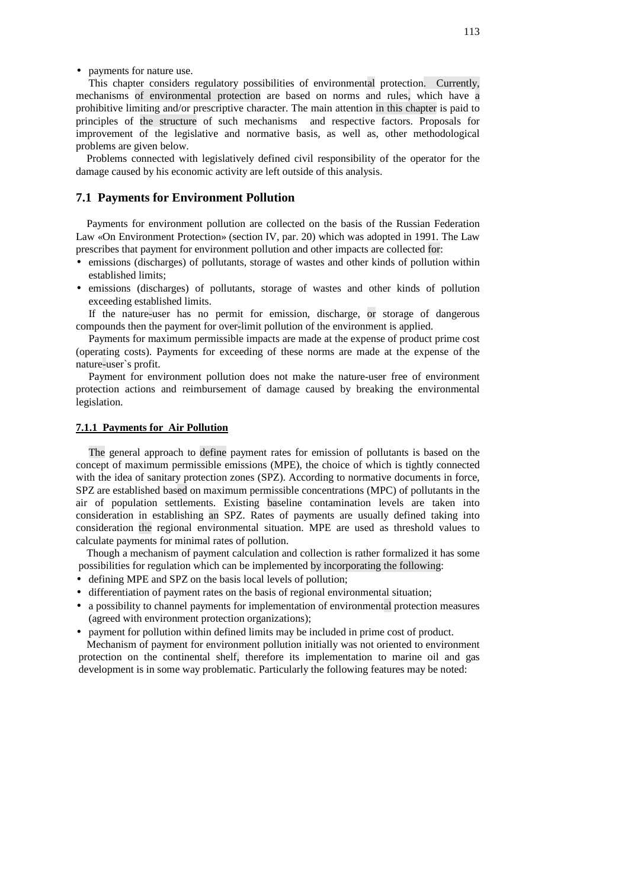- payments for nature use.

This chapter considers regulatory possibilities of environmental protection. Currently, mechanisms of environmental protection are based on norms and rules, which have a prohibitive limiting and/or prescriptive character. The main attention in this chapter is paid to principles of the structure of such mechanisms and respective factors. Proposals for improvement of the legislative and normative basis, as well as, other methodological problems are given below.

Problems connected with legislatively defined civil responsibility of the operator for the damage caused by his economic activity are left outside of this analysis.

## 7.1 Payments for Environment Pollution

Payments for environment pollution are collected on the basis of the Russian Federation Law «On Environment Protection» (section IV, par. 20) which was adopted in 1991. The Law prescribes that payment for environment pollution and other impacts are collected for:

- emissions (discharges) of pollutants, storage of wastes and other kinds of pollution within established limits;
- emissions (discharges) of pollutants, storage of wastes and other kinds of pollution exceeding established limits.

If the nature-user has no permit for emission, discharge, or storage of dangerous compounds then the payment for over-limit pollution of the environment is applied.

Payments for maximum permissible impacts are made at the expense of product prime cost (operating costs). Payments for exceeding of these norms are made at the expense of the nature-user`s profit.

Payment for environment pollution does not make the nature-user free of environment protection actions and reimbursement of damage caused by breaking the environmental legislation.

### 7.1.1 Payments for Air Pollution

The general approach to define payment rates for emission of pollutants is based on the concept of maximum permissible emissions (MPE), the choice of which is tightly connected with the idea of sanitary protection zones (SPZ). According to normative documents in force, SPZ are established based on maximum permissible concentrations (MPC) of pollutants in the air of population settlements. Existing baseline contamination levels are taken into consideration in establishing an SPZ. Rates of payments are usually defined taking into consideration the regional environmental situation. MPE are used as threshold values to calculate payments for minimal rates of pollution.

Though a mechanism of payment calculation and collection is rather formalized it has some possibilities for regulation which can be implemented by incorporating the following:

- defining MPE and SPZ on the basis local levels of pollution;
- differentiation of payment rates on the basis of regional environmental situation;
- a possibility to channel payments for implementation of environmental protection measures (agreed with environment protection organizations);
- payment for pollution within defined limits may be included in prime cost of product.

Mechanism of payment for environment pollution initially was not oriented to environment protection on the continental shelf, therefore its implementation to marine oil and gas development is in some way problematic. Particularly the following features may be noted: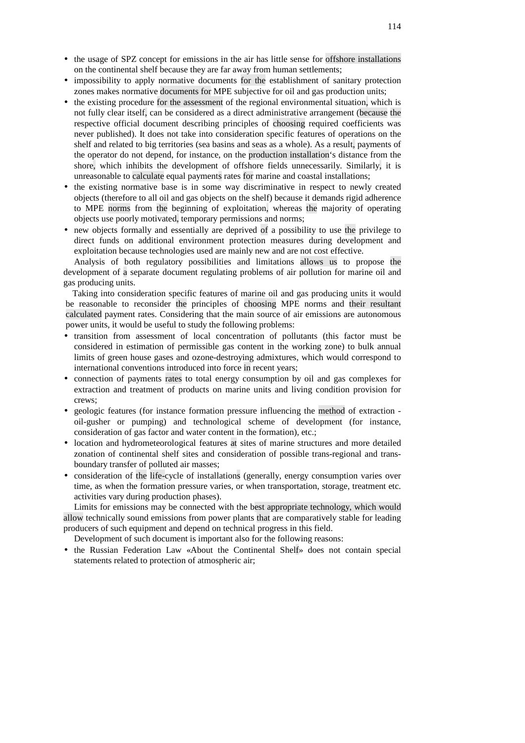- the usage of SPZ concept for emissions in the air has little sense for offshore installations on the continental shelf because they are far away from human settlements;
- impossibility to apply normative documents for the establishment of sanitary protection zones makes normative documents for MPE subjective for oil and gas production units;
- the existing procedure for the assessment of the regional environmental situation, which is not fully clear itself, can be considered as a direct administrative arrangement (because the respective official document describing principles of choosing required coefficients was never published). It does not take into consideration specific features of operations on the shelf and related to big territories (sea basins and seas as a whole). As a result, payments of the operator do not depend, for instance, on the production installation's distance from the shore, which inhibits the development of offshore fields unnecessarily. Similarly, it is unreasonable to calculate equal payments rates for marine and coastal installations;
- the existing normative base is in some way discriminative in respect to newly created objects (therefore to all oil and gas objects on the shelf) because it demands rigid adherence to MPE norms from the beginning of exploitation, whereas the majority of operating objects use poorly motivated, temporary permissions and norms;
- new objects formally and essentially are deprived of a possibility to use the privilege to direct funds on additional environment protection measures during development and exploitation because technologies used are mainly new and are not cost effective.

Analysis of both regulatory possibilities and limitations allows us to propose the development of a separate document regulating problems of air pollution for marine oil and gas producing units.

Taking into consideration specific features of marine oil and gas producing units it would be reasonable to reconsider the principles of choosing MPE norms and their resultant calculated payment rates. Considering that the main source of air emissions are autonomous power units, it would be useful to study the following problems:

- transition from assessment of local concentration of pollutants (this factor must be considered in estimation of permissible gas content in the working zone) to bulk annual limits of green house gases and ozone-destroying admixtures, which would correspond to international conventions introduced into force in recent years;
- connection of payments rates to total energy consumption by oil and gas complexes for extraction and treatment of products on marine units and living condition provision for crews;
- geologic features (for instance formation pressure influencing the method of extraction - oil-gusher or pumping) and technological scheme of development (for instance, consideration of gas factor and water content in the formation), etc.;
- location and hydrometeorological features at sites of marine structures and more detailed zonation of continental shelf sites and consideration of possible trans-regional and trans-boundary transfer of polluted air masses;
- consideration of the life-cycle of installations (generally, energy consumption varies over time, as when the formation pressure varies, or when transportation, storage, treatment etc. activities vary during production phases).

Limits for emissions may be connected with the best appropriate technology, which would allow technically sound emissions from power plants that are comparatively stable for leading producers of such equipment and depend on technical progress in this field.

Development of such document is important also for the following reasons:

- the Russian Federation Law «About the Continental Shelf» does not contain special statements related to protection of atmospheric air;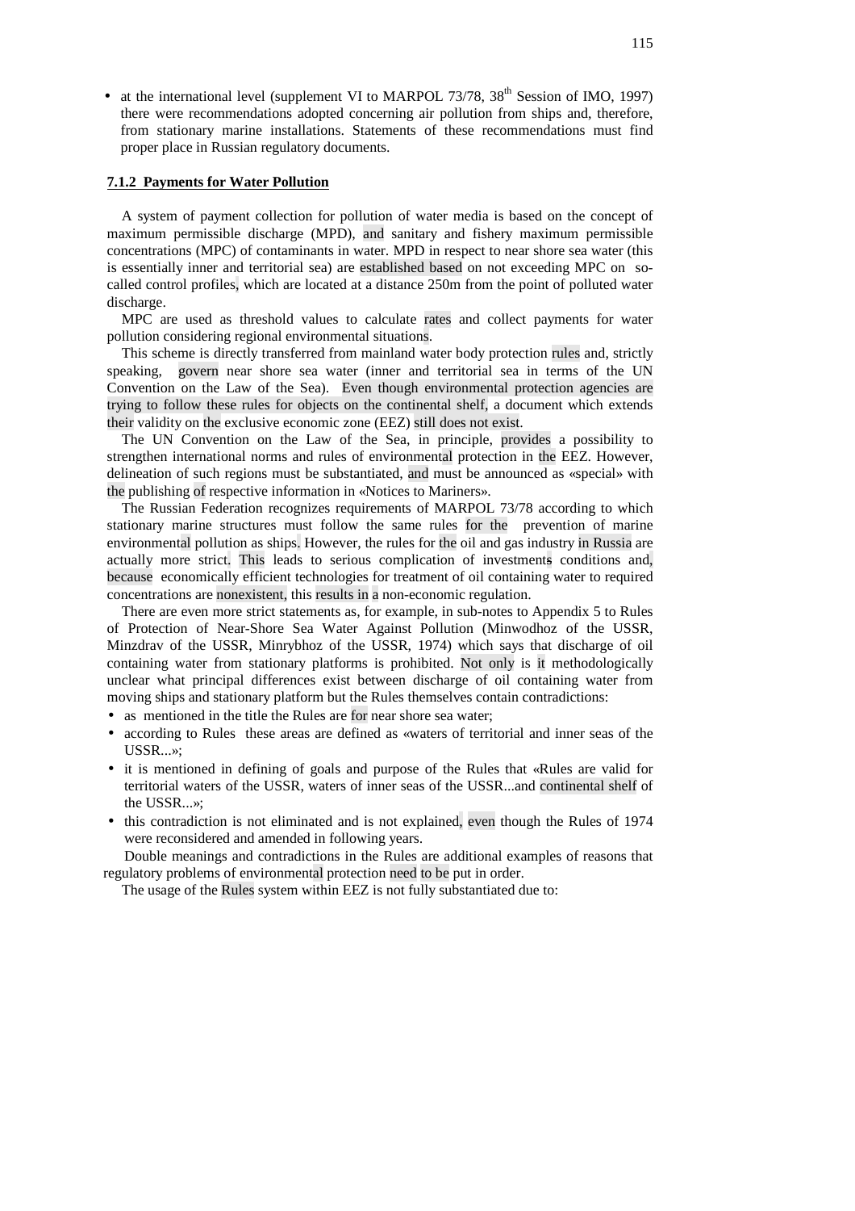- at the international level (supplement VI to MARPOL 73/78, 38th Session of IMO, 1997) there were recommendations adopted concerning air pollution from ships and, therefore, from stationary marine installations. Statements of these recommendations must find proper place in Russian regulatory documents.

### 7.1.2 Payments for Water Pollution

A system of payment collection for pollution of water media is based on the concept of maximum permissible discharge (MPD), and sanitary and fishery maximum permissible concentrations (MPC) of contaminants in water. MPD in respect to near shore sea water (this is essentially inner and territorial sea) are established based on not exceeding MPC on so-called control profiles, which are located at a distance 250m from the point of polluted water discharge.

MPC are used as threshold values to calculate rates and collect payments for water pollution considering regional environmental situations.

This scheme is directly transferred from mainland water body protection rules and, strictly speaking, govern near shore sea water (inner and territorial sea in terms of the UN Convention on the Law of the Sea). Even though environmental protection agencies are trying to follow these rules for objects on the continental shelf, a document which extends their validity on the exclusive economic zone (EEZ) still does not exist.

The UN Convention on the Law of the Sea, in principle, provides a possibility to strengthen international norms and rules of environmental protection in the EEZ. However, delineation of such regions must be substantiated, and must be announced as «special» with the publishing of respective information in «Notices to Mariners».

The Russian Federation recognizes requirements of MARPOL 73/78 according to which stationary marine structures must follow the same rules for the prevention of marine environmental pollution as ships. However, the rules for the oil and gas industry in Russia are actually more strict. This leads to serious complication of investments conditions and, because economically efficient technologies for treatment of oil containing water to required concentrations are nonexistent, this results in a non-economic regulation.

There are even more strict statements as, for example, in sub-notes to Appendix 5 to Rules of Protection of Near-Shore Sea Water Against Pollution (Minwodhoz of the USSR, Minzdrav of the USSR, Minrybhoz of the USSR, 1974) which says that discharge of oil containing water from stationary platforms is prohibited. Not only is it methodologically unclear what principal differences exist between discharge of oil containing water from moving ships and stationary platform but the Rules themselves contain contradictions:

- as mentioned in the title the Rules are for near shore sea water;
- according to Rules these areas are defined as «waters of territorial and inner seas of the USSR...»;
- it is mentioned in defining of goals and purpose of the Rules that «Rules are valid for territorial waters of the USSR, waters of inner seas of the USSR...and continental shelf of the USSR...»;
- this contradiction is not eliminated and is not explained, even though the Rules of 1974 were reconsidered and amended in following years.

Double meanings and contradictions in the Rules are additional examples of reasons that regulatory problems of environmental protection need to be put in order.

The usage of the Rules system within EEZ is not fully substantiated due to: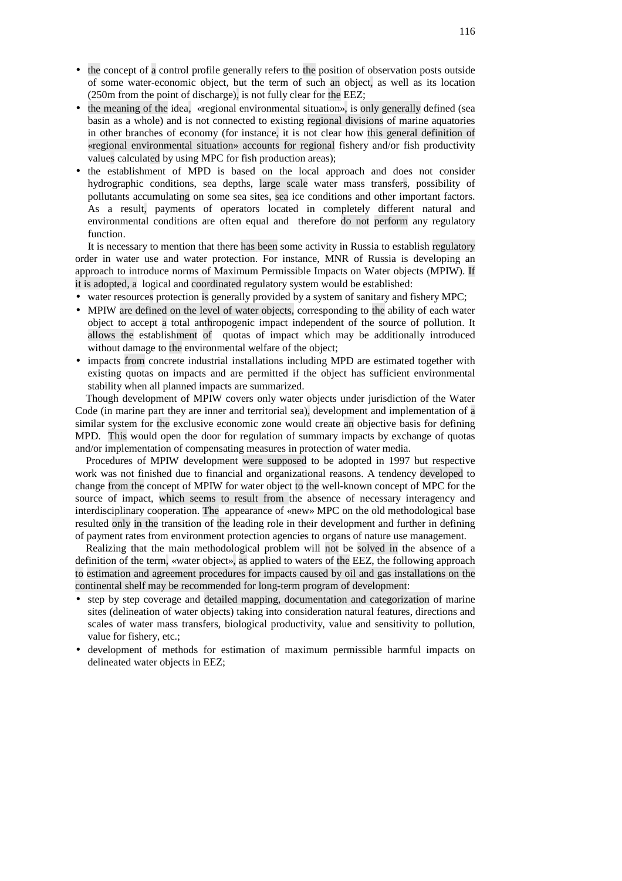- the concept of a control profile generally refers to the position of observation posts outside of some water-economic object, but the term of such an object, as well as its location (250m from the point of discharge), is not fully clear for the EEZ;
- the meaning of the idea, «regional environmental situation», is only generally defined (sea basin as a whole) and is not connected to existing regional divisions of marine aquatories in other branches of economy (for instance, it is not clear how this general definition of «regional environmental situation» accounts for regional fishery and/or fish productivity values calculated by using MPC for fish production areas);
- the establishment of MPD is based on the local approach and does not consider hydrographic conditions, sea depths, large scale water mass transfers, possibility of pollutants accumulating on some sea sites, sea ice conditions and other important factors. As a result, payments of operators located in completely different natural and environmental conditions are often equal and therefore do not perform any regulatory function.

It is necessary to mention that there has been some activity in Russia to establish regulatory order in water use and water protection. For instance, MNR of Russia is developing an approach to introduce norms of Maximum Permissible Impacts on Water objects (MPIW). If it is adopted, a logical and coordinated regulatory system would be established:

- water resources protection is generally provided by a system of sanitary and fishery MPC;
- MPIW are defined on the level of water objects, corresponding to the ability of each water object to accept a total anthropogenic impact independent of the source of pollution. It allows the establishment of quotas of impact which may be additionally introduced without damage to the environmental welfare of the object;
- impacts from concrete industrial installations including MPD are estimated together with existing quotas on impacts and are permitted if the object has sufficient environmental stability when all planned impacts are summarized.

Though development of MPIW covers only water objects under jurisdiction of the Water Code (in marine part they are inner and territorial sea), development and implementation of a similar system for the exclusive economic zone would create an objective basis for defining MPD. This would open the door for regulation of summary impacts by exchange of quotas and/or implementation of compensating measures in protection of water media.

Procedures of MPIW development were supposed to be adopted in 1997 but respective work was not finished due to financial and organizational reasons. A tendency developed to change from the concept of MPIW for water object to the well-known concept of MPC for the source of impact, which seems to result from the absence of necessary interagency and interdisciplinary cooperation. The appearance of «new» MPC on the old methodological base resulted only in the transition of the leading role in their development and further in defining of payment rates from environment protection agencies to organs of nature use management.

Realizing that the main methodological problem will not be solved in the absence of a definition of the term, «water object», as applied to waters of the EEZ, the following approach to estimation and agreement procedures for impacts caused by oil and gas installations on the continental shelf may be recommended for long-term program of development:

- step by step coverage and detailed mapping, documentation and categorization of marine sites (delineation of water objects) taking into consideration natural features, directions and scales of water mass transfers, biological productivity, value and sensitivity to pollution, value for fishery, etc.;
- development of methods for estimation of maximum permissible harmful impacts on delineated water objects in EEZ;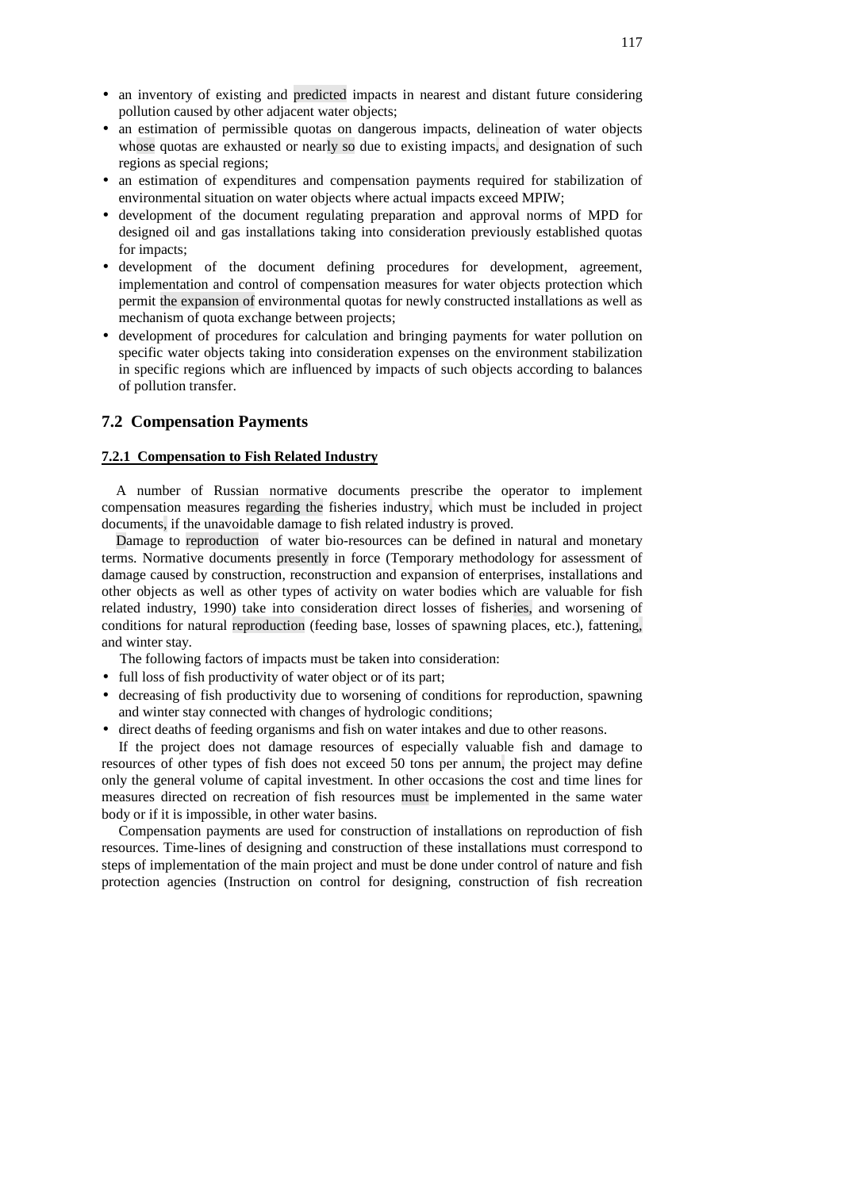- an inventory of existing and predicted impacts in nearest and distant future considering pollution caused by other adjacent water objects;
- an estimation of permissible quotas on dangerous impacts, delineation of water objects whose quotas are exhausted or nearly so due to existing impacts, and designation of such regions as special regions;
- an estimation of expenditures and compensation payments required for stabilization of environmental situation on water objects where actual impacts exceed MPIW;
- development of the document regulating preparation and approval norms of MPD for designed oil and gas installations taking into consideration previously established quotas for impacts;
- development of the document defining procedures for development, agreement, implementation and control of compensation measures for water objects protection which permit the expansion of environmental quotas for newly constructed installations as well as mechanism of quota exchange between projects;
- development of procedures for calculation and bringing payments for water pollution on specific water objects taking into consideration expenses on the environment stabilization in specific regions which are influenced by impacts of such objects according to balances of pollution transfer.

## 7.2 Compensation Payments

### 7.2.1 Compensation to Fish Related Industry

A number of Russian normative documents prescribe the operator to implement compensation measures regarding the fisheries industry, which must be included in project documents, if the unavoidable damage to fish related industry is proved.

Damage to reproduction of water bio-resources can be defined in natural and monetary terms. Normative documents presently in force (Temporary methodology for assessment of damage caused by construction, reconstruction and expansion of enterprises, installations and other objects as well as other types of activity on water bodies which are valuable for fish related industry, 1990) take into consideration direct losses of fisheries, and worsening of conditions for natural reproduction (feeding base, losses of spawning places, etc.), fattening, and winter stay.

The following factors of impacts must be taken into consideration:

- full loss of fish productivity of water object or of its part;
- decreasing of fish productivity due to worsening of conditions for reproduction, spawning and winter stay connected with changes of hydrologic conditions;
- direct deaths of feeding organisms and fish on water intakes and due to other reasons.

If the project does not damage resources of especially valuable fish and damage to resources of other types of fish does not exceed 50 tons per annum, the project may define only the general volume of capital investment. In other occasions the cost and time lines for measures directed on recreation of fish resources must be implemented in the same water body or if it is impossible, in other water basins.

Compensation payments are used for construction of installations on reproduction of fish resources. Time-lines of designing and construction of these installations must correspond to steps of implementation of the main project and must be done under control of nature and fish protection agencies (Instruction on control for designing, construction of fish recreation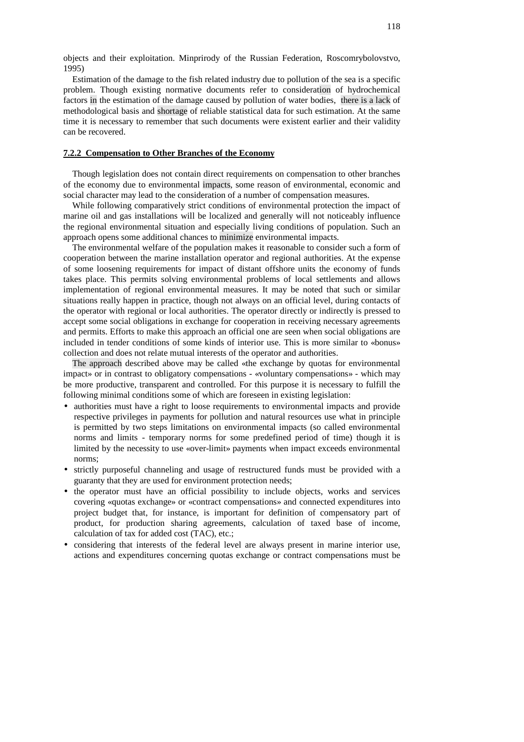objects and their exploitation. Minprirody of the Russian Federation, Roscomrybolovstvo, 1995)

Estimation of the damage to the fish related industry due to pollution of the sea is a specific problem. Though existing normative documents refer to consideration of hydrochemical factors in the estimation of the damage caused by pollution of water bodies, there is a lack of methodological basis and shortage of reliable statistical data for such estimation. At the same time it is necessary to remember that such documents were existent earlier and their validity can be recovered.

### 7.2.2 Compensation to Other Branches of the Economy

Though legislation does not contain direct requirements on compensation to other branches of the economy due to environmental impacts, some reason of environmental, economic and social character may lead to the consideration of a number of compensation measures.

While following comparatively strict conditions of environmental protection the impact of marine oil and gas installations will be localized and generally will not noticeably influence the regional environmental situation and especially living conditions of population. Such an approach opens some additional chances to minimize environmental impacts.

The environmental welfare of the population makes it reasonable to consider such a form of cooperation between the marine installation operator and regional authorities. At the expense of some loosening requirements for impact of distant offshore units the economy of funds takes place. This permits solving environmental problems of local settlements and allows implementation of regional environmental measures. It may be noted that such or similar situations really happen in practice, though not always on an official level, during contacts of the operator with regional or local authorities. The operator directly or indirectly is pressed to accept some social obligations in exchange for cooperation in receiving necessary agreements and permits. Efforts to make this approach an official one are seen when social obligations are included in tender conditions of some kinds of interior use. This is more similar to «bonus» collection and does not relate mutual interests of the operator and authorities.

The approach described above may be called «the exchange by quotas for environmental impact» or in contrast to obligatory compensations - «voluntary compensations» - which may be more productive, transparent and controlled. For this purpose it is necessary to fulfill the following minimal conditions some of which are foreseen in existing legislation:

- authorities must have a right to loose requirements to environmental impacts and provide respective privileges in payments for pollution and natural resources use what in principle is permitted by two steps limitations on environmental impacts (so called environmental norms and limits - temporary norms for some predefined period of time) though it is limited by the necessity to use «over-limit» payments when impact exceeds environmental norms;
- strictly purposeful channeling and usage of restructured funds must be provided with a guaranty that they are used for environment protection needs;
- the operator must have an official possibility to include objects, works and services covering «quotas exchange» or «contract compensations» and connected expenditures into project budget that, for instance, is important for definition of compensatory part of product, for production sharing agreements, calculation of taxed base of income, calculation of tax for added cost (TAC), etc.;
- considering that interests of the federal level are always present in marine interior use, actions and expenditures concerning quotas exchange or contract compensations must be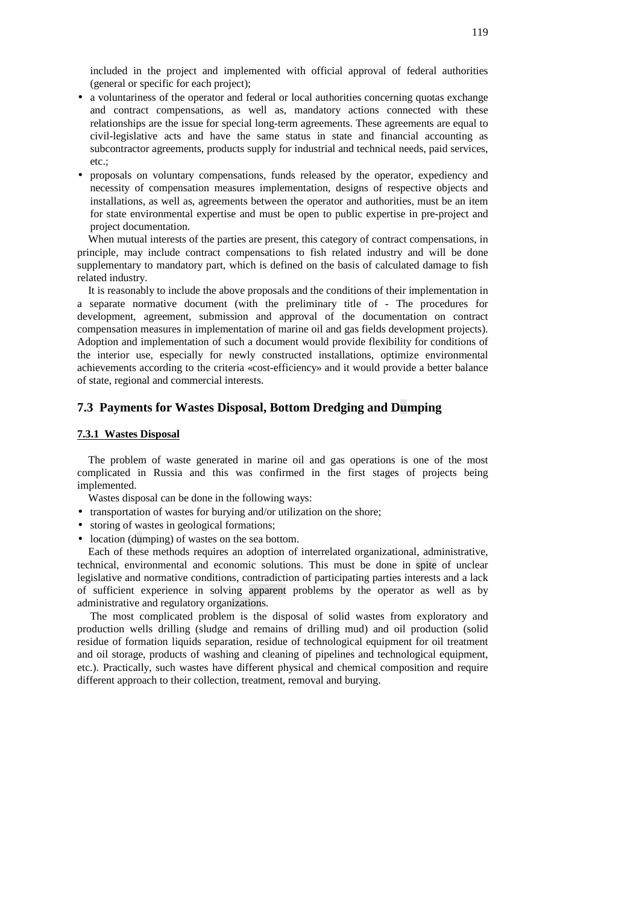included in the project and implemented with official approval of federal authorities (general or specific for each project);

- a voluntariness of the operator and federal or local authorities concerning quotas exchange and contract compensations, as well as, mandatory actions connected with these relationships are the issue for special long-term agreements. These agreements are equal to civil-legislative acts and have the same status in state and financial accounting as subcontractor agreements, products supply for industrial and technical needs, paid services, etc.;
- proposals on voluntary compensations, funds released by the operator, expediency and necessity of compensation measures implementation, designs of respective objects and installations, as well as, agreements between the operator and authorities, must be an item for state environmental expertise and must be open to public expertise in pre-project and project documentation.

When mutual interests of the parties are present, this category of contract compensations, in principle, may include contract compensations to fish related industry and will be done supplementary to mandatory part, which is defined on the basis of calculated damage to fish related industry.

It is reasonably to include the above proposals and the conditions of their implementation in a separate normative document (with the preliminary title of - The procedures for development, agreement, submission and approval of the documentation on contract compensation measures in implementation of marine oil and gas fields development projects). Adoption and implementation of such a document would provide flexibility for conditions of the interior use, especially for newly constructed installations, optimize environmental achievements according to the criteria «cost-efficiency» and it would provide a better balance of state, regional and commercial interests.

## 7.3 Payments for Wastes Disposal, Bottom Dredging and Dumping

### 7.3.1 Wastes Disposal

The problem of waste generated in marine oil and gas operations is one of the most complicated in Russia and this was confirmed in the first stages of projects being implemented.

Wastes disposal can be done in the following ways:

- transportation of wastes for burying and/or utilization on the shore;
- storing of wastes in geological formations;
- location (dumping) of wastes on the sea bottom.

Each of these methods requires an adoption of interrelated organizational, administrative, technical, environmental and economic solutions. This must be done in spite of unclear legislative and normative conditions, contradiction of participating parties interests and a lack of sufficient experience in solving apparent problems by the operator as well as by administrative and regulatory organizations.

The most complicated problem is the disposal of solid wastes from exploratory and production wells drilling (sludge and remains of drilling mud) and oil production (solid residue of formation liquids separation, residue of technological equipment for oil treatment and oil storage, products of washing and cleaning of pipelines and technological equipment, etc.). Practically, such wastes have different physical and chemical composition and require different approach to their collection, treatment, removal and burying.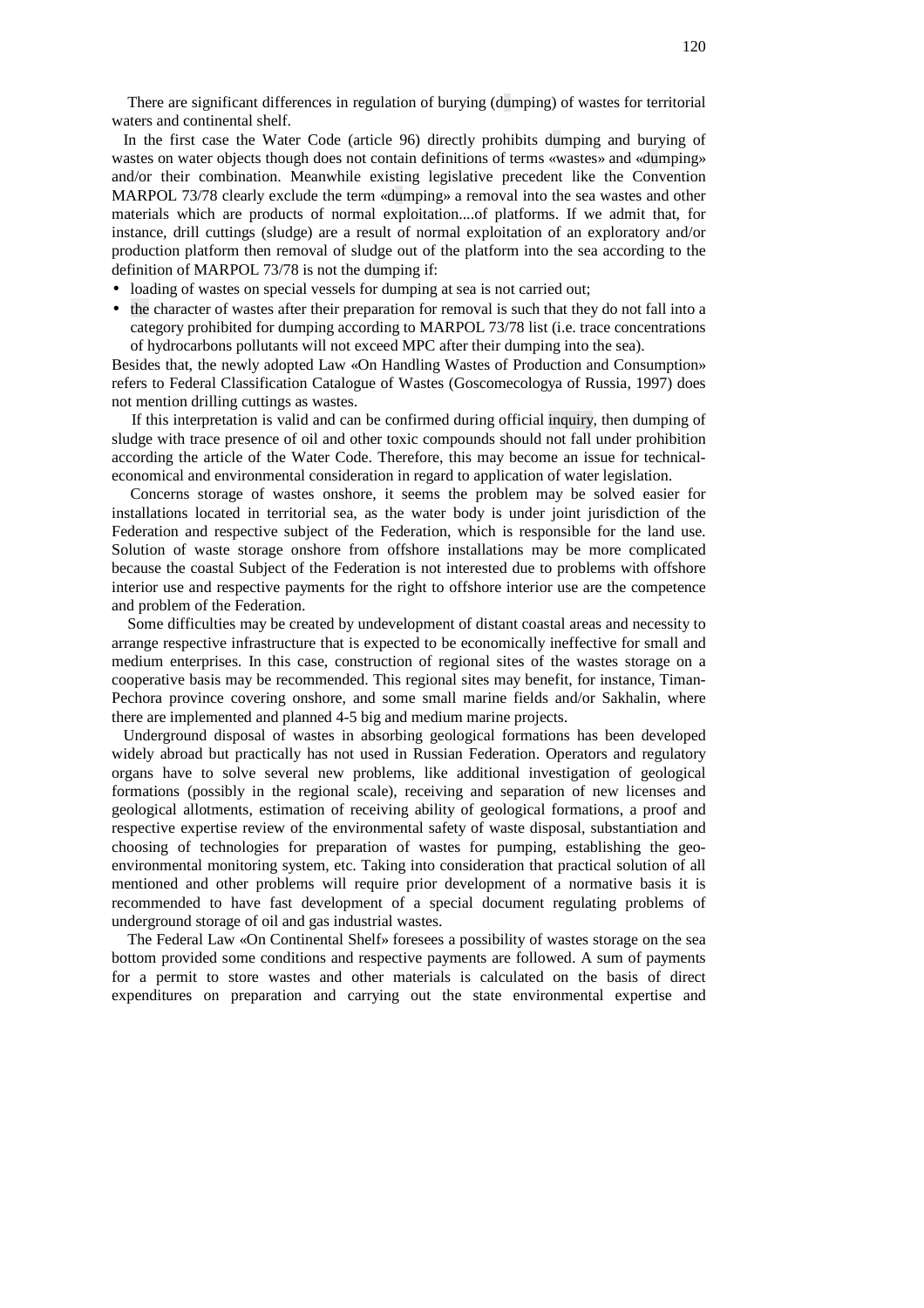There are significant differences in regulation of burying (dumping) of wastes for territorial waters and continental shelf.

In the first case the Water Code (article 96) directly prohibits dumping and burying of wastes on water objects though does not contain definitions of terms «wastes» and «dumping» and/or their combination. Meanwhile existing legislative precedent like the Convention MARPOL 73/78 clearly exclude the term «dumping» a removal into the sea wastes and other materials which are products of normal exploitation....of platforms. If we admit that, for instance, drill cuttings (sludge) are a result of normal exploitation of an exploratory and/or production platform then removal of sludge out of the platform into the sea according to the definition of MARPOL 73/78 is not the dumping if:

- loading of wastes on special vessels for dumping at sea is not carried out;
- the character of wastes after their preparation for removal is such that they do not fall into a category prohibited for dumping according to MARPOL 73/78 list (i.e. trace concentrations of hydrocarbons pollutants will not exceed MPC after their dumping into the sea).

Besides that, the newly adopted Law «On Handling Wastes of Production and Consumption» refers to Federal Classification Catalogue of Wastes (Goscomecologya of Russia, 1997) does not mention drilling cuttings as wastes.

If this interpretation is valid and can be confirmed during official inquiry, then dumping of sludge with trace presence of oil and other toxic compounds should not fall under prohibition according the article of the Water Code. Therefore, this may become an issue for technical-economical and environmental consideration in regard to application of water legislation.

Concerns storage of wastes onshore, it seems the problem may be solved easier for installations located in territorial sea, as the water body is under joint jurisdiction of the Federation and respective subject of the Federation, which is responsible for the land use. Solution of waste storage onshore from offshore installations may be more complicated because the coastal Subject of the Federation is not interested due to problems with offshore interior use and respective payments for the right to offshore interior use are the competence and problem of the Federation.

Some difficulties may be created by undevelopment of distant coastal areas and necessity to arrange respective infrastructure that is expected to be economically ineffective for small and medium enterprises. In this case, construction of regional sites of the wastes storage on a cooperative basis may be recommended. This regional sites may benefit, for instance, Timan-Pechora province covering onshore, and some small marine fields and/or Sakhalin, where there are implemented and planned 4-5 big and medium marine projects.

Underground disposal of wastes in absorbing geological formations has been developed widely abroad but practically has not used in Russian Federation. Operators and regulatory organs have to solve several new problems, like additional investigation of geological formations (possibly in the regional scale), receiving and separation of new licenses and geological allotments, estimation of receiving ability of geological formations, a proof and respective expertise review of the environmental safety of waste disposal, substantiation and choosing of technologies for preparation of wastes for pumping, establishing the geo-environmental monitoring system, etc. Taking into consideration that practical solution of all mentioned and other problems will require prior development of a normative basis it is recommended to have fast development of a special document regulating problems of underground storage of oil and gas industrial wastes.

The Federal Law «On Continental Shelf» foresees a possibility of wastes storage on the sea bottom provided some conditions and respective payments are followed. A sum of payments for a permit to store wastes and other materials is calculated on the basis of direct expenditures on preparation and carrying out the state environmental expertise and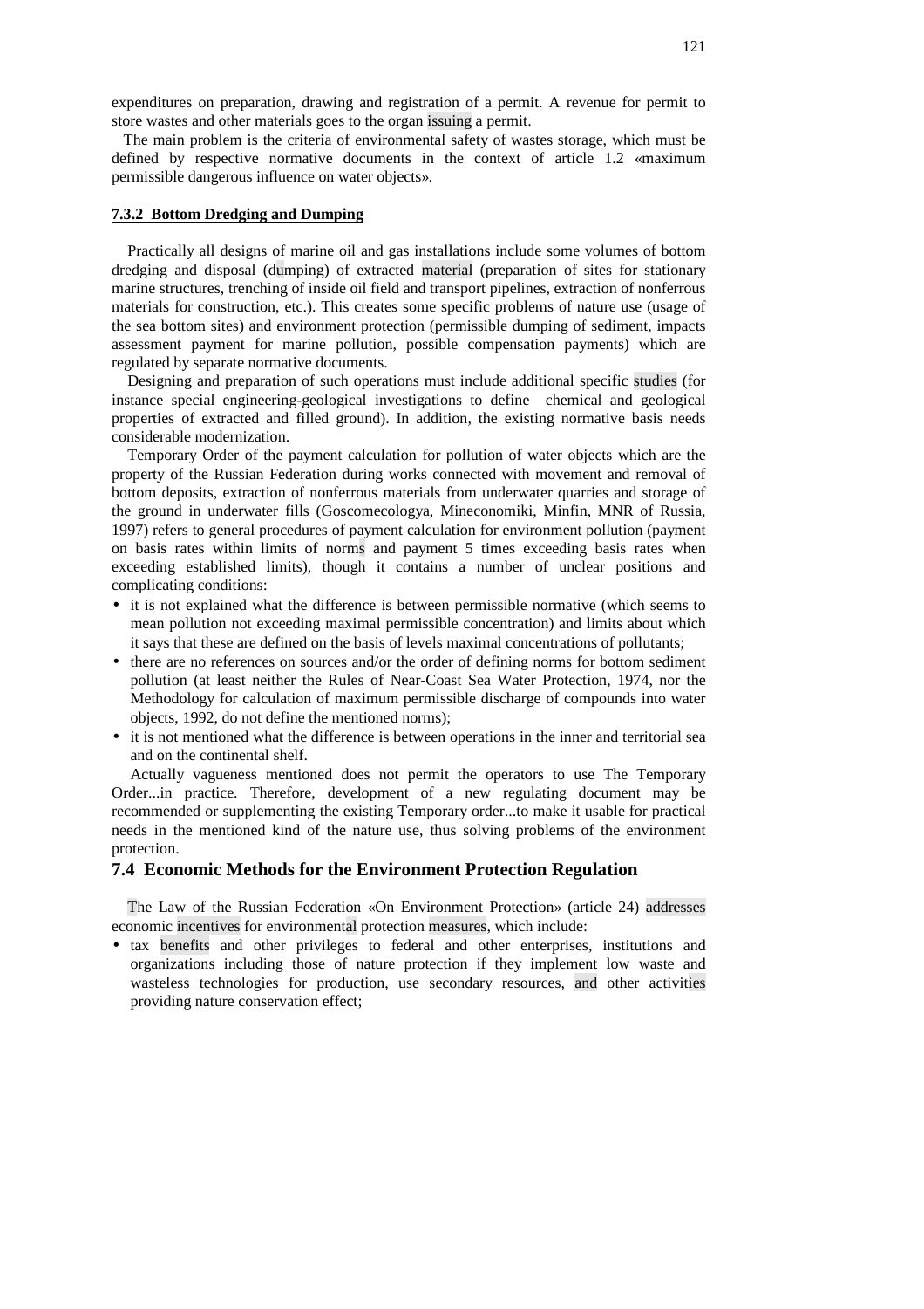expenditures on preparation, drawing and registration of a permit. A revenue for permit to store wastes and other materials goes to the organ issuing a permit.

The main problem is the criteria of environmental safety of wastes storage, which must be defined by respective normative documents in the context of article 1.2 «maximum permissible dangerous influence on water objects».

### 7.3.2 Bottom Dredging and Dumping

Practically all designs of marine oil and gas installations include some volumes of bottom dredging and disposal (dumping) of extracted material (preparation of sites for stationary marine structures, trenching of inside oil field and transport pipelines, extraction of nonferrous materials for construction, etc.). This creates some specific problems of nature use (usage of the sea bottom sites) and environment protection (permissible dumping of sediment, impacts assessment payment for marine pollution, possible compensation payments) which are regulated by separate normative documents.

Designing and preparation of such operations must include additional specific studies (for instance special engineering-geological investigations to define chemical and geological properties of extracted and filled ground). In addition, the existing normative basis needs considerable modernization.

Temporary Order of the payment calculation for pollution of water objects which are the property of the Russian Federation during works connected with movement and removal of bottom deposits, extraction of nonferrous materials from underwater quarries and storage of the ground in underwater fills (Goscomecologya, Mineconomiki, Minfin, MNR of Russia, 1997) refers to general procedures of payment calculation for environment pollution (payment on basis rates within limits of norms and payment 5 times exceeding basis rates when exceeding established limits), though it contains a number of unclear positions and complicating conditions:

- it is not explained what the difference is between permissible normative (which seems to mean pollution not exceeding maximal permissible concentration) and limits about which it says that these are defined on the basis of levels maximal concentrations of pollutants;
- there are no references on sources and/or the order of defining norms for bottom sediment pollution (at least neither the Rules of Near-Coast Sea Water Protection, 1974, nor the Methodology for calculation of maximum permissible discharge of compounds into water objects, 1992, do not define the mentioned norms);
- it is not mentioned what the difference is between operations in the inner and territorial sea and on the continental shelf.

Actually vagueness mentioned does not permit the operators to use The Temporary Order...in practice. Therefore, development of a new regulating document may be recommended or supplementing the existing Temporary order...to make it usable for practical needs in the mentioned kind of the nature use, thus solving problems of the environment protection.

## 7.4 Economic Methods for the Environment Protection Regulation

The Law of the Russian Federation «On Environment Protection» (article 24) addresses economic incentives for environmental protection measures, which include:

- tax benefits and other privileges to federal and other enterprises, institutions and organizations including those of nature protection if they implement low waste and wasteless technologies for production, use secondary resources, and other activities providing nature conservation effect;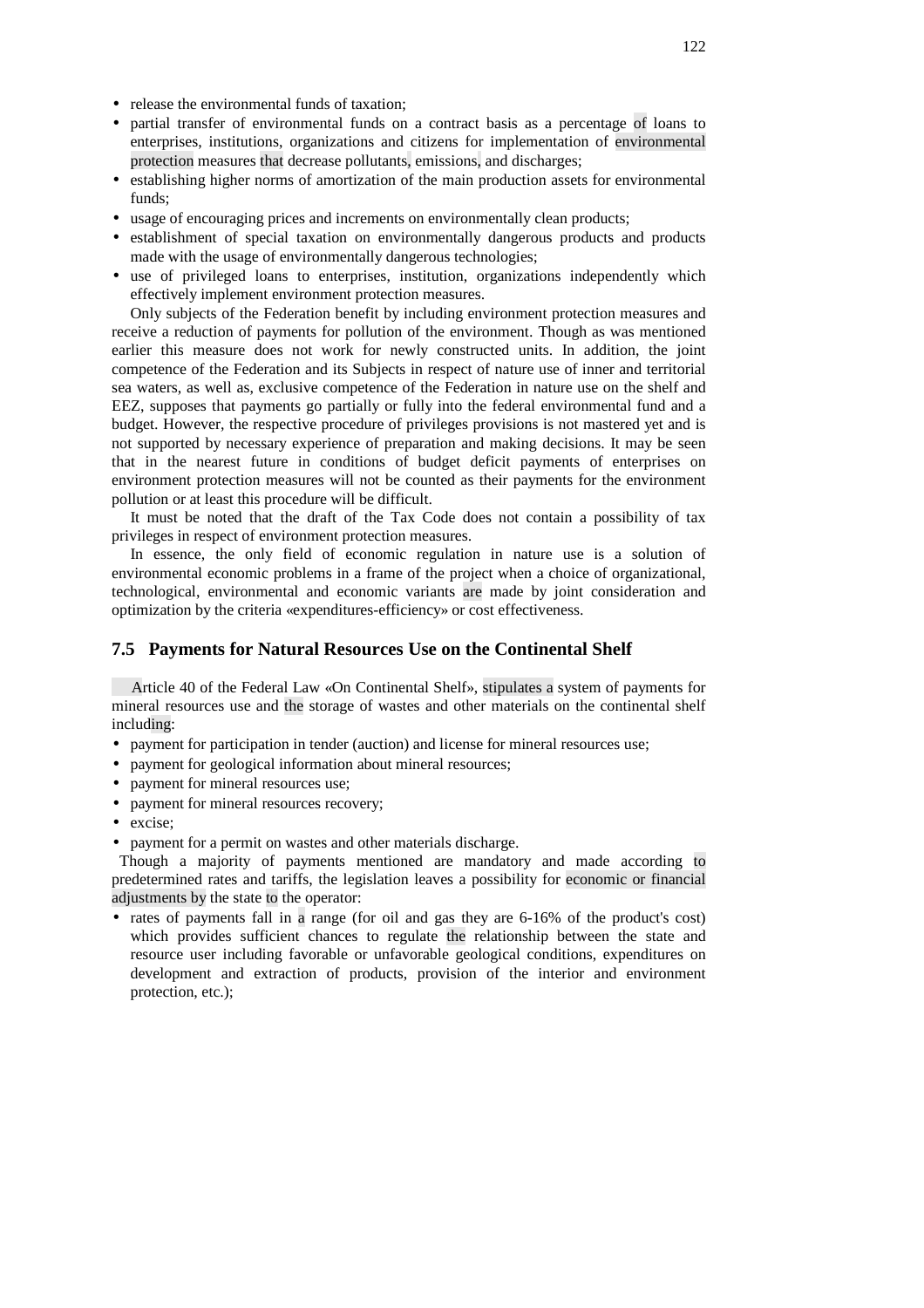- release the environmental funds of taxation;
- partial transfer of environmental funds on a contract basis as a percentage of loans to enterprises, institutions, organizations and citizens for implementation of environmental protection measures that decrease pollutants, emissions, and discharges;
- establishing higher norms of amortization of the main production assets for environmental funds;
- usage of encouraging prices and increments on environmentally clean products;
- establishment of special taxation on environmentally dangerous products and products made with the usage of environmentally dangerous technologies;
- use of privileged loans to enterprises, institution, organizations independently which effectively implement environment protection measures.

Only subjects of the Federation benefit by including environment protection measures and receive a reduction of payments for pollution of the environment. Though as was mentioned earlier this measure does not work for newly constructed units. In addition, the joint competence of the Federation and its Subjects in respect of nature use of inner and territorial sea waters, as well as, exclusive competence of the Federation in nature use on the shelf and EEZ, supposes that payments go partially or fully into the federal environmental fund and a budget. However, the respective procedure of privileges provisions is not mastered yet and is not supported by necessary experience of preparation and making decisions. It may be seen that in the nearest future in conditions of budget deficit payments of enterprises on environment protection measures will not be counted as their payments for the environment pollution or at least this procedure will be difficult.

It must be noted that the draft of the Tax Code does not contain a possibility of tax privileges in respect of environment protection measures.

In essence, the only field of economic regulation in nature use is a solution of environmental economic problems in a frame of the project when a choice of organizational, technological, environmental and economic variants are made by joint consideration and optimization by the criteria «expenditures-efficiency» or cost effectiveness.

## 7.5 Payments for Natural Resources Use on the Continental Shelf

Article 40 of the Federal Law «On Continental Shelf», stipulates a system of payments for mineral resources use and the storage of wastes and other materials on the continental shelf including:

- payment for participation in tender (auction) and license for mineral resources use;
- payment for geological information about mineral resources;
- payment for mineral resources use;
- payment for mineral resources recovery;
- excise;
- payment for a permit on wastes and other materials discharge.

Though a majority of payments mentioned are mandatory and made according to predetermined rates and tariffs, the legislation leaves a possibility for economic or financial adjustments by the state to the operator:

- rates of payments fall in a range (for oil and gas they are 6-16% of the product's cost) which provides sufficient chances to regulate the relationship between the state and resource user including favorable or unfavorable geological conditions, expenditures on development and extraction of products, provision of the interior and environment protection, etc.);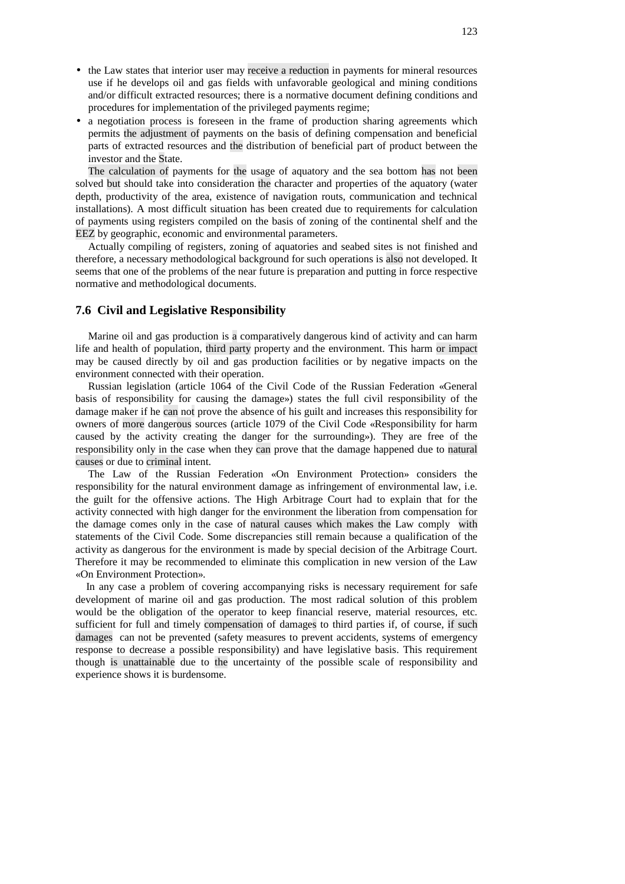- the Law states that interior user may receive a reduction in payments for mineral resources use if he develops oil and gas fields with unfavorable geological and mining conditions and/or difficult extracted resources; there is a normative document defining conditions and procedures for implementation of the privileged payments regime;
- a negotiation process is foreseen in the frame of production sharing agreements which permits the adjustment of payments on the basis of defining compensation and beneficial parts of extracted resources and the distribution of beneficial part of product between the investor and the State.

The calculation of payments for the usage of aquatory and the sea bottom has not been solved but should take into consideration the character and properties of the aquatory (water depth, productivity of the area, existence of navigation routs, communication and technical installations). A most difficult situation has been created due to requirements for calculation of payments using registers compiled on the basis of zoning of the continental shelf and the EEZ by geographic, economic and environmental parameters.

Actually compiling of registers, zoning of aquatories and seabed sites is not finished and therefore, a necessary methodological background for such operations is also not developed. It seems that one of the problems of the near future is preparation and putting in force respective normative and methodological documents.

## 7.6 Civil and Legislative Responsibility

Marine oil and gas production is a comparatively dangerous kind of activity and can harm life and health of population, third party property and the environment. This harm or impact may be caused directly by oil and gas production facilities or by negative impacts on the environment connected with their operation.

Russian legislation (article 1064 of the Civil Code of the Russian Federation «General basis of responsibility for causing the damage») states the full civil responsibility of the damage maker if he can not prove the absence of his guilt and increases this responsibility for owners of more dangerous sources (article 1079 of the Civil Code «Responsibility for harm caused by the activity creating the danger for the surrounding»). They are free of the responsibility only in the case when they can prove that the damage happened due to natural causes or due to criminal intent.

The Law of the Russian Federation «On Environment Protection» considers the responsibility for the natural environment damage as infringement of environmental law, i.e. the guilt for the offensive actions. The High Arbitrage Court had to explain that for the activity connected with high danger for the environment the liberation from compensation for the damage comes only in the case of natural causes which makes the Law comply with statements of the Civil Code. Some discrepancies still remain because a qualification of the activity as dangerous for the environment is made by special decision of the Arbitrage Court. Therefore it may be recommended to eliminate this complication in new version of the Law «On Environment Protection».

In any case a problem of covering accompanying risks is necessary requirement for safe development of marine oil and gas production. The most radical solution of this problem would be the obligation of the operator to keep financial reserve, material resources, etc. sufficient for full and timely compensation of damages to third parties if, of course, if such damages can not be prevented (safety measures to prevent accidents, systems of emergency response to decrease a possible responsibility) and have legislative basis. This requirement though is unattainable due to the uncertainty of the possible scale of responsibility and experience shows it is burdensome.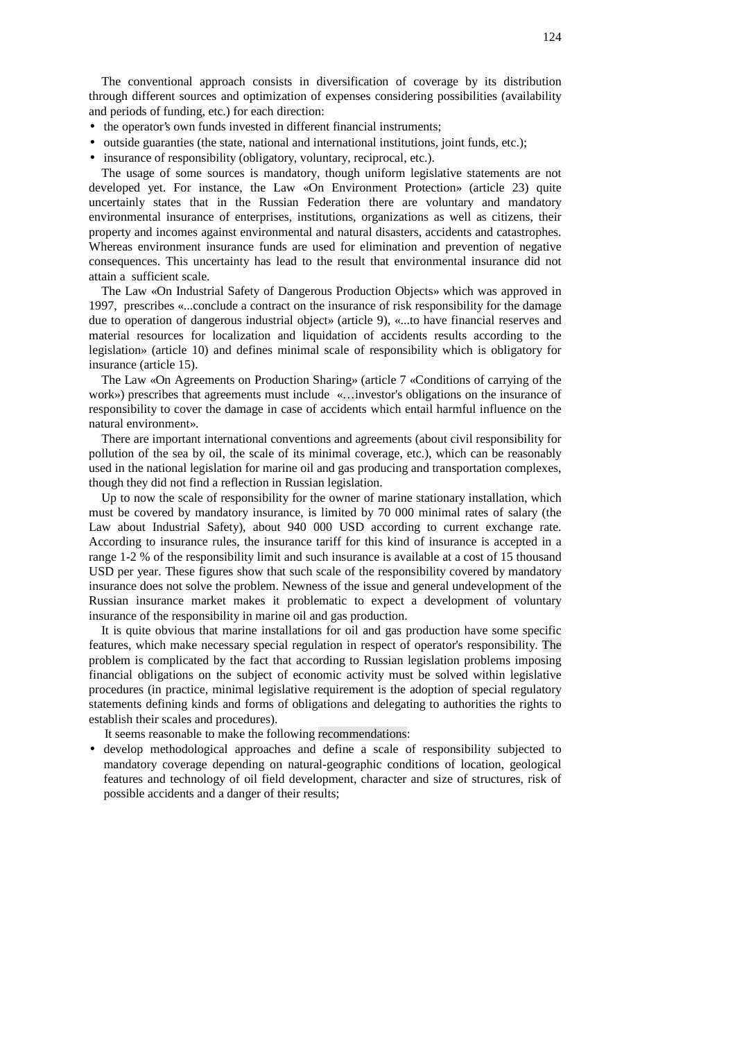The conventional approach consists in diversification of coverage by its distribution through different sources and optimization of expenses considering possibilities (availability and periods of funding, etc.) for each direction:

- the operator's own funds invested in different financial instruments;
- outside guaranties (the state, national and international institutions, joint funds, etc.);
- insurance of responsibility (obligatory, voluntary, reciprocal, etc.).

The usage of some sources is mandatory, though uniform legislative statements are not developed yet. For instance, the Law «On Environment Protection» (article 23) quite uncertainly states that in the Russian Federation there are voluntary and mandatory environmental insurance of enterprises, institutions, organizations as well as citizens, their property and incomes against environmental and natural disasters, accidents and catastrophes. Whereas environment insurance funds are used for elimination and prevention of negative consequences. This uncertainty has lead to the result that environmental insurance did not attain a sufficient scale.

The Law «On Industrial Safety of Dangerous Production Objects» which was approved in 1997, prescribes «...conclude a contract on the insurance of risk responsibility for the damage due to operation of dangerous industrial object» (article 9), «...to have financial reserves and material resources for localization and liquidation of accidents results according to the legislation» (article 10) and defines minimal scale of responsibility which is obligatory for insurance (article 15).

The Law «On Agreements on Production Sharing» (article 7 «Conditions of carrying of the work») prescribes that agreements must include «…investor's obligations on the insurance of responsibility to cover the damage in case of accidents which entail harmful influence on the natural environment».

There are important international conventions and agreements (about civil responsibility for pollution of the sea by oil, the scale of its minimal coverage, etc.), which can be reasonably used in the national legislation for marine oil and gas producing and transportation complexes, though they did not find a reflection in Russian legislation.

Up to now the scale of responsibility for the owner of marine stationary installation, which must be covered by mandatory insurance, is limited by 70 000 minimal rates of salary (the Law about Industrial Safety), about 940 000 USD according to current exchange rate. According to insurance rules, the insurance tariff for this kind of insurance is accepted in a range 1-2 % of the responsibility limit and such insurance is available at a cost of 15 thousand USD per year. These figures show that such scale of the responsibility covered by mandatory insurance does not solve the problem. Newness of the issue and general undevelopment of the Russian insurance market makes it problematic to expect a development of voluntary insurance of the responsibility in marine oil and gas production.

It is quite obvious that marine installations for oil and gas production have some specific features, which make necessary special regulation in respect of operator's responsibility. The problem is complicated by the fact that according to Russian legislation problems imposing financial obligations on the subject of economic activity must be solved within legislative procedures (in practice, minimal legislative requirement is the adoption of special regulatory statements defining kinds and forms of obligations and delegating to authorities the rights to establish their scales and procedures).

It seems reasonable to make the following recommendations:

- develop methodological approaches and define a scale of responsibility subjected to mandatory coverage depending on natural-geographic conditions of location, geological features and technology of oil field development, character and size of structures, risk of possible accidents and a danger of their results;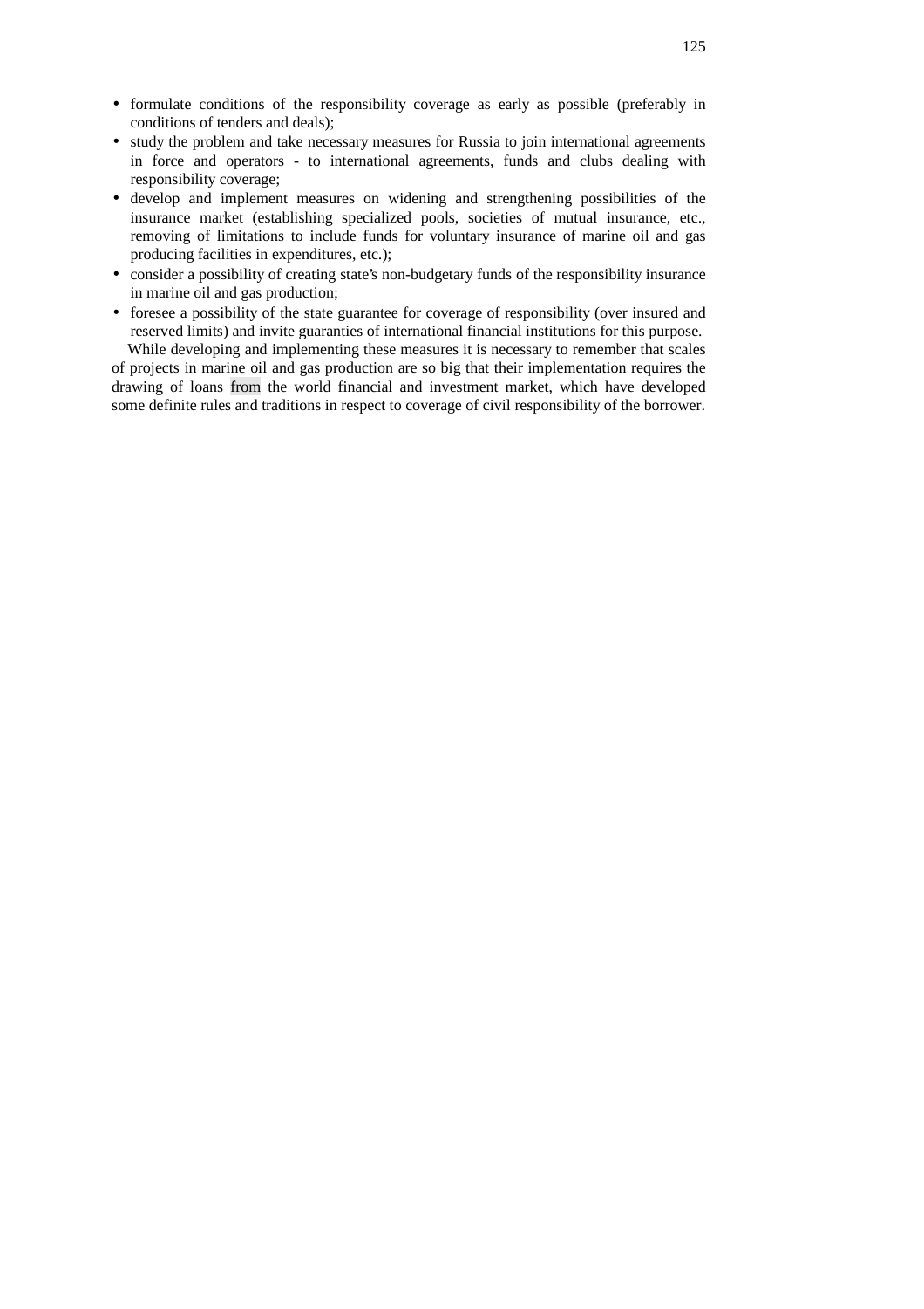- formulate conditions of the responsibility coverage as early as possible (preferably in conditions of tenders and deals);
- study the problem and take necessary measures for Russia to join international agreements in force and operators - to international agreements, funds and clubs dealing with responsibility coverage;
- develop and implement measures on widening and strengthening possibilities of the insurance market (establishing specialized pools, societies of mutual insurance, etc., removing of limitations to include funds for voluntary insurance of marine oil and gas producing facilities in expenditures, etc.);
- consider a possibility of creating state's non-budgetary funds of the responsibility insurance in marine oil and gas production;
- foresee a possibility of the state guarantee for coverage of responsibility (over insured and reserved limits) and invite guaranties of international financial institutions for this purpose.

While developing and implementing these measures it is necessary to remember that scales of projects in marine oil and gas production are so big that their implementation requires the drawing of loans from the world financial and investment market, which have developed some definite rules and traditions in respect to coverage of civil responsibility of the borrower.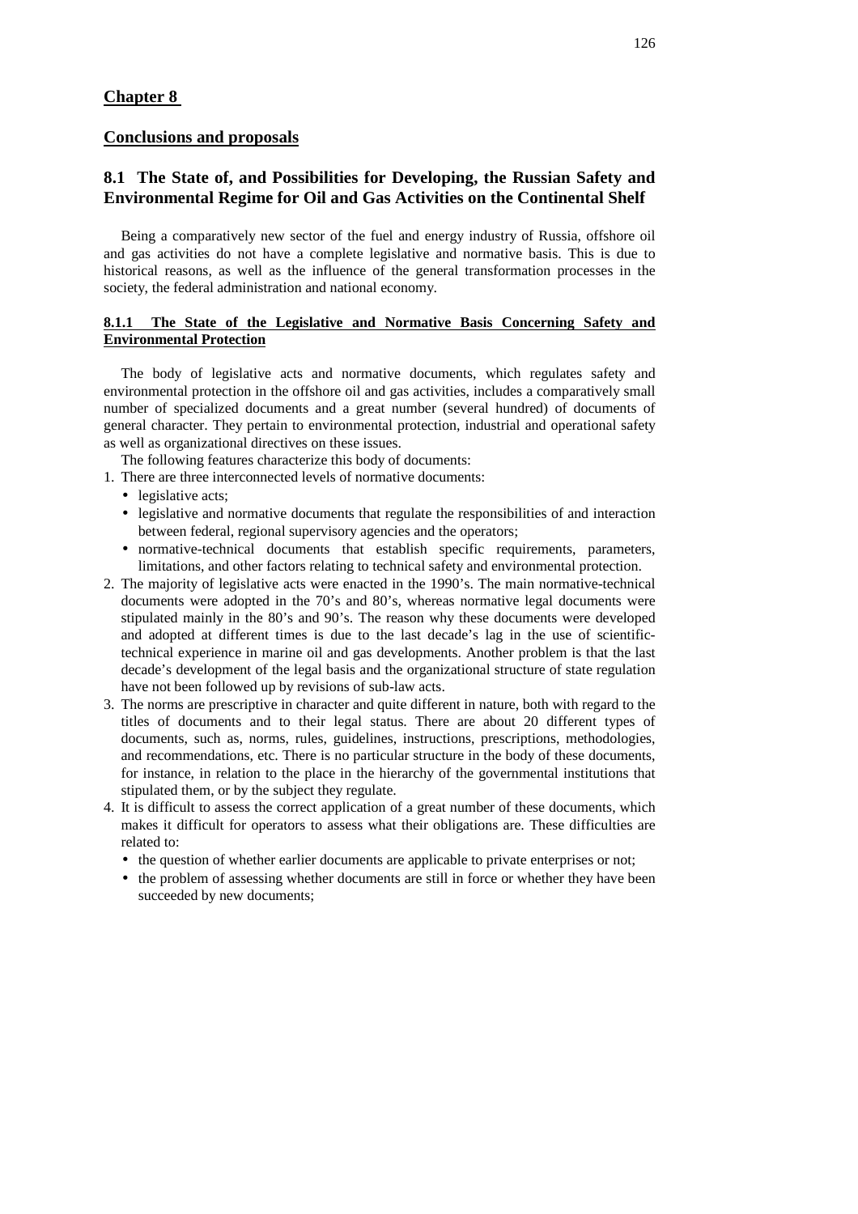# Chapter 8

## Conclusions and proposals

## 8.1 The State of, and Possibilities for Developing, the Russian Safety and Environmental Regime for Oil and Gas Activities on the Continental Shelf

Being a comparatively new sector of the fuel and energy industry of Russia, offshore oil and gas activities do not have a complete legislative and normative basis. This is due to historical reasons, as well as the influence of the general transformation processes in the society, the federal administration and national economy.

### 8.1.1 The State of the Legislative and Normative Basis Concerning Safety and Environmental Protection

The body of legislative acts and normative documents, which regulates safety and environmental protection in the offshore oil and gas activities, includes a comparatively small number of specialized documents and a great number (several hundred) of documents of general character. They pertain to environmental protection, industrial and operational safety as well as organizational directives on these issues.

The following features characterize this body of documents:

1. There are three interconnected levels of normative documents:
   - legislative acts;
   - legislative and normative documents that regulate the responsibilities of and interaction between federal, regional supervisory agencies and the operators;
   - normative-technical documents that establish specific requirements, parameters, limitations, and other factors relating to technical safety and environmental protection.
2. The majority of legislative acts were enacted in the 1990's. The main normative-technical documents were adopted in the 70's and 80's, whereas normative legal documents were stipulated mainly in the 80's and 90's. The reason why these documents were developed and adopted at different times is due to the last decade's lag in the use of scientific-technical experience in marine oil and gas developments. Another problem is that the last decade's development of the legal basis and the organizational structure of state regulation have not been followed up by revisions of sub-law acts.
3. The norms are prescriptive in character and quite different in nature, both with regard to the titles of documents and to their legal status. There are about 20 different types of documents, such as, norms, rules, guidelines, instructions, prescriptions, methodologies, and recommendations, etc. There is no particular structure in the body of these documents, for instance, in relation to the place in the hierarchy of the governmental institutions that stipulated them, or by the subject they regulate.
4. It is difficult to assess the correct application of a great number of these documents, which makes it difficult for operators to assess what their obligations are. These difficulties are related to:
   - the question of whether earlier documents are applicable to private enterprises or not;
   - the problem of assessing whether documents are still in force or whether they have been succeeded by new documents;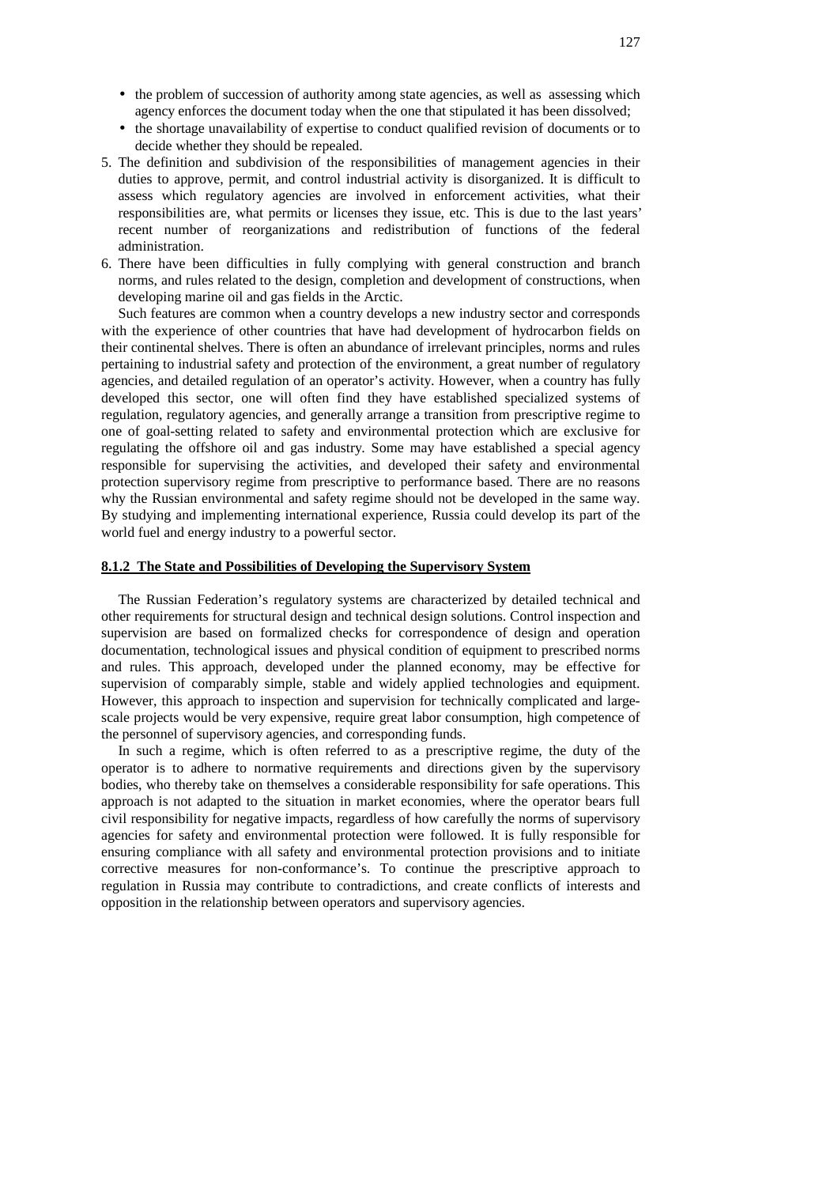- the problem of succession of authority among state agencies, as well as assessing which agency enforces the document today when the one that stipulated it has been dissolved;
- the shortage unavailability of expertise to conduct qualified revision of documents or to decide whether they should be repealed.

5. The definition and subdivision of the responsibilities of management agencies in their duties to approve, permit, and control industrial activity is disorganized. It is difficult to assess which regulatory agencies are involved in enforcement activities, what their responsibilities are, what permits or licenses they issue, etc. This is due to the last years' recent number of reorganizations and redistribution of functions of the federal administration.
6. There have been difficulties in fully complying with general construction and branch norms, and rules related to the design, completion and development of constructions, when developing marine oil and gas fields in the Arctic.

Such features are common when a country develops a new industry sector and corresponds with the experience of other countries that have had development of hydrocarbon fields on their continental shelves. There is often an abundance of irrelevant principles, norms and rules pertaining to industrial safety and protection of the environment, a great number of regulatory agencies, and detailed regulation of an operator's activity. However, when a country has fully developed this sector, one will often find they have established specialized systems of regulation, regulatory agencies, and generally arrange a transition from prescriptive regime to one of goal-setting related to safety and environmental protection which are exclusive for regulating the offshore oil and gas industry. Some may have established a special agency responsible for supervising the activities, and developed their safety and environmental protection supervisory regime from prescriptive to performance based. There are no reasons why the Russian environmental and safety regime should not be developed in the same way. By studying and implementing international experience, Russia could develop its part of the world fuel and energy industry to a powerful sector.

### 8.1.2 The State and Possibilities of Developing the Supervisory System

The Russian Federation's regulatory systems are characterized by detailed technical and other requirements for structural design and technical design solutions. Control inspection and supervision are based on formalized checks for correspondence of design and operation documentation, technological issues and physical condition of equipment to prescribed norms and rules. This approach, developed under the planned economy, may be effective for supervision of comparably simple, stable and widely applied technologies and equipment. However, this approach to inspection and supervision for technically complicated and large-scale projects would be very expensive, require great labor consumption, high competence of the personnel of supervisory agencies, and corresponding funds.

In such a regime, which is often referred to as a prescriptive regime, the duty of the operator is to adhere to normative requirements and directions given by the supervisory bodies, who thereby take on themselves a considerable responsibility for safe operations. This approach is not adapted to the situation in market economies, where the operator bears full civil responsibility for negative impacts, regardless of how carefully the norms of supervisory agencies for safety and environmental protection were followed. It is fully responsible for ensuring compliance with all safety and environmental protection provisions and to initiate corrective measures for non-conformance's. To continue the prescriptive approach to regulation in Russia may contribute to contradictions, and create conflicts of interests and opposition in the relationship between operators and supervisory agencies.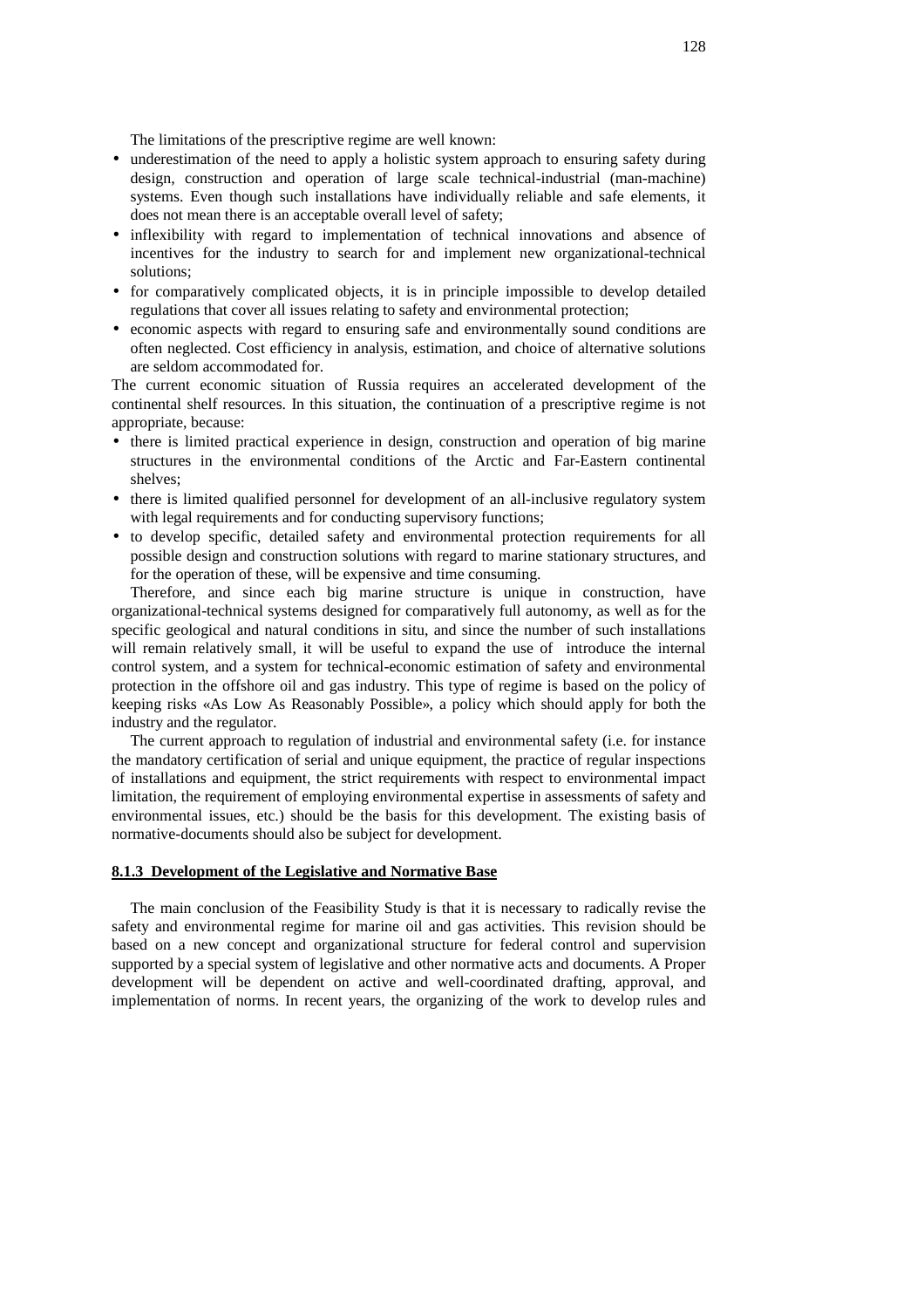The limitations of the prescriptive regime are well known:

- underestimation of the need to apply a holistic system approach to ensuring safety during design, construction and operation of large scale technical-industrial (man-machine) systems. Even though such installations have individually reliable and safe elements, it does not mean there is an acceptable overall level of safety;
- inflexibility with regard to implementation of technical innovations and absence of incentives for the industry to search for and implement new organizational-technical solutions;
- for comparatively complicated objects, it is in principle impossible to develop detailed regulations that cover all issues relating to safety and environmental protection;
- economic aspects with regard to ensuring safe and environmentally sound conditions are often neglected. Cost efficiency in analysis, estimation, and choice of alternative solutions are seldom accommodated for.

The current economic situation of Russia requires an accelerated development of the continental shelf resources. In this situation, the continuation of a prescriptive regime is not appropriate, because:

- there is limited practical experience in design, construction and operation of big marine structures in the environmental conditions of the Arctic and Far-Eastern continental shelves;
- there is limited qualified personnel for development of an all-inclusive regulatory system with legal requirements and for conducting supervisory functions;
- to develop specific, detailed safety and environmental protection requirements for all possible design and construction solutions with regard to marine stationary structures, and for the operation of these, will be expensive and time consuming.

Therefore, and since each big marine structure is unique in construction, have organizational-technical systems designed for comparatively full autonomy, as well as for the specific geological and natural conditions in situ, and since the number of such installations will remain relatively small, it will be useful to expand the use of introduce the internal control system, and a system for technical-economic estimation of safety and environmental protection in the offshore oil and gas industry. This type of regime is based on the policy of keeping risks «As Low As Reasonably Possible», a policy which should apply for both the industry and the regulator.

The current approach to regulation of industrial and environmental safety (i.e. for instance the mandatory certification of serial and unique equipment, the practice of regular inspections of installations and equipment, the strict requirements with respect to environmental impact limitation, the requirement of employing environmental expertise in assessments of safety and environmental issues, etc.) should be the basis for this development. The existing basis of normative-documents should also be subject for development.

### 8.1.3 Development of the Legislative and Normative Base

The main conclusion of the Feasibility Study is that it is necessary to radically revise the safety and environmental regime for marine oil and gas activities. This revision should be based on a new concept and organizational structure for federal control and supervision supported by a special system of legislative and other normative acts and documents. A Proper development will be dependent on active and well-coordinated drafting, approval, and implementation of norms. In recent years, the organizing of the work to develop rules and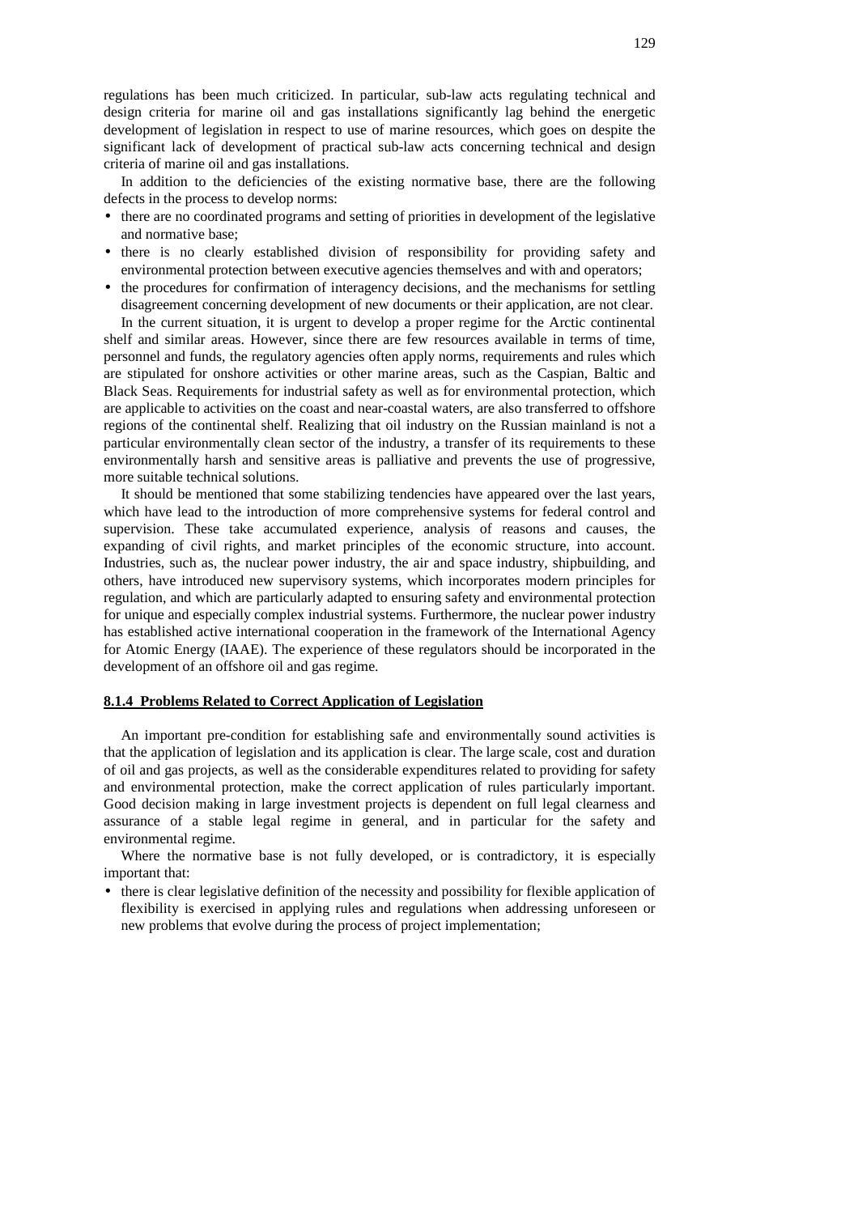regulations has been much criticized. In particular, sub-law acts regulating technical and design criteria for marine oil and gas installations significantly lag behind the energetic development of legislation in respect to use of marine resources, which goes on despite the significant lack of development of practical sub-law acts concerning technical and design criteria of marine oil and gas installations.

In addition to the deficiencies of the existing normative base, there are the following defects in the process to develop norms:

- there are no coordinated programs and setting of priorities in development of the legislative and normative base;
- there is no clearly established division of responsibility for providing safety and environmental protection between executive agencies themselves and with and operators;
- the procedures for confirmation of interagency decisions, and the mechanisms for settling disagreement concerning development of new documents or their application, are not clear.

In the current situation, it is urgent to develop a proper regime for the Arctic continental shelf and similar areas. However, since there are few resources available in terms of time, personnel and funds, the regulatory agencies often apply norms, requirements and rules which are stipulated for onshore activities or other marine areas, such as the Caspian, Baltic and Black Seas. Requirements for industrial safety as well as for environmental protection, which are applicable to activities on the coast and near-coastal waters, are also transferred to offshore regions of the continental shelf. Realizing that oil industry on the Russian mainland is not a particular environmentally clean sector of the industry, a transfer of its requirements to these environmentally harsh and sensitive areas is palliative and prevents the use of progressive, more suitable technical solutions.

It should be mentioned that some stabilizing tendencies have appeared over the last years, which have lead to the introduction of more comprehensive systems for federal control and supervision. These take accumulated experience, analysis of reasons and causes, the expanding of civil rights, and market principles of the economic structure, into account. Industries, such as, the nuclear power industry, the air and space industry, shipbuilding, and others, have introduced new supervisory systems, which incorporates modern principles for regulation, and which are particularly adapted to ensuring safety and environmental protection for unique and especially complex industrial systems. Furthermore, the nuclear power industry has established active international cooperation in the framework of the International Agency for Atomic Energy (IAAE). The experience of these regulators should be incorporated in the development of an offshore oil and gas regime.

### 8.1.4 Problems Related to Correct Application of Legislation

An important pre-condition for establishing safe and environmentally sound activities is that the application of legislation and its application is clear. The large scale, cost and duration of oil and gas projects, as well as the considerable expenditures related to providing for safety and environmental protection, make the correct application of rules particularly important. Good decision making in large investment projects is dependent on full legal clearness and assurance of a stable legal regime in general, and in particular for the safety and environmental regime.

Where the normative base is not fully developed, or is contradictory, it is especially important that:

- there is clear legislative definition of the necessity and possibility for flexible application of flexibility is exercised in applying rules and regulations when addressing unforeseen or new problems that evolve during the process of project implementation;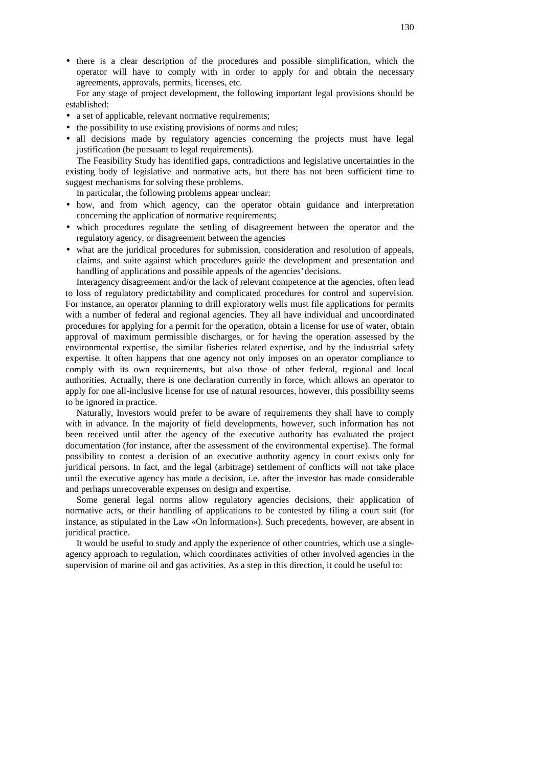- there is a clear description of the procedures and possible simplification, which the operator will have to comply with in order to apply for and obtain the necessary agreements, approvals, permits, licenses, etc.

For any stage of project development, the following important legal provisions should be established:

- a set of applicable, relevant normative requirements;
- the possibility to use existing provisions of norms and rules;
- all decisions made by regulatory agencies concerning the projects must have legal justification (be pursuant to legal requirements).

The Feasibility Study has identified gaps, contradictions and legislative uncertainties in the existing body of legislative and normative acts, but there has not been sufficient time to suggest mechanisms for solving these problems.

In particular, the following problems appear unclear:

- how, and from which agency, can the operator obtain guidance and interpretation concerning the application of normative requirements;
- which procedures regulate the settling of disagreement between the operator and the regulatory agency, or disagreement between the agencies
- what are the juridical procedures for submission, consideration and resolution of appeals, claims, and suite against which procedures guide the development and presentation and handling of applications and possible appeals of the agencies' decisions.

Interagency disagreement and/or the lack of relevant competence at the agencies, often lead to loss of regulatory predictability and complicated procedures for control and supervision. For instance, an operator planning to drill exploratory wells must file applications for permits with a number of federal and regional agencies. They all have individual and uncoordinated procedures for applying for a permit for the operation, obtain a license for use of water, obtain approval of maximum permissible discharges, or for having the operation assessed by the environmental expertise, the similar fisheries related expertise, and by the industrial safety expertise. It often happens that one agency not only imposes on an operator compliance to comply with its own requirements, but also those of other federal, regional and local authorities. Actually, there is one declaration currently in force, which allows an operator to apply for one all-inclusive license for use of natural resources, however, this possibility seems to be ignored in practice.

Naturally, Investors would prefer to be aware of requirements they shall have to comply with in advance. In the majority of field developments, however, such information has not been received until after the agency of the executive authority has evaluated the project documentation (for instance, after the assessment of the environmental expertise). The formal possibility to contest a decision of an executive authority agency in court exists only for juridical persons. In fact, and the legal (arbitrage) settlement of conflicts will not take place until the executive agency has made a decision, i.e. after the investor has made considerable and perhaps unrecoverable expenses on design and expertise.

Some general legal norms allow regulatory agencies decisions, their application of normative acts, or their handling of applications to be contested by filing a court suit (for instance, as stipulated in the Law «On Information»). Such precedents, however, are absent in juridical practice.

It would be useful to study and apply the experience of other countries, which use a single-agency approach to regulation, which coordinates activities of other involved agencies in the supervision of marine oil and gas activities. As a step in this direction, it could be useful to: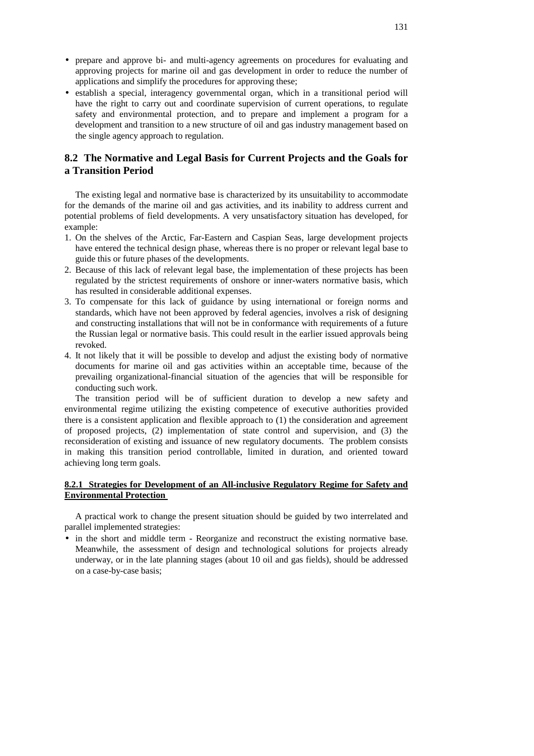- prepare and approve bi- and multi-agency agreements on procedures for evaluating and approving projects for marine oil and gas development in order to reduce the number of applications and simplify the procedures for approving these;
- establish a special, interagency governmental organ, which in a transitional period will have the right to carry out and coordinate supervision of current operations, to regulate safety and environmental protection, and to prepare and implement a program for a development and transition to a new structure of oil and gas industry management based on the single agency approach to regulation.

## 8.2 The Normative and Legal Basis for Current Projects and the Goals for a Transition Period

The existing legal and normative base is characterized by its unsuitability to accommodate for the demands of the marine oil and gas activities, and its inability to address current and potential problems of field developments. A very unsatisfactory situation has developed, for example:

1. On the shelves of the Arctic, Far-Eastern and Caspian Seas, large development projects have entered the technical design phase, whereas there is no proper or relevant legal base to guide this or future phases of the developments.
2. Because of this lack of relevant legal base, the implementation of these projects has been regulated by the strictest requirements of onshore or inner-waters normative basis, which has resulted in considerable additional expenses.
3. To compensate for this lack of guidance by using international or foreign norms and standards, which have not been approved by federal agencies, involves a risk of designing and constructing installations that will not be in conformance with requirements of a future the Russian legal or normative basis. This could result in the earlier issued approvals being revoked.
4. It not likely that it will be possible to develop and adjust the existing body of normative documents for marine oil and gas activities within an acceptable time, because of the prevailing organizational-financial situation of the agencies that will be responsible for conducting such work.

The transition period will be of sufficient duration to develop a new safety and environmental regime utilizing the existing competence of executive authorities provided there is a consistent application and flexible approach to (1) the consideration and agreement of proposed projects, (2) implementation of state control and supervision, and (3) the reconsideration of existing and issuance of new regulatory documents. The problem consists in making this transition period controllable, limited in duration, and oriented toward achieving long term goals.

### 8.2.1 Strategies for Development of an All-inclusive Regulatory Regime for Safety and Environmental Protection

A practical work to change the present situation should be guided by two interrelated and parallel implemented strategies:

- in the short and middle term - Reorganize and reconstruct the existing normative base. Meanwhile, the assessment of design and technological solutions for projects already underway, or in the late planning stages (about 10 oil and gas fields), should be addressed on a case-by-case basis;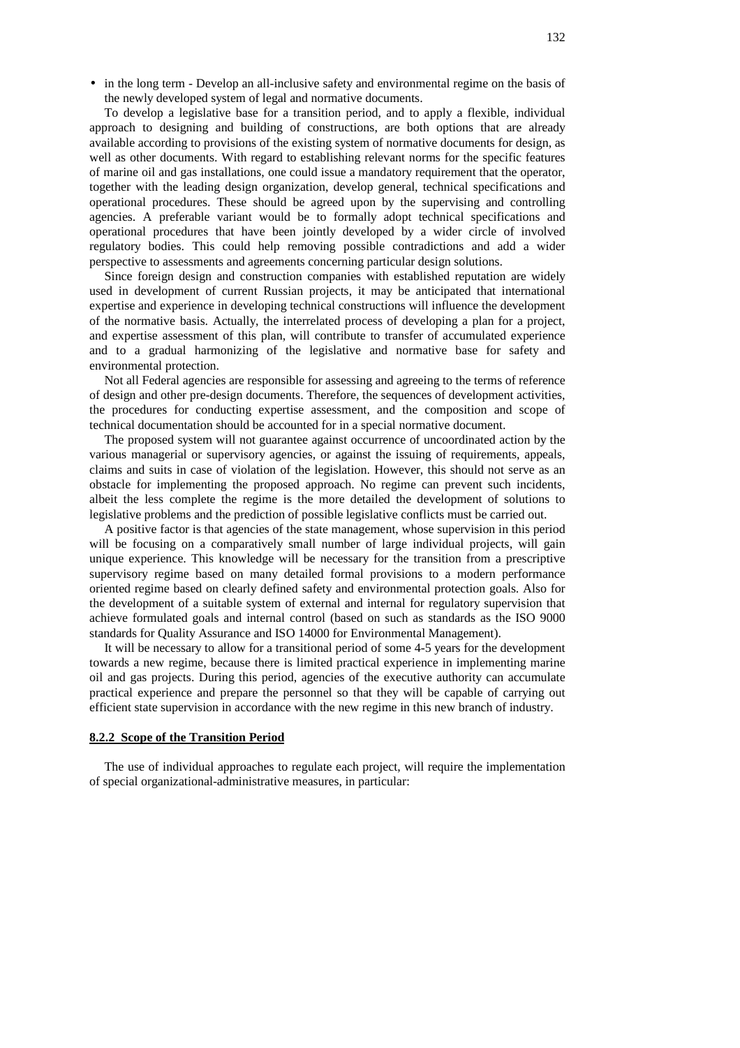- in the long term - Develop an all-inclusive safety and environmental regime on the basis of the newly developed system of legal and normative documents.

To develop a legislative base for a transition period, and to apply a flexible, individual approach to designing and building of constructions, are both options that are already available according to provisions of the existing system of normative documents for design, as well as other documents. With regard to establishing relevant norms for the specific features of marine oil and gas installations, one could issue a mandatory requirement that the operator, together with the leading design organization, develop general, technical specifications and operational procedures. These should be agreed upon by the supervising and controlling agencies. A preferable variant would be to formally adopt technical specifications and operational procedures that have been jointly developed by a wider circle of involved regulatory bodies. This could help removing possible contradictions and add a wider perspective to assessments and agreements concerning particular design solutions.

Since foreign design and construction companies with established reputation are widely used in development of current Russian projects, it may be anticipated that international expertise and experience in developing technical constructions will influence the development of the normative basis. Actually, the interrelated process of developing a plan for a project, and expertise assessment of this plan, will contribute to transfer of accumulated experience and to a gradual harmonizing of the legislative and normative base for safety and environmental protection.

Not all Federal agencies are responsible for assessing and agreeing to the terms of reference of design and other pre-design documents. Therefore, the sequences of development activities, the procedures for conducting expertise assessment, and the composition and scope of technical documentation should be accounted for in a special normative document.

The proposed system will not guarantee against occurrence of uncoordinated action by the various managerial or supervisory agencies, or against the issuing of requirements, appeals, claims and suits in case of violation of the legislation. However, this should not serve as an obstacle for implementing the proposed approach. No regime can prevent such incidents, albeit the less complete the regime is the more detailed the development of solutions to legislative problems and the prediction of possible legislative conflicts must be carried out.

A positive factor is that agencies of the state management, whose supervision in this period will be focusing on a comparatively small number of large individual projects, will gain unique experience. This knowledge will be necessary for the transition from a prescriptive supervisory regime based on many detailed formal provisions to a modern performance oriented regime based on clearly defined safety and environmental protection goals. Also for the development of a suitable system of external and internal for regulatory supervision that achieve formulated goals and internal control (based on such as standards as the ISO 9000 standards for Quality Assurance and ISO 14000 for Environmental Management).

It will be necessary to allow for a transitional period of some 4-5 years for the development towards a new regime, because there is limited practical experience in implementing marine oil and gas projects. During this period, agencies of the executive authority can accumulate practical experience and prepare the personnel so that they will be capable of carrying out efficient state supervision in accordance with the new regime in this new branch of industry.

### 8.2.2 Scope of the Transition Period

The use of individual approaches to regulate each project, will require the implementation of special organizational-administrative measures, in particular: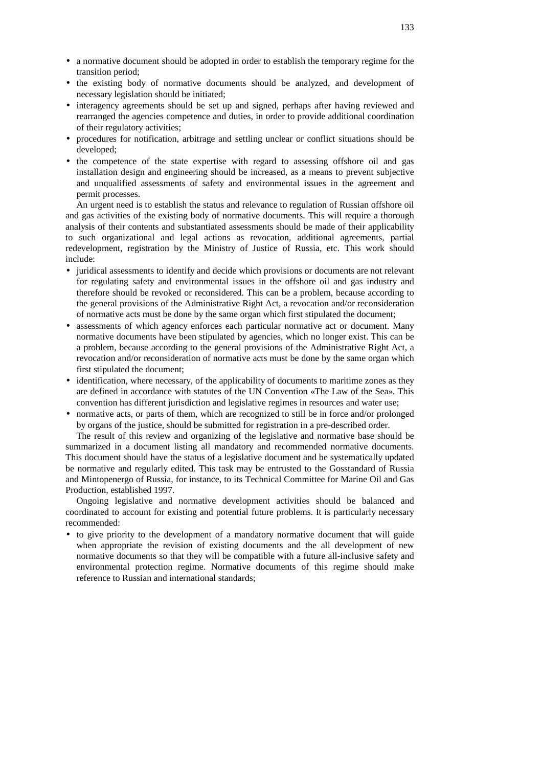- a normative document should be adopted in order to establish the temporary regime for the transition period;
- the existing body of normative documents should be analyzed, and development of necessary legislation should be initiated;
- interagency agreements should be set up and signed, perhaps after having reviewed and rearranged the agencies competence and duties, in order to provide additional coordination of their regulatory activities;
- procedures for notification, arbitrage and settling unclear or conflict situations should be developed;
- the competence of the state expertise with regard to assessing offshore oil and gas installation design and engineering should be increased, as a means to prevent subjective and unqualified assessments of safety and environmental issues in the agreement and permit processes.

An urgent need is to establish the status and relevance to regulation of Russian offshore oil and gas activities of the existing body of normative documents. This will require a thorough analysis of their contents and substantiated assessments should be made of their applicability to such organizational and legal actions as revocation, additional agreements, partial redevelopment, registration by the Ministry of Justice of Russia, etc. This work should include:

- juridical assessments to identify and decide which provisions or documents are not relevant for regulating safety and environmental issues in the offshore oil and gas industry and therefore should be revoked or reconsidered. This can be a problem, because according to the general provisions of the Administrative Right Act, a revocation and/or reconsideration of normative acts must be done by the same organ which first stipulated the document;
- assessments of which agency enforces each particular normative act or document. Many normative documents have been stipulated by agencies, which no longer exist. This can be a problem, because according to the general provisions of the Administrative Right Act, a revocation and/or reconsideration of normative acts must be done by the same organ which first stipulated the document;
- identification, where necessary, of the applicability of documents to maritime zones as they are defined in accordance with statutes of the UN Convention «The Law of the Sea». This convention has different jurisdiction and legislative regimes in resources and water use;
- normative acts, or parts of them, which are recognized to still be in force and/or prolonged by organs of the justice, should be submitted for registration in a pre-described order.

The result of this review and organizing of the legislative and normative base should be summarized in a document listing all mandatory and recommended normative documents. This document should have the status of a legislative document and be systematically updated be normative and regularly edited. This task may be entrusted to the Gosstandard of Russia and Mintopenergo of Russia, for instance, to its Technical Committee for Marine Oil and Gas Production, established 1997.

Ongoing legislative and normative development activities should be balanced and coordinated to account for existing and potential future problems. It is particularly necessary recommended:

- to give priority to the development of a mandatory normative document that will guide when appropriate the revision of existing documents and the all development of new normative documents so that they will be compatible with a future all-inclusive safety and environmental protection regime. Normative documents of this regime should make reference to Russian and international standards;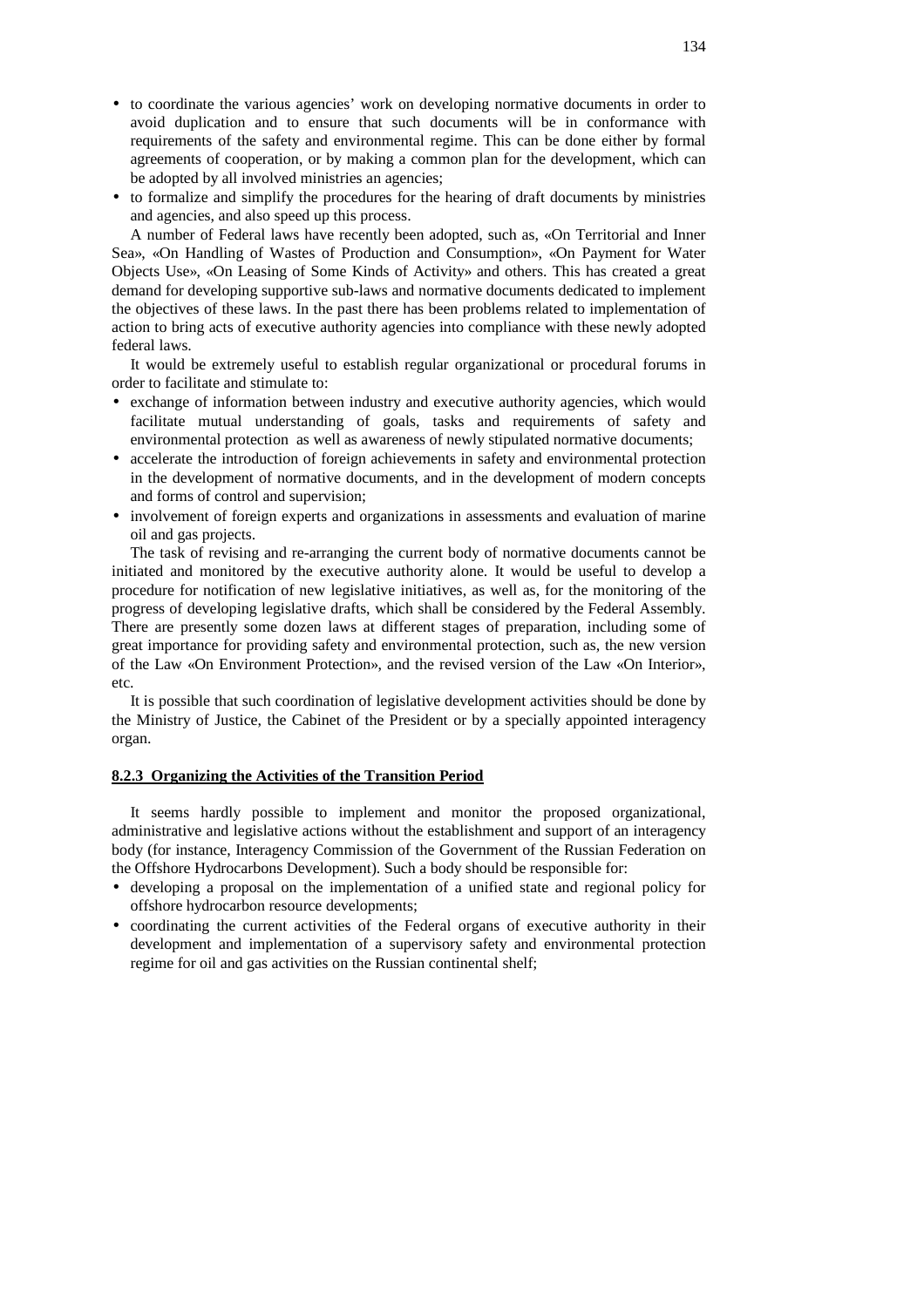- to coordinate the various agencies' work on developing normative documents in order to avoid duplication and to ensure that such documents will be in conformance with requirements of the safety and environmental regime. This can be done either by formal agreements of cooperation, or by making a common plan for the development, which can be adopted by all involved ministries an agencies;
- to formalize and simplify the procedures for the hearing of draft documents by ministries and agencies, and also speed up this process.

A number of Federal laws have recently been adopted, such as, «On Territorial and Inner Sea», «On Handling of Wastes of Production and Consumption», «On Payment for Water Objects Use», «On Leasing of Some Kinds of Activity» and others. This has created a great demand for developing supportive sub-laws and normative documents dedicated to implement the objectives of these laws. In the past there has been problems related to implementation of action to bring acts of executive authority agencies into compliance with these newly adopted federal laws.

It would be extremely useful to establish regular organizational or procedural forums in order to facilitate and stimulate to:

- exchange of information between industry and executive authority agencies, which would facilitate mutual understanding of goals, tasks and requirements of safety and environmental protection as well as awareness of newly stipulated normative documents;
- accelerate the introduction of foreign achievements in safety and environmental protection in the development of normative documents, and in the development of modern concepts and forms of control and supervision;
- involvement of foreign experts and organizations in assessments and evaluation of marine oil and gas projects.

The task of revising and re-arranging the current body of normative documents cannot be initiated and monitored by the executive authority alone. It would be useful to develop a procedure for notification of new legislative initiatives, as well as, for the monitoring of the progress of developing legislative drafts, which shall be considered by the Federal Assembly. There are presently some dozen laws at different stages of preparation, including some of great importance for providing safety and environmental protection, such as, the new version of the Law «On Environment Protection», and the revised version of the Law «On Interior», etc.

It is possible that such coordination of legislative development activities should be done by the Ministry of Justice, the Cabinet of the President or by a specially appointed interagency organ.

### 8.2.3 Organizing the Activities of the Transition Period

It seems hardly possible to implement and monitor the proposed organizational, administrative and legislative actions without the establishment and support of an interagency body (for instance, Interagency Commission of the Government of the Russian Federation on the Offshore Hydrocarbons Development). Such a body should be responsible for:

- developing a proposal on the implementation of a unified state and regional policy for offshore hydrocarbon resource developments;
- coordinating the current activities of the Federal organs of executive authority in their development and implementation of a supervisory safety and environmental protection regime for oil and gas activities on the Russian continental shelf;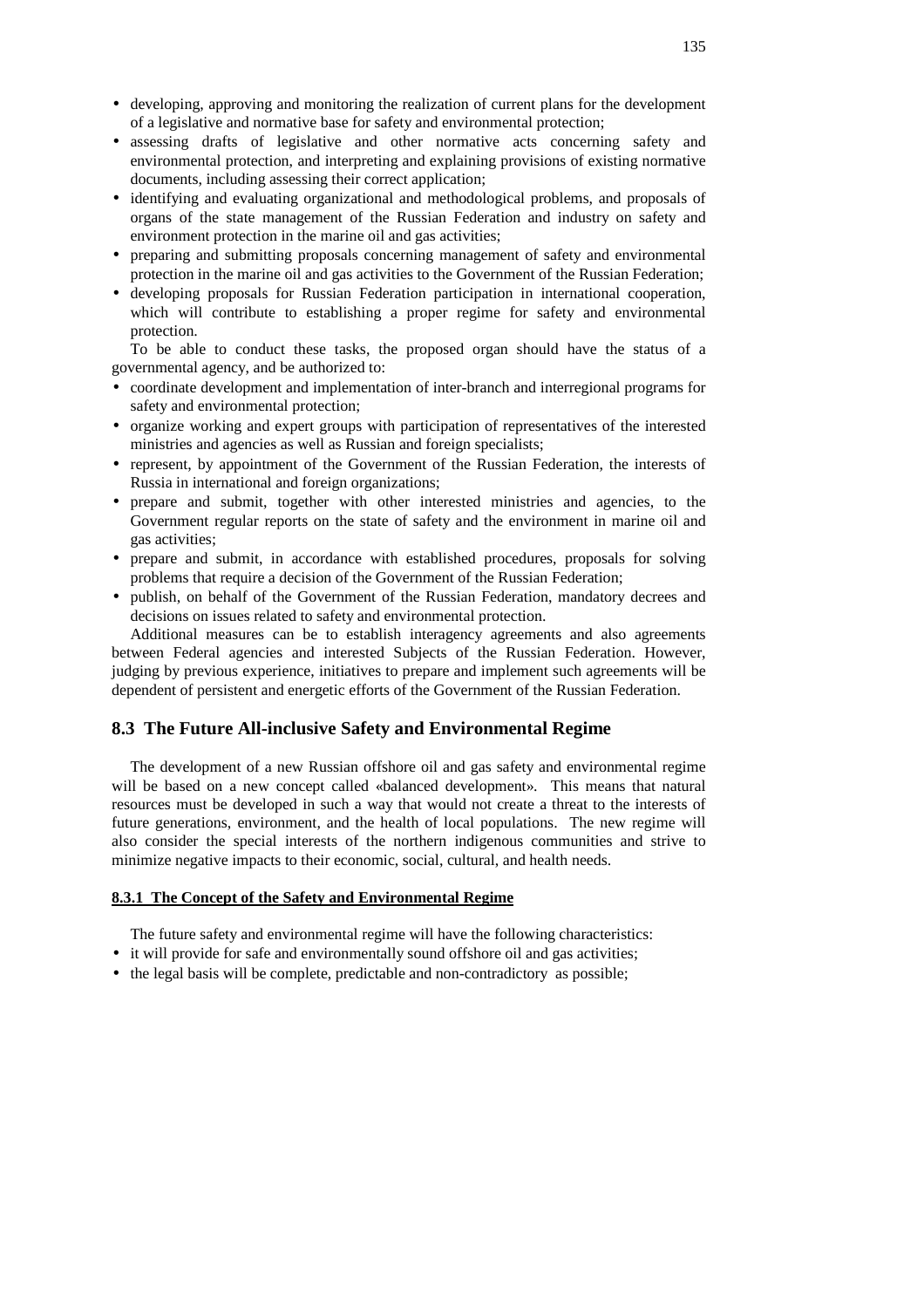- developing, approving and monitoring the realization of current plans for the development of a legislative and normative base for safety and environmental protection;
- assessing drafts of legislative and other normative acts concerning safety and environmental protection, and interpreting and explaining provisions of existing normative documents, including assessing their correct application;
- identifying and evaluating organizational and methodological problems, and proposals of organs of the state management of the Russian Federation and industry on safety and environment protection in the marine oil and gas activities;
- preparing and submitting proposals concerning management of safety and environmental protection in the marine oil and gas activities to the Government of the Russian Federation;
- developing proposals for Russian Federation participation in international cooperation, which will contribute to establishing a proper regime for safety and environmental protection.

To be able to conduct these tasks, the proposed organ should have the status of a governmental agency, and be authorized to:

- coordinate development and implementation of inter-branch and interregional programs for safety and environmental protection;
- organize working and expert groups with participation of representatives of the interested ministries and agencies as well as Russian and foreign specialists;
- represent, by appointment of the Government of the Russian Federation, the interests of Russia in international and foreign organizations;
- prepare and submit, together with other interested ministries and agencies, to the Government regular reports on the state of safety and the environment in marine oil and gas activities;
- prepare and submit, in accordance with established procedures, proposals for solving problems that require a decision of the Government of the Russian Federation;
- publish, on behalf of the Government of the Russian Federation, mandatory decrees and decisions on issues related to safety and environmental protection.

Additional measures can be to establish interagency agreements and also agreements between Federal agencies and interested Subjects of the Russian Federation. However, judging by previous experience, initiatives to prepare and implement such agreements will be dependent of persistent and energetic efforts of the Government of the Russian Federation.

## 8.3 The Future All-inclusive Safety and Environmental Regime

The development of a new Russian offshore oil and gas safety and environmental regime will be based on a new concept called «balanced development». This means that natural resources must be developed in such a way that would not create a threat to the interests of future generations, environment, and the health of local populations. The new regime will also consider the special interests of the northern indigenous communities and strive to minimize negative impacts to their economic, social, cultural, and health needs.

### 8.3.1 The Concept of the Safety and Environmental Regime

The future safety and environmental regime will have the following characteristics:

- it will provide for safe and environmentally sound offshore oil and gas activities;
- the legal basis will be complete, predictable and non-contradictory as possible;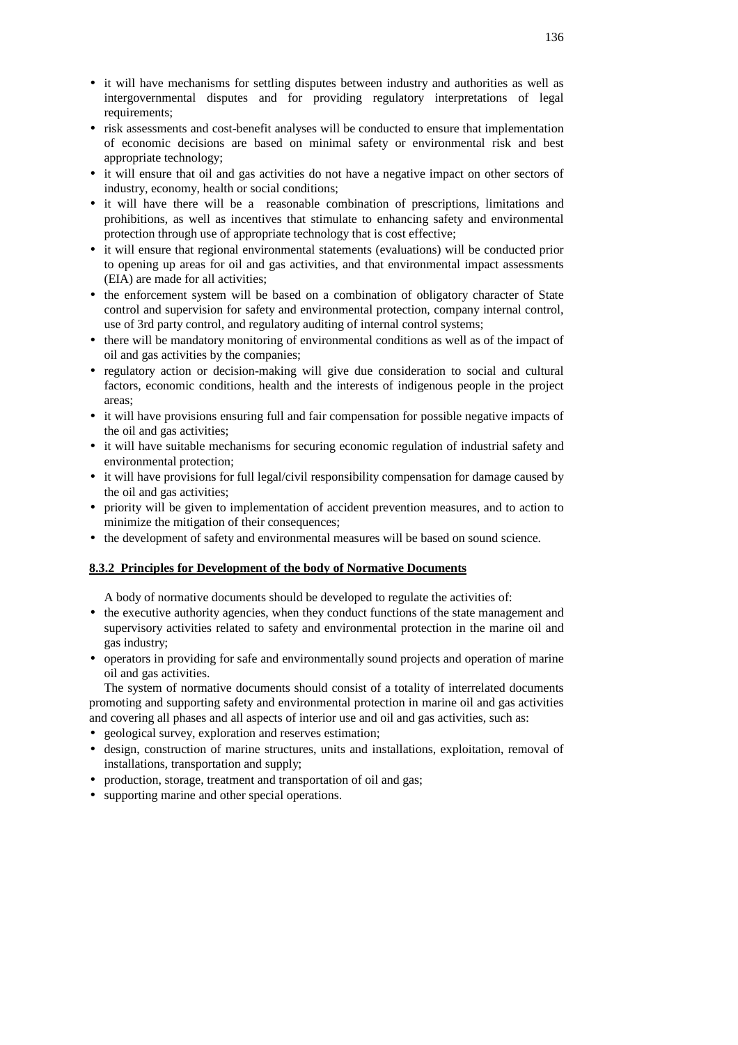- it will have mechanisms for settling disputes between industry and authorities as well as intergovernmental disputes and for providing regulatory interpretations of legal requirements;
- risk assessments and cost-benefit analyses will be conducted to ensure that implementation of economic decisions are based on minimal safety or environmental risk and best appropriate technology;
- it will ensure that oil and gas activities do not have a negative impact on other sectors of industry, economy, health or social conditions;
- it will have there will be a reasonable combination of prescriptions, limitations and prohibitions, as well as incentives that stimulate to enhancing safety and environmental protection through use of appropriate technology that is cost effective;
- it will ensure that regional environmental statements (evaluations) will be conducted prior to opening up areas for oil and gas activities, and that environmental impact assessments (EIA) are made for all activities;
- the enforcement system will be based on a combination of obligatory character of State control and supervision for safety and environmental protection, company internal control, use of 3rd party control, and regulatory auditing of internal control systems;
- there will be mandatory monitoring of environmental conditions as well as of the impact of oil and gas activities by the companies;
- regulatory action or decision-making will give due consideration to social and cultural factors, economic conditions, health and the interests of indigenous people in the project areas;
- it will have provisions ensuring full and fair compensation for possible negative impacts of the oil and gas activities;
- it will have suitable mechanisms for securing economic regulation of industrial safety and environmental protection;
- it will have provisions for full legal/civil responsibility compensation for damage caused by the oil and gas activities;
- priority will be given to implementation of accident prevention measures, and to action to minimize the mitigation of their consequences;
- the development of safety and environmental measures will be based on sound science.

### 8.3.2 Principles for Development of the body of Normative Documents

A body of normative documents should be developed to regulate the activities of:

- the executive authority agencies, when they conduct functions of the state management and supervisory activities related to safety and environmental protection in the marine oil and gas industry;
- operators in providing for safe and environmentally sound projects and operation of marine oil and gas activities.

The system of normative documents should consist of a totality of interrelated documents promoting and supporting safety and environmental protection in marine oil and gas activities and covering all phases and all aspects of interior use and oil and gas activities, such as:

- geological survey, exploration and reserves estimation;
- design, construction of marine structures, units and installations, exploitation, removal of installations, transportation and supply;
- production, storage, treatment and transportation of oil and gas;
- supporting marine and other special operations.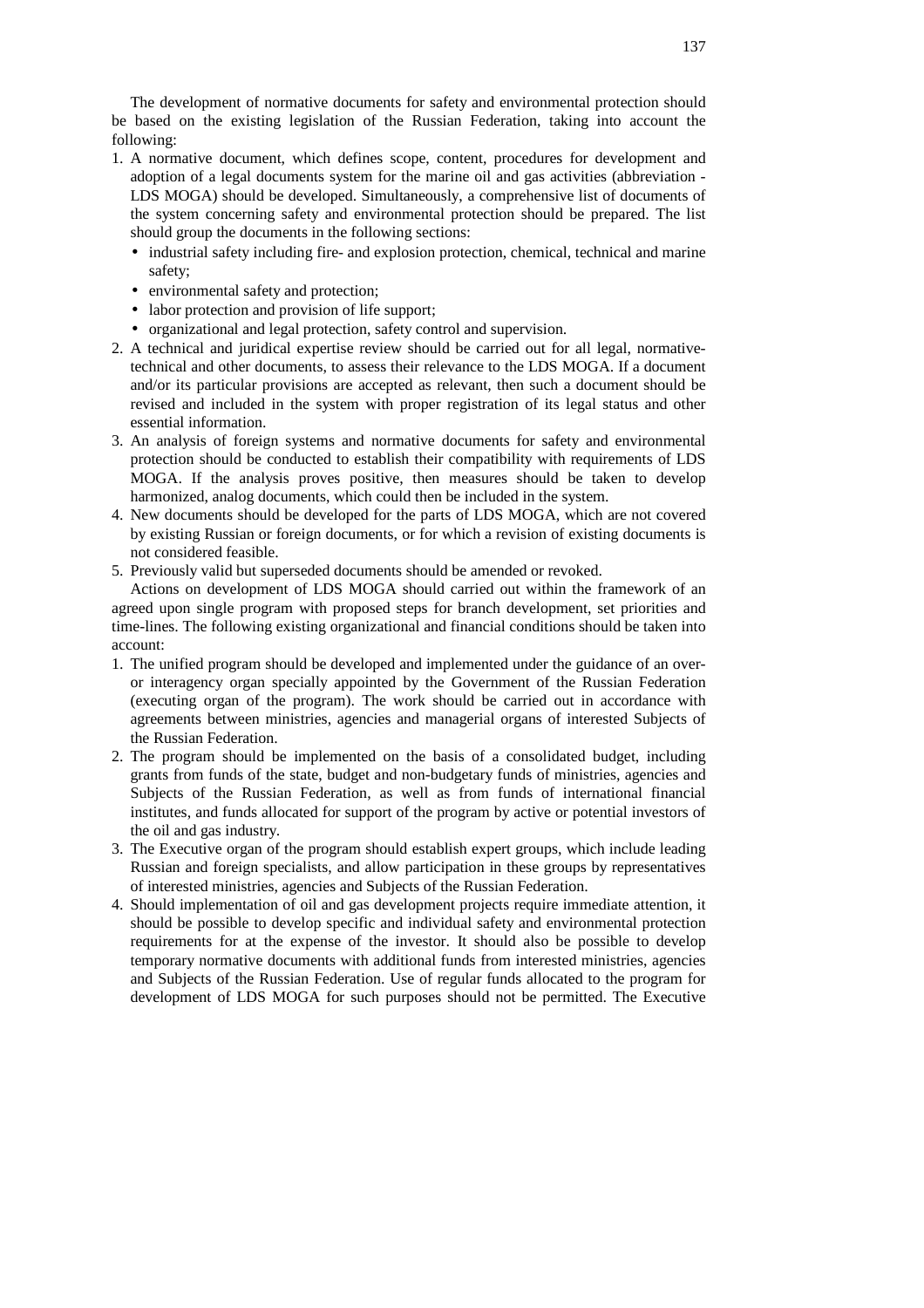The development of normative documents for safety and environmental protection should be based on the existing legislation of the Russian Federation, taking into account the following:

1. A normative document, which defines scope, content, procedures for development and adoption of a legal documents system for the marine oil and gas activities (abbreviation - LDS MOGA) should be developed. Simultaneously, a comprehensive list of documents of the system concerning safety and environmental protection should be prepared. The list should group the documents in the following sections:
   - industrial safety including fire- and explosion protection, chemical, technical and marine safety;
   - environmental safety and protection;
   - labor protection and provision of life support;
   - organizational and legal protection, safety control and supervision.
2. A technical and juridical expertise review should be carried out for all legal, normative-technical and other documents, to assess their relevance to the LDS MOGA. If a document and/or its particular provisions are accepted as relevant, then such a document should be revised and included in the system with proper registration of its legal status and other essential information.
3. An analysis of foreign systems and normative documents for safety and environmental protection should be conducted to establish their compatibility with requirements of LDS MOGA. If the analysis proves positive, then measures should be taken to develop harmonized, analog documents, which could then be included in the system.
4. New documents should be developed for the parts of LDS MOGA, which are not covered by existing Russian or foreign documents, or for which a revision of existing documents is not considered feasible.
5. Previously valid but superseded documents should be amended or revoked.

Actions on development of LDS MOGA should carried out within the framework of an agreed upon single program with proposed steps for branch development, set priorities and time-lines. The following existing organizational and financial conditions should be taken into account:

1. The unified program should be developed and implemented under the guidance of an over- or interagency organ specially appointed by the Government of the Russian Federation (executing organ of the program). The work should be carried out in accordance with agreements between ministries, agencies and managerial organs of interested Subjects of the Russian Federation.
2. The program should be implemented on the basis of a consolidated budget, including grants from funds of the state, budget and non-budgetary funds of ministries, agencies and Subjects of the Russian Federation, as well as from funds of international financial institutes, and funds allocated for support of the program by active or potential investors of the oil and gas industry.
3. The Executive organ of the program should establish expert groups, which include leading Russian and foreign specialists, and allow participation in these groups by representatives of interested ministries, agencies and Subjects of the Russian Federation.
4. Should implementation of oil and gas development projects require immediate attention, it should be possible to develop specific and individual safety and environmental protection requirements for at the expense of the investor. It should also be possible to develop temporary normative documents with additional funds from interested ministries, agencies and Subjects of the Russian Federation. Use of regular funds allocated to the program for development of LDS MOGA for such purposes should not be permitted. The Executive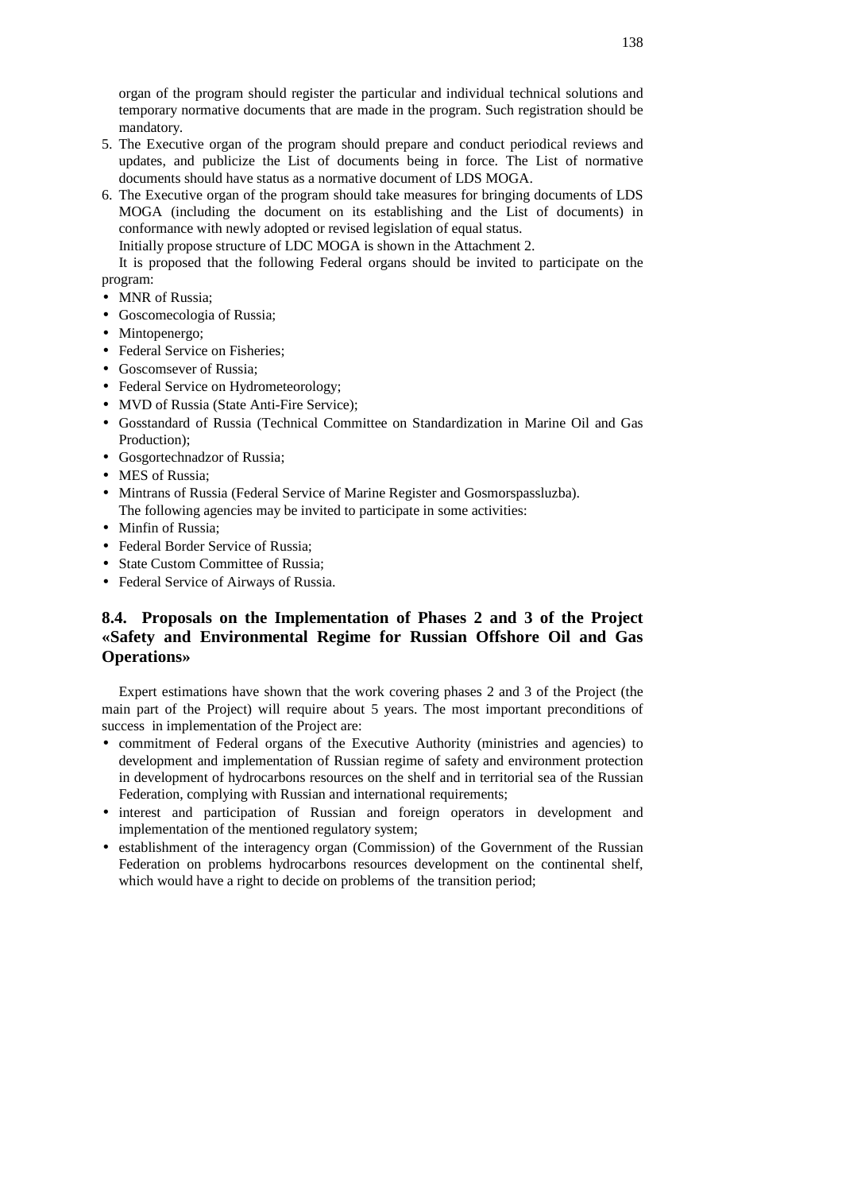organ of the program should register the particular and individual technical solutions and temporary normative documents that are made in the program. Such registration should be mandatory.

5. The Executive organ of the program should prepare and conduct periodical reviews and updates, and publicize the List of documents being in force. The List of normative documents should have status as a normative document of LDS MOGA.
6. The Executive organ of the program should take measures for bringing documents of LDS MOGA (including the document on its establishing and the List of documents) in conformance with newly adopted or revised legislation of equal status.

   Initially propose structure of LDC MOGA is shown in the Attachment 2.

It is proposed that the following Federal organs should be invited to participate on the program:

- MNR of Russia;
- Goscomecologia of Russia;
- Mintopenergo;
- Federal Service on Fisheries;
- Goscomsever of Russia;
- Federal Service on Hydrometeorology;
- MVD of Russia (State Anti-Fire Service);
- Gosstandard of Russia (Technical Committee on Standardization in Marine Oil and Gas Production);
- Gosgortechnadzor of Russia;
- MES of Russia;
- Mintrans of Russia (Federal Service of Marine Register and Gosmorspassluzba).

  The following agencies may be invited to participate in some activities:

- Minfin of Russia;
- Federal Border Service of Russia;
- State Custom Committee of Russia;
- Federal Service of Airways of Russia.

## 8.4. Proposals on the Implementation of Phases 2 and 3 of the Project «Safety and Environmental Regime for Russian Offshore Oil and Gas Operations»

Expert estimations have shown that the work covering phases 2 and 3 of the Project (the main part of the Project) will require about 5 years. The most important preconditions of success in implementation of the Project are:

- commitment of Federal organs of the Executive Authority (ministries and agencies) to development and implementation of Russian regime of safety and environment protection in development of hydrocarbons resources on the shelf and in territorial sea of the Russian Federation, complying with Russian and international requirements;
- interest and participation of Russian and foreign operators in development and implementation of the mentioned regulatory system;
- establishment of the interagency organ (Commission) of the Government of the Russian Federation on problems hydrocarbons resources development on the continental shelf, which would have a right to decide on problems of the transition period;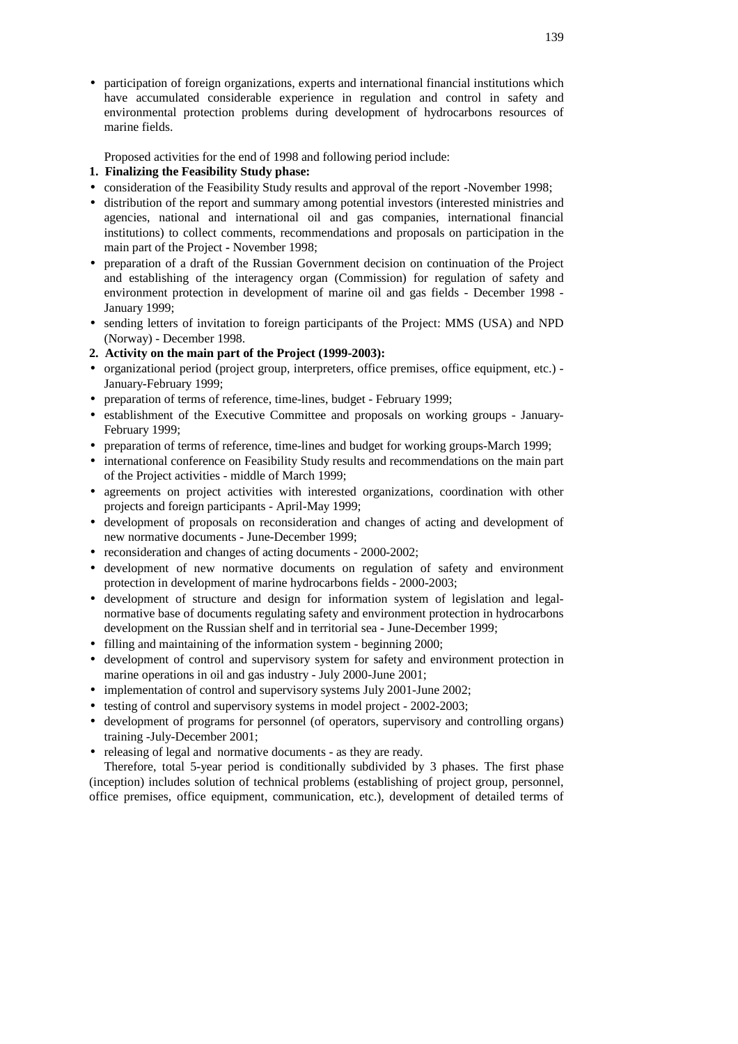- participation of foreign organizations, experts and international financial institutions which have accumulated considerable experience in regulation and control in safety and environmental protection problems during development of hydrocarbons resources of marine fields.

Proposed activities for the end of 1998 and following period include:

**1. Finalizing the Feasibility Study phase:**

- consideration of the Feasibility Study results and approval of the report -November 1998;
- distribution of the report and summary among potential investors (interested ministries and agencies, national and international oil and gas companies, international financial institutions) to collect comments, recommendations and proposals on participation in the main part of the Project - November 1998;
- preparation of a draft of the Russian Government decision on continuation of the Project and establishing of the interagency organ (Commission) for regulation of safety and environment protection in development of marine oil and gas fields - December 1998 - January 1999;
- sending letters of invitation to foreign participants of the Project: MMS (USA) and NPD (Norway) - December 1998.

**2. Activity on the main part of the Project (1999-2003):**

- organizational period (project group, interpreters, office premises, office equipment, etc.) - January-February 1999;
- preparation of terms of reference, time-lines, budget - February 1999;
- establishment of the Executive Committee and proposals on working groups - January-February 1999;
- preparation of terms of reference, time-lines and budget for working groups-March 1999;
- international conference on Feasibility Study results and recommendations on the main part of the Project activities - middle of March 1999;
- agreements on project activities with interested organizations, coordination with other projects and foreign participants - April-May 1999;
- development of proposals on reconsideration and changes of acting and development of new normative documents - June-December 1999;
- reconsideration and changes of acting documents - 2000-2002;
- development of new normative documents on regulation of safety and environment protection in development of marine hydrocarbons fields - 2000-2003;
- development of structure and design for information system of legislation and legal-normative base of documents regulating safety and environment protection in hydrocarbons development on the Russian shelf and in territorial sea - June-December 1999;
- filling and maintaining of the information system - beginning 2000;
- development of control and supervisory system for safety and environment protection in marine operations in oil and gas industry - July 2000-June 2001;
- implementation of control and supervisory systems July 2001-June 2002;
- testing of control and supervisory systems in model project - 2002-2003;
- development of programs for personnel (of operators, supervisory and controlling organs) training -July-December 2001;
- releasing of legal and normative documents - as they are ready.

Therefore, total 5-year period is conditionally subdivided by 3 phases. The first phase (inception) includes solution of technical problems (establishing of project group, personnel, office premises, office equipment, communication, etc.), development of detailed terms of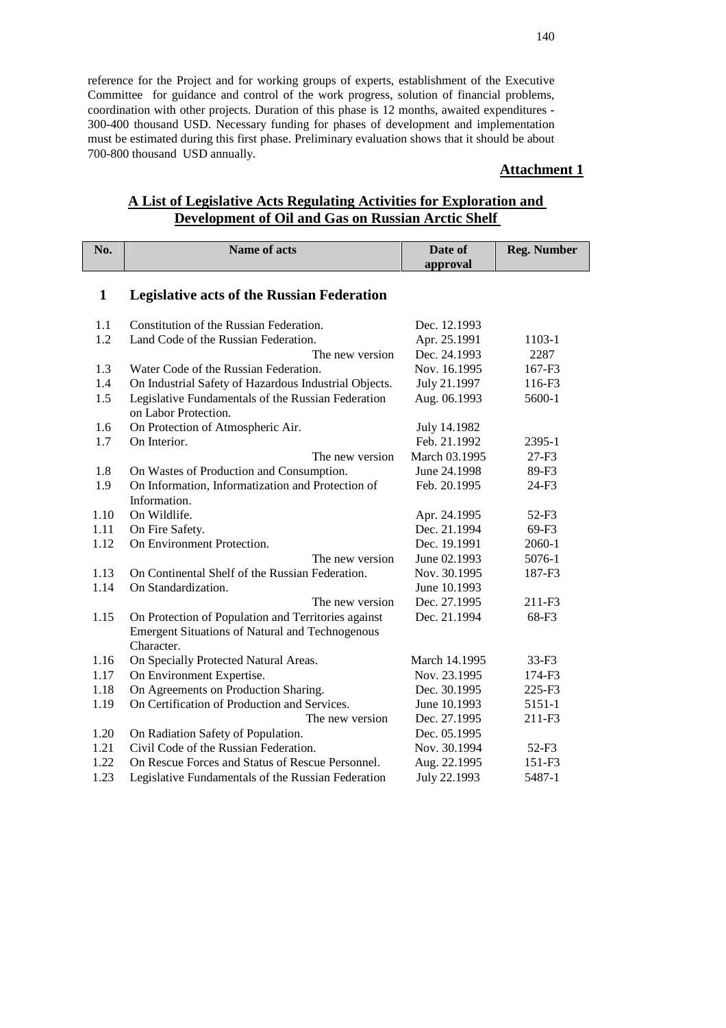reference for the Project and for working groups of experts, establishment of the Executive Committee for guidance and control of the work progress, solution of financial problems, coordination with other projects. Duration of this phase is 12 months, awaited expenditures - 300-400 thousand USD. Necessary funding for phases of development and implementation must be estimated during this first phase. Preliminary evaluation shows that it should be about 700-800 thousand USD annually.

**Attachment 1**

## A List of Legislative Acts Regulating Activities for Exploration and Development of Oil and Gas on Russian Arctic Shelf

| No. | Name of acts | Date of approval | Reg. Number |
|---|---|---|---|
| **1** | **Legislative acts of the Russian Federation** | | |
| 1.1 | Constitution of the Russian Federation. | Dec. 12.1993 | |
| 1.2 | Land Code of the Russian Federation. | Apr. 25.1991 | 1103-1 |
| | The new version | Dec. 24.1993 | 2287 |
| 1.3 | Water Code of the Russian Federation. | Nov. 16.1995 | 167-F3 |
| 1.4 | On Industrial Safety of Hazardous Industrial Objects. | July 21.1997 | 116-F3 |
| 1.5 | Legislative Fundamentals of the Russian Federation on Labor Protection. | Aug. 06.1993 | 5600-1 |
| 1.6 | On Protection of Atmospheric Air. | July 14.1982 | |
| 1.7 | On Interior. | Feb. 21.1992 | 2395-1 |
| | The new version | March 03.1995 | 27-F3 |
| 1.8 | On Wastes of Production and Consumption. | June 24.1998 | 89-F3 |
| 1.9 | On Information, Informatization and Protection of Information. | Feb. 20.1995 | 24-F3 |
| 1.10 | On Wildlife. | Apr. 24.1995 | 52-F3 |
| 1.11 | On Fire Safety. | Dec. 21.1994 | 69-F3 |
| 1.12 | On Environment Protection. | Dec. 19.1991 | 2060-1 |
| | The new version | June 02.1993 | 5076-1 |
| 1.13 | On Continental Shelf of the Russian Federation. | Nov. 30.1995 | 187-F3 |
| 1.14 | On Standardization. | June 10.1993 | |
| | The new version | Dec. 27.1995 | 211-F3 |
| 1.15 | On Protection of Population and Territories against Emergent Situations of Natural and Technogenous Character. | Dec. 21.1994 | 68-F3 |
| 1.16 | On Specially Protected Natural Areas. | March 14.1995 | 33-F3 |
| 1.17 | On Environment Expertise. | Nov. 23.1995 | 174-F3 |
| 1.18 | On Agreements on Production Sharing. | Dec. 30.1995 | 225-F3 |
| 1.19 | On Certification of Production and Services. | June 10.1993 | 5151-1 |
| | The new version | Dec. 27.1995 | 211-F3 |
| 1.20 | On Radiation Safety of Population. | Dec. 05.1995 | |
| 1.21 | Civil Code of the Russian Federation. | Nov. 30.1994 | 52-F3 |
| 1.22 | On Rescue Forces and Status of Rescue Personnel. | Aug. 22.1995 | 151-F3 |
| 1.23 | Legislative Fundamentals of the Russian Federation | July 22.1993 | 5487-1 |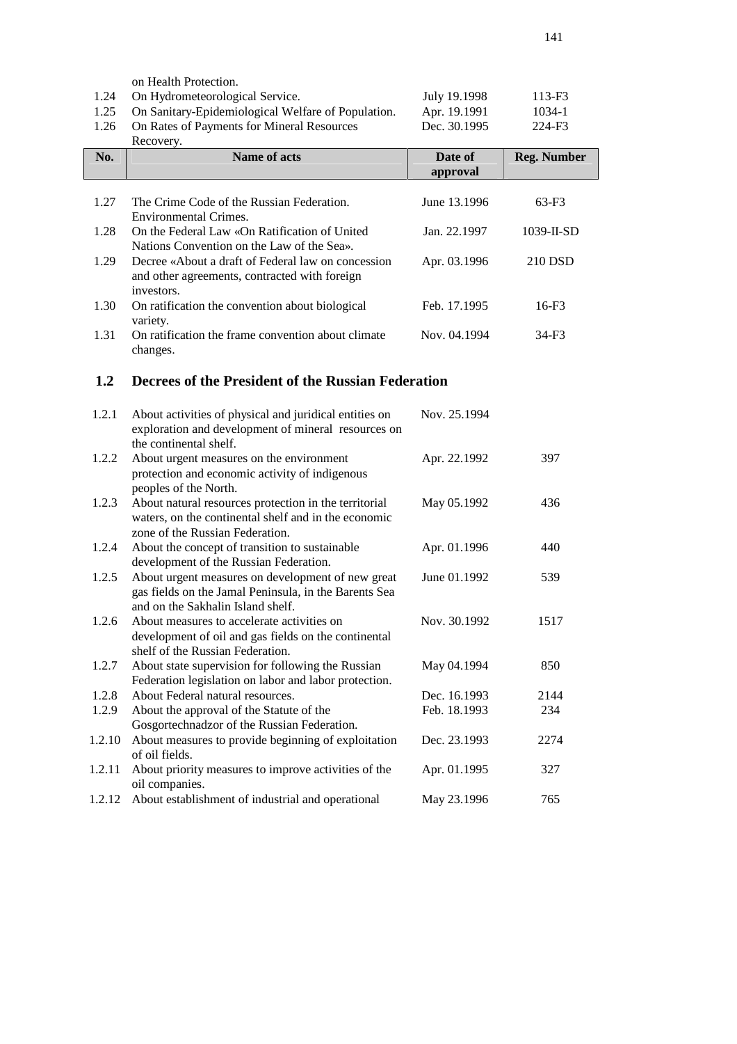| No. | Name of acts | Date of approval | Reg. Number |
|---|---|---|---|
| | on Health Protection. | | |
| 1.24 | On Hydrometeorological Service. | July 19.1998 | 113-F3 |
| 1.25 | On Sanitary-Epidemiological Welfare of Population. | Apr. 19.1991 | 1034-1 |
| 1.26 | On Rates of Payments for Mineral Resources Recovery. | Dec. 30.1995 | 224-F3 |
| 1.27 | The Crime Code of the Russian Federation. Environmental Crimes. | June 13.1996 | 63-F3 |
| 1.28 | On the Federal Law «On Ratification of United Nations Convention on the Law of the Sea». | Jan. 22.1997 | 1039-II-SD |
| 1.29 | Decree «About a draft of Federal law on concession and other agreements, contracted with foreign investors. | Apr. 03.1996 | 210 DSD |
| 1.30 | On ratification the convention about biological variety. | Feb. 17.1995 | 16-F3 |
| 1.31 | On ratification the frame convention about climate changes. | Nov. 04.1994 | 34-F3 |

## 1.2 Decrees of the President of the Russian Federation

| No. | Name of acts | Date of approval | Reg. Number |
|---|---|---|---|
| 1.2.1 | About activities of physical and juridical entities on exploration and development of mineral resources on the continental shelf. | Nov. 25.1994 | |
| 1.2.2 | About urgent measures on the environment protection and economic activity of indigenous peoples of the North. | Apr. 22.1992 | 397 |
| 1.2.3 | About natural resources protection in the territorial waters, on the continental shelf and in the economic zone of the Russian Federation. | May 05.1992 | 436 |
| 1.2.4 | About the concept of transition to sustainable development of the Russian Federation. | Apr. 01.1996 | 440 |
| 1.2.5 | About urgent measures on development of new great gas fields on the Jamal Peninsula, in the Barents Sea and on the Sakhalin Island shelf. | June 01.1992 | 539 |
| 1.2.6 | About measures to accelerate activities on development of oil and gas fields on the continental shelf of the Russian Federation. | Nov. 30.1992 | 1517 |
| 1.2.7 | About state supervision for following the Russian Federation legislation on labor and labor protection. | May 04.1994 | 850 |
| 1.2.8 | About Federal natural resources. | Dec. 16.1993 | 2144 |
| 1.2.9 | About the approval of the Statute of the Gosgortechnadzor of the Russian Federation. | Feb. 18.1993 | 234 |
| 1.2.10 | About measures to provide beginning of exploitation of oil fields. | Dec. 23.1993 | 2274 |
| 1.2.11 | About priority measures to improve activities of the oil companies. | Apr. 01.1995 | 327 |
| 1.2.12 | About establishment of industrial and operational | May 23.1996 | 765 |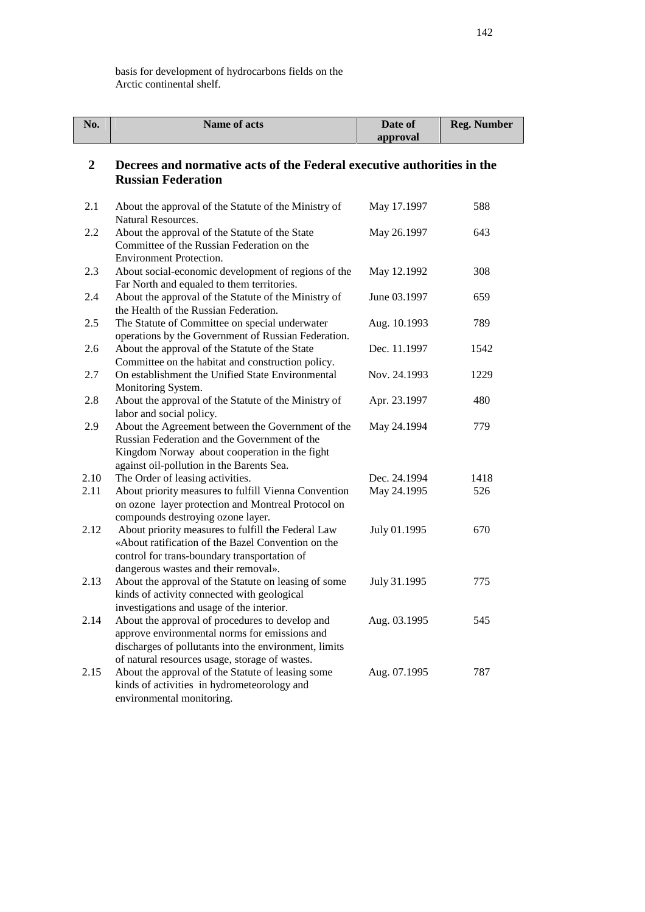basis for development of hydrocarbons fields on the Arctic continental shelf.

| No. | Name of acts | Date of approval | Reg. Number |
|---|---|---|---|
| **2** | **Decrees and normative acts of the Federal executive authorities in the Russian Federation** | | |
| 2.1 | About the approval of the Statute of the Ministry of Natural Resources. | May 17.1997 | 588 |
| 2.2 | About the approval of the Statute of the State Committee of the Russian Federation on the Environment Protection. | May 26.1997 | 643 |
| 2.3 | About social-economic development of regions of the Far North and equaled to them territories. | May 12.1992 | 308 |
| 2.4 | About the approval of the Statute of the Ministry of the Health of the Russian Federation. | June 03.1997 | 659 |
| 2.5 | The Statute of Committee on special underwater operations by the Government of Russian Federation. | Aug. 10.1993 | 789 |
| 2.6 | About the approval of the Statute of the State Committee on the habitat and construction policy. | Dec. 11.1997 | 1542 |
| 2.7 | On establishment the Unified State Environmental Monitoring System. | Nov. 24.1993 | 1229 |
| 2.8 | About the approval of the Statute of the Ministry of labor and social policy. | Apr. 23.1997 | 480 |
| 2.9 | About the Agreement between the Government of the Russian Federation and the Government of the Kingdom Norway about cooperation in the fight against oil-pollution in the Barents Sea. | May 24.1994 | 779 |
| 2.10 | The Order of leasing activities. | Dec. 24.1994 | 1418 |
| 2.11 | About priority measures to fulfill Vienna Convention on ozone layer protection and Montreal Protocol on compounds destroying ozone layer. | May 24.1995 | 526 |
| 2.12 | About priority measures to fulfill the Federal Law «About ratification of the Bazel Convention on the control for trans-boundary transportation of dangerous wastes and their removal». | July 01.1995 | 670 |
| 2.13 | About the approval of the Statute on leasing of some kinds of activity connected with geological investigations and usage of the interior. | July 31.1995 | 775 |
| 2.14 | About the approval of procedures to develop and approve environmental norms for emissions and discharges of pollutants into the environment, limits of natural resources usage, storage of wastes. | Aug. 03.1995 | 545 |
| 2.15 | About the approval of the Statute of leasing some kinds of activities in hydrometeorology and environmental monitoring. | Aug. 07.1995 | 787 |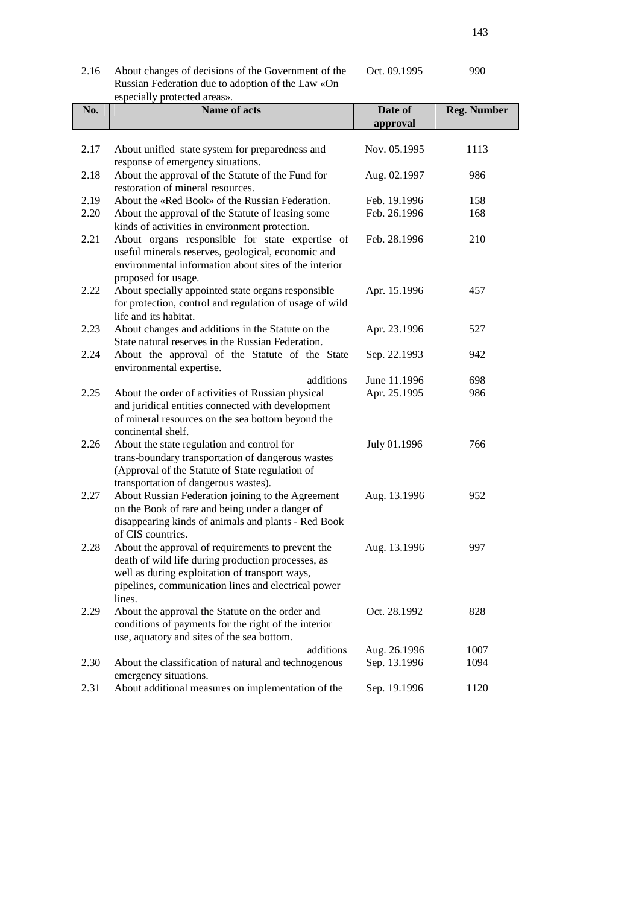| No. | Name of acts | Date of approval | Reg. Number |
|---|---|---|---|
| 2.16 | About changes of decisions of the Government of the Russian Federation due to adoption of the Law «On especially protected areas». | Oct. 09.1995 | 990 |
| 2.17 | About unified state system for preparedness and response of emergency situations. | Nov. 05.1995 | 1113 |
| 2.18 | About the approval of the Statute of the Fund for restoration of mineral resources. | Aug. 02.1997 | 986 |
| 2.19 | About the «Red Book» of the Russian Federation. | Feb. 19.1996 | 158 |
| 2.20 | About the approval of the Statute of leasing some kinds of activities in environment protection. | Feb. 26.1996 | 168 |
| 2.21 | About organs responsible for state expertise of useful minerals reserves, geological, economic and environmental information about sites of the interior proposed for usage. | Feb. 28.1996 | 210 |
| 2.22 | About specially appointed state organs responsible for protection, control and regulation of usage of wild life and its habitat. | Apr. 15.1996 | 457 |
| 2.23 | About changes and additions in the Statute on the State natural reserves in the Russian Federation. | Apr. 23.1996 | 527 |
| 2.24 | About the approval of the Statute of the State environmental expertise. | Sep. 22.1993 | 942 |
| | additions | June 11.1996 | 698 |
| 2.25 | About the order of activities of Russian physical and juridical entities connected with development of mineral resources on the sea bottom beyond the continental shelf. | Apr. 25.1995 | 986 |
| 2.26 | About the state regulation and control for trans-boundary transportation of dangerous wastes (Approval of the Statute of State regulation of transportation of dangerous wastes). | July 01.1996 | 766 |
| 2.27 | About Russian Federation joining to the Agreement on the Book of rare and being under a danger of disappearing kinds of animals and plants - Red Book of CIS countries. | Aug. 13.1996 | 952 |
| 2.28 | About the approval of requirements to prevent the death of wild life during production processes, as well as during exploitation of transport ways, pipelines, communication lines and electrical power lines. | Aug. 13.1996 | 997 |
| 2.29 | About the approval the Statute on the order and conditions of payments for the right of the interior use, aquatory and sites of the sea bottom. | Oct. 28.1992 | 828 |
| | additions | Aug. 26.1996 | 1007 |
| 2.30 | About the classification of natural and technogenous emergency situations. | Sep. 13.1996 | 1094 |
| 2.31 | About additional measures on implementation of the | Sep. 19.1996 | 1120 |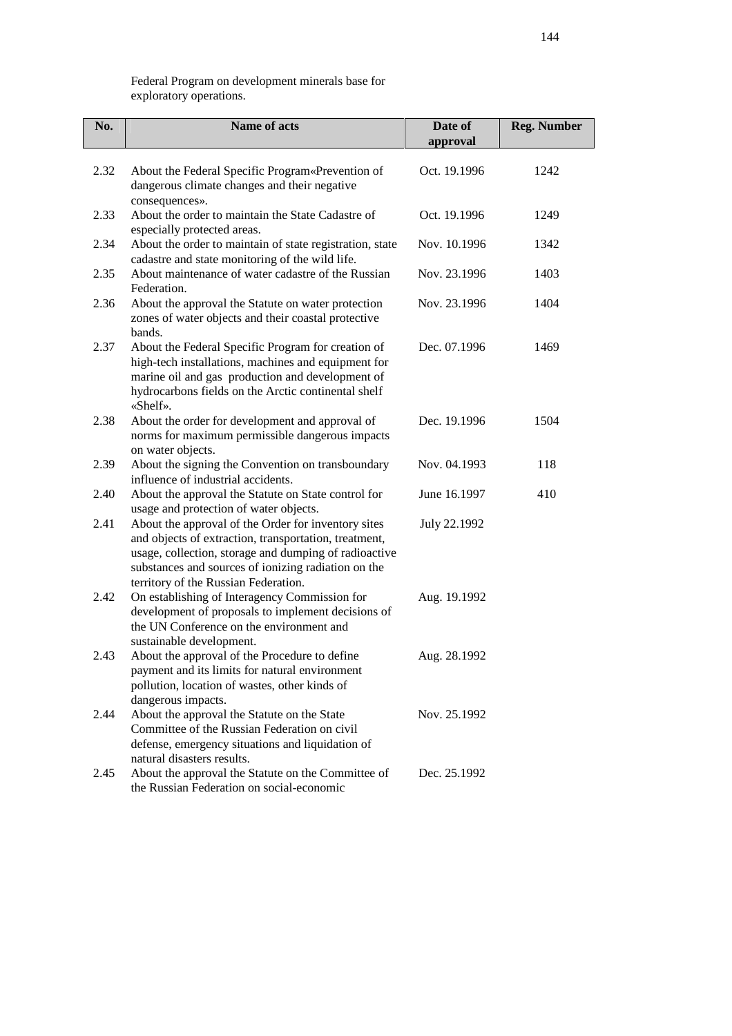Federal Program on development minerals base for exploratory operations.

| No. | Name of acts | Date of approval | Reg. Number |
|---|---|---|---|
| 2.32 | About the Federal Specific Program«Prevention of dangerous climate changes and their negative consequences». | Oct. 19.1996 | 1242 |
| 2.33 | About the order to maintain the State Cadastre of especially protected areas. | Oct. 19.1996 | 1249 |
| 2.34 | About the order to maintain of state registration, state cadastre and state monitoring of the wild life. | Nov. 10.1996 | 1342 |
| 2.35 | About maintenance of water cadastre of the Russian Federation. | Nov. 23.1996 | 1403 |
| 2.36 | About the approval the Statute on water protection zones of water objects and their coastal protective bands. | Nov. 23.1996 | 1404 |
| 2.37 | About the Federal Specific Program for creation of high-tech installations, machines and equipment for marine oil and gas production and development of hydrocarbons fields on the Arctic continental shelf «Shelf». | Dec. 07.1996 | 1469 |
| 2.38 | About the order for development and approval of norms for maximum permissible dangerous impacts on water objects. | Dec. 19.1996 | 1504 |
| 2.39 | About the signing the Convention on transboundary influence of industrial accidents. | Nov. 04.1993 | 118 |
| 2.40 | About the approval the Statute on State control for usage and protection of water objects. | June 16.1997 | 410 |
| 2.41 | About the approval of the Order for inventory sites and objects of extraction, transportation, treatment, usage, collection, storage and dumping of radioactive substances and sources of ionizing radiation on the territory of the Russian Federation. | July 22.1992 | |
| 2.42 | On establishing of Interagency Commission for development of proposals to implement decisions of the UN Conference on the environment and sustainable development. | Aug. 19.1992 | |
| 2.43 | About the approval of the Procedure to define payment and its limits for natural environment pollution, location of wastes, other kinds of dangerous impacts. | Aug. 28.1992 | |
| 2.44 | About the approval the Statute on the State Committee of the Russian Federation on civil defense, emergency situations and liquidation of natural disasters results. | Nov. 25.1992 | |
| 2.45 | About the approval the Statute on the Committee of the Russian Federation on social-economic | Dec. 25.1992 | |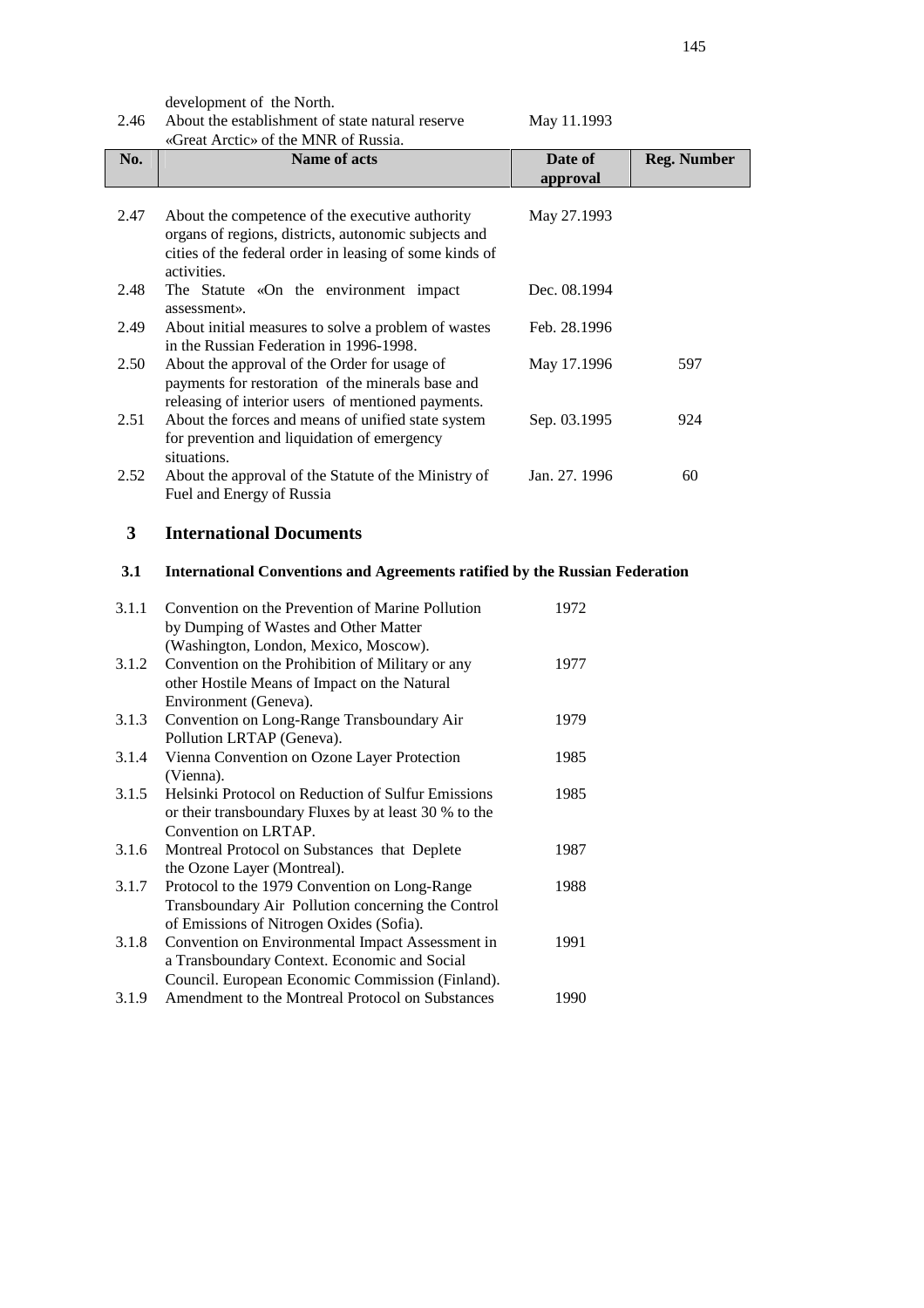| No. | Name of acts | Date of approval | Reg. Number |
|---|---|---|---|
| | development of the North. | | |
| 2.46 | About the establishment of state natural reserve «Great Arctic» of the MNR of Russia. | May 11.1993 | |
| 2.47 | About the competence of the executive authority organs of regions, districts, autonomic subjects and cities of the federal order in leasing of some kinds of activities. | May 27.1993 | |
| 2.48 | The Statute «On the environment impact assessment». | Dec. 08.1994 | |
| 2.49 | About initial measures to solve a problem of wastes in the Russian Federation in 1996-1998. | Feb. 28.1996 | |
| 2.50 | About the approval of the Order for usage of payments for restoration of the minerals base and releasing of interior users of mentioned payments. | May 17.1996 | 597 |
| 2.51 | About the forces and means of unified state system for prevention and liquidation of emergency situations. | Sep. 03.1995 | 924 |
| 2.52 | About the approval of the Statute of the Ministry of Fuel and Energy of Russia | Jan. 27. 1996 | 60 |

## 3 International Documents

### 3.1 International Conventions and Agreements ratified by the Russian Federation

| | | |
|---|---|---|
| 3.1.1 | Convention on the Prevention of Marine Pollution by Dumping of Wastes and Other Matter (Washington, London, Mexico, Moscow). | 1972 |
| 3.1.2 | Convention on the Prohibition of Military or any other Hostile Means of Impact on the Natural Environment (Geneva). | 1977 |
| 3.1.3 | Convention on Long-Range Transboundary Air Pollution LRTAP (Geneva). | 1979 |
| 3.1.4 | Vienna Convention on Ozone Layer Protection (Vienna). | 1985 |
| 3.1.5 | Helsinki Protocol on Reduction of Sulfur Emissions or their transboundary Fluxes by at least 30 % to the Convention on LRTAP. | 1985 |
| 3.1.6 | Montreal Protocol on Substances that Deplete the Ozone Layer (Montreal). | 1987 |
| 3.1.7 | Protocol to the 1979 Convention on Long-Range Transboundary Air Pollution concerning the Control of Emissions of Nitrogen Oxides (Sofia). | 1988 |
| 3.1.8 | Convention on Environmental Impact Assessment in a Transboundary Context. Economic and Social Council. European Economic Commission (Finland). | 1991 |
| 3.1.9 | Amendment to the Montreal Protocol on Substances | 1990 |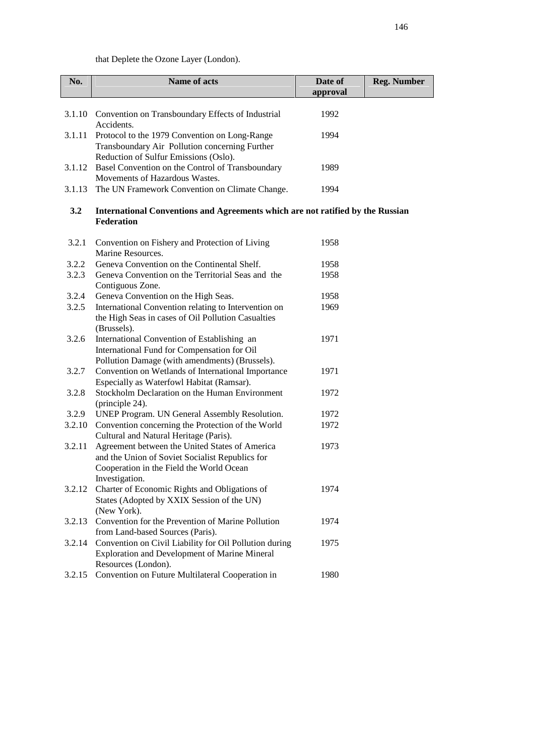that Deplete the Ozone Layer (London).

| No. | Name of acts | Date of approval | Reg. Number |
|---|---|---|---|
| 3.1.10 | Convention on Transboundary Effects of Industrial Accidents. | 1992 | |
| 3.1.11 | Protocol to the 1979 Convention on Long-Range Transboundary Air Pollution concerning Further Reduction of Sulfur Emissions (Oslo). | 1994 | |
| 3.1.12 | Basel Convention on the Control of Transboundary Movements of Hazardous Wastes. | 1989 | |
| 3.1.13 | The UN Framework Convention on Climate Change. | 1994 | |
| **3.2** | **International Conventions and Agreements which are not ratified by the Russian Federation** | | |
| 3.2.1 | Convention on Fishery and Protection of Living Marine Resources. | 1958 | |
| 3.2.2 | Geneva Convention on the Continental Shelf. | 1958 | |
| 3.2.3 | Geneva Convention on the Territorial Seas and the Contiguous Zone. | 1958 | |
| 3.2.4 | Geneva Convention on the High Seas. | 1958 | |
| 3.2.5 | International Convention relating to Intervention on the High Seas in cases of Oil Pollution Casualties (Brussels). | 1969 | |
| 3.2.6 | International Convention of Establishing an International Fund for Compensation for Oil Pollution Damage (with amendments) (Brussels). | 1971 | |
| 3.2.7 | Convention on Wetlands of International Importance Especially as Waterfowl Habitat (Ramsar). | 1971 | |
| 3.2.8 | Stockholm Declaration on the Human Environment (principle 24). | 1972 | |
| 3.2.9 | UNEP Program. UN General Assembly Resolution. | 1972 | |
| 3.2.10 | Convention concerning the Protection of the World Cultural and Natural Heritage (Paris). | 1972 | |
| 3.2.11 | Agreement between the United States of America and the Union of Soviet Socialist Republics for Cooperation in the Field the World Ocean Investigation. | 1973 | |
| 3.2.12 | Charter of Economic Rights and Obligations of States (Adopted by XXIX Session of the UN) (New York). | 1974 | |
| 3.2.13 | Convention for the Prevention of Marine Pollution from Land-based Sources (Paris). | 1974 | |
| 3.2.14 | Convention on Civil Liability for Oil Pollution during Exploration and Development of Marine Mineral Resources (London). | 1975 | |
| 3.2.15 | Convention on Future Multilateral Cooperation in | 1980 | |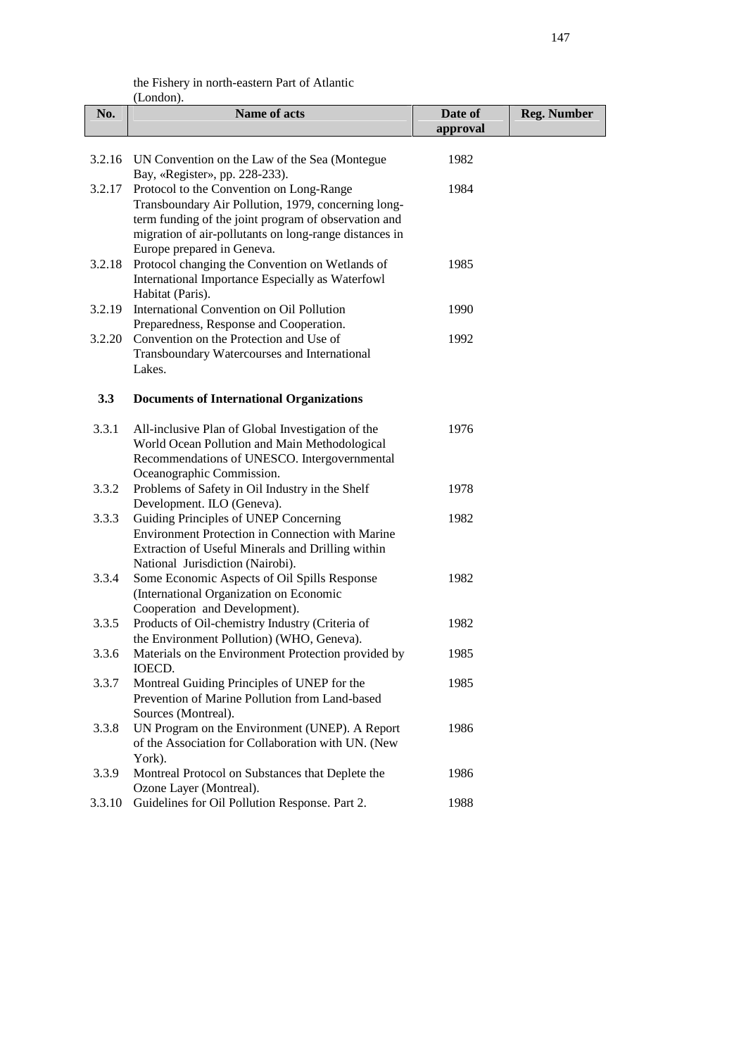the Fishery in north-eastern Part of Atlantic (London).

| No. | Name of acts | Date of approval | Reg. Number |
|---|---|---|---|
| 3.2.16 | UN Convention on the Law of the Sea (Montegue Bay, «Register», pp. 228-233). | 1982 | |
| 3.2.17 | Protocol to the Convention on Long-Range Transboundary Air Pollution, 1979, concerning long-term funding of the joint program of observation and migration of air-pollutants on long-range distances in Europe prepared in Geneva. | 1984 | |
| 3.2.18 | Protocol changing the Convention on Wetlands of International Importance Especially as Waterfowl Habitat (Paris). | 1985 | |
| 3.2.19 | International Convention on Oil Pollution Preparedness, Response and Cooperation. | 1990 | |
| 3.2.20 | Convention on the Protection and Use of Transboundary Watercourses and International Lakes. | 1992 | |
| **3.3** | **Documents of International Organizations** | | |
| 3.3.1 | All-inclusive Plan of Global Investigation of the World Ocean Pollution and Main Methodological Recommendations of UNESCO. Intergovernmental Oceanographic Commission. | 1976 | |
| 3.3.2 | Problems of Safety in Oil Industry in the Shelf Development. ILO (Geneva). | 1978 | |
| 3.3.3 | Guiding Principles of UNEP Concerning Environment Protection in Connection with Marine Extraction of Useful Minerals and Drilling within National Jurisdiction (Nairobi). | 1982 | |
| 3.3.4 | Some Economic Aspects of Oil Spills Response (International Organization on Economic Cooperation and Development). | 1982 | |
| 3.3.5 | Products of Oil-chemistry Industry (Criteria of the Environment Pollution) (WHO, Geneva). | 1982 | |
| 3.3.6 | Materials on the Environment Protection provided by IOECD. | 1985 | |
| 3.3.7 | Montreal Guiding Principles of UNEP for the Prevention of Marine Pollution from Land-based Sources (Montreal). | 1985 | |
| 3.3.8 | UN Program on the Environment (UNEP). A Report of the Association for Collaboration with UN. (New York). | 1986 | |
| 3.3.9 | Montreal Protocol on Substances that Deplete the Ozone Layer (Montreal). | 1986 | |
| 3.3.10 | Guidelines for Oil Pollution Response. Part 2. | 1988 | |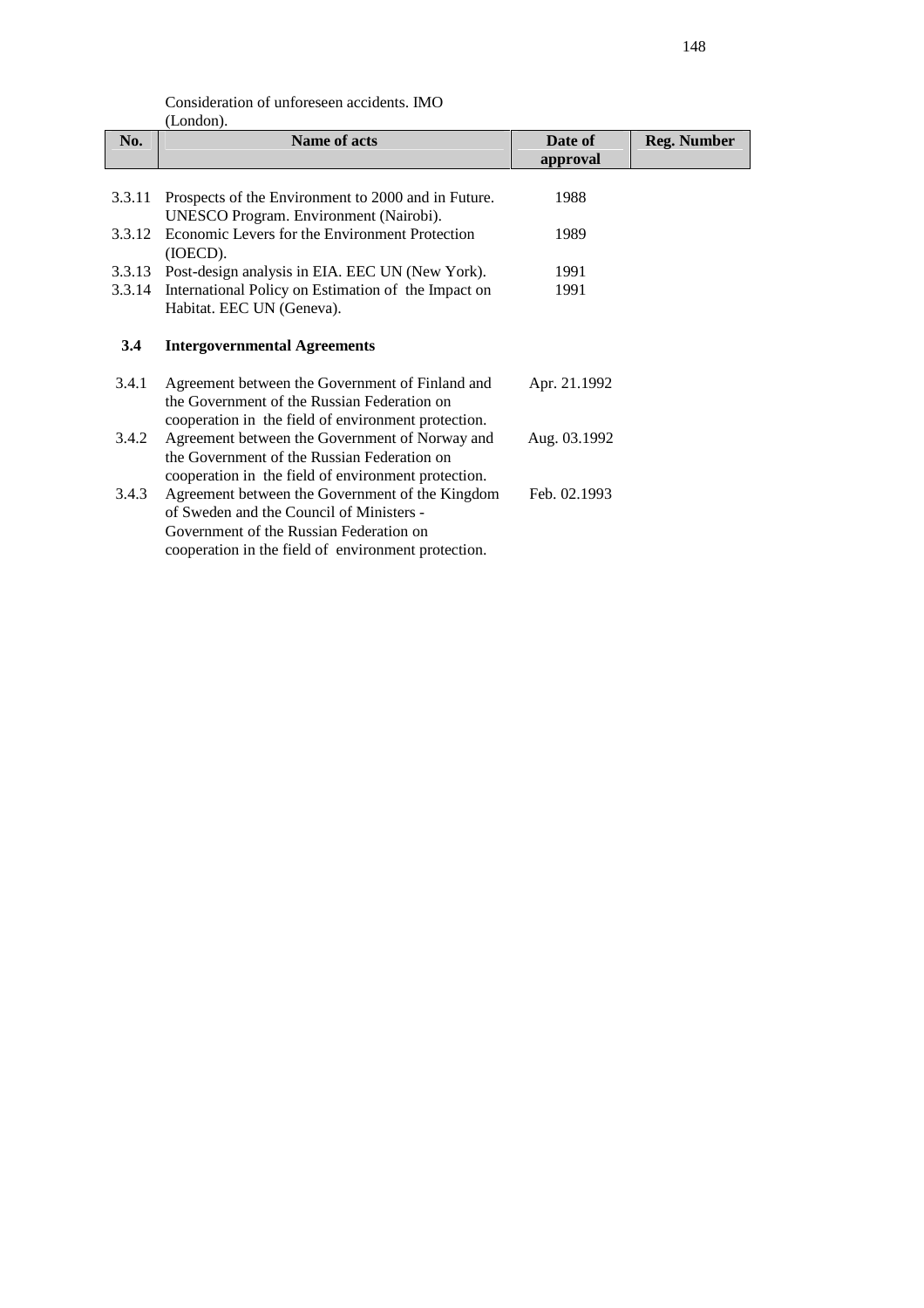Consideration of unforeseen accidents. IMO (London).

| No. | Name of acts | Date of approval | Reg. Number |
|---|---|---|---|
| 3.3.11 | Prospects of the Environment to 2000 and in Future. UNESCO Program. Environment (Nairobi). | 1988 | |
| 3.3.12 | Economic Levers for the Environment Protection (IOECD). | 1989 | |
| 3.3.13 | Post-design analysis in EIA. EEC UN (New York). | 1991 | |
| 3.3.14 | International Policy on Estimation of the Impact on Habitat. EEC UN (Geneva). | 1991 | |
| **3.4** | **Intergovernmental Agreements** | | |
| 3.4.1 | Agreement between the Government of Finland and the Government of the Russian Federation on cooperation in the field of environment protection. | Apr. 21.1992 | |
| 3.4.2 | Agreement between the Government of Norway and the Government of the Russian Federation on cooperation in the field of environment protection. | Aug. 03.1992 | |
| 3.4.3 | Agreement between the Government of the Kingdom of Sweden and the Council of Ministers - Government of the Russian Federation on cooperation in the field of environment protection. | Feb. 02.1993 | |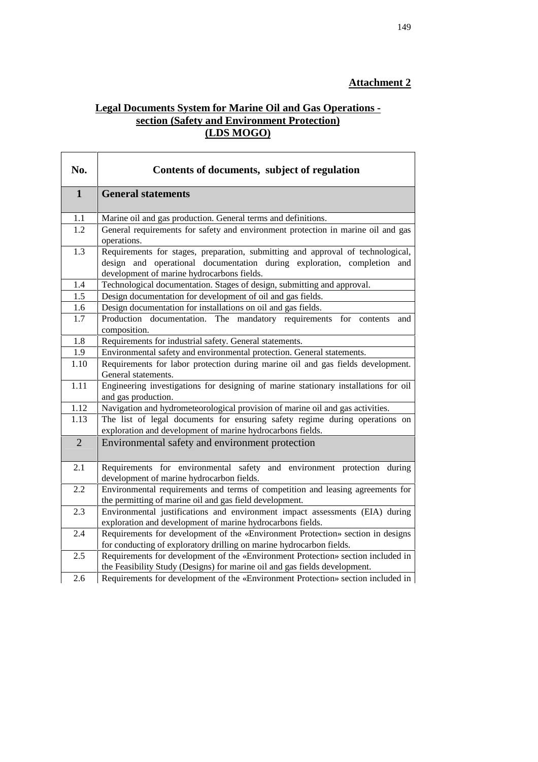**Attachment 2**

## Legal Documents System for Marine Oil and Gas Operations - section (Safety and Environment Protection) (LDS MOGO)

| No. | Contents of documents, subject of regulation |
|---|---|
| **1** | **General statements** |
| 1.1 | Marine oil and gas production. General terms and definitions. |
| 1.2 | General requirements for safety and environment protection in marine oil and gas operations. |
| 1.3 | Requirements for stages, preparation, submitting and approval of technological, design and operational documentation during exploration, completion and development of marine hydrocarbons fields. |
| 1.4 | Technological documentation. Stages of design, submitting and approval. |
| 1.5 | Design documentation for development of oil and gas fields. |
| 1.6 | Design documentation for installations on oil and gas fields. |
| 1.7 | Production documentation. The mandatory requirements for contents and composition. |
| 1.8 | Requirements for industrial safety. General statements. |
| 1.9 | Environmental safety and environmental protection. General statements. |
| 1.10 | Requirements for labor protection during marine oil and gas fields development. General statements. |
| 1.11 | Engineering investigations for designing of marine stationary installations for oil and gas production. |
| 1.12 | Navigation and hydrometeorological provision of marine oil and gas activities. |
| 1.13 | The list of legal documents for ensuring safety regime during operations on exploration and development of marine hydrocarbons fields. |
| 2 | Environmental safety and environment protection |
| 2.1 | Requirements for environmental safety and environment protection during development of marine hydrocarbon fields. |
| 2.2 | Environmental requirements and terms of competition and leasing agreements for the permitting of marine oil and gas field development. |
| 2.3 | Environmental justifications and environment impact assessments (EIA) during exploration and development of marine hydrocarbons fields. |
| 2.4 | Requirements for development of the «Environment Protection» section in designs for conducting of exploratory drilling on marine hydrocarbon fields. |
| 2.5 | Requirements for development of the «Environment Protection» section included in the Feasibility Study (Designs) for marine oil and gas fields development. |
| 2.6 | Requirements for development of the «Environment Protection» section included in |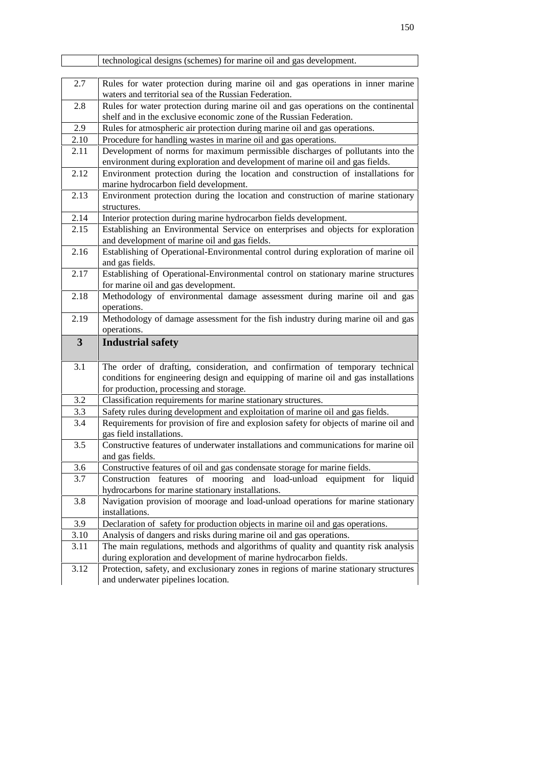| | |
|---|---|
| | technological designs (schemes) for marine oil and gas development. |

| | |
|---|---|
| 2.7 | Rules for water protection during marine oil and gas operations in inner marine waters and territorial sea of the Russian Federation. |
| 2.8 | Rules for water protection during marine oil and gas operations on the continental shelf and in the exclusive economic zone of the Russian Federation. |
| 2.9 | Rules for atmospheric air protection during marine oil and gas operations. |
| 2.10 | Procedure for handling wastes in marine oil and gas operations. |
| 2.11 | Development of norms for maximum permissible discharges of pollutants into the environment during exploration and development of marine oil and gas fields. |
| 2.12 | Environment protection during the location and construction of installations for marine hydrocarbon field development. |
| 2.13 | Environment protection during the location and construction of marine stationary structures. |
| 2.14 | Interior protection during marine hydrocarbon fields development. |
| 2.15 | Establishing an Environmental Service on enterprises and objects for exploration and development of marine oil and gas fields. |
| 2.16 | Establishing of Operational-Environmental control during exploration of marine oil and gas fields. |
| 2.17 | Establishing of Operational-Environmental control on stationary marine structures for marine oil and gas development. |
| 2.18 | Methodology of environmental damage assessment during marine oil and gas operations. |
| 2.19 | Methodology of damage assessment for the fish industry during marine oil and gas operations. |
| **3** | **Industrial safety** |
| 3.1 | The order of drafting, consideration, and confirmation of temporary technical conditions for engineering design and equipping of marine oil and gas installations for production, processing and storage. |
| 3.2 | Classification requirements for marine stationary structures. |
| 3.3 | Safety rules during development and exploitation of marine oil and gas fields. |
| 3.4 | Requirements for provision of fire and explosion safety for objects of marine oil and gas field installations. |
| 3.5 | Constructive features of underwater installations and communications for marine oil and gas fields. |
| 3.6 | Constructive features of oil and gas condensate storage for marine fields. |
| 3.7 | Construction features of mooring and load-unload equipment for liquid hydrocarbons for marine stationary installations. |
| 3.8 | Navigation provision of moorage and load-unload operations for marine stationary installations. |
| 3.9 | Declaration of safety for production objects in marine oil and gas operations. |
| 3.10 | Analysis of dangers and risks during marine oil and gas operations. |
| 3.11 | The main regulations, methods and algorithms of quality and quantity risk analysis during exploration and development of marine hydrocarbon fields. |
| 3.12 | Protection, safety, and exclusionary zones in regions of marine stationary structures and underwater pipelines location. |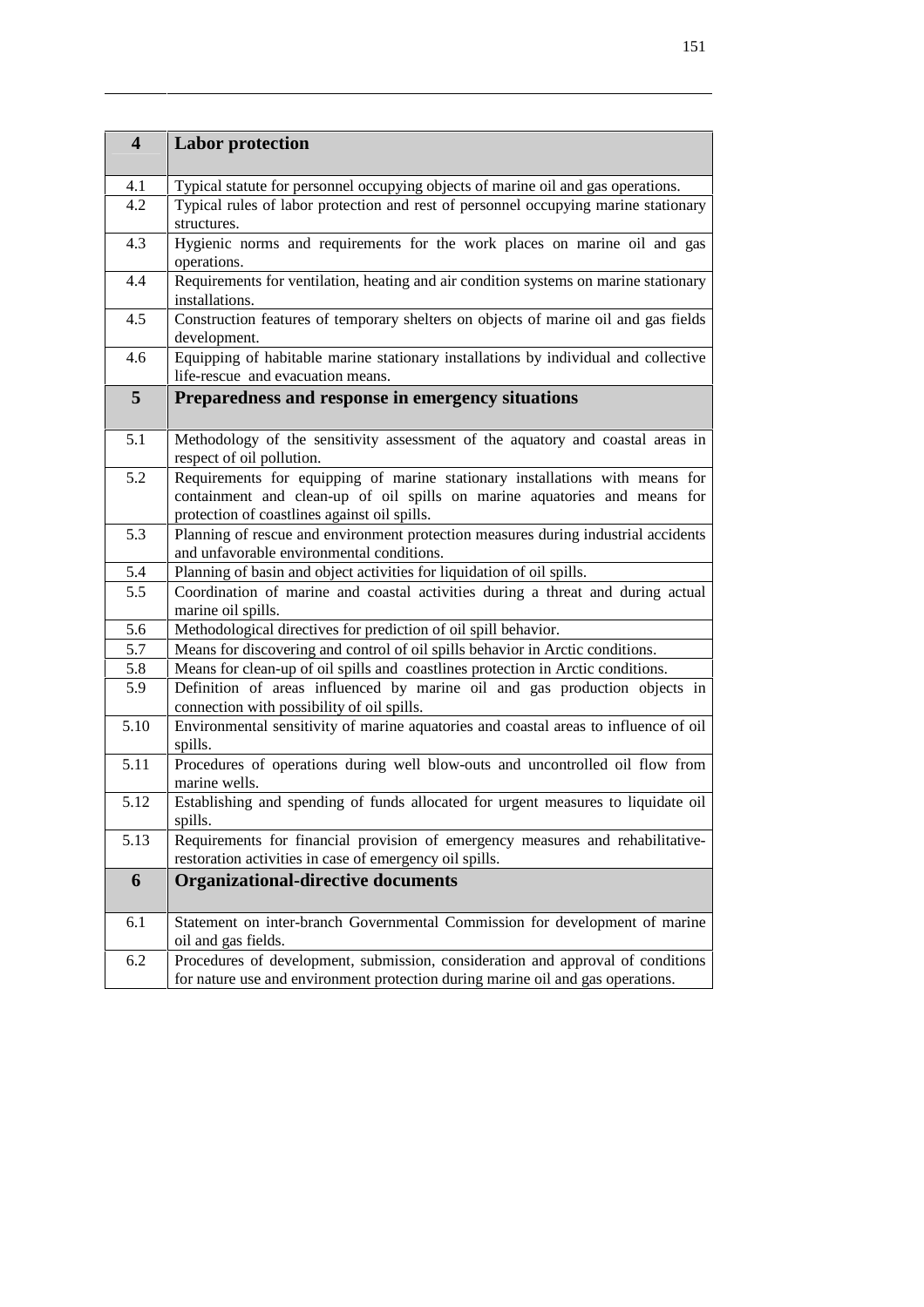| 4 | **Labor protection** |
|---|---|
| 4.1 | Typical statute for personnel occupying objects of marine oil and gas operations. |
| 4.2 | Typical rules of labor protection and rest of personnel occupying marine stationary structures. |
| 4.3 | Hygienic norms and requirements for the work places on marine oil and gas operations. |
| 4.4 | Requirements for ventilation, heating and air condition systems on marine stationary installations. |
| 4.5 | Construction features of temporary shelters on objects of marine oil and gas fields development. |
| 4.6 | Equipping of habitable marine stationary installations by individual and collective life-rescue and evacuation means. |
| **5** | **Preparedness and response in emergency situations** |
| 5.1 | Methodology of the sensitivity assessment of the aquatory and coastal areas in respect of oil pollution. |
| 5.2 | Requirements for equipping of marine stationary installations with means for containment and clean-up of oil spills on marine aquatories and means for protection of coastlines against oil spills. |
| 5.3 | Planning of rescue and environment protection measures during industrial accidents and unfavorable environmental conditions. |
| 5.4 | Planning of basin and object activities for liquidation of oil spills. |
| 5.5 | Coordination of marine and coastal activities during a threat and during actual marine oil spills. |
| 5.6 | Methodological directives for prediction of oil spill behavior. |
| 5.7 | Means for discovering and control of oil spills behavior in Arctic conditions. |
| 5.8 | Means for clean-up of oil spills and coastlines protection in Arctic conditions. |
| 5.9 | Definition of areas influenced by marine oil and gas production objects in connection with possibility of oil spills. |
| 5.10 | Environmental sensitivity of marine aquatories and coastal areas to influence of oil spills. |
| 5.11 | Procedures of operations during well blow-outs and uncontrolled oil flow from marine wells. |
| 5.12 | Establishing and spending of funds allocated for urgent measures to liquidate oil spills. |
| 5.13 | Requirements for financial provision of emergency measures and rehabilitative-restoration activities in case of emergency oil spills. |
| **6** | **Organizational-directive documents** |
| 6.1 | Statement on inter-branch Governmental Commission for development of marine oil and gas fields. |
| 6.2 | Procedures of development, submission, consideration and approval of conditions for nature use and environment protection during marine oil and gas operations. |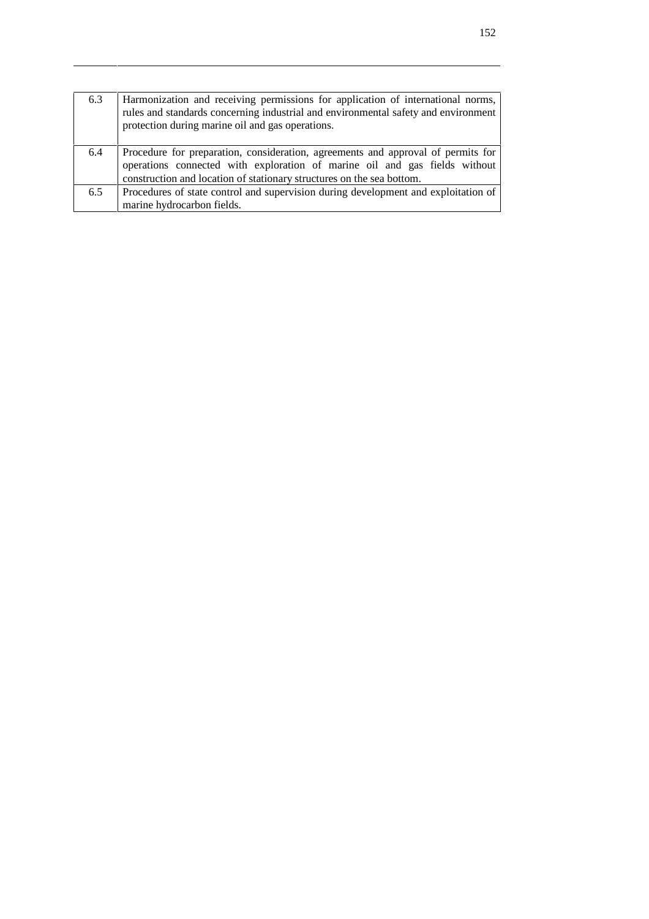| | |
|---|---|
| 6.3 | Harmonization and receiving permissions for application of international norms, rules and standards concerning industrial and environmental safety and environment protection during marine oil and gas operations. |
| 6.4 | Procedure for preparation, consideration, agreements and approval of permits for operations connected with exploration of marine oil and gas fields without construction and location of stationary structures on the sea bottom. |
| 6.5 | Procedures of state control and supervision during development and exploitation of marine hydrocarbon fields. |